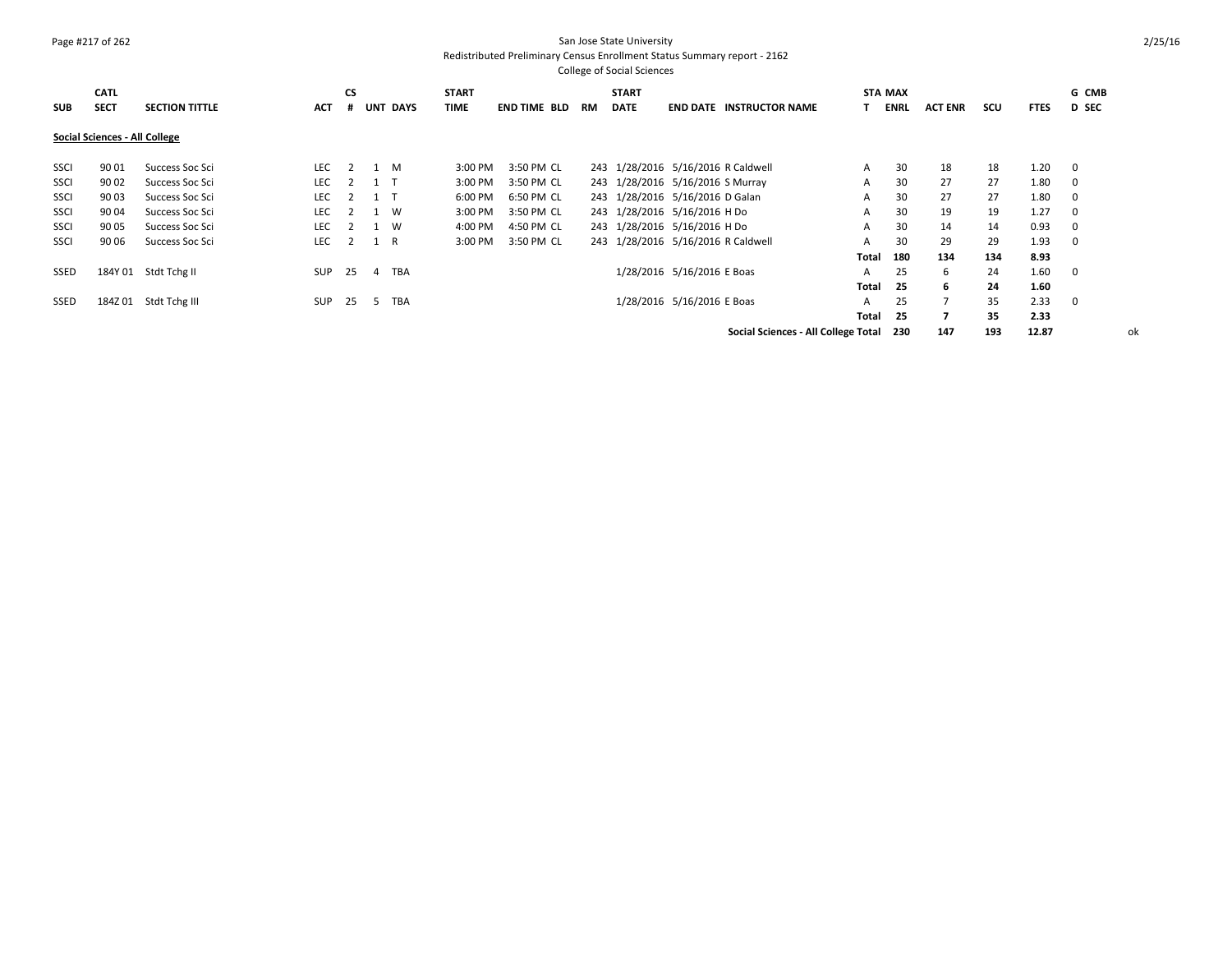San Jose State University

Redistributed Preliminary Census Enrollment Status Summary report - 2162

College of Social Sciences

| SUB | CATL SECT | SECTION TITTLE | ACT | CS # | UNT | DAYS | START TIME | END TIME | BLD | RM | START DATE | END DATE | INSTRUCTOR NAME | STAT | MAX ENRL | ACT ENR | SCU | FTES | GD | CMB SEC |
|---|---|---|---|---|---|---|---|---|---|---|---|---|---|---|---|---|---|---|---|---|
| **Social Sciences - All College** | | | | | | | | | | | | | | | | | | | | |
| SSCI | 90 01 | Success Soc Sci | LEC | 2 | 1 | M | 3:00 PM | 3:50 PM | CL | 243 | 1/28/2016 | 5/16/2016 | R Caldwell | A | 30 | 18 | 18 | 1.20 | 0 | |
| SSCI | 90 02 | Success Soc Sci | LEC | 2 | 1 | T | 3:00 PM | 3:50 PM | CL | 243 | 1/28/2016 | 5/16/2016 | S Murray | A | 30 | 27 | 27 | 1.80 | 0 | |
| SSCI | 90 03 | Success Soc Sci | LEC | 2 | 1 | T | 6:00 PM | 6:50 PM | CL | 243 | 1/28/2016 | 5/16/2016 | D Galan | A | 30 | 27 | 27 | 1.80 | 0 | |
| SSCI | 90 04 | Success Soc Sci | LEC | 2 | 1 | W | 3:00 PM | 3:50 PM | CL | 243 | 1/28/2016 | 5/16/2016 | H Do | A | 30 | 19 | 19 | 1.27 | 0 | |
| SSCI | 90 05 | Success Soc Sci | LEC | 2 | 1 | W | 4:00 PM | 4:50 PM | CL | 243 | 1/28/2016 | 5/16/2016 | H Do | A | 30 | 14 | 14 | 0.93 | 0 | |
| SSCI | 90 06 | Success Soc Sci | LEC | 2 | 1 | R | 3:00 PM | 3:50 PM | CL | 243 | 1/28/2016 | 5/16/2016 | R Caldwell | A | 30 | 29 | 29 | 1.93 | 0 | |
| | | | | | | | | | | | | | | **Total** | **180** | **134** | **134** | **8.93** | | |
| SSED | 184Y 01 | Stdt Tchg II | SUP | 25 | 4 | TBA | | | | | 1/28/2016 | 5/16/2016 | E Boas | A | 25 | 6 | 24 | 1.60 | 0 | |
| | | | | | | | | | | | | | | **Total** | **25** | **6** | **24** | **1.60** | | |
| SSED | 184Z 01 | Stdt Tchg III | SUP | 25 | 5 | TBA | | | | | 1/28/2016 | 5/16/2016 | E Boas | A | 25 | 7 | 35 | 2.33 | 0 | |
| | | | | | | | | | | | | | | **Total** | **25** | **7** | **35** | **2.33** | | |
| | | | | | | | | | | | | | **Social Sciences - All College Total** | | **230** | **147** | **193** | **12.87** | | ok |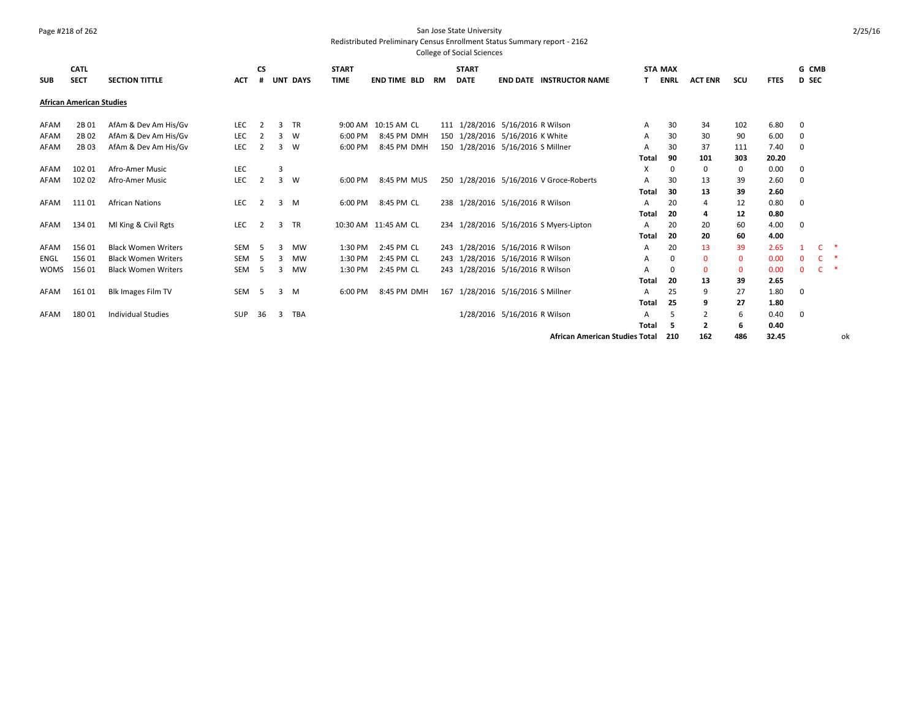San Jose State University
Redistributed Preliminary Census Enrollment Status Summary report - 2162
College of Social Sciences

| SUB | CATL SECT | SECTION TITTLE | ACT | CS # | UNT | DAYS | START TIME | END TIME | BLD | RM | START DATE | END DATE | INSTRUCTOR NAME | STAT | MAX ENRL | ACT ENR | SCU | FTES | GD | CMB SEC | |
|---|---|---|---|---|---|---|---|---|---|---|---|---|---|---|---|---|---|---|---|---|---|
| **African American Studies** | | | | | | | | | | | | | | | | | | | | | |
| AFAM | 2B 01 | AfAm & Dev Am His/Gv | LEC | 2 | 3 | TR | 9:00 AM | 10:15 AM | CL | 111 | 1/28/2016 | 5/16/2016 | R Wilson | A | 30 | 34 | 102 | 6.80 | 0 | | |
| AFAM | 2B 02 | AfAm & Dev Am His/Gv | LEC | 2 | 3 | W | 6:00 PM | 8:45 PM | DMH | 150 | 1/28/2016 | 5/16/2016 | K White | A | 30 | 30 | 90 | 6.00 | 0 | | |
| AFAM | 2B 03 | AfAm & Dev Am His/Gv | LEC | 2 | 3 | W | 6:00 PM | 8:45 PM | DMH | 150 | 1/28/2016 | 5/16/2016 | S Millner | A | 30 | 37 | 111 | 7.40 | 0 | | |
| | | | | | | | | | | | | | | **Total** | **90** | **101** | **303** | **20.20** | | | |
| AFAM | 102 01 | Afro-Amer Music | LEC | | 3 | | | | | | | | | X | 0 | 0 | 0 | 0.00 | 0 | | |
| AFAM | 102 02 | Afro-Amer Music | LEC | 2 | 3 | W | 6:00 PM | 8:45 PM | MUS | 250 | 1/28/2016 | 5/16/2016 | V Groce-Roberts | A | 30 | 13 | 39 | 2.60 | 0 | | |
| | | | | | | | | | | | | | | **Total** | **30** | **13** | **39** | **2.60** | | | |
| AFAM | 111 01 | African Nations | LEC | 2 | 3 | M | 6:00 PM | 8:45 PM | CL | 238 | 1/28/2016 | 5/16/2016 | R Wilson | A | 20 | 4 | 12 | 0.80 | 0 | | |
| | | | | | | | | | | | | | | **Total** | **20** | **4** | **12** | **0.80** | | | |
| AFAM | 134 01 | Ml King & Civil Rgts | LEC | 2 | 3 | TR | 10:30 AM | 11:45 AM | CL | 234 | 1/28/2016 | 5/16/2016 | S Myers-Lipton | A | 20 | 20 | 60 | 4.00 | 0 | | |
| | | | | | | | | | | | | | | **Total** | **20** | **20** | **60** | **4.00** | | | |
| AFAM | 156 01 | Black Women Writers | SEM | 5 | 3 | MW | 1:30 PM | 2:45 PM | CL | 243 | 1/28/2016 | 5/16/2016 | R Wilson | A | 20 | 13 | 39 | 2.65 | 1 | C | * |
| ENGL | 156 01 | Black Women Writers | SEM | 5 | 3 | MW | 1:30 PM | 2:45 PM | CL | 243 | 1/28/2016 | 5/16/2016 | R Wilson | A | 0 | 0 | 0 | 0.00 | 0 | C | * |
| WOMS | 156 01 | Black Women Writers | SEM | 5 | 3 | MW | 1:30 PM | 2:45 PM | CL | 243 | 1/28/2016 | 5/16/2016 | R Wilson | A | 0 | 0 | 0 | 0.00 | 0 | C | * |
| | | | | | | | | | | | | | | **Total** | **20** | **13** | **39** | **2.65** | | | |
| AFAM | 161 01 | Blk Images Film TV | SEM | 5 | 3 | M | 6:00 PM | 8:45 PM | DMH | 167 | 1/28/2016 | 5/16/2016 | S Millner | A | 25 | 9 | 27 | 1.80 | 0 | | |
| | | | | | | | | | | | | | | **Total** | **25** | **9** | **27** | **1.80** | | | |
| AFAM | 180 01 | Individual Studies | SUP | 36 | 3 | TBA | | | | | 1/28/2016 | 5/16/2016 | R Wilson | A | 5 | 2 | 6 | 0.40 | 0 | | |
| | | | | | | | | | | | | | | **Total** | **5** | **2** | **6** | **0.40** | | | |
| | | | | | | | | | | | | | **African American Studies Total** | | **210** | **162** | **486** | **32.45** | | | ok |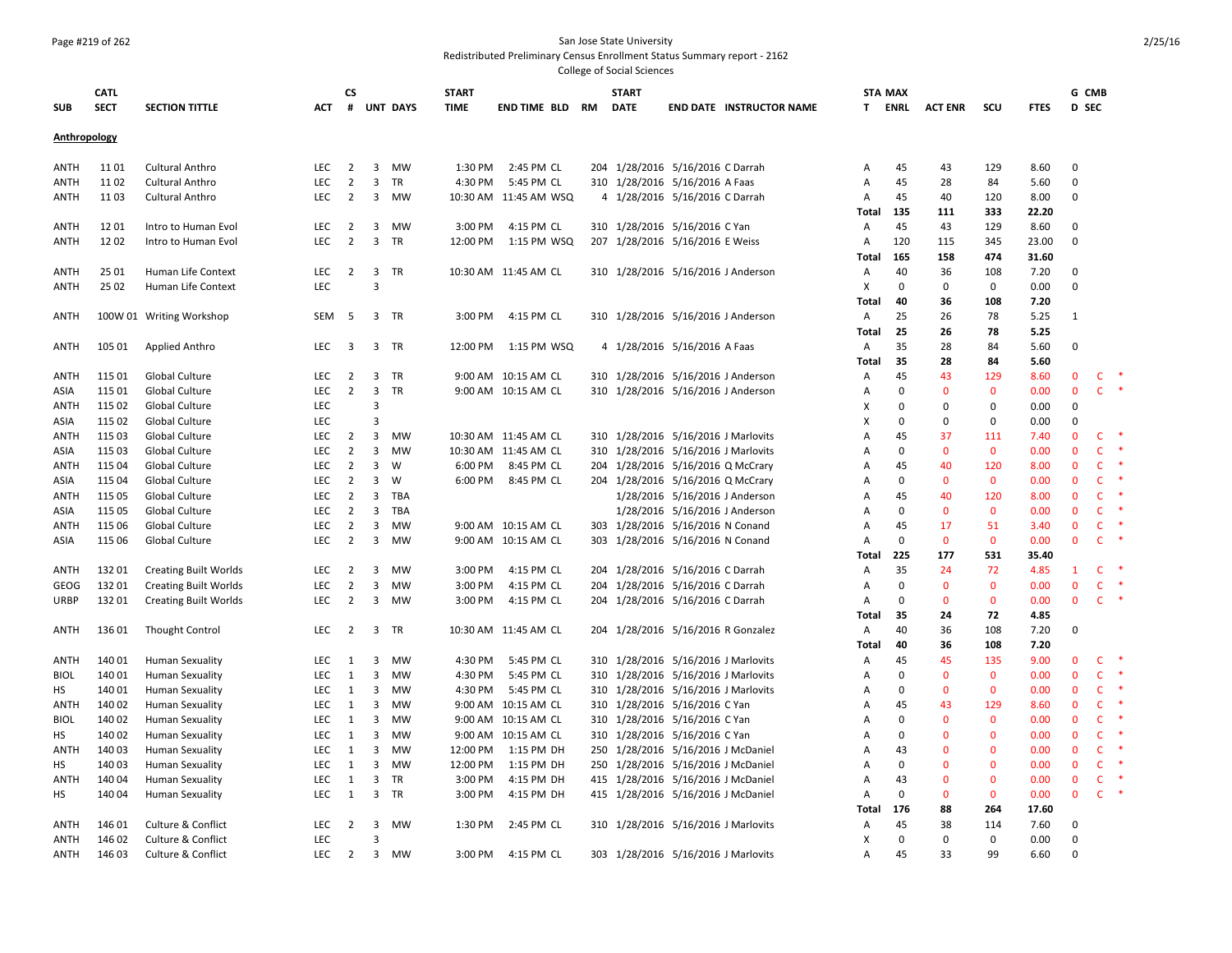San Jose State University

Redistributed Preliminary Census Enrollment Status Summary report - 2162

College of Social Sciences

| SUB | CATL SECT | SECTION TITTLE | ACT | CS # | UNT | DAYS | START TIME | END TIME | BLD | RM | START DATE | END DATE | INSTRUCTOR NAME | STA T | MAX ENRL | ACT ENR | SCU | FTES | G D | CMB SEC |
|---|---|---|---|---|---|---|---|---|---|---|---|---|---|---|---|---|---|---|---|---|
| **Anthropology** | | | | | | | | | | | | | | | | | | | | |
| ANTH | 11 01 | Cultural Anthro | LEC | 2 | 3 | MW | 1:30 PM | 2:45 PM | CL | 204 | 1/28/2016 | 5/16/2016 | C Darrah | A | 45 | 43 | 129 | 8.60 | 0 | |
| ANTH | 11 02 | Cultural Anthro | LEC | 2 | 3 | TR | 4:30 PM | 5:45 PM | CL | 310 | 1/28/2016 | 5/16/2016 | A Faas | A | 45 | 28 | 84 | 5.60 | 0 | |
| ANTH | 11 03 | Cultural Anthro | LEC | 2 | 3 | MW | 10:30 AM | 11:45 AM | WSQ | 4 | 1/28/2016 | 5/16/2016 | C Darrah | A | 45 | 40 | 120 | 8.00 | 0 | |
| | | | | | | | | | | | | | | Total | 135 | 111 | 333 | 22.20 | | |
| ANTH | 12 01 | Intro to Human Evol | LEC | 2 | 3 | MW | 3:00 PM | 4:15 PM | CL | 310 | 1/28/2016 | 5/16/2016 | C Yan | A | 45 | 43 | 129 | 8.60 | 0 | |
| ANTH | 12 02 | Intro to Human Evol | LEC | 2 | 3 | TR | 12:00 PM | 1:15 PM | WSQ | 207 | 1/28/2016 | 5/16/2016 | E Weiss | A | 120 | 115 | 345 | 23.00 | 0 | |
| | | | | | | | | | | | | | | Total | 165 | 158 | 474 | 31.60 | | |
| ANTH | 25 01 | Human Life Context | LEC | 2 | 3 | TR | 10:30 AM | 11:45 AM | CL | 310 | 1/28/2016 | 5/16/2016 | J Anderson | A | 40 | 36 | 108 | 7.20 | 0 | |
| ANTH | 25 02 | Human Life Context | LEC | | 3 | | | | | | | | | X | 0 | 0 | 0 | 0.00 | 0 | |
| | | | | | | | | | | | | | | Total | 40 | 36 | 108 | 7.20 | | |
| ANTH | 100W 01 | Writing Workshop | SEM | 5 | 3 | TR | 3:00 PM | 4:15 PM | CL | 310 | 1/28/2016 | 5/16/2016 | J Anderson | A | 25 | 26 | 78 | 5.25 | 1 | |
| | | | | | | | | | | | | | | Total | 25 | 26 | 78 | 5.25 | | |
| ANTH | 105 01 | Applied Anthro | LEC | 3 | 3 | TR | 12:00 PM | 1:15 PM | WSQ | 4 | 1/28/2016 | 5/16/2016 | A Faas | A | 35 | 28 | 84 | 5.60 | 0 | |
| | | | | | | | | | | | | | | Total | 35 | 28 | 84 | 5.60 | | |
| ANTH | 115 01 | Global Culture | LEC | 2 | 3 | TR | 9:00 AM | 10:15 AM | CL | 310 | 1/28/2016 | 5/16/2016 | J Anderson | A | 45 | 43 | 129 | 8.60 | 0 | C * |
| ASIA | 115 01 | Global Culture | LEC | 2 | 3 | TR | 9:00 AM | 10:15 AM | CL | 310 | 1/28/2016 | 5/16/2016 | J Anderson | A | 0 | 0 | 0 | 0.00 | 0 | C * |
| ANTH | 115 02 | Global Culture | LEC | | 3 | | | | | | | | | X | 0 | 0 | 0 | 0.00 | 0 | |
| ASIA | 115 02 | Global Culture | LEC | | 3 | | | | | | | | | X | 0 | 0 | 0 | 0.00 | 0 | |
| ANTH | 115 03 | Global Culture | LEC | 2 | 3 | MW | 10:30 AM | 11:45 AM | CL | 310 | 1/28/2016 | 5/16/2016 | J Marlovits | A | 45 | 37 | 111 | 7.40 | 0 | C * |
| ASIA | 115 03 | Global Culture | LEC | 2 | 3 | MW | 10:30 AM | 11:45 AM | CL | 310 | 1/28/2016 | 5/16/2016 | J Marlovits | A | 0 | 0 | 0 | 0.00 | 0 | C * |
| ANTH | 115 04 | Global Culture | LEC | 2 | 3 | W | 6:00 PM | 8:45 PM | CL | 204 | 1/28/2016 | 5/16/2016 | Q McCrary | A | 45 | 40 | 120 | 8.00 | 0 | C * |
| ASIA | 115 04 | Global Culture | LEC | 2 | 3 | W | 6:00 PM | 8:45 PM | CL | 204 | 1/28/2016 | 5/16/2016 | Q McCrary | A | 0 | 0 | 0 | 0.00 | 0 | C * |
| ANTH | 115 05 | Global Culture | LEC | 2 | 3 | TBA | | | | | 1/28/2016 | 5/16/2016 | J Anderson | A | 45 | 40 | 120 | 8.00 | 0 | C * |
| ASIA | 115 05 | Global Culture | LEC | 2 | 3 | TBA | | | | | 1/28/2016 | 5/16/2016 | J Anderson | A | 0 | 0 | 0 | 0.00 | 0 | C * |
| ANTH | 115 06 | Global Culture | LEC | 2 | 3 | MW | 9:00 AM | 10:15 AM | CL | 303 | 1/28/2016 | 5/16/2016 | N Conand | A | 45 | 17 | 51 | 3.40 | 0 | C * |
| ASIA | 115 06 | Global Culture | LEC | 2 | 3 | MW | 9:00 AM | 10:15 AM | CL | 303 | 1/28/2016 | 5/16/2016 | N Conand | A | 0 | 0 | 0 | 0.00 | 0 | C * |
| | | | | | | | | | | | | | | Total | 225 | 177 | 531 | 35.40 | | |
| ANTH | 132 01 | Creating Built Worlds | LEC | 2 | 3 | MW | 3:00 PM | 4:15 PM | CL | 204 | 1/28/2016 | 5/16/2016 | C Darrah | A | 35 | 24 | 72 | 4.85 | 1 | C * |
| GEOG | 132 01 | Creating Built Worlds | LEC | 2 | 3 | MW | 3:00 PM | 4:15 PM | CL | 204 | 1/28/2016 | 5/16/2016 | C Darrah | A | 0 | 0 | 0 | 0.00 | 0 | C * |
| URBP | 132 01 | Creating Built Worlds | LEC | 2 | 3 | MW | 3:00 PM | 4:15 PM | CL | 204 | 1/28/2016 | 5/16/2016 | C Darrah | A | 0 | 0 | 0 | 0.00 | 0 | C * |
| | | | | | | | | | | | | | | Total | 35 | 24 | 72 | 4.85 | | |
| ANTH | 136 01 | Thought Control | LEC | 2 | 3 | TR | 10:30 AM | 11:45 AM | CL | 204 | 1/28/2016 | 5/16/2016 | R Gonzalez | A | 40 | 36 | 108 | 7.20 | 0 | |
| | | | | | | | | | | | | | | Total | 40 | 36 | 108 | 7.20 | | |
| ANTH | 140 01 | Human Sexuality | LEC | 1 | 3 | MW | 4:30 PM | 5:45 PM | CL | 310 | 1/28/2016 | 5/16/2016 | J Marlovits | A | 45 | 45 | 135 | 9.00 | 0 | C * |
| BIOL | 140 01 | Human Sexuality | LEC | 1 | 3 | MW | 4:30 PM | 5:45 PM | CL | 310 | 1/28/2016 | 5/16/2016 | J Marlovits | A | 0 | 0 | 0 | 0.00 | 0 | C * |
| HS | 140 01 | Human Sexuality | LEC | 1 | 3 | MW | 4:30 PM | 5:45 PM | CL | 310 | 1/28/2016 | 5/16/2016 | J Marlovits | A | 0 | 0 | 0 | 0.00 | 0 | C * |
| ANTH | 140 02 | Human Sexuality | LEC | 1 | 3 | MW | 9:00 AM | 10:15 AM | CL | 310 | 1/28/2016 | 5/16/2016 | C Yan | A | 45 | 43 | 129 | 8.60 | 0 | C * |
| BIOL | 140 02 | Human Sexuality | LEC | 1 | 3 | MW | 9:00 AM | 10:15 AM | CL | 310 | 1/28/2016 | 5/16/2016 | C Yan | A | 0 | 0 | 0 | 0.00 | 0 | C * |
| HS | 140 02 | Human Sexuality | LEC | 1 | 3 | MW | 9:00 AM | 10:15 AM | CL | 310 | 1/28/2016 | 5/16/2016 | C Yan | A | 0 | 0 | 0 | 0.00 | 0 | C * |
| ANTH | 140 03 | Human Sexuality | LEC | 1 | 3 | MW | 12:00 PM | 1:15 PM | DH | 250 | 1/28/2016 | 5/16/2016 | J McDaniel | A | 43 | 0 | 0 | 0.00 | 0 | C * |
| HS | 140 03 | Human Sexuality | LEC | 1 | 3 | MW | 12:00 PM | 1:15 PM | DH | 250 | 1/28/2016 | 5/16/2016 | J McDaniel | A | 0 | 0 | 0 | 0.00 | 0 | C * |
| ANTH | 140 04 | Human Sexuality | LEC | 1 | 3 | TR | 3:00 PM | 4:15 PM | DH | 415 | 1/28/2016 | 5/16/2016 | J McDaniel | A | 43 | 0 | 0 | 0.00 | 0 | C * |
| HS | 140 04 | Human Sexuality | LEC | 1 | 3 | TR | 3:00 PM | 4:15 PM | DH | 415 | 1/28/2016 | 5/16/2016 | J McDaniel | A | 0 | 0 | 0 | 0.00 | 0 | C * |
| | | | | | | | | | | | | | | Total | 176 | 88 | 264 | 17.60 | | |
| ANTH | 146 01 | Culture & Conflict | LEC | 2 | 3 | MW | 1:30 PM | 2:45 PM | CL | 310 | 1/28/2016 | 5/16/2016 | J Marlovits | A | 45 | 38 | 114 | 7.60 | 0 | |
| ANTH | 146 02 | Culture & Conflict | LEC | | 3 | | | | | | | | | X | 0 | 0 | 0 | 0.00 | 0 | |
| ANTH | 146 03 | Culture & Conflict | LEC | 2 | 3 | MW | 3:00 PM | 4:15 PM | CL | 303 | 1/28/2016 | 5/16/2016 | J Marlovits | A | 45 | 33 | 99 | 6.60 | 0 | |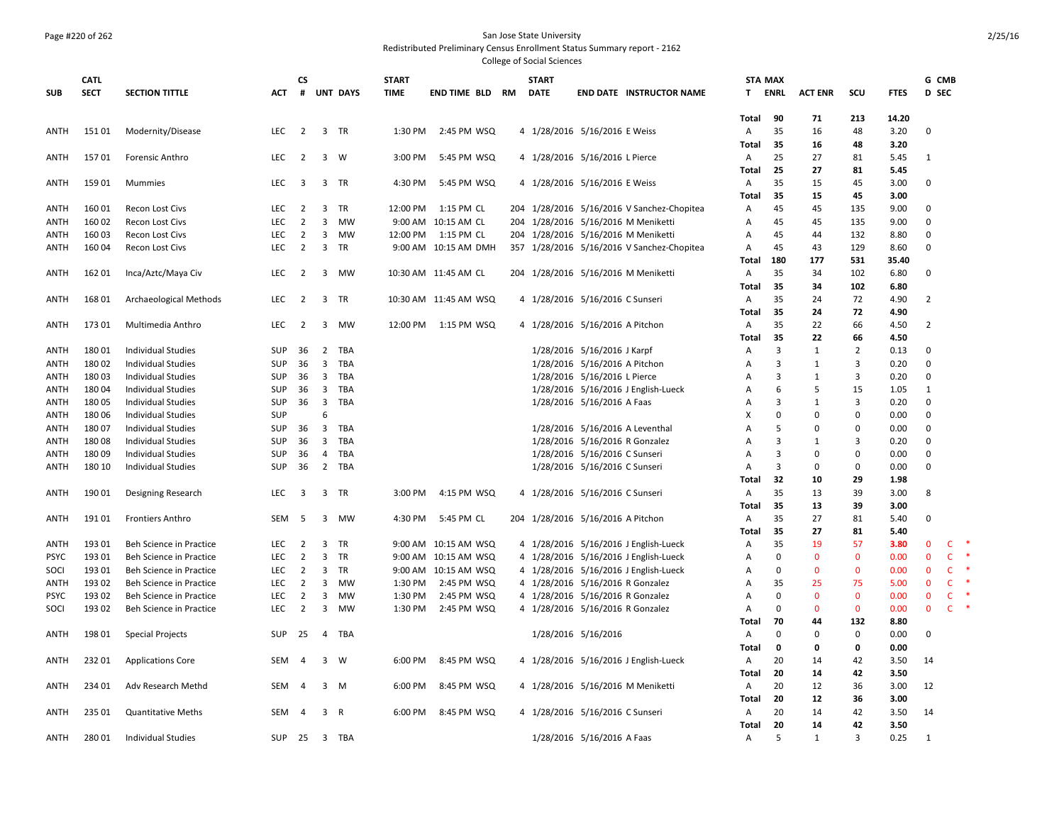San Jose State University
Redistributed Preliminary Census Enrollment Status Summary report - 2162
College of Social Sciences

| SUB | CATL SECT | SECTION TITTLE | ACT | CS # | UNT | DAYS | START TIME | END TIME | BLD | RM | START DATE | END DATE | INSTRUCTOR NAME | STA T | MAX ENRL | ACT ENR | SCU | FTES | G D | CMB SEC |
|---|---|---|---|---|---|---|---|---|---|---|---|---|---|---|---|---|---|---|---|---|
| | | | | | | | | | | | | | | Total | 90 | 71 | 213 | 14.20 | | |
| ANTH | 151 01 | Modernity/Disease | LEC | 2 | 3 | TR | 1:30 PM | 2:45 PM | WSQ | 4 | 1/28/2016 | 5/16/2016 | E Weiss | A | 35 | 16 | 48 | 3.20 | 0 | |
| | | | | | | | | | | | | | | Total | 35 | 16 | 48 | 3.20 | | |
| ANTH | 157 01 | Forensic Anthro | LEC | 2 | 3 | W | 3:00 PM | 5:45 PM | WSQ | 4 | 1/28/2016 | 5/16/2016 | L Pierce | A | 25 | 27 | 81 | 5.45 | 1 | |
| | | | | | | | | | | | | | | Total | 25 | 27 | 81 | 5.45 | | |
| ANTH | 159 01 | Mummies | LEC | 3 | 3 | TR | 4:30 PM | 5:45 PM | WSQ | 4 | 1/28/2016 | 5/16/2016 | E Weiss | A | 35 | 15 | 45 | 3.00 | 0 | |
| | | | | | | | | | | | | | | Total | 35 | 15 | 45 | 3.00 | | |
| ANTH | 160 01 | Recon Lost Civs | LEC | 2 | 3 | TR | 12:00 PM | 1:15 PM | CL | 204 | 1/28/2016 | 5/16/2016 | V Sanchez-Chopitea | A | 45 | 45 | 135 | 9.00 | 0 | |
| ANTH | 160 02 | Recon Lost Civs | LEC | 2 | 3 | MW | 9:00 AM | 10:15 AM | CL | 204 | 1/28/2016 | 5/16/2016 | M Meniketti | A | 45 | 45 | 135 | 9.00 | 0 | |
| ANTH | 160 03 | Recon Lost Civs | LEC | 2 | 3 | MW | 12:00 PM | 1:15 PM | CL | 204 | 1/28/2016 | 5/16/2016 | M Meniketti | A | 45 | 44 | 132 | 8.80 | 0 | |
| ANTH | 160 04 | Recon Lost Civs | LEC | 2 | 3 | TR | 9:00 AM | 10:15 AM | DMH | 357 | 1/28/2016 | 5/16/2016 | V Sanchez-Chopitea | A | 45 | 43 | 129 | 8.60 | 0 | |
| | | | | | | | | | | | | | | Total | 180 | 177 | 531 | 35.40 | | |
| ANTH | 162 01 | Inca/Aztc/Maya Civ | LEC | 2 | 3 | MW | 10:30 AM | 11:45 AM | CL | 204 | 1/28/2016 | 5/16/2016 | M Meniketti | A | 35 | 34 | 102 | 6.80 | 0 | |
| | | | | | | | | | | | | | | Total | 35 | 34 | 102 | 6.80 | | |
| ANTH | 168 01 | Archaeological Methods | LEC | 2 | 3 | TR | 10:30 AM | 11:45 AM | WSQ | 4 | 1/28/2016 | 5/16/2016 | C Sunseri | A | 35 | 24 | 72 | 4.90 | 2 | |
| | | | | | | | | | | | | | | Total | 35 | 24 | 72 | 4.90 | | |
| ANTH | 173 01 | Multimedia Anthro | LEC | 2 | 3 | MW | 12:00 PM | 1:15 PM | WSQ | 4 | 1/28/2016 | 5/16/2016 | A Pitchon | A | 35 | 22 | 66 | 4.50 | 2 | |
| | | | | | | | | | | | | | | Total | 35 | 22 | 66 | 4.50 | | |
| ANTH | 180 01 | Individual Studies | SUP | 36 | 2 | TBA | | | | | 1/28/2016 | 5/16/2016 | J Karpf | A | 3 | 1 | 2 | 0.13 | 0 | |
| ANTH | 180 02 | Individual Studies | SUP | 36 | 3 | TBA | | | | | 1/28/2016 | 5/16/2016 | A Pitchon | A | 3 | 1 | 3 | 0.20 | 0 | |
| ANTH | 180 03 | Individual Studies | SUP | 36 | 3 | TBA | | | | | 1/28/2016 | 5/16/2016 | L Pierce | A | 3 | 1 | 3 | 0.20 | 0 | |
| ANTH | 180 04 | Individual Studies | SUP | 36 | 3 | TBA | | | | | 1/28/2016 | 5/16/2016 | J English-Lueck | A | 6 | 5 | 15 | 1.05 | 1 | |
| ANTH | 180 05 | Individual Studies | SUP | 36 | 3 | TBA | | | | | 1/28/2016 | 5/16/2016 | A Faas | A | 3 | 1 | 3 | 0.20 | 0 | |
| ANTH | 180 06 | Individual Studies | SUP | | 6 | | | | | | | | | X | 0 | 0 | 0 | 0.00 | 0 | |
| ANTH | 180 07 | Individual Studies | SUP | 36 | 3 | TBA | | | | | 1/28/2016 | 5/16/2016 | A Leventhal | A | 5 | 0 | 0 | 0.00 | 0 | |
| ANTH | 180 08 | Individual Studies | SUP | 36 | 3 | TBA | | | | | 1/28/2016 | 5/16/2016 | R Gonzalez | A | 3 | 1 | 3 | 0.20 | 0 | |
| ANTH | 180 09 | Individual Studies | SUP | 36 | 4 | TBA | | | | | 1/28/2016 | 5/16/2016 | C Sunseri | A | 3 | 0 | 0 | 0.00 | 0 | |
| ANTH | 180 10 | Individual Studies | SUP | 36 | 2 | TBA | | | | | 1/28/2016 | 5/16/2016 | C Sunseri | A | 3 | 0 | 0 | 0.00 | 0 | |
| | | | | | | | | | | | | | | Total | 32 | 10 | 29 | 1.98 | | |
| ANTH | 190 01 | Designing Research | LEC | 3 | 3 | TR | 3:00 PM | 4:15 PM | WSQ | 4 | 1/28/2016 | 5/16/2016 | C Sunseri | A | 35 | 13 | 39 | 3.00 | 8 | |
| | | | | | | | | | | | | | | Total | 35 | 13 | 39 | 3.00 | | |
| ANTH | 191 01 | Frontiers Anthro | SEM | 5 | 3 | MW | 4:30 PM | 5:45 PM | CL | 204 | 1/28/2016 | 5/16/2016 | A Pitchon | A | 35 | 27 | 81 | 5.40 | 0 | |
| | | | | | | | | | | | | | | Total | 35 | 27 | 81 | 5.40 | | |
| ANTH | 193 01 | Beh Science in Practice | LEC | 2 | 3 | TR | 9:00 AM | 10:15 AM | WSQ | 4 | 1/28/2016 | 5/16/2016 | J English-Lueck | A | 35 | 19 | 57 | 3.80 | 0 | C * |
| PSYC | 193 01 | Beh Science in Practice | LEC | 2 | 3 | TR | 9:00 AM | 10:15 AM | WSQ | 4 | 1/28/2016 | 5/16/2016 | J English-Lueck | A | 0 | 0 | 0 | 0.00 | 0 | C * |
| SOCI | 193 01 | Beh Science in Practice | LEC | 2 | 3 | TR | 9:00 AM | 10:15 AM | WSQ | 4 | 1/28/2016 | 5/16/2016 | J English-Lueck | A | 0 | 0 | 0 | 0.00 | 0 | C * |
| ANTH | 193 02 | Beh Science in Practice | LEC | 2 | 3 | MW | 1:30 PM | 2:45 PM | WSQ | 4 | 1/28/2016 | 5/16/2016 | R Gonzalez | A | 35 | 25 | 75 | 5.00 | 0 | C * |
| PSYC | 193 02 | Beh Science in Practice | LEC | 2 | 3 | MW | 1:30 PM | 2:45 PM | WSQ | 4 | 1/28/2016 | 5/16/2016 | R Gonzalez | A | 0 | 0 | 0 | 0.00 | 0 | C * |
| SOCI | 193 02 | Beh Science in Practice | LEC | 2 | 3 | MW | 1:30 PM | 2:45 PM | WSQ | 4 | 1/28/2016 | 5/16/2016 | R Gonzalez | A | 0 | 0 | 0 | 0.00 | 0 | C * |
| | | | | | | | | | | | | | | Total | 70 | 44 | 132 | 8.80 | | |
| ANTH | 198 01 | Special Projects | SUP | 25 | 4 | TBA | | | | | 1/28/2016 | 5/16/2016 | | A | 0 | 0 | 0 | 0.00 | 0 | |
| | | | | | | | | | | | | | | Total | 0 | 0 | 0 | 0.00 | | |
| ANTH | 232 01 | Applications Core | SEM | 4 | 3 | W | 6:00 PM | 8:45 PM | WSQ | 4 | 1/28/2016 | 5/16/2016 | J English-Lueck | A | 20 | 14 | 42 | 3.50 | 14 | |
| | | | | | | | | | | | | | | Total | 20 | 14 | 42 | 3.50 | | |
| ANTH | 234 01 | Adv Research Methd | SEM | 4 | 3 | M | 6:00 PM | 8:45 PM | WSQ | 4 | 1/28/2016 | 5/16/2016 | M Meniketti | A | 20 | 12 | 36 | 3.00 | 12 | |
| | | | | | | | | | | | | | | Total | 20 | 12 | 36 | 3.00 | | |
| ANTH | 235 01 | Quantitative Meths | SEM | 4 | 3 | R | 6:00 PM | 8:45 PM | WSQ | 4 | 1/28/2016 | 5/16/2016 | C Sunseri | A | 20 | 14 | 42 | 3.50 | 14 | |
| | | | | | | | | | | | | | | Total | 20 | 14 | 42 | 3.50 | | |
| ANTH | 280 01 | Individual Studies | SUP | 25 | 3 | TBA | | | | | 1/28/2016 | 5/16/2016 | A Faas | A | 5 | 1 | 3 | 0.25 | 1 | |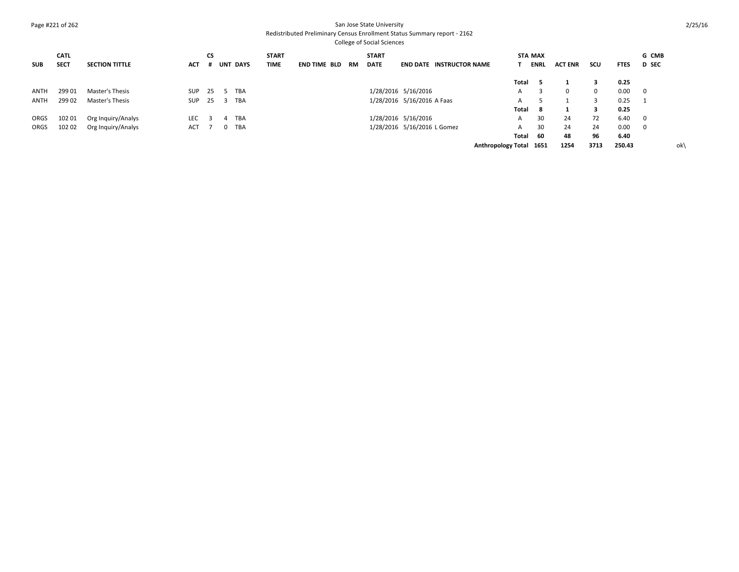| SUB | CATL SECT | SECTION TITTLE | ACT | CS # | UNT | DAYS | START TIME | END TIME | BLD | RM | START DATE | END DATE | INSTRUCTOR NAME | STAT | MAX ENRL | ACT ENR | SCU | FTES | GD | CMB SEC |
|---|---|---|---|---|---|---|---|---|---|---|---|---|---|---|---|---|---|---|---|---|
| | | | | | | | | | | | | | | **Total** | **5** | **1** | **3** | **0.25** | | |
| ANTH | 299 01 | Master's Thesis | SUP | 25 | 5 | TBA | | | | | 1/28/2016 | 5/16/2016 | | A | 3 | 0 | 0 | 0.00 | 0 | |
| ANTH | 299 02 | Master's Thesis | SUP | 25 | 3 | TBA | | | | | 1/28/2016 | 5/16/2016 | A Faas | A | 5 | 1 | 3 | 0.25 | 1 | |
| | | | | | | | | | | | | | | **Total** | **8** | **1** | **3** | **0.25** | | |
| ORGS | 102 01 | Org Inquiry/Analys | LEC | 3 | 4 | TBA | | | | | 1/28/2016 | 5/16/2016 | | A | 30 | 24 | 72 | 6.40 | 0 | |
| ORGS | 102 02 | Org Inquiry/Analys | ACT | 7 | 0 | TBA | | | | | 1/28/2016 | 5/16/2016 | L Gomez | A | 30 | 24 | 24 | 0.00 | 0 | |
| | | | | | | | | | | | | | | **Total** | **60** | **48** | **96** | **6.40** | | |
| | | | | | | | | | | | | | **Anthropology Total** | | **1651** | **1254** | **3713** | **250.43** | | ok\ |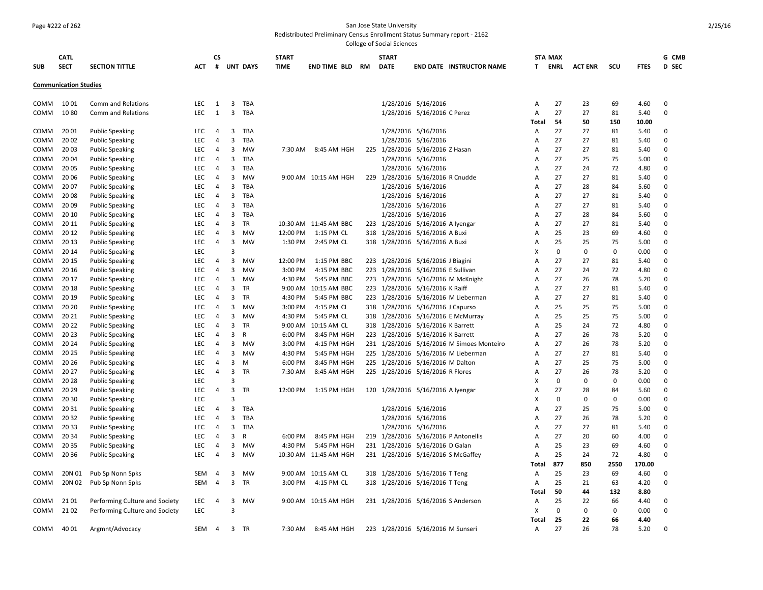San Jose State University
Redistributed Preliminary Census Enrollment Status Summary report - 2162
College of Social Sciences

## Communication Studies

| SUB | CATL SECT | SECTION TITTLE | ACT | CS # | UNT | DAYS | START TIME | END TIME | BLD | RM | START DATE | END DATE | INSTRUCTOR NAME | STA T | MAX ENRL | ACT ENR | SCU | FTES | G D | CMB SEC |
|---|---|---|---|---|---|---|---|---|---|---|---|---|---|---|---|---|---|---|---|---|
| COMM | 10 01 | Comm and Relations | LEC | 1 | 3 | TBA | | | | | 1/28/2016 | 5/16/2016 | | A | 27 | 23 | 69 | 4.60 | 0 | |
| COMM | 10 80 | Comm and Relations | LEC | 1 | 3 | TBA | | | | | 1/28/2016 | 5/16/2016 | C Perez | A | 27 | 27 | 81 | 5.40 | 0 | |
| | | | | | | | | | | | | | | Total | 54 | 50 | 150 | 10.00 | | |
| COMM | 20 01 | Public Speaking | LEC | 4 | 3 | TBA | | | | | 1/28/2016 | 5/16/2016 | | A | 27 | 27 | 81 | 5.40 | 0 | |
| COMM | 20 02 | Public Speaking | LEC | 4 | 3 | TBA | | | | | 1/28/2016 | 5/16/2016 | | A | 27 | 27 | 81 | 5.40 | 0 | |
| COMM | 20 03 | Public Speaking | LEC | 4 | 3 | MW | 7:30 AM | 8:45 AM | HGH | 225 | 1/28/2016 | 5/16/2016 | Z Hasan | A | 27 | 27 | 81 | 5.40 | 0 | |
| COMM | 20 04 | Public Speaking | LEC | 4 | 3 | TBA | | | | | 1/28/2016 | 5/16/2016 | | A | 27 | 25 | 75 | 5.00 | 0 | |
| COMM | 20 05 | Public Speaking | LEC | 4 | 3 | TBA | | | | | 1/28/2016 | 5/16/2016 | | A | 27 | 24 | 72 | 4.80 | 0 | |
| COMM | 20 06 | Public Speaking | LEC | 4 | 3 | MW | 9:00 AM | 10:15 AM | HGH | 229 | 1/28/2016 | 5/16/2016 | R Cnudde | A | 27 | 27 | 81 | 5.40 | 0 | |
| COMM | 20 07 | Public Speaking | LEC | 4 | 3 | TBA | | | | | 1/28/2016 | 5/16/2016 | | A | 27 | 28 | 84 | 5.60 | 0 | |
| COMM | 20 08 | Public Speaking | LEC | 4 | 3 | TBA | | | | | 1/28/2016 | 5/16/2016 | | A | 27 | 27 | 81 | 5.40 | 0 | |
| COMM | 20 09 | Public Speaking | LEC | 4 | 3 | TBA | | | | | 1/28/2016 | 5/16/2016 | | A | 27 | 27 | 81 | 5.40 | 0 | |
| COMM | 20 10 | Public Speaking | LEC | 4 | 3 | TBA | | | | | 1/28/2016 | 5/16/2016 | | A | 27 | 28 | 84 | 5.60 | 0 | |
| COMM | 20 11 | Public Speaking | LEC | 4 | 3 | TR | 10:30 AM | 11:45 AM | BBC | 223 | 1/28/2016 | 5/16/2016 | A Iyengar | A | 27 | 27 | 81 | 5.40 | 0 | |
| COMM | 20 12 | Public Speaking | LEC | 4 | 3 | MW | 12:00 PM | 1:15 PM | CL | 318 | 1/28/2016 | 5/16/2016 | A Buxi | A | 25 | 23 | 69 | 4.60 | 0 | |
| COMM | 20 13 | Public Speaking | LEC | 4 | 3 | MW | 1:30 PM | 2:45 PM | CL | 318 | 1/28/2016 | 5/16/2016 | A Buxi | A | 25 | 25 | 75 | 5.00 | 0 | |
| COMM | 20 14 | Public Speaking | LEC | | 3 | | | | | | | | | X | 0 | 0 | 0 | 0.00 | 0 | |
| COMM | 20 15 | Public Speaking | LEC | 4 | 3 | MW | 12:00 PM | 1:15 PM | BBC | 223 | 1/28/2016 | 5/16/2016 | J Biagini | A | 27 | 27 | 81 | 5.40 | 0 | |
| COMM | 20 16 | Public Speaking | LEC | 4 | 3 | MW | 3:00 PM | 4:15 PM | BBC | 223 | 1/28/2016 | 5/16/2016 | E Sullivan | A | 27 | 24 | 72 | 4.80 | 0 | |
| COMM | 20 17 | Public Speaking | LEC | 4 | 3 | MW | 4:30 PM | 5:45 PM | BBC | 223 | 1/28/2016 | 5/16/2016 | M McKnight | A | 27 | 26 | 78 | 5.20 | 0 | |
| COMM | 20 18 | Public Speaking | LEC | 4 | 3 | TR | 9:00 AM | 10:15 AM | BBC | 223 | 1/28/2016 | 5/16/2016 | K Raiff | A | 27 | 27 | 81 | 5.40 | 0 | |
| COMM | 20 19 | Public Speaking | LEC | 4 | 3 | TR | 4:30 PM | 5:45 PM | BBC | 223 | 1/28/2016 | 5/16/2016 | M Lieberman | A | 27 | 27 | 81 | 5.40 | 0 | |
| COMM | 20 20 | Public Speaking | LEC | 4 | 3 | MW | 3:00 PM | 4:15 PM | CL | 318 | 1/28/2016 | 5/16/2016 | J Capurso | A | 25 | 25 | 75 | 5.00 | 0 | |
| COMM | 20 21 | Public Speaking | LEC | 4 | 3 | MW | 4:30 PM | 5:45 PM | CL | 318 | 1/28/2016 | 5/16/2016 | E McMurray | A | 25 | 25 | 75 | 5.00 | 0 | |
| COMM | 20 22 | Public Speaking | LEC | 4 | 3 | TR | 9:00 AM | 10:15 AM | CL | 318 | 1/28/2016 | 5/16/2016 | K Barrett | A | 25 | 24 | 72 | 4.80 | 0 | |
| COMM | 20 23 | Public Speaking | LEC | 4 | 3 | R | 6:00 PM | 8:45 PM | HGH | 223 | 1/28/2016 | 5/16/2016 | K Barrett | A | 27 | 26 | 78 | 5.20 | 0 | |
| COMM | 20 24 | Public Speaking | LEC | 4 | 3 | MW | 3:00 PM | 4:15 PM | HGH | 231 | 1/28/2016 | 5/16/2016 | M Simoes Monteiro | A | 27 | 26 | 78 | 5.20 | 0 | |
| COMM | 20 25 | Public Speaking | LEC | 4 | 3 | MW | 4:30 PM | 5:45 PM | HGH | 225 | 1/28/2016 | 5/16/2016 | M Lieberman | A | 27 | 27 | 81 | 5.40 | 0 | |
| COMM | 20 26 | Public Speaking | LEC | 4 | 3 | M | 6:00 PM | 8:45 PM | HGH | 225 | 1/28/2016 | 5/16/2016 | M Dalton | A | 27 | 25 | 75 | 5.00 | 0 | |
| COMM | 20 27 | Public Speaking | LEC | 4 | 3 | TR | 7:30 AM | 8:45 AM | HGH | 225 | 1/28/2016 | 5/16/2016 | R Flores | A | 27 | 26 | 78 | 5.20 | 0 | |
| COMM | 20 28 | Public Speaking | LEC | | 3 | | | | | | | | | X | 0 | 0 | 0 | 0.00 | 0 | |
| COMM | 20 29 | Public Speaking | LEC | 4 | 3 | TR | 12:00 PM | 1:15 PM | HGH | 120 | 1/28/2016 | 5/16/2016 | A Iyengar | A | 27 | 28 | 84 | 5.60 | 0 | |
| COMM | 20 30 | Public Speaking | LEC | | 3 | | | | | | | | | X | 0 | 0 | 0 | 0.00 | 0 | |
| COMM | 20 31 | Public Speaking | LEC | 4 | 3 | TBA | | | | | 1/28/2016 | 5/16/2016 | | A | 27 | 25 | 75 | 5.00 | 0 | |
| COMM | 20 32 | Public Speaking | LEC | 4 | 3 | TBA | | | | | 1/28/2016 | 5/16/2016 | | A | 27 | 26 | 78 | 5.20 | 0 | |
| COMM | 20 33 | Public Speaking | LEC | 4 | 3 | TBA | | | | | 1/28/2016 | 5/16/2016 | | A | 27 | 27 | 81 | 5.40 | 0 | |
| COMM | 20 34 | Public Speaking | LEC | 4 | 3 | R | 6:00 PM | 8:45 PM | HGH | 219 | 1/28/2016 | 5/16/2016 | P Antonellis | A | 27 | 20 | 60 | 4.00 | 0 | |
| COMM | 20 35 | Public Speaking | LEC | 4 | 3 | MW | 4:30 PM | 5:45 PM | HGH | 231 | 1/28/2016 | 5/16/2016 | D Galan | A | 25 | 23 | 69 | 4.60 | 0 | |
| COMM | 20 36 | Public Speaking | LEC | 4 | 3 | MW | 10:30 AM | 11:45 AM | HGH | 231 | 1/28/2016 | 5/16/2016 | S McGaffey | A | 25 | 24 | 72 | 4.80 | 0 | |
| | | | | | | | | | | | | | | Total | 877 | 850 | 2550 | 170.00 | | |
| COMM | 20N 01 | Pub Sp Nonn Spks | SEM | 4 | 3 | MW | 9:00 AM | 10:15 AM | CL | 318 | 1/28/2016 | 5/16/2016 | T Teng | A | 25 | 23 | 69 | 4.60 | 0 | |
| COMM | 20N 02 | Pub Sp Nonn Spks | SEM | 4 | 3 | TR | 3:00 PM | 4:15 PM | CL | 318 | 1/28/2016 | 5/16/2016 | T Teng | A | 25 | 21 | 63 | 4.20 | 0 | |
| | | | | | | | | | | | | | | Total | 50 | 44 | 132 | 8.80 | | |
| COMM | 21 01 | Performing Culture and Society | LEC | 4 | 3 | MW | 9:00 AM | 10:15 AM | HGH | 231 | 1/28/2016 | 5/16/2016 | S Anderson | A | 25 | 22 | 66 | 4.40 | 0 | |
| COMM | 21 02 | Performing Culture and Society | LEC | | 3 | | | | | | | | | X | 0 | 0 | 0 | 0.00 | 0 | |
| | | | | | | | | | | | | | | Total | 25 | 22 | 66 | 4.40 | | |
| COMM | 40 01 | Argmnt/Advocacy | SEM | 4 | 3 | TR | 7:30 AM | 8:45 AM | HGH | 223 | 1/28/2016 | 5/16/2016 | M Sunseri | A | 27 | 26 | 78 | 5.20 | 0 | |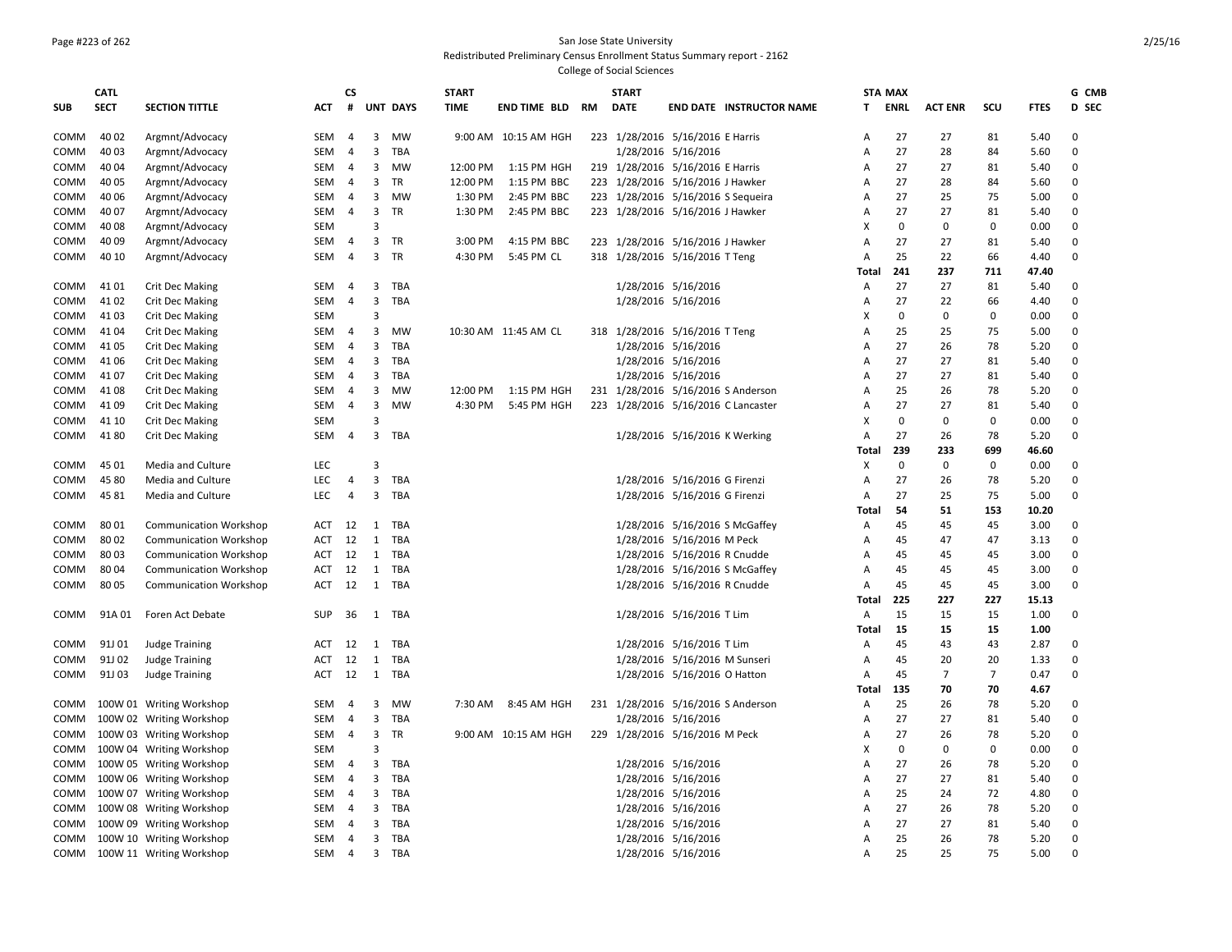San Jose State University
Redistributed Preliminary Census Enrollment Status Summary report - 2162
College of Social Sciences

| SUB | CATL SECT | SECTION TITTLE | ACT | CS # | UNT | DAYS | START TIME | END TIME | BLD | RM | START DATE | END DATE | INSTRUCTOR NAME | STA T | MAX ENRL | ACT ENR | SCU | FTES | G CMB D SEC |
|---|---|---|---|---|---|---|---|---|---|---|---|---|---|---|---|---|---|---|---|
| COMM | 40 02 | Argmnt/Advocacy | SEM | 4 | 3 | MW | 9:00 AM | 10:15 AM | HGH | 223 | 1/28/2016 | 5/16/2016 | E Harris | A | 27 | 27 | 81 | 5.40 | 0 |
| COMM | 40 03 | Argmnt/Advocacy | SEM | 4 | 3 | TBA | | | | | 1/28/2016 | 5/16/2016 | | A | 27 | 28 | 84 | 5.60 | 0 |
| COMM | 40 04 | Argmnt/Advocacy | SEM | 4 | 3 | MW | 12:00 PM | 1:15 PM | HGH | 219 | 1/28/2016 | 5/16/2016 | E Harris | A | 27 | 27 | 81 | 5.40 | 0 |
| COMM | 40 05 | Argmnt/Advocacy | SEM | 4 | 3 | TR | 12:00 PM | 1:15 PM | BBC | 223 | 1/28/2016 | 5/16/2016 | J Hawker | A | 27 | 28 | 84 | 5.60 | 0 |
| COMM | 40 06 | Argmnt/Advocacy | SEM | 4 | 3 | MW | 1:30 PM | 2:45 PM | BBC | 223 | 1/28/2016 | 5/16/2016 | S Sequeira | A | 27 | 25 | 75 | 5.00 | 0 |
| COMM | 40 07 | Argmnt/Advocacy | SEM | 4 | 3 | TR | 1:30 PM | 2:45 PM | BBC | 223 | 1/28/2016 | 5/16/2016 | J Hawker | A | 27 | 27 | 81 | 5.40 | 0 |
| COMM | 40 08 | Argmnt/Advocacy | SEM | | 3 | | | | | | | | | X | 0 | 0 | 0 | 0.00 | 0 |
| COMM | 40 09 | Argmnt/Advocacy | SEM | 4 | 3 | TR | 3:00 PM | 4:15 PM | BBC | 223 | 1/28/2016 | 5/16/2016 | J Hawker | A | 27 | 27 | 81 | 5.40 | 0 |
| COMM | 40 10 | Argmnt/Advocacy | SEM | 4 | 3 | TR | 4:30 PM | 5:45 PM | CL | 318 | 1/28/2016 | 5/16/2016 | T Teng | A | 25 | 22 | 66 | 4.40 | 0 |
| | | | | | | | | | | | | | | Total | 241 | 237 | 711 | 47.40 | |
| COMM | 41 01 | Crit Dec Making | SEM | 4 | 3 | TBA | | | | | 1/28/2016 | 5/16/2016 | | A | 27 | 27 | 81 | 5.40 | 0 |
| COMM | 41 02 | Crit Dec Making | SEM | 4 | 3 | TBA | | | | | 1/28/2016 | 5/16/2016 | | A | 27 | 22 | 66 | 4.40 | 0 |
| COMM | 41 03 | Crit Dec Making | SEM | | 3 | | | | | | | | | X | 0 | 0 | 0 | 0.00 | 0 |
| COMM | 41 04 | Crit Dec Making | SEM | 4 | 3 | MW | 10:30 AM | 11:45 AM | CL | 318 | 1/28/2016 | 5/16/2016 | T Teng | A | 25 | 25 | 75 | 5.00 | 0 |
| COMM | 41 05 | Crit Dec Making | SEM | 4 | 3 | TBA | | | | | 1/28/2016 | 5/16/2016 | | A | 27 | 26 | 78 | 5.20 | 0 |
| COMM | 41 06 | Crit Dec Making | SEM | 4 | 3 | TBA | | | | | 1/28/2016 | 5/16/2016 | | A | 27 | 27 | 81 | 5.40 | 0 |
| COMM | 41 07 | Crit Dec Making | SEM | 4 | 3 | TBA | | | | | 1/28/2016 | 5/16/2016 | | A | 27 | 27 | 81 | 5.40 | 0 |
| COMM | 41 08 | Crit Dec Making | SEM | 4 | 3 | MW | 12:00 PM | 1:15 PM | HGH | 231 | 1/28/2016 | 5/16/2016 | S Anderson | A | 25 | 26 | 78 | 5.20 | 0 |
| COMM | 41 09 | Crit Dec Making | SEM | 4 | 3 | MW | 4:30 PM | 5:45 PM | HGH | 223 | 1/28/2016 | 5/16/2016 | C Lancaster | A | 27 | 27 | 81 | 5.40 | 0 |
| COMM | 41 10 | Crit Dec Making | SEM | | 3 | | | | | | | | | X | 0 | 0 | 0 | 0.00 | 0 |
| COMM | 41 80 | Crit Dec Making | SEM | 4 | 3 | TBA | | | | | 1/28/2016 | 5/16/2016 | K Werking | A | 27 | 26 | 78 | 5.20 | 0 |
| | | | | | | | | | | | | | | Total | 239 | 233 | 699 | 46.60 | |
| COMM | 45 01 | Media and Culture | LEC | | 3 | | | | | | | | | X | 0 | 0 | 0 | 0.00 | 0 |
| COMM | 45 80 | Media and Culture | LEC | 4 | 3 | TBA | | | | | 1/28/2016 | 5/16/2016 | G Firenzi | A | 27 | 26 | 78 | 5.20 | 0 |
| COMM | 45 81 | Media and Culture | LEC | 4 | 3 | TBA | | | | | 1/28/2016 | 5/16/2016 | G Firenzi | A | 27 | 25 | 75 | 5.00 | 0 |
| | | | | | | | | | | | | | | Total | 54 | 51 | 153 | 10.20 | |
| COMM | 80 01 | Communication Workshop | ACT | 12 | 1 | TBA | | | | | 1/28/2016 | 5/16/2016 | S McGaffey | A | 45 | 45 | 45 | 3.00 | 0 |
| COMM | 80 02 | Communication Workshop | ACT | 12 | 1 | TBA | | | | | 1/28/2016 | 5/16/2016 | M Peck | A | 45 | 47 | 47 | 3.13 | 0 |
| COMM | 80 03 | Communication Workshop | ACT | 12 | 1 | TBA | | | | | 1/28/2016 | 5/16/2016 | R Cnudde | A | 45 | 45 | 45 | 3.00 | 0 |
| COMM | 80 04 | Communication Workshop | ACT | 12 | 1 | TBA | | | | | 1/28/2016 | 5/16/2016 | S McGaffey | A | 45 | 45 | 45 | 3.00 | 0 |
| COMM | 80 05 | Communication Workshop | ACT | 12 | 1 | TBA | | | | | 1/28/2016 | 5/16/2016 | R Cnudde | A | 45 | 45 | 45 | 3.00 | 0 |
| | | | | | | | | | | | | | | Total | 225 | 227 | 227 | 15.13 | |
| COMM | 91A 01 | Foren Act Debate | SUP | 36 | 1 | TBA | | | | | 1/28/2016 | 5/16/2016 | T Lim | A | 15 | 15 | 15 | 1.00 | 0 |
| | | | | | | | | | | | | | | Total | 15 | 15 | 15 | 1.00 | |
| COMM | 91J 01 | Judge Training | ACT | 12 | 1 | TBA | | | | | 1/28/2016 | 5/16/2016 | T Lim | A | 45 | 43 | 43 | 2.87 | 0 |
| COMM | 91J 02 | Judge Training | ACT | 12 | 1 | TBA | | | | | 1/28/2016 | 5/16/2016 | M Sunseri | A | 45 | 20 | 20 | 1.33 | 0 |
| COMM | 91J 03 | Judge Training | ACT | 12 | 1 | TBA | | | | | 1/28/2016 | 5/16/2016 | O Hatton | A | 45 | 7 | 7 | 0.47 | 0 |
| | | | | | | | | | | | | | | Total | 135 | 70 | 70 | 4.67 | |
| COMM | 100W 01 | Writing Workshop | SEM | 4 | 3 | MW | 7:30 AM | 8:45 AM | HGH | 231 | 1/28/2016 | 5/16/2016 | S Anderson | A | 25 | 26 | 78 | 5.20 | 0 |
| COMM | 100W 02 | Writing Workshop | SEM | 4 | 3 | TBA | | | | | 1/28/2016 | 5/16/2016 | | A | 27 | 27 | 81 | 5.40 | 0 |
| COMM | 100W 03 | Writing Workshop | SEM | 4 | 3 | TR | 9:00 AM | 10:15 AM | HGH | 229 | 1/28/2016 | 5/16/2016 | M Peck | A | 27 | 26 | 78 | 5.20 | 0 |
| COMM | 100W 04 | Writing Workshop | SEM | | 3 | | | | | | | | | X | 0 | 0 | 0 | 0.00 | 0 |
| COMM | 100W 05 | Writing Workshop | SEM | 4 | 3 | TBA | | | | | 1/28/2016 | 5/16/2016 | | A | 27 | 26 | 78 | 5.20 | 0 |
| COMM | 100W 06 | Writing Workshop | SEM | 4 | 3 | TBA | | | | | 1/28/2016 | 5/16/2016 | | A | 27 | 27 | 81 | 5.40 | 0 |
| COMM | 100W 07 | Writing Workshop | SEM | 4 | 3 | TBA | | | | | 1/28/2016 | 5/16/2016 | | A | 25 | 24 | 72 | 4.80 | 0 |
| COMM | 100W 08 | Writing Workshop | SEM | 4 | 3 | TBA | | | | | 1/28/2016 | 5/16/2016 | | A | 27 | 26 | 78 | 5.20 | 0 |
| COMM | 100W 09 | Writing Workshop | SEM | 4 | 3 | TBA | | | | | 1/28/2016 | 5/16/2016 | | A | 27 | 27 | 81 | 5.40 | 0 |
| COMM | 100W 10 | Writing Workshop | SEM | 4 | 3 | TBA | | | | | 1/28/2016 | 5/16/2016 | | A | 25 | 26 | 78 | 5.20 | 0 |
| COMM | 100W 11 | Writing Workshop | SEM | 4 | 3 | TBA | | | | | 1/28/2016 | 5/16/2016 | | A | 25 | 25 | 75 | 5.00 | 0 |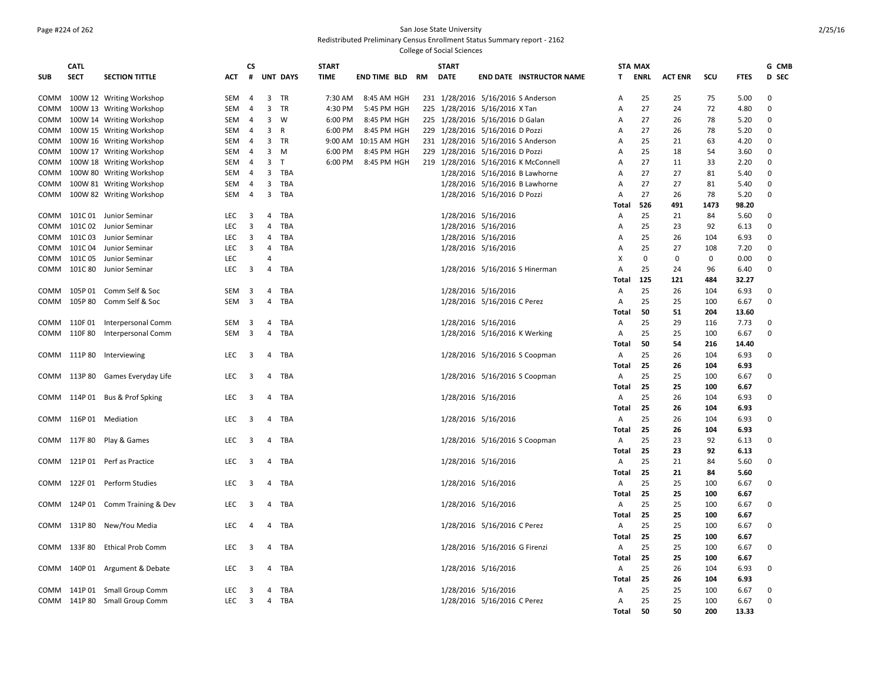San Jose State University
Redistributed Preliminary Census Enrollment Status Summary report - 2162
College of Social Sciences

| SUB | CATL SECT | SECTION TITTLE | ACT | CS # | UNT | DAYS | START TIME | END TIME | BLD | RM | START DATE | END DATE | INSTRUCTOR NAME | STA T | MAX ENRL | ACT ENR | SCU | FTES | G D | CMB SEC |
|---|---|---|---|---|---|---|---|---|---|---|---|---|---|---|---|---|---|---|---|---|
| COMM | 100W 12 | Writing Workshop | SEM | 4 | 3 | TR | 7:30 AM | 8:45 AM | HGH | 231 | 1/28/2016 | 5/16/2016 | S Anderson | A | 25 | 25 | 75 | 5.00 | 0 | |
| COMM | 100W 13 | Writing Workshop | SEM | 4 | 3 | TR | 4:30 PM | 5:45 PM | HGH | 225 | 1/28/2016 | 5/16/2016 | X Tan | A | 27 | 24 | 72 | 4.80 | 0 | |
| COMM | 100W 14 | Writing Workshop | SEM | 4 | 3 | W | 6:00 PM | 8:45 PM | HGH | 225 | 1/28/2016 | 5/16/2016 | D Galan | A | 27 | 26 | 78 | 5.20 | 0 | |
| COMM | 100W 15 | Writing Workshop | SEM | 4 | 3 | R | 6:00 PM | 8:45 PM | HGH | 229 | 1/28/2016 | 5/16/2016 | D Pozzi | A | 27 | 26 | 78 | 5.20 | 0 | |
| COMM | 100W 16 | Writing Workshop | SEM | 4 | 3 | TR | 9:00 AM | 10:15 AM | HGH | 231 | 1/28/2016 | 5/16/2016 | S Anderson | A | 25 | 21 | 63 | 4.20 | 0 | |
| COMM | 100W 17 | Writing Workshop | SEM | 4 | 3 | M | 6:00 PM | 8:45 PM | HGH | 229 | 1/28/2016 | 5/16/2016 | D Pozzi | A | 25 | 18 | 54 | 3.60 | 0 | |
| COMM | 100W 18 | Writing Workshop | SEM | 4 | 3 | T | 6:00 PM | 8:45 PM | HGH | 219 | 1/28/2016 | 5/16/2016 | K McConnell | A | 27 | 11 | 33 | 2.20 | 0 | |
| COMM | 100W 80 | Writing Workshop | SEM | 4 | 3 | TBA | | | | | 1/28/2016 | 5/16/2016 | B Lawhorne | A | 27 | 27 | 81 | 5.40 | 0 | |
| COMM | 100W 81 | Writing Workshop | SEM | 4 | 3 | TBA | | | | | 1/28/2016 | 5/16/2016 | B Lawhorne | A | 27 | 27 | 81 | 5.40 | 0 | |
| COMM | 100W 82 | Writing Workshop | SEM | 4 | 3 | TBA | | | | | 1/28/2016 | 5/16/2016 | D Pozzi | A | 27 | 26 | 78 | 5.20 | 0 | |
| | | | | | | | | | | | | | | **Total** | **526** | **491** | **1473** | **98.20** | | |
| COMM | 101C 01 | Junior Seminar | LEC | 3 | 4 | TBA | | | | | 1/28/2016 | 5/16/2016 | | A | 25 | 21 | 84 | 5.60 | 0 | |
| COMM | 101C 02 | Junior Seminar | LEC | 3 | 4 | TBA | | | | | 1/28/2016 | 5/16/2016 | | A | 25 | 23 | 92 | 6.13 | 0 | |
| COMM | 101C 03 | Junior Seminar | LEC | 3 | 4 | TBA | | | | | 1/28/2016 | 5/16/2016 | | A | 25 | 26 | 104 | 6.93 | 0 | |
| COMM | 101C 04 | Junior Seminar | LEC | 3 | 4 | TBA | | | | | 1/28/2016 | 5/16/2016 | | A | 25 | 27 | 108 | 7.20 | 0 | |
| COMM | 101C 05 | Junior Seminar | LEC | | 4 | | | | | | | | | X | 0 | 0 | 0 | 0.00 | 0 | |
| COMM | 101C 80 | Junior Seminar | LEC | 3 | 4 | TBA | | | | | 1/28/2016 | 5/16/2016 | S Hinerman | A | 25 | 24 | 96 | 6.40 | 0 | |
| | | | | | | | | | | | | | | **Total** | **125** | **121** | **484** | **32.27** | | |
| COMM | 105P 01 | Comm Self & Soc | SEM | 3 | 4 | TBA | | | | | 1/28/2016 | 5/16/2016 | | A | 25 | 26 | 104 | 6.93 | 0 | |
| COMM | 105P 80 | Comm Self & Soc | SEM | 3 | 4 | TBA | | | | | 1/28/2016 | 5/16/2016 | C Perez | A | 25 | 25 | 100 | 6.67 | 0 | |
| | | | | | | | | | | | | | | **Total** | **50** | **51** | **204** | **13.60** | | |
| COMM | 110F 01 | Interpersonal Comm | SEM | 3 | 4 | TBA | | | | | 1/28/2016 | 5/16/2016 | | A | 25 | 29 | 116 | 7.73 | 0 | |
| COMM | 110F 80 | Interpersonal Comm | SEM | 3 | 4 | TBA | | | | | 1/28/2016 | 5/16/2016 | K Werking | A | 25 | 25 | 100 | 6.67 | 0 | |
| | | | | | | | | | | | | | | **Total** | **50** | **54** | **216** | **14.40** | | |
| COMM | 111P 80 | Interviewing | LEC | 3 | 4 | TBA | | | | | 1/28/2016 | 5/16/2016 | S Coopman | A | 25 | 26 | 104 | 6.93 | 0 | |
| | | | | | | | | | | | | | | **Total** | **25** | **26** | **104** | **6.93** | | |
| COMM | 113P 80 | Games Everyday Life | LEC | 3 | 4 | TBA | | | | | 1/28/2016 | 5/16/2016 | S Coopman | A | 25 | 25 | 100 | 6.67 | 0 | |
| | | | | | | | | | | | | | | **Total** | **25** | **25** | **100** | **6.67** | | |
| COMM | 114P 01 | Bus & Prof Spking | LEC | 3 | 4 | TBA | | | | | 1/28/2016 | 5/16/2016 | | A | 25 | 26 | 104 | 6.93 | 0 | |
| | | | | | | | | | | | | | | **Total** | **25** | **26** | **104** | **6.93** | | |
| COMM | 116P 01 | Mediation | LEC | 3 | 4 | TBA | | | | | 1/28/2016 | 5/16/2016 | | A | 25 | 26 | 104 | 6.93 | 0 | |
| | | | | | | | | | | | | | | **Total** | **25** | **26** | **104** | **6.93** | | |
| COMM | 117F 80 | Play & Games | LEC | 3 | 4 | TBA | | | | | 1/28/2016 | 5/16/2016 | S Coopman | A | 25 | 23 | 92 | 6.13 | 0 | |
| | | | | | | | | | | | | | | **Total** | **25** | **23** | **92** | **6.13** | | |
| COMM | 121P 01 | Perf as Practice | LEC | 3 | 4 | TBA | | | | | 1/28/2016 | 5/16/2016 | | A | 25 | 21 | 84 | 5.60 | 0 | |
| | | | | | | | | | | | | | | **Total** | **25** | **21** | **84** | **5.60** | | |
| COMM | 122F 01 | Perform Studies | LEC | 3 | 4 | TBA | | | | | 1/28/2016 | 5/16/2016 | | A | 25 | 25 | 100 | 6.67 | 0 | |
| | | | | | | | | | | | | | | **Total** | **25** | **25** | **100** | **6.67** | | |
| COMM | 124P 01 | Comm Training & Dev | LEC | 3 | 4 | TBA | | | | | 1/28/2016 | 5/16/2016 | | A | 25 | 25 | 100 | 6.67 | 0 | |
| | | | | | | | | | | | | | | **Total** | **25** | **25** | **100** | **6.67** | | |
| COMM | 131P 80 | New/You Media | LEC | 4 | 4 | TBA | | | | | 1/28/2016 | 5/16/2016 | C Perez | A | 25 | 25 | 100 | 6.67 | 0 | |
| | | | | | | | | | | | | | | **Total** | **25** | **25** | **100** | **6.67** | | |
| COMM | 133F 80 | Ethical Prob Comm | LEC | 3 | 4 | TBA | | | | | 1/28/2016 | 5/16/2016 | G Firenzi | A | 25 | 25 | 100 | 6.67 | 0 | |
| | | | | | | | | | | | | | | **Total** | **25** | **25** | **100** | **6.67** | | |
| COMM | 140P 01 | Argument & Debate | LEC | 3 | 4 | TBA | | | | | 1/28/2016 | 5/16/2016 | | A | 25 | 26 | 104 | 6.93 | 0 | |
| | | | | | | | | | | | | | | **Total** | **25** | **26** | **104** | **6.93** | | |
| COMM | 141P 01 | Small Group Comm | LEC | 3 | 4 | TBA | | | | | 1/28/2016 | 5/16/2016 | | A | 25 | 25 | 100 | 6.67 | 0 | |
| COMM | 141P 80 | Small Group Comm | LEC | 3 | 4 | TBA | | | | | 1/28/2016 | 5/16/2016 | C Perez | A | 25 | 25 | 100 | 6.67 | 0 | |
| | | | | | | | | | | | | | | **Total** | **50** | **50** | **200** | **13.33** | | |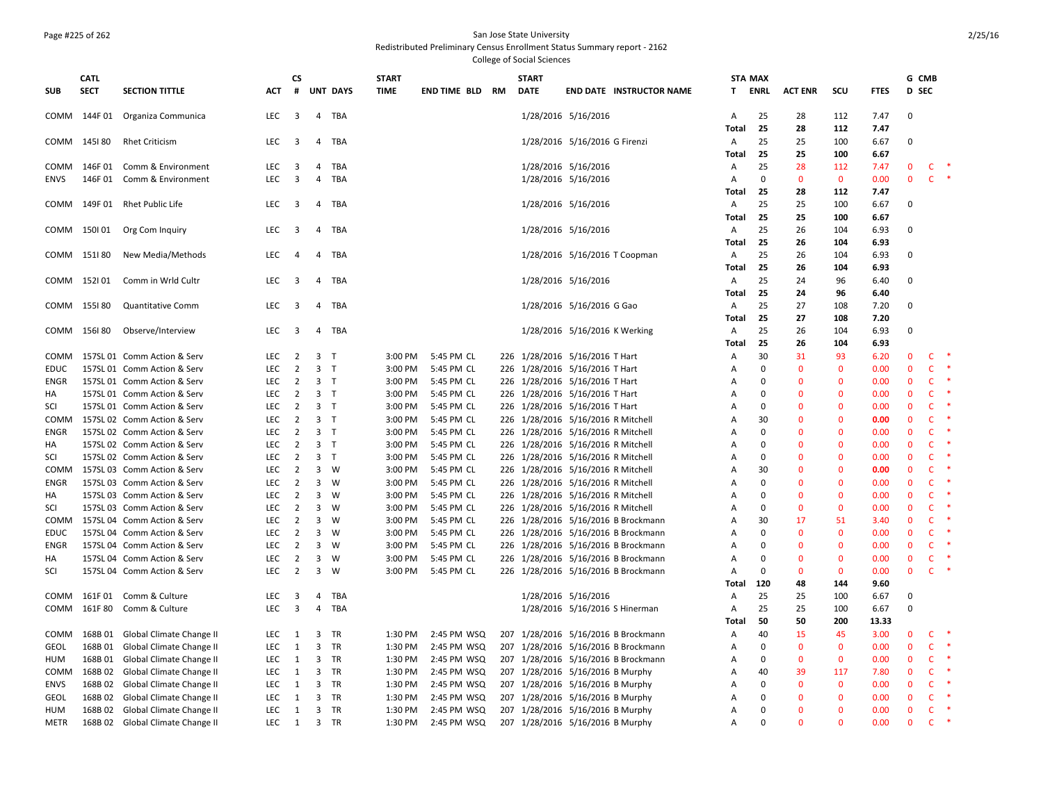San Jose State University
Redistributed Preliminary Census Enrollment Status Summary report - 2162
College of Social Sciences

| SUB | CATL SECT | SECTION TITTLE | ACT | CS # | UNT | DAYS | START TIME | END TIME | BLD | RM | START DATE | END DATE | INSTRUCTOR NAME | STA T | MAX ENRL | ACT ENR | SCU | FTES | G D | CMB SEC |
|---|---|---|---|---|---|---|---|---|---|---|---|---|---|---|---|---|---|---|---|---|
| COMM | 144F 01 | Organiza Communica | LEC | 3 | 4 | TBA | | | | | 1/28/2016 | 5/16/2016 | | A | 25 | 28 | 112 | 7.47 | 0 | |
| | | | | | | | | | | | | | | Total | 25 | 28 | 112 | 7.47 | | |
| COMM | 145I 80 | Rhet Criticism | LEC | 3 | 4 | TBA | | | | | 1/28/2016 | 5/16/2016 | G Firenzi | A | 25 | 25 | 100 | 6.67 | 0 | |
| | | | | | | | | | | | | | | Total | 25 | 25 | 100 | 6.67 | | |
| COMM | 146F 01 | Comm & Environment | LEC | 3 | 4 | TBA | | | | | 1/28/2016 | 5/16/2016 | | A | 25 | 28 | 112 | 7.47 | 0 | C * |
| ENVS | 146F 01 | Comm & Environment | LEC | 3 | 4 | TBA | | | | | 1/28/2016 | 5/16/2016 | | A | 0 | 0 | 0 | 0.00 | 0 | C * |
| | | | | | | | | | | | | | | Total | 25 | 28 | 112 | 7.47 | | |
| COMM | 149F 01 | Rhet Public Life | LEC | 3 | 4 | TBA | | | | | 1/28/2016 | 5/16/2016 | | A | 25 | 25 | 100 | 6.67 | 0 | |
| | | | | | | | | | | | | | | Total | 25 | 25 | 100 | 6.67 | | |
| COMM | 150I 01 | Org Com Inquiry | LEC | 3 | 4 | TBA | | | | | 1/28/2016 | 5/16/2016 | | A | 25 | 26 | 104 | 6.93 | 0 | |
| | | | | | | | | | | | | | | Total | 25 | 26 | 104 | 6.93 | | |
| COMM | 151I 80 | New Media/Methods | LEC | 4 | 4 | TBA | | | | | 1/28/2016 | 5/16/2016 | T Coopman | A | 25 | 26 | 104 | 6.93 | 0 | |
| | | | | | | | | | | | | | | Total | 25 | 26 | 104 | 6.93 | | |
| COMM | 152I 01 | Comm in Wrld Cultr | LEC | 3 | 4 | TBA | | | | | 1/28/2016 | 5/16/2016 | | A | 25 | 24 | 96 | 6.40 | 0 | |
| | | | | | | | | | | | | | | Total | 25 | 24 | 96 | 6.40 | | |
| COMM | 155I 80 | Quantitative Comm | LEC | 3 | 4 | TBA | | | | | 1/28/2016 | 5/16/2016 | G Gao | A | 25 | 27 | 108 | 7.20 | 0 | |
| | | | | | | | | | | | | | | Total | 25 | 27 | 108 | 7.20 | | |
| COMM | 156I 80 | Observe/Interview | LEC | 3 | 4 | TBA | | | | | 1/28/2016 | 5/16/2016 | K Werking | A | 25 | 26 | 104 | 6.93 | 0 | |
| | | | | | | | | | | | | | | Total | 25 | 26 | 104 | 6.93 | | |
| COMM | 157SL 01 | Comm Action & Serv | LEC | 2 | 3 | T | 3:00 PM | 5:45 PM | CL | 226 | 1/28/2016 | 5/16/2016 | T Hart | A | 30 | 31 | 93 | 6.20 | 0 | C * |
| EDUC | 157SL 01 | Comm Action & Serv | LEC | 2 | 3 | T | 3:00 PM | 5:45 PM | CL | 226 | 1/28/2016 | 5/16/2016 | T Hart | A | 0 | 0 | 0 | 0.00 | 0 | C * |
| ENGR | 157SL 01 | Comm Action & Serv | LEC | 2 | 3 | T | 3:00 PM | 5:45 PM | CL | 226 | 1/28/2016 | 5/16/2016 | T Hart | A | 0 | 0 | 0 | 0.00 | 0 | C * |
| HA | 157SL 01 | Comm Action & Serv | LEC | 2 | 3 | T | 3:00 PM | 5:45 PM | CL | 226 | 1/28/2016 | 5/16/2016 | T Hart | A | 0 | 0 | 0 | 0.00 | 0 | C * |
| SCI | 157SL 01 | Comm Action & Serv | LEC | 2 | 3 | T | 3:00 PM | 5:45 PM | CL | 226 | 1/28/2016 | 5/16/2016 | T Hart | A | 0 | 0 | 0 | 0.00 | 0 | C * |
| COMM | 157SL 02 | Comm Action & Serv | LEC | 2 | 3 | T | 3:00 PM | 5:45 PM | CL | 226 | 1/28/2016 | 5/16/2016 | R Mitchell | A | 30 | 0 | 0 | 0.00 | 0 | C * |
| ENGR | 157SL 02 | Comm Action & Serv | LEC | 2 | 3 | T | 3:00 PM | 5:45 PM | CL | 226 | 1/28/2016 | 5/16/2016 | R Mitchell | A | 0 | 0 | 0 | 0.00 | 0 | C * |
| HA | 157SL 02 | Comm Action & Serv | LEC | 2 | 3 | T | 3:00 PM | 5:45 PM | CL | 226 | 1/28/2016 | 5/16/2016 | R Mitchell | A | 0 | 0 | 0 | 0.00 | 0 | C * |
| SCI | 157SL 02 | Comm Action & Serv | LEC | 2 | 3 | T | 3:00 PM | 5:45 PM | CL | 226 | 1/28/2016 | 5/16/2016 | R Mitchell | A | 0 | 0 | 0 | 0.00 | 0 | C * |
| COMM | 157SL 03 | Comm Action & Serv | LEC | 2 | 3 | W | 3:00 PM | 5:45 PM | CL | 226 | 1/28/2016 | 5/16/2016 | R Mitchell | A | 30 | 0 | 0 | 0.00 | 0 | C * |
| ENGR | 157SL 03 | Comm Action & Serv | LEC | 2 | 3 | W | 3:00 PM | 5:45 PM | CL | 226 | 1/28/2016 | 5/16/2016 | R Mitchell | A | 0 | 0 | 0 | 0.00 | 0 | C * |
| HA | 157SL 03 | Comm Action & Serv | LEC | 2 | 3 | W | 3:00 PM | 5:45 PM | CL | 226 | 1/28/2016 | 5/16/2016 | R Mitchell | A | 0 | 0 | 0 | 0.00 | 0 | C * |
| SCI | 157SL 03 | Comm Action & Serv | LEC | 2 | 3 | W | 3:00 PM | 5:45 PM | CL | 226 | 1/28/2016 | 5/16/2016 | R Mitchell | A | 0 | 0 | 0 | 0.00 | 0 | C * |
| COMM | 157SL 04 | Comm Action & Serv | LEC | 2 | 3 | W | 3:00 PM | 5:45 PM | CL | 226 | 1/28/2016 | 5/16/2016 | B Brockmann | A | 30 | 17 | 51 | 3.40 | 0 | C * |
| EDUC | 157SL 04 | Comm Action & Serv | LEC | 2 | 3 | W | 3:00 PM | 5:45 PM | CL | 226 | 1/28/2016 | 5/16/2016 | B Brockmann | A | 0 | 0 | 0 | 0.00 | 0 | C * |
| ENGR | 157SL 04 | Comm Action & Serv | LEC | 2 | 3 | W | 3:00 PM | 5:45 PM | CL | 226 | 1/28/2016 | 5/16/2016 | B Brockmann | A | 0 | 0 | 0 | 0.00 | 0 | C * |
| HA | 157SL 04 | Comm Action & Serv | LEC | 2 | 3 | W | 3:00 PM | 5:45 PM | CL | 226 | 1/28/2016 | 5/16/2016 | B Brockmann | A | 0 | 0 | 0 | 0.00 | 0 | C * |
| SCI | 157SL 04 | Comm Action & Serv | LEC | 2 | 3 | W | 3:00 PM | 5:45 PM | CL | 226 | 1/28/2016 | 5/16/2016 | B Brockmann | A | 0 | 0 | 0 | 0.00 | 0 | C * |
| | | | | | | | | | | | | | | Total | 120 | 48 | 144 | 9.60 | | |
| COMM | 161F 01 | Comm & Culture | LEC | 3 | 4 | TBA | | | | | 1/28/2016 | 5/16/2016 | | A | 25 | 25 | 100 | 6.67 | 0 | |
| COMM | 161F 80 | Comm & Culture | LEC | 3 | 4 | TBA | | | | | 1/28/2016 | 5/16/2016 | S Hinerman | A | 25 | 25 | 100 | 6.67 | 0 | |
| | | | | | | | | | | | | | | Total | 50 | 50 | 200 | 13.33 | | |
| COMM | 168B 01 | Global Climate Change II | LEC | 1 | 3 | TR | 1:30 PM | 2:45 PM | WSQ | 207 | 1/28/2016 | 5/16/2016 | B Brockmann | A | 40 | 15 | 45 | 3.00 | 0 | C * |
| GEOL | 168B 01 | Global Climate Change II | LEC | 1 | 3 | TR | 1:30 PM | 2:45 PM | WSQ | 207 | 1/28/2016 | 5/16/2016 | B Brockmann | A | 0 | 0 | 0 | 0.00 | 0 | C * |
| HUM | 168B 01 | Global Climate Change II | LEC | 1 | 3 | TR | 1:30 PM | 2:45 PM | WSQ | 207 | 1/28/2016 | 5/16/2016 | B Brockmann | A | 0 | 0 | 0 | 0.00 | 0 | C * |
| COMM | 168B 02 | Global Climate Change II | LEC | 1 | 3 | TR | 1:30 PM | 2:45 PM | WSQ | 207 | 1/28/2016 | 5/16/2016 | B Murphy | A | 40 | 39 | 117 | 7.80 | 0 | C * |
| ENVS | 168B 02 | Global Climate Change II | LEC | 1 | 3 | TR | 1:30 PM | 2:45 PM | WSQ | 207 | 1/28/2016 | 5/16/2016 | B Murphy | A | 0 | 0 | 0 | 0.00 | 0 | C * |
| GEOL | 168B 02 | Global Climate Change II | LEC | 1 | 3 | TR | 1:30 PM | 2:45 PM | WSQ | 207 | 1/28/2016 | 5/16/2016 | B Murphy | A | 0 | 0 | 0 | 0.00 | 0 | C * |
| HUM | 168B 02 | Global Climate Change II | LEC | 1 | 3 | TR | 1:30 PM | 2:45 PM | WSQ | 207 | 1/28/2016 | 5/16/2016 | B Murphy | A | 0 | 0 | 0 | 0.00 | 0 | C * |
| METR | 168B 02 | Global Climate Change II | LEC | 1 | 3 | TR | 1:30 PM | 2:45 PM | WSQ | 207 | 1/28/2016 | 5/16/2016 | B Murphy | A | 0 | 0 | 0 | 0.00 | 0 | C * |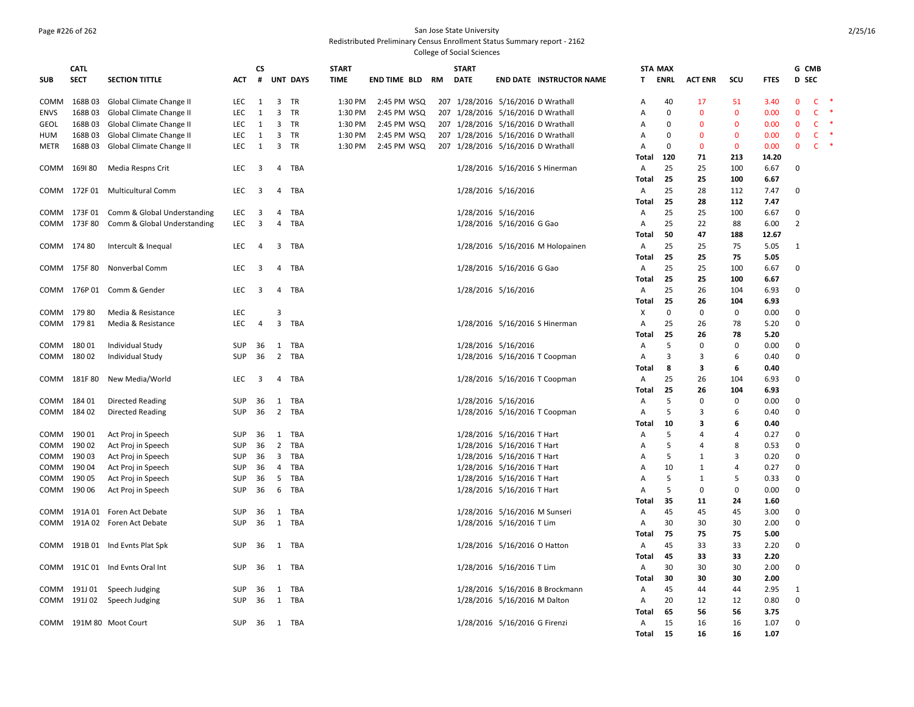San Jose State University
Redistributed Preliminary Census Enrollment Status Summary report - 2162
College of Social Sciences

| SUB | CATL SECT | SECTION TITTLE | ACT | CS # | UNT | DAYS | START TIME | END TIME | BLD | RM | START DATE | END DATE | INSTRUCTOR NAME | STA T | MAX ENRL | ACT ENR | SCU | FTES | G D | CMB SEC |
|---|---|---|---|---|---|---|---|---|---|---|---|---|---|---|---|---|---|---|---|---|
| COMM | 168B 03 | Global Climate Change II | LEC | 1 | 3 | TR | 1:30 PM | 2:45 PM | WSQ | 207 | 1/28/2016 | 5/16/2016 | D Wrathall | A | 40 | 17 | 51 | 3.40 | 0 | C * |
| ENVS | 168B 03 | Global Climate Change II | LEC | 1 | 3 | TR | 1:30 PM | 2:45 PM | WSQ | 207 | 1/28/2016 | 5/16/2016 | D Wrathall | A | 0 | 0 | 0 | 0.00 | 0 | C * |
| GEOL | 168B 03 | Global Climate Change II | LEC | 1 | 3 | TR | 1:30 PM | 2:45 PM | WSQ | 207 | 1/28/2016 | 5/16/2016 | D Wrathall | A | 0 | 0 | 0 | 0.00 | 0 | C * |
| HUM | 168B 03 | Global Climate Change II | LEC | 1 | 3 | TR | 1:30 PM | 2:45 PM | WSQ | 207 | 1/28/2016 | 5/16/2016 | D Wrathall | A | 0 | 0 | 0 | 0.00 | 0 | C * |
| METR | 168B 03 | Global Climate Change II | LEC | 1 | 3 | TR | 1:30 PM | 2:45 PM | WSQ | 207 | 1/28/2016 | 5/16/2016 | D Wrathall | A | 0 | 0 | 0 | 0.00 | 0 | C * |
| | | | | | | | | | | | | | | **Total** | **120** | **71** | **213** | **14.20** | | |
| COMM | 169I 80 | Media Respns Crit | LEC | 3 | 4 | TBA | | | | | 1/28/2016 | 5/16/2016 | S Hinerman | A | 25 | 25 | 100 | 6.67 | 0 | |
| | | | | | | | | | | | | | | **Total** | **25** | **25** | **100** | **6.67** | | |
| COMM | 172F 01 | Multicultural Comm | LEC | 3 | 4 | TBA | | | | | 1/28/2016 | 5/16/2016 | | A | 25 | 28 | 112 | 7.47 | 0 | |
| | | | | | | | | | | | | | | **Total** | **25** | **28** | **112** | **7.47** | | |
| COMM | 173F 01 | Comm & Global Understanding | LEC | 3 | 4 | TBA | | | | | 1/28/2016 | 5/16/2016 | | A | 25 | 25 | 100 | 6.67 | 0 | |
| COMM | 173F 80 | Comm & Global Understanding | LEC | 3 | 4 | TBA | | | | | 1/28/2016 | 5/16/2016 | G Gao | A | 25 | 22 | 88 | 6.00 | 2 | |
| | | | | | | | | | | | | | | **Total** | **50** | **47** | **188** | **12.67** | | |
| COMM | 174 80 | Intercult & Inequal | LEC | 4 | 3 | TBA | | | | | 1/28/2016 | 5/16/2016 | M Holopainen | A | 25 | 25 | 75 | 5.05 | 1 | |
| | | | | | | | | | | | | | | **Total** | **25** | **25** | **75** | **5.05** | | |
| COMM | 175F 80 | Nonverbal Comm | LEC | 3 | 4 | TBA | | | | | 1/28/2016 | 5/16/2016 | G Gao | A | 25 | 25 | 100 | 6.67 | 0 | |
| | | | | | | | | | | | | | | **Total** | **25** | **25** | **100** | **6.67** | | |
| COMM | 176P 01 | Comm & Gender | LEC | 3 | 4 | TBA | | | | | 1/28/2016 | 5/16/2016 | | A | 25 | 26 | 104 | 6.93 | 0 | |
| | | | | | | | | | | | | | | **Total** | **25** | **26** | **104** | **6.93** | | |
| COMM | 179 80 | Media & Resistance | LEC | | 3 | | | | | | | | | X | 0 | 0 | 0 | 0.00 | 0 | |
| COMM | 179 81 | Media & Resistance | LEC | 4 | 3 | TBA | | | | | 1/28/2016 | 5/16/2016 | S Hinerman | A | 25 | 26 | 78 | 5.20 | 0 | |
| | | | | | | | | | | | | | | **Total** | **25** | **26** | **78** | **5.20** | | |
| COMM | 180 01 | Individual Study | SUP | 36 | 1 | TBA | | | | | 1/28/2016 | 5/16/2016 | | A | 5 | 0 | 0 | 0.00 | 0 | |
| COMM | 180 02 | Individual Study | SUP | 36 | 2 | TBA | | | | | 1/28/2016 | 5/16/2016 | T Coopman | A | 3 | 3 | 6 | 0.40 | 0 | |
| | | | | | | | | | | | | | | **Total** | **8** | **3** | **6** | **0.40** | | |
| COMM | 181F 80 | New Media/World | LEC | 3 | 4 | TBA | | | | | 1/28/2016 | 5/16/2016 | T Coopman | A | 25 | 26 | 104 | 6.93 | 0 | |
| | | | | | | | | | | | | | | **Total** | **25** | **26** | **104** | **6.93** | | |
| COMM | 184 01 | Directed Reading | SUP | 36 | 1 | TBA | | | | | 1/28/2016 | 5/16/2016 | | A | 5 | 0 | 0 | 0.00 | 0 | |
| COMM | 184 02 | Directed Reading | SUP | 36 | 2 | TBA | | | | | 1/28/2016 | 5/16/2016 | T Coopman | A | 5 | 3 | 6 | 0.40 | 0 | |
| | | | | | | | | | | | | | | **Total** | **10** | **3** | **6** | **0.40** | | |
| COMM | 190 01 | Act Proj in Speech | SUP | 36 | 1 | TBA | | | | | 1/28/2016 | 5/16/2016 | T Hart | A | 5 | 4 | 4 | 0.27 | 0 | |
| COMM | 190 02 | Act Proj in Speech | SUP | 36 | 2 | TBA | | | | | 1/28/2016 | 5/16/2016 | T Hart | A | 5 | 4 | 8 | 0.53 | 0 | |
| COMM | 190 03 | Act Proj in Speech | SUP | 36 | 3 | TBA | | | | | 1/28/2016 | 5/16/2016 | T Hart | A | 5 | 1 | 3 | 0.20 | 0 | |
| COMM | 190 04 | Act Proj in Speech | SUP | 36 | 4 | TBA | | | | | 1/28/2016 | 5/16/2016 | T Hart | A | 10 | 1 | 4 | 0.27 | 0 | |
| COMM | 190 05 | Act Proj in Speech | SUP | 36 | 5 | TBA | | | | | 1/28/2016 | 5/16/2016 | T Hart | A | 5 | 1 | 5 | 0.33 | 0 | |
| COMM | 190 06 | Act Proj in Speech | SUP | 36 | 6 | TBA | | | | | 1/28/2016 | 5/16/2016 | T Hart | A | 5 | 0 | 0 | 0.00 | 0 | |
| | | | | | | | | | | | | | | **Total** | **35** | **11** | **24** | **1.60** | | |
| COMM | 191A 01 | Foren Act Debate | SUP | 36 | 1 | TBA | | | | | 1/28/2016 | 5/16/2016 | M Sunseri | A | 45 | 45 | 45 | 3.00 | 0 | |
| COMM | 191A 02 | Foren Act Debate | SUP | 36 | 1 | TBA | | | | | 1/28/2016 | 5/16/2016 | T Lim | A | 30 | 30 | 30 | 2.00 | 0 | |
| | | | | | | | | | | | | | | **Total** | **75** | **75** | **75** | **5.00** | | |
| COMM | 191B 01 | Ind Evnts Plat Spk | SUP | 36 | 1 | TBA | | | | | 1/28/2016 | 5/16/2016 | O Hatton | A | 45 | 33 | 33 | 2.20 | 0 | |
| | | | | | | | | | | | | | | **Total** | **45** | **33** | **33** | **2.20** | | |
| COMM | 191C 01 | Ind Evnts Oral Int | SUP | 36 | 1 | TBA | | | | | 1/28/2016 | 5/16/2016 | T Lim | A | 30 | 30 | 30 | 2.00 | 0 | |
| | | | | | | | | | | | | | | **Total** | **30** | **30** | **30** | **2.00** | | |
| COMM | 191J 01 | Speech Judging | SUP | 36 | 1 | TBA | | | | | 1/28/2016 | 5/16/2016 | B Brockmann | A | 45 | 44 | 44 | 2.95 | 1 | |
| COMM | 191J 02 | Speech Judging | SUP | 36 | 1 | TBA | | | | | 1/28/2016 | 5/16/2016 | M Dalton | A | 20 | 12 | 12 | 0.80 | 0 | |
| | | | | | | | | | | | | | | **Total** | **65** | **56** | **56** | **3.75** | | |
| COMM | 191M 80 | Moot Court | SUP | 36 | 1 | TBA | | | | | 1/28/2016 | 5/16/2016 | G Firenzi | A | 15 | 16 | 16 | 1.07 | 0 | |
| | | | | | | | | | | | | | | **Total** | **15** | **16** | **16** | **1.07** | | |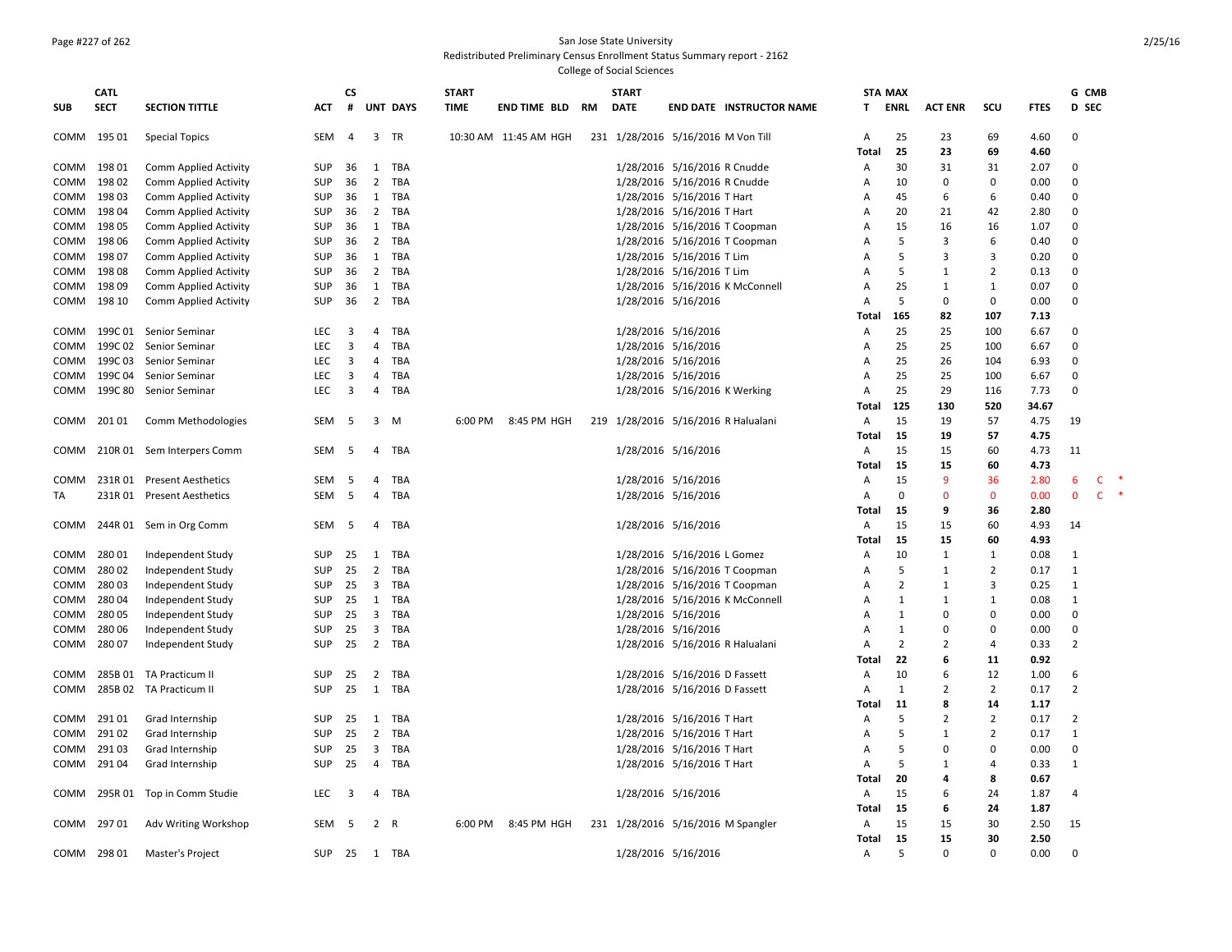San Jose State University

Redistributed Preliminary Census Enrollment Status Summary report - 2162

College of Social Sciences

| SUB | CATL SECT | SECTION TITTLE | ACT | CS # | UNT | DAYS | START TIME | END TIME | BLD | RM | START DATE | END DATE | INSTRUCTOR NAME | STA T | MAX ENRL | ACT ENR | SCU | FTES | G D | CMB SEC |
|---|---|---|---|---|---|---|---|---|---|---|---|---|---|---|---|---|---|---|---|---|
| COMM | 195 01 | Special Topics | SEM | 4 | 3 | TR | 10:30 AM | 11:45 AM | HGH | 231 | 1/28/2016 | 5/16/2016 | M Von Till | A | 25 | 23 | 69 | 4.60 | 0 | |
| | | | | | | | | | | | | | | Total | 25 | 23 | 69 | 4.60 | | |
| COMM | 198 01 | Comm Applied Activity | SUP | 36 | 1 | TBA | | | | | 1/28/2016 | 5/16/2016 | R Cnudde | A | 30 | 31 | 31 | 2.07 | 0 | |
| COMM | 198 02 | Comm Applied Activity | SUP | 36 | 2 | TBA | | | | | 1/28/2016 | 5/16/2016 | R Cnudde | A | 10 | 0 | 0 | 0.00 | 0 | |
| COMM | 198 03 | Comm Applied Activity | SUP | 36 | 1 | TBA | | | | | 1/28/2016 | 5/16/2016 | T Hart | A | 45 | 6 | 6 | 0.40 | 0 | |
| COMM | 198 04 | Comm Applied Activity | SUP | 36 | 2 | TBA | | | | | 1/28/2016 | 5/16/2016 | T Hart | A | 20 | 21 | 42 | 2.80 | 0 | |
| COMM | 198 05 | Comm Applied Activity | SUP | 36 | 1 | TBA | | | | | 1/28/2016 | 5/16/2016 | T Coopman | A | 15 | 16 | 16 | 1.07 | 0 | |
| COMM | 198 06 | Comm Applied Activity | SUP | 36 | 2 | TBA | | | | | 1/28/2016 | 5/16/2016 | T Coopman | A | 5 | 3 | 6 | 0.40 | 0 | |
| COMM | 198 07 | Comm Applied Activity | SUP | 36 | 1 | TBA | | | | | 1/28/2016 | 5/16/2016 | T Lim | A | 5 | 3 | 3 | 0.20 | 0 | |
| COMM | 198 08 | Comm Applied Activity | SUP | 36 | 2 | TBA | | | | | 1/28/2016 | 5/16/2016 | T Lim | A | 5 | 1 | 2 | 0.13 | 0 | |
| COMM | 198 09 | Comm Applied Activity | SUP | 36 | 1 | TBA | | | | | 1/28/2016 | 5/16/2016 | K McConnell | A | 25 | 1 | 1 | 0.07 | 0 | |
| COMM | 198 10 | Comm Applied Activity | SUP | 36 | 2 | TBA | | | | | 1/28/2016 | 5/16/2016 | | A | 5 | 0 | 0 | 0.00 | 0 | |
| | | | | | | | | | | | | | | Total | 165 | 82 | 107 | 7.13 | | |
| COMM | 199C 01 | Senior Seminar | LEC | 3 | 4 | TBA | | | | | 1/28/2016 | 5/16/2016 | | A | 25 | 25 | 100 | 6.67 | 0 | |
| COMM | 199C 02 | Senior Seminar | LEC | 3 | 4 | TBA | | | | | 1/28/2016 | 5/16/2016 | | A | 25 | 25 | 100 | 6.67 | 0 | |
| COMM | 199C 03 | Senior Seminar | LEC | 3 | 4 | TBA | | | | | 1/28/2016 | 5/16/2016 | | A | 25 | 26 | 104 | 6.93 | 0 | |
| COMM | 199C 04 | Senior Seminar | LEC | 3 | 4 | TBA | | | | | 1/28/2016 | 5/16/2016 | | A | 25 | 25 | 100 | 6.67 | 0 | |
| COMM | 199C 80 | Senior Seminar | LEC | 3 | 4 | TBA | | | | | 1/28/2016 | 5/16/2016 | K Werking | A | 25 | 29 | 116 | 7.73 | 0 | |
| | | | | | | | | | | | | | | Total | 125 | 130 | 520 | 34.67 | | |
| COMM | 201 01 | Comm Methodologies | SEM | 5 | 3 | M | 6:00 PM | 8:45 PM | HGH | 219 | 1/28/2016 | 5/16/2016 | R Halualani | A | 15 | 19 | 57 | 4.75 | 19 | |
| | | | | | | | | | | | | | | Total | 15 | 19 | 57 | 4.75 | | |
| COMM | 210R 01 | Sem Interpers Comm | SEM | 5 | 4 | TBA | | | | | 1/28/2016 | 5/16/2016 | | A | 15 | 15 | 60 | 4.73 | 11 | |
| | | | | | | | | | | | | | | Total | 15 | 15 | 60 | 4.73 | | |
| COMM | 231R 01 | Present Aesthetics | SEM | 5 | 4 | TBA | | | | | 1/28/2016 | 5/16/2016 | | A | 15 | 9 | 36 | 2.80 | 6 | C * |
| TA | 231R 01 | Present Aesthetics | SEM | 5 | 4 | TBA | | | | | 1/28/2016 | 5/16/2016 | | A | 0 | 0 | 0 | 0.00 | 0 | C * |
| | | | | | | | | | | | | | | Total | 15 | 9 | 36 | 2.80 | | |
| COMM | 244R 01 | Sem in Org Comm | SEM | 5 | 4 | TBA | | | | | 1/28/2016 | 5/16/2016 | | A | 15 | 15 | 60 | 4.93 | 14 | |
| | | | | | | | | | | | | | | Total | 15 | 15 | 60 | 4.93 | | |
| COMM | 280 01 | Independent Study | SUP | 25 | 1 | TBA | | | | | 1/28/2016 | 5/16/2016 | L Gomez | A | 10 | 1 | 1 | 0.08 | 1 | |
| COMM | 280 02 | Independent Study | SUP | 25 | 2 | TBA | | | | | 1/28/2016 | 5/16/2016 | T Coopman | A | 5 | 1 | 2 | 0.17 | 1 | |
| COMM | 280 03 | Independent Study | SUP | 25 | 3 | TBA | | | | | 1/28/2016 | 5/16/2016 | T Coopman | A | 2 | 1 | 3 | 0.25 | 1 | |
| COMM | 280 04 | Independent Study | SUP | 25 | 1 | TBA | | | | | 1/28/2016 | 5/16/2016 | K McConnell | A | 1 | 1 | 1 | 0.08 | 1 | |
| COMM | 280 05 | Independent Study | SUP | 25 | 3 | TBA | | | | | 1/28/2016 | 5/16/2016 | | A | 1 | 0 | 0 | 0.00 | 0 | |
| COMM | 280 06 | Independent Study | SUP | 25 | 3 | TBA | | | | | 1/28/2016 | 5/16/2016 | | A | 1 | 0 | 0 | 0.00 | 0 | |
| COMM | 280 07 | Independent Study | SUP | 25 | 2 | TBA | | | | | 1/28/2016 | 5/16/2016 | R Halualani | A | 2 | 2 | 4 | 0.33 | 2 | |
| | | | | | | | | | | | | | | Total | 22 | 6 | 11 | 0.92 | | |
| COMM | 285B 01 | TA Practicum II | SUP | 25 | 2 | TBA | | | | | 1/28/2016 | 5/16/2016 | D Fassett | A | 10 | 6 | 12 | 1.00 | 6 | |
| COMM | 285B 02 | TA Practicum II | SUP | 25 | 1 | TBA | | | | | 1/28/2016 | 5/16/2016 | D Fassett | A | 1 | 2 | 2 | 0.17 | 2 | |
| | | | | | | | | | | | | | | Total | 11 | 8 | 14 | 1.17 | | |
| COMM | 291 01 | Grad Internship | SUP | 25 | 1 | TBA | | | | | 1/28/2016 | 5/16/2016 | T Hart | A | 5 | 2 | 2 | 0.17 | 2 | |
| COMM | 291 02 | Grad Internship | SUP | 25 | 2 | TBA | | | | | 1/28/2016 | 5/16/2016 | T Hart | A | 5 | 1 | 2 | 0.17 | 1 | |
| COMM | 291 03 | Grad Internship | SUP | 25 | 3 | TBA | | | | | 1/28/2016 | 5/16/2016 | T Hart | A | 5 | 0 | 0 | 0.00 | 0 | |
| COMM | 291 04 | Grad Internship | SUP | 25 | 4 | TBA | | | | | 1/28/2016 | 5/16/2016 | T Hart | A | 5 | 1 | 4 | 0.33 | 1 | |
| | | | | | | | | | | | | | | Total | 20 | 4 | 8 | 0.67 | | |
| COMM | 295R 01 | Top in Comm Studie | LEC | 3 | 4 | TBA | | | | | 1/28/2016 | 5/16/2016 | | A | 15 | 6 | 24 | 1.87 | 4 | |
| | | | | | | | | | | | | | | Total | 15 | 6 | 24 | 1.87 | | |
| COMM | 297 01 | Adv Writing Workshop | SEM | 5 | 2 | R | 6:00 PM | 8:45 PM | HGH | 231 | 1/28/2016 | 5/16/2016 | M Spangler | A | 15 | 15 | 30 | 2.50 | 15 | |
| | | | | | | | | | | | | | | Total | 15 | 15 | 30 | 2.50 | | |
| COMM | 298 01 | Master's Project | SUP | 25 | 1 | TBA | | | | | 1/28/2016 | 5/16/2016 | | A | 5 | 0 | 0 | 0.00 | 0 | |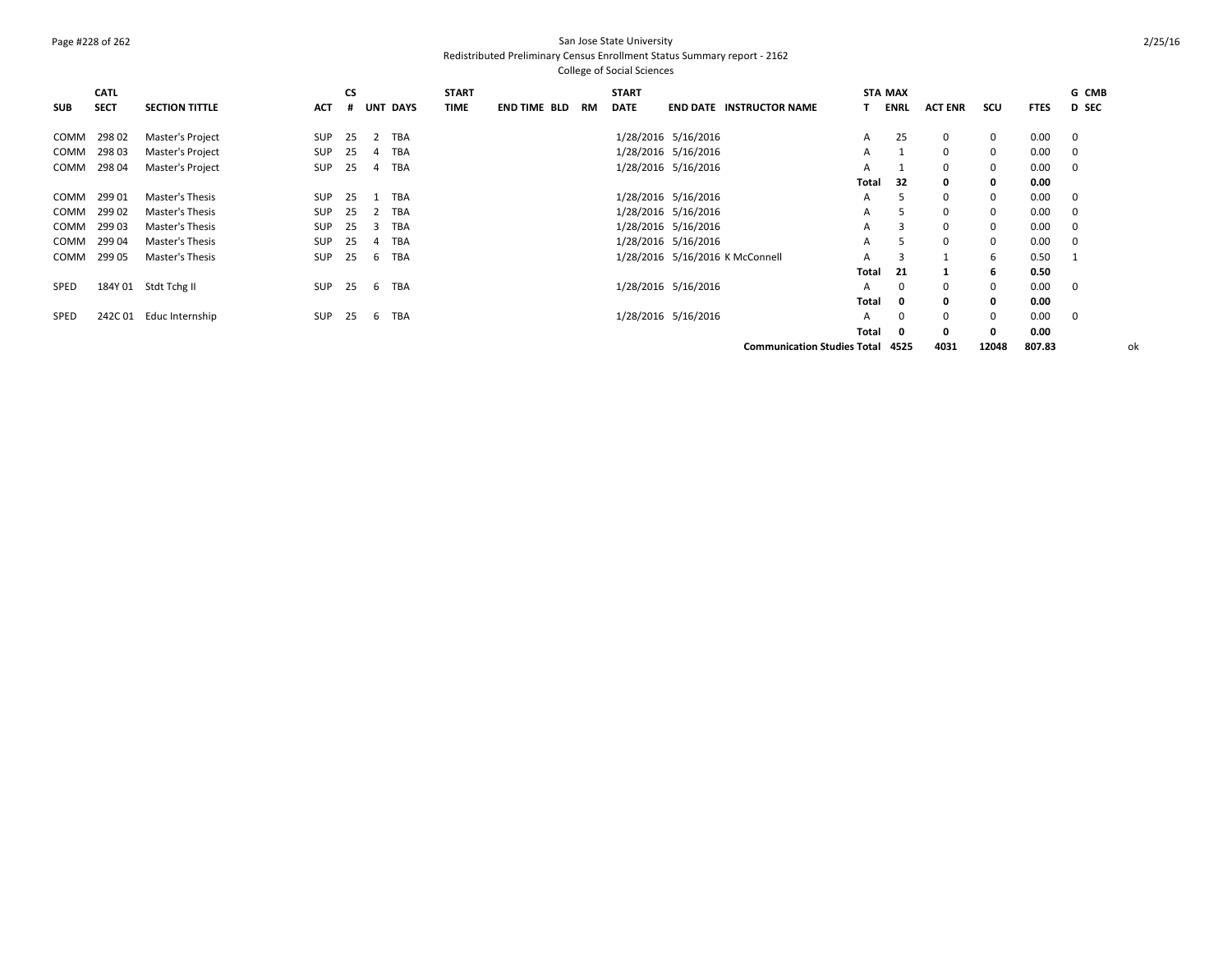San Jose State University
Redistributed Preliminary Census Enrollment Status Summary report - 2162
College of Social Sciences

| SUB | CATL SECT | SECTION TITTLE | ACT | CS # | UNT | DAYS | START TIME | END TIME | BLD | RM | START DATE | END DATE | INSTRUCTOR NAME | STA T | MAX ENRL | ACT ENR | SCU | FTES | G D | CMB SEC |
|---|---|---|---|---|---|---|---|---|---|---|---|---|---|---|---|---|---|---|---|---|
| COMM | 298 02 | Master's Project | SUP | 25 | 2 | TBA | | | | | 1/28/2016 | 5/16/2016 | | A | 25 | 0 | 0 | 0.00 | 0 | |
| COMM | 298 03 | Master's Project | SUP | 25 | 4 | TBA | | | | | 1/28/2016 | 5/16/2016 | | A | 1 | 0 | 0 | 0.00 | 0 | |
| COMM | 298 04 | Master's Project | SUP | 25 | 4 | TBA | | | | | 1/28/2016 | 5/16/2016 | | A | 1 | 0 | 0 | 0.00 | 0 | |
| | | | | | | | | | | | | | | **Total** | **32** | **0** | **0** | **0.00** | | |
| COMM | 299 01 | Master's Thesis | SUP | 25 | 1 | TBA | | | | | 1/28/2016 | 5/16/2016 | | A | 5 | 0 | 0 | 0.00 | 0 | |
| COMM | 299 02 | Master's Thesis | SUP | 25 | 2 | TBA | | | | | 1/28/2016 | 5/16/2016 | | A | 5 | 0 | 0 | 0.00 | 0 | |
| COMM | 299 03 | Master's Thesis | SUP | 25 | 3 | TBA | | | | | 1/28/2016 | 5/16/2016 | | A | 3 | 0 | 0 | 0.00 | 0 | |
| COMM | 299 04 | Master's Thesis | SUP | 25 | 4 | TBA | | | | | 1/28/2016 | 5/16/2016 | | A | 5 | 0 | 0 | 0.00 | 0 | |
| COMM | 299 05 | Master's Thesis | SUP | 25 | 6 | TBA | | | | | 1/28/2016 | 5/16/2016 | K McConnell | A | 3 | 1 | 6 | 0.50 | 1 | |
| | | | | | | | | | | | | | | **Total** | **21** | **1** | **6** | **0.50** | | |
| SPED | 184Y 01 | Stdt Tchg II | SUP | 25 | 6 | TBA | | | | | 1/28/2016 | 5/16/2016 | | A | 0 | 0 | 0 | 0.00 | 0 | |
| | | | | | | | | | | | | | | **Total** | **0** | **0** | **0** | **0.00** | | |
| SPED | 242C 01 | Educ Internship | SUP | 25 | 6 | TBA | | | | | 1/28/2016 | 5/16/2016 | | A | 0 | 0 | 0 | 0.00 | 0 | |
| | | | | | | | | | | | | | | **Total** | **0** | **0** | **0** | **0.00** | | |
| | | | | | | | | | | | | | **Communication Studies Total** | | **4525** | **4031** | **12048** | **807.83** | | ok |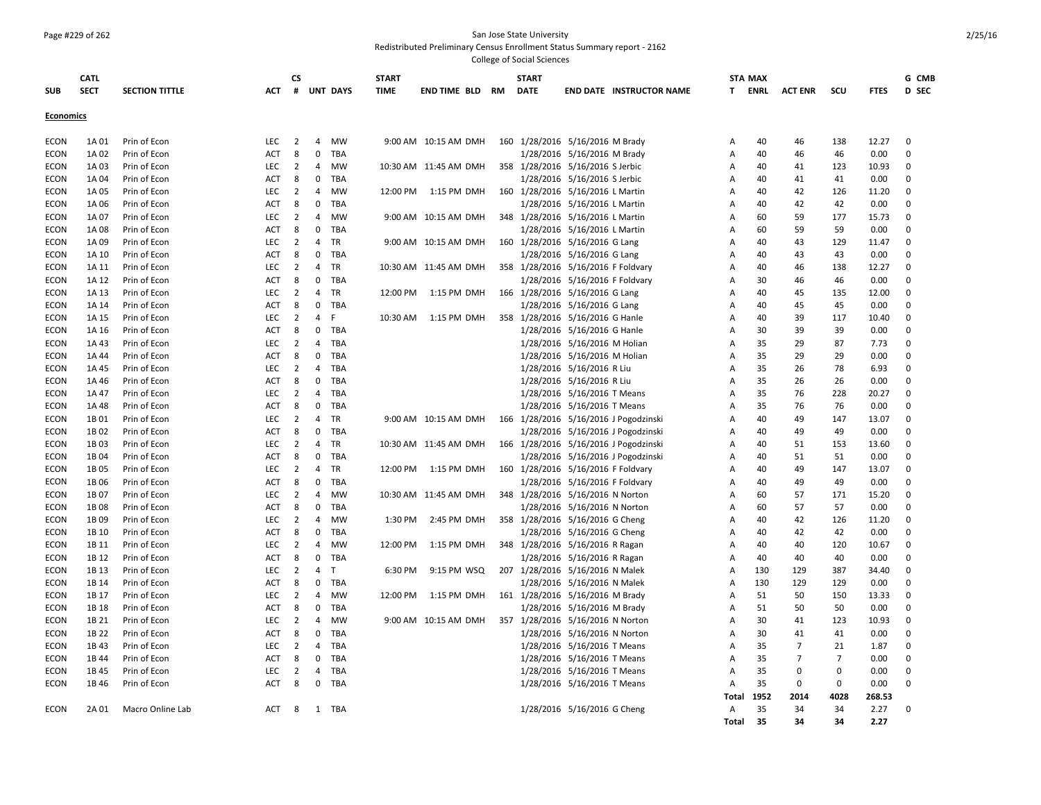San Jose State University
Redistributed Preliminary Census Enrollment Status Summary report - 2162
College of Social Sciences

| SUB | CATL SECT | SECTION TITTLE | ACT | CS # | UNT | DAYS | START TIME | END TIME | BLD | RM | START DATE | END DATE | INSTRUCTOR NAME | STA T | MAX ENRL | ACT ENR | SCU | FTES | G D | CMB SEC |
|---|---|---|---|---|---|---|---|---|---|---|---|---|---|---|---|---|---|---|---|---|
| **Economics** | | | | | | | | | | | | | | | | | | | | |
| ECON | 1A 01 | Prin of Econ | LEC | 2 | 4 | MW | 9:00 AM | 10:15 AM | DMH | 160 | 1/28/2016 | 5/16/2016 | M Brady | A | 40 | 46 | 138 | 12.27 | 0 | |
| ECON | 1A 02 | Prin of Econ | ACT | 8 | 0 | TBA | | | | | 1/28/2016 | 5/16/2016 | M Brady | A | 40 | 46 | 46 | 0.00 | 0 | |
| ECON | 1A 03 | Prin of Econ | LEC | 2 | 4 | MW | 10:30 AM | 11:45 AM | DMH | 358 | 1/28/2016 | 5/16/2016 | S Jerbic | A | 40 | 41 | 123 | 10.93 | 0 | |
| ECON | 1A 04 | Prin of Econ | ACT | 8 | 0 | TBA | | | | | 1/28/2016 | 5/16/2016 | S Jerbic | A | 40 | 41 | 41 | 0.00 | 0 | |
| ECON | 1A 05 | Prin of Econ | LEC | 2 | 4 | MW | 12:00 PM | 1:15 PM | DMH | 160 | 1/28/2016 | 5/16/2016 | L Martin | A | 40 | 42 | 126 | 11.20 | 0 | |
| ECON | 1A 06 | Prin of Econ | ACT | 8 | 0 | TBA | | | | | 1/28/2016 | 5/16/2016 | L Martin | A | 40 | 42 | 42 | 0.00 | 0 | |
| ECON | 1A 07 | Prin of Econ | LEC | 2 | 4 | MW | 9:00 AM | 10:15 AM | DMH | 348 | 1/28/2016 | 5/16/2016 | L Martin | A | 60 | 59 | 177 | 15.73 | 0 | |
| ECON | 1A 08 | Prin of Econ | ACT | 8 | 0 | TBA | | | | | 1/28/2016 | 5/16/2016 | L Martin | A | 60 | 59 | 59 | 0.00 | 0 | |
| ECON | 1A 09 | Prin of Econ | LEC | 2 | 4 | TR | 9:00 AM | 10:15 AM | DMH | 160 | 1/28/2016 | 5/16/2016 | G Lang | A | 40 | 43 | 129 | 11.47 | 0 | |
| ECON | 1A 10 | Prin of Econ | ACT | 8 | 0 | TBA | | | | | 1/28/2016 | 5/16/2016 | G Lang | A | 40 | 43 | 43 | 0.00 | 0 | |
| ECON | 1A 11 | Prin of Econ | LEC | 2 | 4 | TR | 10:30 AM | 11:45 AM | DMH | 358 | 1/28/2016 | 5/16/2016 | F Foldvary | A | 40 | 46 | 138 | 12.27 | 0 | |
| ECON | 1A 12 | Prin of Econ | ACT | 8 | 0 | TBA | | | | | 1/28/2016 | 5/16/2016 | F Foldvary | A | 30 | 46 | 46 | 0.00 | 0 | |
| ECON | 1A 13 | Prin of Econ | LEC | 2 | 4 | TR | 12:00 PM | 1:15 PM | DMH | 166 | 1/28/2016 | 5/16/2016 | G Lang | A | 40 | 45 | 135 | 12.00 | 0 | |
| ECON | 1A 14 | Prin of Econ | ACT | 8 | 0 | TBA | | | | | 1/28/2016 | 5/16/2016 | G Lang | A | 40 | 45 | 45 | 0.00 | 0 | |
| ECON | 1A 15 | Prin of Econ | LEC | 2 | 4 | F | 10:30 AM | 1:15 PM | DMH | 358 | 1/28/2016 | 5/16/2016 | G Hanle | A | 40 | 39 | 117 | 10.40 | 0 | |
| ECON | 1A 16 | Prin of Econ | ACT | 8 | 0 | TBA | | | | | 1/28/2016 | 5/16/2016 | G Hanle | A | 30 | 39 | 39 | 0.00 | 0 | |
| ECON | 1A 43 | Prin of Econ | LEC | 2 | 4 | TBA | | | | | 1/28/2016 | 5/16/2016 | M Holian | A | 35 | 29 | 87 | 7.73 | 0 | |
| ECON | 1A 44 | Prin of Econ | ACT | 8 | 0 | TBA | | | | | 1/28/2016 | 5/16/2016 | M Holian | A | 35 | 29 | 29 | 0.00 | 0 | |
| ECON | 1A 45 | Prin of Econ | LEC | 2 | 4 | TBA | | | | | 1/28/2016 | 5/16/2016 | R Liu | A | 35 | 26 | 78 | 6.93 | 0 | |
| ECON | 1A 46 | Prin of Econ | ACT | 8 | 0 | TBA | | | | | 1/28/2016 | 5/16/2016 | R Liu | A | 35 | 26 | 26 | 0.00 | 0 | |
| ECON | 1A 47 | Prin of Econ | LEC | 2 | 4 | TBA | | | | | 1/28/2016 | 5/16/2016 | T Means | A | 35 | 76 | 228 | 20.27 | 0 | |
| ECON | 1A 48 | Prin of Econ | ACT | 8 | 0 | TBA | | | | | 1/28/2016 | 5/16/2016 | T Means | A | 35 | 76 | 76 | 0.00 | 0 | |
| ECON | 1B 01 | Prin of Econ | LEC | 2 | 4 | TR | 9:00 AM | 10:15 AM | DMH | 166 | 1/28/2016 | 5/16/2016 | J Pogodzinski | A | 40 | 49 | 147 | 13.07 | 0 | |
| ECON | 1B 02 | Prin of Econ | ACT | 8 | 0 | TBA | | | | | 1/28/2016 | 5/16/2016 | J Pogodzinski | A | 40 | 49 | 49 | 0.00 | 0 | |
| ECON | 1B 03 | Prin of Econ | LEC | 2 | 4 | TR | 10:30 AM | 11:45 AM | DMH | 166 | 1/28/2016 | 5/16/2016 | J Pogodzinski | A | 40 | 51 | 153 | 13.60 | 0 | |
| ECON | 1B 04 | Prin of Econ | ACT | 8 | 0 | TBA | | | | | 1/28/2016 | 5/16/2016 | J Pogodzinski | A | 40 | 51 | 51 | 0.00 | 0 | |
| ECON | 1B 05 | Prin of Econ | LEC | 2 | 4 | TR | 12:00 PM | 1:15 PM | DMH | 160 | 1/28/2016 | 5/16/2016 | F Foldvary | A | 40 | 49 | 147 | 13.07 | 0 | |
| ECON | 1B 06 | Prin of Econ | ACT | 8 | 0 | TBA | | | | | 1/28/2016 | 5/16/2016 | F Foldvary | A | 40 | 49 | 49 | 0.00 | 0 | |
| ECON | 1B 07 | Prin of Econ | LEC | 2 | 4 | MW | 10:30 AM | 11:45 AM | DMH | 348 | 1/28/2016 | 5/16/2016 | N Norton | A | 60 | 57 | 171 | 15.20 | 0 | |
| ECON | 1B 08 | Prin of Econ | ACT | 8 | 0 | TBA | | | | | 1/28/2016 | 5/16/2016 | N Norton | A | 60 | 57 | 57 | 0.00 | 0 | |
| ECON | 1B 09 | Prin of Econ | LEC | 2 | 4 | MW | 1:30 PM | 2:45 PM | DMH | 358 | 1/28/2016 | 5/16/2016 | G Cheng | A | 40 | 42 | 126 | 11.20 | 0 | |
| ECON | 1B 10 | Prin of Econ | ACT | 8 | 0 | TBA | | | | | 1/28/2016 | 5/16/2016 | G Cheng | A | 40 | 42 | 42 | 0.00 | 0 | |
| ECON | 1B 11 | Prin of Econ | LEC | 2 | 4 | MW | 12:00 PM | 1:15 PM | DMH | 348 | 1/28/2016 | 5/16/2016 | R Ragan | A | 40 | 40 | 120 | 10.67 | 0 | |
| ECON | 1B 12 | Prin of Econ | ACT | 8 | 0 | TBA | | | | | 1/28/2016 | 5/16/2016 | R Ragan | A | 40 | 40 | 40 | 0.00 | 0 | |
| ECON | 1B 13 | Prin of Econ | LEC | 2 | 4 | T | 6:30 PM | 9:15 PM | WSQ | 207 | 1/28/2016 | 5/16/2016 | N Malek | A | 130 | 129 | 387 | 34.40 | 0 | |
| ECON | 1B 14 | Prin of Econ | ACT | 8 | 0 | TBA | | | | | 1/28/2016 | 5/16/2016 | N Malek | A | 130 | 129 | 129 | 0.00 | 0 | |
| ECON | 1B 17 | Prin of Econ | LEC | 2 | 4 | MW | 12:00 PM | 1:15 PM | DMH | 161 | 1/28/2016 | 5/16/2016 | M Brady | A | 51 | 50 | 150 | 13.33 | 0 | |
| ECON | 1B 18 | Prin of Econ | ACT | 8 | 0 | TBA | | | | | 1/28/2016 | 5/16/2016 | M Brady | A | 51 | 50 | 50 | 0.00 | 0 | |
| ECON | 1B 21 | Prin of Econ | LEC | 2 | 4 | MW | 9:00 AM | 10:15 AM | DMH | 357 | 1/28/2016 | 5/16/2016 | N Norton | A | 30 | 41 | 123 | 10.93 | 0 | |
| ECON | 1B 22 | Prin of Econ | ACT | 8 | 0 | TBA | | | | | 1/28/2016 | 5/16/2016 | N Norton | A | 30 | 41 | 41 | 0.00 | 0 | |
| ECON | 1B 43 | Prin of Econ | LEC | 2 | 4 | TBA | | | | | 1/28/2016 | 5/16/2016 | T Means | A | 35 | 7 | 21 | 1.87 | 0 | |
| ECON | 1B 44 | Prin of Econ | ACT | 8 | 0 | TBA | | | | | 1/28/2016 | 5/16/2016 | T Means | A | 35 | 7 | 7 | 0.00 | 0 | |
| ECON | 1B 45 | Prin of Econ | LEC | 2 | 4 | TBA | | | | | 1/28/2016 | 5/16/2016 | T Means | A | 35 | 0 | 0 | 0.00 | 0 | |
| ECON | 1B 46 | Prin of Econ | ACT | 8 | 0 | TBA | | | | | 1/28/2016 | 5/16/2016 | T Means | A | 35 | 0 | 0 | 0.00 | 0 | |
| | | | | | | | | | | | | | | **Total** | **1952** | **2014** | **4028** | **268.53** | | |
| ECON | 2A 01 | Macro Online Lab | ACT | 8 | 1 | TBA | | | | | 1/28/2016 | 5/16/2016 | G Cheng | A | 35 | 34 | 34 | 2.27 | 0 | |
| | | | | | | | | | | | | | | **Total** | **35** | **34** | **34** | **2.27** | | |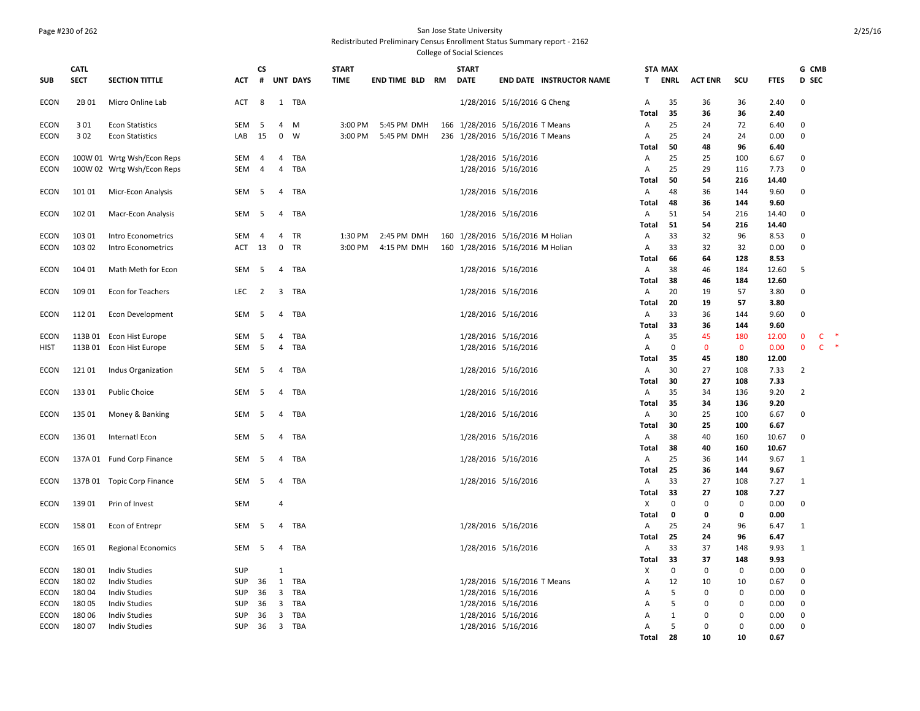San Jose State University
Redistributed Preliminary Census Enrollment Status Summary report - 2162
College of Social Sciences

| SUB | CATL SECT | SECTION TITTLE | ACT | CS # | UNT | DAYS | START TIME | END TIME | BLD | RM | START DATE | END DATE | INSTRUCTOR NAME | STA T | MAX ENRL | ACT ENR | SCU | FTES | G D | CMB SEC |
|---|---|---|---|---|---|---|---|---|---|---|---|---|---|---|---|---|---|---|---|---|
| ECON | 2B 01 | Micro Online Lab | ACT | 8 | 1 | TBA | | | | | 1/28/2016 | 5/16/2016 | G Cheng | A | 35 | 36 | 36 | 2.40 | 0 | |
| | | | | | | | | | | | | | | **Total** | **35** | **36** | **36** | **2.40** | | |
| ECON | 3 01 | Econ Statistics | SEM | 5 | 4 | M | 3:00 PM | 5:45 PM | DMH | 166 | 1/28/2016 | 5/16/2016 | T Means | A | 25 | 24 | 72 | 6.40 | 0 | |
| ECON | 3 02 | Econ Statistics | LAB | 15 | 0 | W | 3:00 PM | 5:45 PM | DMH | 236 | 1/28/2016 | 5/16/2016 | T Means | A | 25 | 24 | 24 | 0.00 | 0 | |
| | | | | | | | | | | | | | | **Total** | **50** | **48** | **96** | **6.40** | | |
| ECON | 100W 01 | Wrtg Wsh/Econ Reps | SEM | 4 | 4 | TBA | | | | | 1/28/2016 | 5/16/2016 | | A | 25 | 25 | 100 | 6.67 | 0 | |
| ECON | 100W 02 | Wrtg Wsh/Econ Reps | SEM | 4 | 4 | TBA | | | | | 1/28/2016 | 5/16/2016 | | A | 25 | 29 | 116 | 7.73 | 0 | |
| | | | | | | | | | | | | | | **Total** | **50** | **54** | **216** | **14.40** | | |
| ECON | 101 01 | Micr-Econ Analysis | SEM | 5 | 4 | TBA | | | | | 1/28/2016 | 5/16/2016 | | A | 48 | 36 | 144 | 9.60 | 0 | |
| | | | | | | | | | | | | | | **Total** | **48** | **36** | **144** | **9.60** | | |
| ECON | 102 01 | Macr-Econ Analysis | SEM | 5 | 4 | TBA | | | | | 1/28/2016 | 5/16/2016 | | A | 51 | 54 | 216 | 14.40 | 0 | |
| | | | | | | | | | | | | | | **Total** | **51** | **54** | **216** | **14.40** | | |
| ECON | 103 01 | Intro Econometrics | SEM | 4 | 4 | TR | 1:30 PM | 2:45 PM | DMH | 160 | 1/28/2016 | 5/16/2016 | M Holian | A | 33 | 32 | 96 | 8.53 | 0 | |
| ECON | 103 02 | Intro Econometrics | ACT | 13 | 0 | TR | 3:00 PM | 4:15 PM | DMH | 160 | 1/28/2016 | 5/16/2016 | M Holian | A | 33 | 32 | 32 | 0.00 | 0 | |
| | | | | | | | | | | | | | | **Total** | **66** | **64** | **128** | **8.53** | | |
| ECON | 104 01 | Math Meth for Econ | SEM | 5 | 4 | TBA | | | | | 1/28/2016 | 5/16/2016 | | A | 38 | 46 | 184 | 12.60 | 5 | |
| | | | | | | | | | | | | | | **Total** | **38** | **46** | **184** | **12.60** | | |
| ECON | 109 01 | Econ for Teachers | LEC | 2 | 3 | TBA | | | | | 1/28/2016 | 5/16/2016 | | A | 20 | 19 | 57 | 3.80 | 0 | |
| | | | | | | | | | | | | | | **Total** | **20** | **19** | **57** | **3.80** | | |
| ECON | 112 01 | Econ Development | SEM | 5 | 4 | TBA | | | | | 1/28/2016 | 5/16/2016 | | A | 33 | 36 | 144 | 9.60 | 0 | |
| | | | | | | | | | | | | | | **Total** | **33** | **36** | **144** | **9.60** | | |
| ECON | 113B 01 | Econ Hist Europe | SEM | 5 | 4 | TBA | | | | | 1/28/2016 | 5/16/2016 | | A | 35 | 45 | 180 | 12.00 | 0 | C * |
| HIST | 113B 01 | Econ Hist Europe | SEM | 5 | 4 | TBA | | | | | 1/28/2016 | 5/16/2016 | | A | 0 | 0 | 0 | 0.00 | 0 | C * |
| | | | | | | | | | | | | | | **Total** | **35** | **45** | **180** | **12.00** | | |
| ECON | 121 01 | Indus Organization | SEM | 5 | 4 | TBA | | | | | 1/28/2016 | 5/16/2016 | | A | 30 | 27 | 108 | 7.33 | 2 | |
| | | | | | | | | | | | | | | **Total** | **30** | **27** | **108** | **7.33** | | |
| ECON | 133 01 | Public Choice | SEM | 5 | 4 | TBA | | | | | 1/28/2016 | 5/16/2016 | | A | 35 | 34 | 136 | 9.20 | 2 | |
| | | | | | | | | | | | | | | **Total** | **35** | **34** | **136** | **9.20** | | |
| ECON | 135 01 | Money & Banking | SEM | 5 | 4 | TBA | | | | | 1/28/2016 | 5/16/2016 | | A | 30 | 25 | 100 | 6.67 | 0 | |
| | | | | | | | | | | | | | | **Total** | **30** | **25** | **100** | **6.67** | | |
| ECON | 136 01 | Internatl Econ | SEM | 5 | 4 | TBA | | | | | 1/28/2016 | 5/16/2016 | | A | 38 | 40 | 160 | 10.67 | 0 | |
| | | | | | | | | | | | | | | **Total** | **38** | **40** | **160** | **10.67** | | |
| ECON | 137A 01 | Fund Corp Finance | SEM | 5 | 4 | TBA | | | | | 1/28/2016 | 5/16/2016 | | A | 25 | 36 | 144 | 9.67 | 1 | |
| | | | | | | | | | | | | | | **Total** | **25** | **36** | **144** | **9.67** | | |
| ECON | 137B 01 | Topic Corp Finance | SEM | 5 | 4 | TBA | | | | | 1/28/2016 | 5/16/2016 | | A | 33 | 27 | 108 | 7.27 | 1 | |
| | | | | | | | | | | | | | | **Total** | **33** | **27** | **108** | **7.27** | | |
| ECON | 139 01 | Prin of Invest | SEM | | 4 | | | | | | | | | X | 0 | 0 | 0 | 0.00 | 0 | |
| | | | | | | | | | | | | | | **Total** | **0** | **0** | **0** | **0.00** | | |
| ECON | 158 01 | Econ of Entrepr | SEM | 5 | 4 | TBA | | | | | 1/28/2016 | 5/16/2016 | | A | 25 | 24 | 96 | 6.47 | 1 | |
| | | | | | | | | | | | | | | **Total** | **25** | **24** | **96** | **6.47** | | |
| ECON | 165 01 | Regional Economics | SEM | 5 | 4 | TBA | | | | | 1/28/2016 | 5/16/2016 | | A | 33 | 37 | 148 | 9.93 | 1 | |
| | | | | | | | | | | | | | | **Total** | **33** | **37** | **148** | **9.93** | | |
| ECON | 180 01 | Indiv Studies | SUP | | 1 | | | | | | | | | X | 0 | 0 | 0 | 0.00 | 0 | |
| ECON | 180 02 | Indiv Studies | SUP | 36 | 1 | TBA | | | | | 1/28/2016 | 5/16/2016 | T Means | A | 12 | 10 | 10 | 0.67 | 0 | |
| ECON | 180 04 | Indiv Studies | SUP | 36 | 3 | TBA | | | | | 1/28/2016 | 5/16/2016 | | A | 5 | 0 | 0 | 0.00 | 0 | |
| ECON | 180 05 | Indiv Studies | SUP | 36 | 3 | TBA | | | | | 1/28/2016 | 5/16/2016 | | A | 5 | 0 | 0 | 0.00 | 0 | |
| ECON | 180 06 | Indiv Studies | SUP | 36 | 3 | TBA | | | | | 1/28/2016 | 5/16/2016 | | A | 1 | 0 | 0 | 0.00 | 0 | |
| ECON | 180 07 | Indiv Studies | SUP | 36 | 3 | TBA | | | | | 1/28/2016 | 5/16/2016 | | A | 5 | 0 | 0 | 0.00 | 0 | |
| | | | | | | | | | | | | | | **Total** | **28** | **10** | **10** | **0.67** | | |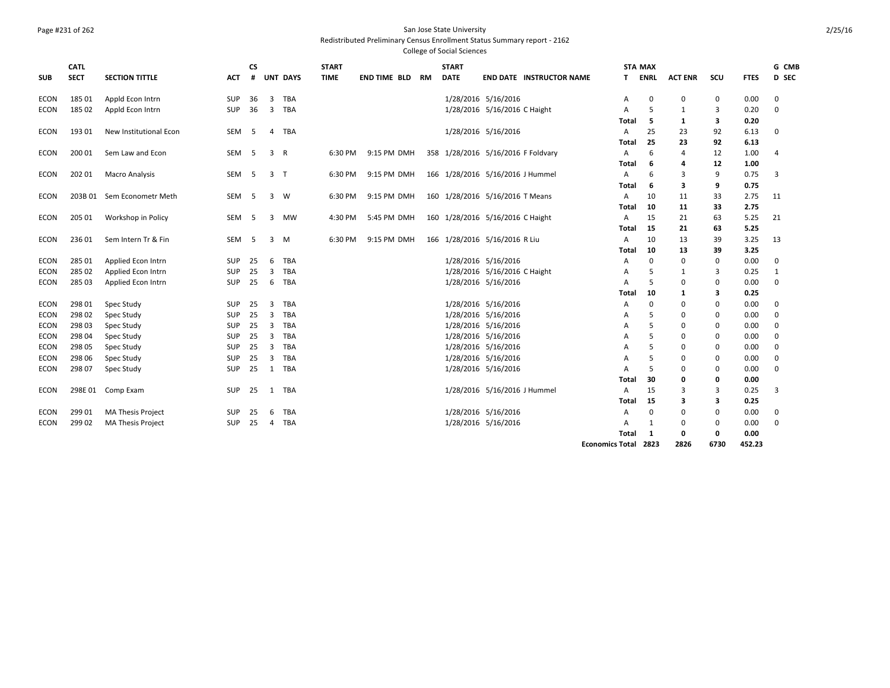San Jose State University

Redistributed Preliminary Census Enrollment Status Summary report - 2162

College of Social Sciences

| SUB | CATL SECT | SECTION TITTLE | ACT | CS # | UNT | DAYS | START TIME | END TIME | BLD | RM | START DATE | END DATE | INSTRUCTOR NAME | STA T | MAX ENRL | ACT ENR | SCU | FTES | G D | CMB SEC |
|---|---|---|---|---|---|---|---|---|---|---|---|---|---|---|---|---|---|---|---|---|
| ECON | 185 01 | Appld Econ Intrn | SUP | 36 | 3 | TBA | | | | | 1/28/2016 | 5/16/2016 | | A | 0 | 0 | 0 | 0.00 | 0 | |
| ECON | 185 02 | Appld Econ Intrn | SUP | 36 | 3 | TBA | | | | | 1/28/2016 | 5/16/2016 | C Haight | A | 5 | 1 | 3 | 0.20 | 0 | |
| | | | | | | | | | | | | | | **Total** | **5** | **1** | **3** | **0.20** | | |
| ECON | 193 01 | New Institutional Econ | SEM | 5 | 4 | TBA | | | | | 1/28/2016 | 5/16/2016 | | A | 25 | 23 | 92 | 6.13 | 0 | |
| | | | | | | | | | | | | | | **Total** | **25** | **23** | **92** | **6.13** | | |
| ECON | 200 01 | Sem Law and Econ | SEM | 5 | 3 | R | 6:30 PM | 9:15 PM | DMH | 358 | 1/28/2016 | 5/16/2016 | F Foldvary | A | 6 | 4 | 12 | 1.00 | 4 | |
| | | | | | | | | | | | | | | **Total** | **6** | **4** | **12** | **1.00** | | |
| ECON | 202 01 | Macro Analysis | SEM | 5 | 3 | T | 6:30 PM | 9:15 PM | DMH | 166 | 1/28/2016 | 5/16/2016 | J Hummel | A | 6 | 3 | 9 | 0.75 | 3 | |
| | | | | | | | | | | | | | | **Total** | **6** | **3** | **9** | **0.75** | | |
| ECON | 203B 01 | Sem Econometr Meth | SEM | 5 | 3 | W | 6:30 PM | 9:15 PM | DMH | 160 | 1/28/2016 | 5/16/2016 | T Means | A | 10 | 11 | 33 | 2.75 | 11 | |
| | | | | | | | | | | | | | | **Total** | **10** | **11** | **33** | **2.75** | | |
| ECON | 205 01 | Workshop in Policy | SEM | 5 | 3 | MW | 4:30 PM | 5:45 PM | DMH | 160 | 1/28/2016 | 5/16/2016 | C Haight | A | 15 | 21 | 63 | 5.25 | 21 | |
| | | | | | | | | | | | | | | **Total** | **15** | **21** | **63** | **5.25** | | |
| ECON | 236 01 | Sem Intern Tr & Fin | SEM | 5 | 3 | M | 6:30 PM | 9:15 PM | DMH | 166 | 1/28/2016 | 5/16/2016 | R Liu | A | 10 | 13 | 39 | 3.25 | 13 | |
| | | | | | | | | | | | | | | **Total** | **10** | **13** | **39** | **3.25** | | |
| ECON | 285 01 | Applied Econ Intrn | SUP | 25 | 6 | TBA | | | | | 1/28/2016 | 5/16/2016 | | A | 0 | 0 | 0 | 0.00 | 0 | |
| ECON | 285 02 | Applied Econ Intrn | SUP | 25 | 3 | TBA | | | | | 1/28/2016 | 5/16/2016 | C Haight | A | 5 | 1 | 3 | 0.25 | 1 | |
| ECON | 285 03 | Applied Econ Intrn | SUP | 25 | 6 | TBA | | | | | 1/28/2016 | 5/16/2016 | | A | 5 | 0 | 0 | 0.00 | 0 | |
| | | | | | | | | | | | | | | **Total** | **10** | **1** | **3** | **0.25** | | |
| ECON | 298 01 | Spec Study | SUP | 25 | 3 | TBA | | | | | 1/28/2016 | 5/16/2016 | | A | 0 | 0 | 0 | 0.00 | 0 | |
| ECON | 298 02 | Spec Study | SUP | 25 | 3 | TBA | | | | | 1/28/2016 | 5/16/2016 | | A | 5 | 0 | 0 | 0.00 | 0 | |
| ECON | 298 03 | Spec Study | SUP | 25 | 3 | TBA | | | | | 1/28/2016 | 5/16/2016 | | A | 5 | 0 | 0 | 0.00 | 0 | |
| ECON | 298 04 | Spec Study | SUP | 25 | 3 | TBA | | | | | 1/28/2016 | 5/16/2016 | | A | 5 | 0 | 0 | 0.00 | 0 | |
| ECON | 298 05 | Spec Study | SUP | 25 | 3 | TBA | | | | | 1/28/2016 | 5/16/2016 | | A | 5 | 0 | 0 | 0.00 | 0 | |
| ECON | 298 06 | Spec Study | SUP | 25 | 3 | TBA | | | | | 1/28/2016 | 5/16/2016 | | A | 5 | 0 | 0 | 0.00 | 0 | |
| ECON | 298 07 | Spec Study | SUP | 25 | 1 | TBA | | | | | 1/28/2016 | 5/16/2016 | | A | 5 | 0 | 0 | 0.00 | 0 | |
| | | | | | | | | | | | | | | **Total** | **30** | **0** | **0** | **0.00** | | |
| ECON | 298E 01 | Comp Exam | SUP | 25 | 1 | TBA | | | | | 1/28/2016 | 5/16/2016 | J Hummel | A | 15 | 3 | 3 | 0.25 | 3 | |
| | | | | | | | | | | | | | | **Total** | **15** | **3** | **3** | **0.25** | | |
| ECON | 299 01 | MA Thesis Project | SUP | 25 | 6 | TBA | | | | | 1/28/2016 | 5/16/2016 | | A | 0 | 0 | 0 | 0.00 | 0 | |
| ECON | 299 02 | MA Thesis Project | SUP | 25 | 4 | TBA | | | | | 1/28/2016 | 5/16/2016 | | A | 1 | 0 | 0 | 0.00 | 0 | |
| | | | | | | | | | | | | | | **Total** | **1** | **0** | **0** | **0.00** | | |
| | | | | | | | | | | | | | | **Economics Total** | **2823** | **2826** | **6730** | **452.23** | | |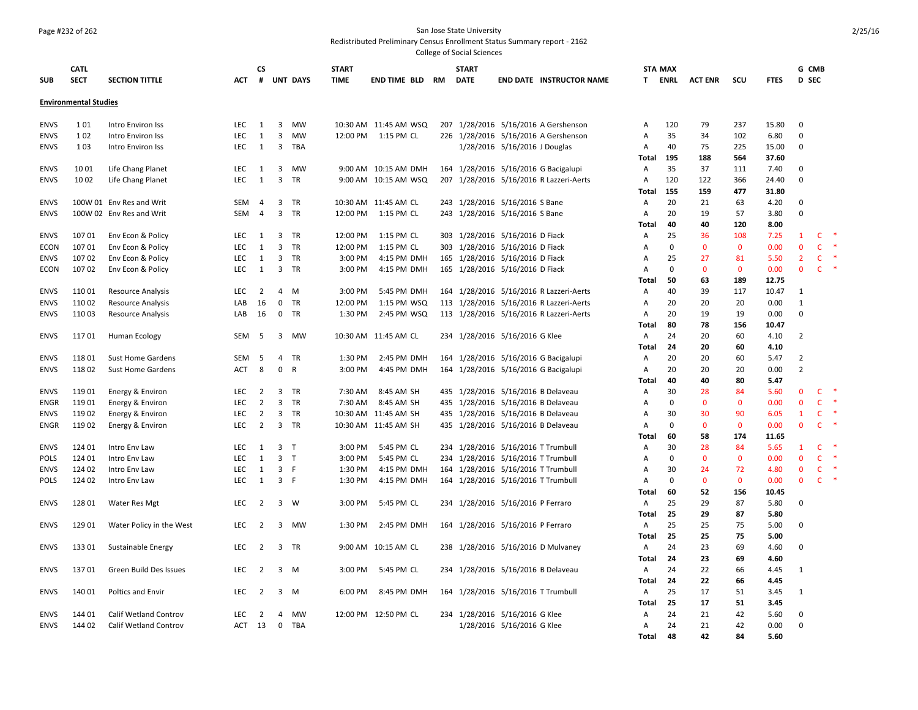San Jose State University
Redistributed Preliminary Census Enrollment Status Summary report - 2162
College of Social Sciences

| SUB | CATL SECT | SECTION TITTLE | ACT | CS # | UNT | DAYS | START TIME | END TIME | BLD | RM | START DATE | END DATE | INSTRUCTOR NAME | STA T | MAX ENRL | ACT ENR | SCU | FTES | G D | CMB SEC |
|---|---|---|---|---|---|---|---|---|---|---|---|---|---|---|---|---|---|---|---|---|
| **Environmental Studies** | | | | | | | | | | | | | | | | | | | | |
| ENVS | 1 01 | Intro Environ Iss | LEC | 1 | 3 | MW | 10:30 AM | 11:45 AM | WSQ | 207 | 1/28/2016 | 5/16/2016 | A Gershenson | A | 120 | 79 | 237 | 15.80 | 0 | |
| ENVS | 1 02 | Intro Environ Iss | LEC | 1 | 3 | MW | 12:00 PM | 1:15 PM | CL | 226 | 1/28/2016 | 5/16/2016 | A Gershenson | A | 35 | 34 | 102 | 6.80 | 0 | |
| ENVS | 1 03 | Intro Environ Iss | LEC | 1 | 3 | TBA | | | | | 1/28/2016 | 5/16/2016 | J Douglas | A | 40 | 75 | 225 | 15.00 | 0 | |
| | | | | | | | | | | | | | | **Total** | **195** | **188** | **564** | **37.60** | | |
| ENVS | 10 01 | Life Chang Planet | LEC | 1 | 3 | MW | 9:00 AM | 10:15 AM | DMH | 164 | 1/28/2016 | 5/16/2016 | G Bacigalupi | A | 35 | 37 | 111 | 7.40 | 0 | |
| ENVS | 10 02 | Life Chang Planet | LEC | 1 | 3 | TR | 9:00 AM | 10:15 AM | WSQ | 207 | 1/28/2016 | 5/16/2016 | R Lazzeri-Aerts | A | 120 | 122 | 366 | 24.40 | 0 | |
| | | | | | | | | | | | | | | **Total** | **155** | **159** | **477** | **31.80** | | |
| ENVS | 100W 01 | Env Res and Writ | SEM | 4 | 3 | TR | 10:30 AM | 11:45 AM | CL | 243 | 1/28/2016 | 5/16/2016 | S Bane | A | 20 | 21 | 63 | 4.20 | 0 | |
| ENVS | 100W 02 | Env Res and Writ | SEM | 4 | 3 | TR | 12:00 PM | 1:15 PM | CL | 243 | 1/28/2016 | 5/16/2016 | S Bane | A | 20 | 19 | 57 | 3.80 | 0 | |
| | | | | | | | | | | | | | | **Total** | **40** | **40** | **120** | **8.00** | | |
| ENVS | 107 01 | Env Econ & Policy | LEC | 1 | 3 | TR | 12:00 PM | 1:15 PM | CL | 303 | 1/28/2016 | 5/16/2016 | D Fiack | A | 25 | 36 | 108 | 7.25 | 1 | C * |
| ECON | 107 01 | Env Econ & Policy | LEC | 1 | 3 | TR | 12:00 PM | 1:15 PM | CL | 303 | 1/28/2016 | 5/16/2016 | D Fiack | A | 0 | 0 | 0 | 0.00 | 0 | C * |
| ENVS | 107 02 | Env Econ & Policy | LEC | 1 | 3 | TR | 3:00 PM | 4:15 PM | DMH | 165 | 1/28/2016 | 5/16/2016 | D Fiack | A | 25 | 27 | 81 | 5.50 | 2 | C * |
| ECON | 107 02 | Env Econ & Policy | LEC | 1 | 3 | TR | 3:00 PM | 4:15 PM | DMH | 165 | 1/28/2016 | 5/16/2016 | D Fiack | A | 0 | 0 | 0 | 0.00 | 0 | C * |
| | | | | | | | | | | | | | | **Total** | **50** | **63** | **189** | **12.75** | | |
| ENVS | 110 01 | Resource Analysis | LEC | 2 | 4 | M | 3:00 PM | 5:45 PM | DMH | 164 | 1/28/2016 | 5/16/2016 | R Lazzeri-Aerts | A | 40 | 39 | 117 | 10.47 | 1 | |
| ENVS | 110 02 | Resource Analysis | LAB | 16 | 0 | TR | 12:00 PM | 1:15 PM | WSQ | 113 | 1/28/2016 | 5/16/2016 | R Lazzeri-Aerts | A | 20 | 20 | 20 | 0.00 | 1 | |
| ENVS | 110 03 | Resource Analysis | LAB | 16 | 0 | TR | 1:30 PM | 2:45 PM | WSQ | 113 | 1/28/2016 | 5/16/2016 | R Lazzeri-Aerts | A | 20 | 19 | 19 | 0.00 | 0 | |
| | | | | | | | | | | | | | | **Total** | **80** | **78** | **156** | **10.47** | | |
| ENVS | 117 01 | Human Ecology | SEM | 5 | 3 | MW | 10:30 AM | 11:45 AM | CL | 234 | 1/28/2016 | 5/16/2016 | G Klee | A | 24 | 20 | 60 | 4.10 | 2 | |
| | | | | | | | | | | | | | | **Total** | **24** | **20** | **60** | **4.10** | | |
| ENVS | 118 01 | Sust Home Gardens | SEM | 5 | 4 | TR | 1:30 PM | 2:45 PM | DMH | 164 | 1/28/2016 | 5/16/2016 | G Bacigalupi | A | 20 | 20 | 60 | 5.47 | 2 | |
| ENVS | 118 02 | Sust Home Gardens | ACT | 8 | 0 | R | 3:00 PM | 4:45 PM | DMH | 164 | 1/28/2016 | 5/16/2016 | G Bacigalupi | A | 20 | 20 | 20 | 0.00 | 2 | |
| | | | | | | | | | | | | | | **Total** | **40** | **40** | **80** | **5.47** | | |
| ENVS | 119 01 | Energy & Environ | LEC | 2 | 3 | TR | 7:30 AM | 8:45 AM | SH | 435 | 1/28/2016 | 5/16/2016 | B Delaveau | A | 30 | 28 | 84 | 5.60 | 0 | C * |
| ENGR | 119 01 | Energy & Environ | LEC | 2 | 3 | TR | 7:30 AM | 8:45 AM | SH | 435 | 1/28/2016 | 5/16/2016 | B Delaveau | A | 0 | 0 | 0 | 0.00 | 0 | C * |
| ENVS | 119 02 | Energy & Environ | LEC | 2 | 3 | TR | 10:30 AM | 11:45 AM | SH | 435 | 1/28/2016 | 5/16/2016 | B Delaveau | A | 30 | 30 | 90 | 6.05 | 1 | C * |
| ENGR | 119 02 | Energy & Environ | LEC | 2 | 3 | TR | 10:30 AM | 11:45 AM | SH | 435 | 1/28/2016 | 5/16/2016 | B Delaveau | A | 0 | 0 | 0 | 0.00 | 0 | C * |
| | | | | | | | | | | | | | | **Total** | **60** | **58** | **174** | **11.65** | | |
| ENVS | 124 01 | Intro Env Law | LEC | 1 | 3 | T | 3:00 PM | 5:45 PM | CL | 234 | 1/28/2016 | 5/16/2016 | T Trumbull | A | 30 | 28 | 84 | 5.65 | 1 | C * |
| POLS | 124 01 | Intro Env Law | LEC | 1 | 3 | T | 3:00 PM | 5:45 PM | CL | 234 | 1/28/2016 | 5/16/2016 | T Trumbull | A | 0 | 0 | 0 | 0.00 | 0 | C * |
| ENVS | 124 02 | Intro Env Law | LEC | 1 | 3 | F | 1:30 PM | 4:15 PM | DMH | 164 | 1/28/2016 | 5/16/2016 | T Trumbull | A | 30 | 24 | 72 | 4.80 | 0 | C * |
| POLS | 124 02 | Intro Env Law | LEC | 1 | 3 | F | 1:30 PM | 4:15 PM | DMH | 164 | 1/28/2016 | 5/16/2016 | T Trumbull | A | 0 | 0 | 0 | 0.00 | 0 | C * |
| | | | | | | | | | | | | | | **Total** | **60** | **52** | **156** | **10.45** | | |
| ENVS | 128 01 | Water Res Mgt | LEC | 2 | 3 | W | 3:00 PM | 5:45 PM | CL | 234 | 1/28/2016 | 5/16/2016 | P Ferraro | A | 25 | 29 | 87 | 5.80 | 0 | |
| | | | | | | | | | | | | | | **Total** | **25** | **29** | **87** | **5.80** | | |
| ENVS | 129 01 | Water Policy in the West | LEC | 2 | 3 | MW | 1:30 PM | 2:45 PM | DMH | 164 | 1/28/2016 | 5/16/2016 | P Ferraro | A | 25 | 25 | 75 | 5.00 | 0 | |
| | | | | | | | | | | | | | | **Total** | **25** | **25** | **75** | **5.00** | | |
| ENVS | 133 01 | Sustainable Energy | LEC | 2 | 3 | TR | 9:00 AM | 10:15 AM | CL | 238 | 1/28/2016 | 5/16/2016 | D Mulvaney | A | 24 | 23 | 69 | 4.60 | 0 | |
| | | | | | | | | | | | | | | **Total** | **24** | **23** | **69** | **4.60** | | |
| ENVS | 137 01 | Green Build Des Issues | LEC | 2 | 3 | M | 3:00 PM | 5:45 PM | CL | 234 | 1/28/2016 | 5/16/2016 | B Delaveau | A | 24 | 22 | 66 | 4.45 | 1 | |
| | | | | | | | | | | | | | | **Total** | **24** | **22** | **66** | **4.45** | | |
| ENVS | 140 01 | Poltics and Envir | LEC | 2 | 3 | M | 6:00 PM | 8:45 PM | DMH | 164 | 1/28/2016 | 5/16/2016 | T Trumbull | A | 25 | 17 | 51 | 3.45 | 1 | |
| | | | | | | | | | | | | | | **Total** | **25** | **17** | **51** | **3.45** | | |
| ENVS | 144 01 | Calif Wetland Controv | LEC | 2 | 4 | MW | 12:00 PM | 12:50 PM | CL | 234 | 1/28/2016 | 5/16/2016 | G Klee | A | 24 | 21 | 42 | 5.60 | 0 | |
| ENVS | 144 02 | Calif Wetland Controv | ACT | 13 | 0 | TBA | | | | | 1/28/2016 | 5/16/2016 | G Klee | A | 24 | 21 | 42 | 0.00 | 0 | |
| | | | | | | | | | | | | | | **Total** | **48** | **42** | **84** | **5.60** | | |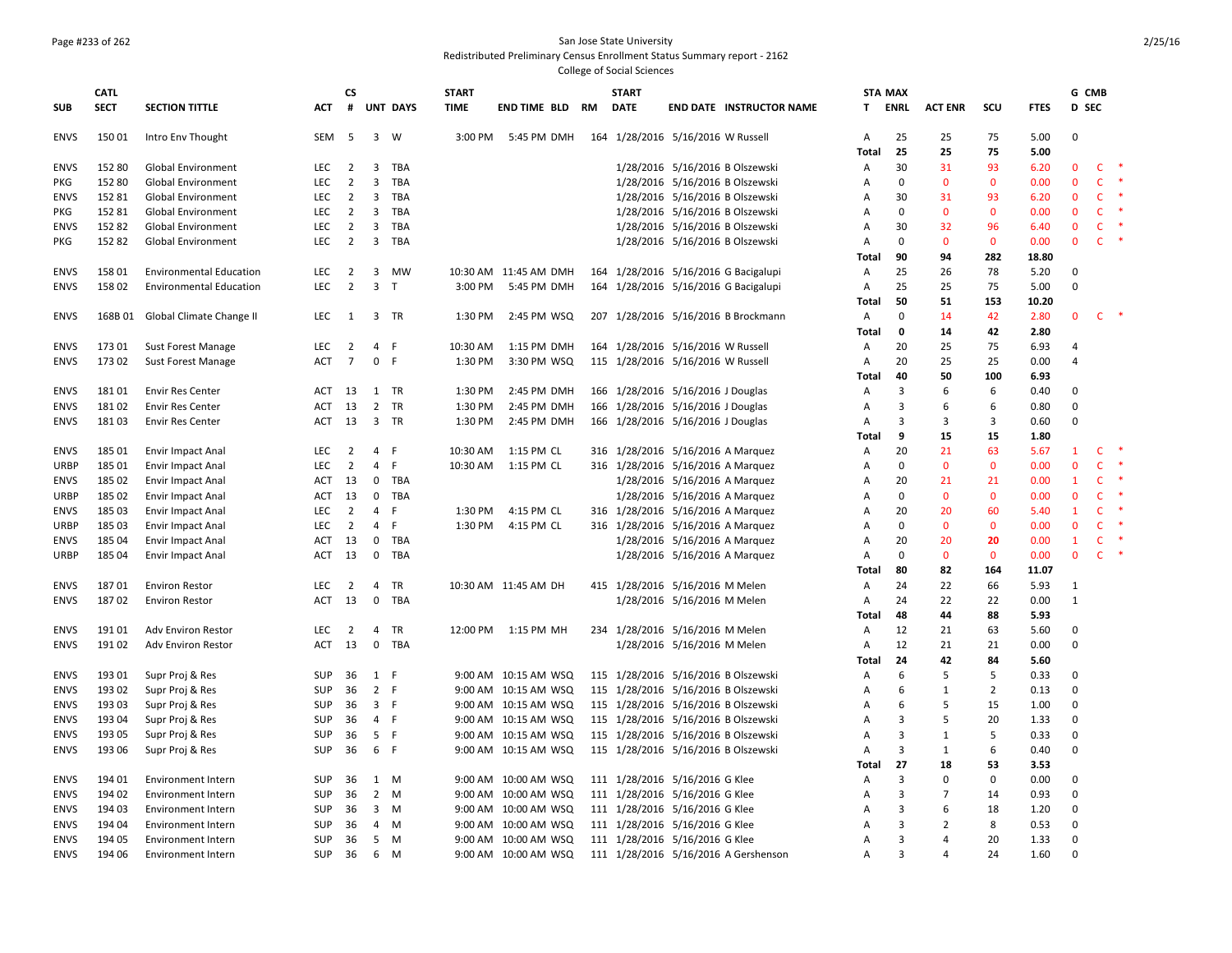San Jose State University
Redistributed Preliminary Census Enrollment Status Summary report - 2162
College of Social Sciences

| SUB | CATL SECT | SECTION TITTLE | ACT | CS # | UNT | DAYS | START TIME | END TIME | BLD | RM | START DATE | END DATE | INSTRUCTOR NAME | STA T | MAX ENRL | ACT ENR | SCU | FTES | G D | CMB SEC | |
|---|---|---|---|---|---|---|---|---|---|---|---|---|---|---|---|---|---|---|---|---|---|
| ENVS | 150 01 | Intro Env Thought | SEM | 5 | 3 | W | 3:00 PM | 5:45 PM | DMH | 164 | 1/28/2016 | 5/16/2016 | W Russell | A | 25 | 25 | 75 | 5.00 | 0 | | |
| | | | | | | | | | | | | | | Total | 25 | 25 | 75 | 5.00 | | | |
| ENVS | 152 80 | Global Environment | LEC | 2 | 3 | TBA | | | | | 1/28/2016 | 5/16/2016 | B Olszewski | A | 30 | 31 | 93 | 6.20 | 0 | C | * |
| PKG | 152 80 | Global Environment | LEC | 2 | 3 | TBA | | | | | 1/28/2016 | 5/16/2016 | B Olszewski | A | 0 | 0 | 0 | 0.00 | 0 | C | * |
| ENVS | 152 81 | Global Environment | LEC | 2 | 3 | TBA | | | | | 1/28/2016 | 5/16/2016 | B Olszewski | A | 30 | 31 | 93 | 6.20 | 0 | C | * |
| PKG | 152 81 | Global Environment | LEC | 2 | 3 | TBA | | | | | 1/28/2016 | 5/16/2016 | B Olszewski | A | 0 | 0 | 0 | 0.00 | 0 | C | * |
| ENVS | 152 82 | Global Environment | LEC | 2 | 3 | TBA | | | | | 1/28/2016 | 5/16/2016 | B Olszewski | A | 30 | 32 | 96 | 6.40 | 0 | C | * |
| PKG | 152 82 | Global Environment | LEC | 2 | 3 | TBA | | | | | 1/28/2016 | 5/16/2016 | B Olszewski | A | 0 | 0 | 0 | 0.00 | 0 | C | * |
| | | | | | | | | | | | | | | Total | 90 | 94 | 282 | 18.80 | | | |
| ENVS | 158 01 | Environmental Education | LEC | 2 | 3 | MW | 10:30 AM | 11:45 AM | DMH | 164 | 1/28/2016 | 5/16/2016 | G Bacigalupi | A | 25 | 26 | 78 | 5.20 | 0 | | |
| ENVS | 158 02 | Environmental Education | LEC | 2 | 3 | T | 3:00 PM | 5:45 PM | DMH | 164 | 1/28/2016 | 5/16/2016 | G Bacigalupi | A | 25 | 25 | 75 | 5.00 | 0 | | |
| | | | | | | | | | | | | | | Total | 50 | 51 | 153 | 10.20 | | | |
| ENVS | 168B 01 | Global Climate Change II | LEC | 1 | 3 | TR | 1:30 PM | 2:45 PM | WSQ | 207 | 1/28/2016 | 5/16/2016 | B Brockmann | A | 0 | 14 | 42 | 2.80 | 0 | C | * |
| | | | | | | | | | | | | | | Total | 0 | 14 | 42 | 2.80 | | | |
| ENVS | 173 01 | Sust Forest Manage | LEC | 2 | 4 | F | 10:30 AM | 1:15 PM | DMH | 164 | 1/28/2016 | 5/16/2016 | W Russell | A | 20 | 25 | 75 | 6.93 | 4 | | |
| ENVS | 173 02 | Sust Forest Manage | ACT | 7 | 0 | F | 1:30 PM | 3:30 PM | WSQ | 115 | 1/28/2016 | 5/16/2016 | W Russell | A | 20 | 25 | 25 | 0.00 | 4 | | |
| | | | | | | | | | | | | | | Total | 40 | 50 | 100 | 6.93 | | | |
| ENVS | 181 01 | Envir Res Center | ACT | 13 | 1 | TR | 1:30 PM | 2:45 PM | DMH | 166 | 1/28/2016 | 5/16/2016 | J Douglas | A | 3 | 6 | 6 | 0.40 | 0 | | |
| ENVS | 181 02 | Envir Res Center | ACT | 13 | 2 | TR | 1:30 PM | 2:45 PM | DMH | 166 | 1/28/2016 | 5/16/2016 | J Douglas | A | 3 | 6 | 6 | 0.80 | 0 | | |
| ENVS | 181 03 | Envir Res Center | ACT | 13 | 3 | TR | 1:30 PM | 2:45 PM | DMH | 166 | 1/28/2016 | 5/16/2016 | J Douglas | A | 3 | 3 | 3 | 0.60 | 0 | | |
| | | | | | | | | | | | | | | Total | 9 | 15 | 15 | 1.80 | | | |
| ENVS | 185 01 | Envir Impact Anal | LEC | 2 | 4 | F | 10:30 AM | 1:15 PM | CL | 316 | 1/28/2016 | 5/16/2016 | A Marquez | A | 20 | 21 | 63 | 5.67 | 1 | C | * |
| URBP | 185 01 | Envir Impact Anal | LEC | 2 | 4 | F | 10:30 AM | 1:15 PM | CL | 316 | 1/28/2016 | 5/16/2016 | A Marquez | A | 0 | 0 | 0 | 0.00 | 0 | C | * |
| ENVS | 185 02 | Envir Impact Anal | ACT | 13 | 0 | TBA | | | | | 1/28/2016 | 5/16/2016 | A Marquez | A | 20 | 21 | 21 | 0.00 | 1 | C | * |
| URBP | 185 02 | Envir Impact Anal | ACT | 13 | 0 | TBA | | | | | 1/28/2016 | 5/16/2016 | A Marquez | A | 0 | 0 | 0 | 0.00 | 0 | C | * |
| ENVS | 185 03 | Envir Impact Anal | LEC | 2 | 4 | F | 1:30 PM | 4:15 PM | CL | 316 | 1/28/2016 | 5/16/2016 | A Marquez | A | 20 | 20 | 60 | 5.40 | 1 | C | * |
| URBP | 185 03 | Envir Impact Anal | LEC | 2 | 4 | F | 1:30 PM | 4:15 PM | CL | 316 | 1/28/2016 | 5/16/2016 | A Marquez | A | 0 | 0 | 0 | 0.00 | 0 | C | * |
| ENVS | 185 04 | Envir Impact Anal | ACT | 13 | 0 | TBA | | | | | 1/28/2016 | 5/16/2016 | A Marquez | A | 20 | 20 | 20 | 0.00 | 1 | C | * |
| URBP | 185 04 | Envir Impact Anal | ACT | 13 | 0 | TBA | | | | | 1/28/2016 | 5/16/2016 | A Marquez | A | 0 | 0 | 0 | 0.00 | 0 | C | * |
| | | | | | | | | | | | | | | Total | 80 | 82 | 164 | 11.07 | | | |
| ENVS | 187 01 | Environ Restor | LEC | 2 | 4 | TR | 10:30 AM | 11:45 AM | DH | 415 | 1/28/2016 | 5/16/2016 | M Melen | A | 24 | 22 | 66 | 5.93 | 1 | | |
| ENVS | 187 02 | Environ Restor | ACT | 13 | 0 | TBA | | | | | 1/28/2016 | 5/16/2016 | M Melen | A | 24 | 22 | 22 | 0.00 | 1 | | |
| | | | | | | | | | | | | | | Total | 48 | 44 | 88 | 5.93 | | | |
| ENVS | 191 01 | Adv Environ Restor | LEC | 2 | 4 | TR | 12:00 PM | 1:15 PM | MH | 234 | 1/28/2016 | 5/16/2016 | M Melen | A | 12 | 21 | 63 | 5.60 | 0 | | |
| ENVS | 191 02 | Adv Environ Restor | ACT | 13 | 0 | TBA | | | | | 1/28/2016 | 5/16/2016 | M Melen | A | 12 | 21 | 21 | 0.00 | 0 | | |
| | | | | | | | | | | | | | | Total | 24 | 42 | 84 | 5.60 | | | |
| ENVS | 193 01 | Supr Proj & Res | SUP | 36 | 1 | F | 9:00 AM | 10:15 AM | WSQ | 115 | 1/28/2016 | 5/16/2016 | B Olszewski | A | 6 | 5 | 5 | 0.33 | 0 | | |
| ENVS | 193 02 | Supr Proj & Res | SUP | 36 | 2 | F | 9:00 AM | 10:15 AM | WSQ | 115 | 1/28/2016 | 5/16/2016 | B Olszewski | A | 6 | 1 | 2 | 0.13 | 0 | | |
| ENVS | 193 03 | Supr Proj & Res | SUP | 36 | 3 | F | 9:00 AM | 10:15 AM | WSQ | 115 | 1/28/2016 | 5/16/2016 | B Olszewski | A | 6 | 5 | 15 | 1.00 | 0 | | |
| ENVS | 193 04 | Supr Proj & Res | SUP | 36 | 4 | F | 9:00 AM | 10:15 AM | WSQ | 115 | 1/28/2016 | 5/16/2016 | B Olszewski | A | 3 | 5 | 20 | 1.33 | 0 | | |
| ENVS | 193 05 | Supr Proj & Res | SUP | 36 | 5 | F | 9:00 AM | 10:15 AM | WSQ | 115 | 1/28/2016 | 5/16/2016 | B Olszewski | A | 3 | 1 | 5 | 0.33 | 0 | | |
| ENVS | 193 06 | Supr Proj & Res | SUP | 36 | 6 | F | 9:00 AM | 10:15 AM | WSQ | 115 | 1/28/2016 | 5/16/2016 | B Olszewski | A | 3 | 1 | 6 | 0.40 | 0 | | |
| | | | | | | | | | | | | | | Total | 27 | 18 | 53 | 3.53 | | | |
| ENVS | 194 01 | Environment Intern | SUP | 36 | 1 | M | 9:00 AM | 10:00 AM | WSQ | 111 | 1/28/2016 | 5/16/2016 | G Klee | A | 3 | 0 | 0 | 0.00 | 0 | | |
| ENVS | 194 02 | Environment Intern | SUP | 36 | 2 | M | 9:00 AM | 10:00 AM | WSQ | 111 | 1/28/2016 | 5/16/2016 | G Klee | A | 3 | 7 | 14 | 0.93 | 0 | | |
| ENVS | 194 03 | Environment Intern | SUP | 36 | 3 | M | 9:00 AM | 10:00 AM | WSQ | 111 | 1/28/2016 | 5/16/2016 | G Klee | A | 3 | 6 | 18 | 1.20 | 0 | | |
| ENVS | 194 04 | Environment Intern | SUP | 36 | 4 | M | 9:00 AM | 10:00 AM | WSQ | 111 | 1/28/2016 | 5/16/2016 | G Klee | A | 3 | 2 | 8 | 0.53 | 0 | | |
| ENVS | 194 05 | Environment Intern | SUP | 36 | 5 | M | 9:00 AM | 10:00 AM | WSQ | 111 | 1/28/2016 | 5/16/2016 | G Klee | A | 3 | 4 | 20 | 1.33 | 0 | | |
| ENVS | 194 06 | Environment Intern | SUP | 36 | 6 | M | 9:00 AM | 10:00 AM | WSQ | 111 | 1/28/2016 | 5/16/2016 | A Gershenson | A | 3 | 4 | 24 | 1.60 | 0 | | |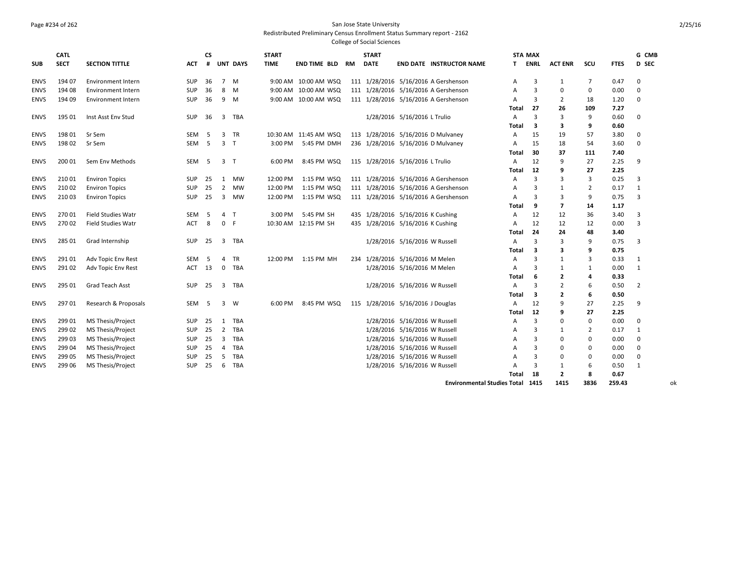San Jose State University
Redistributed Preliminary Census Enrollment Status Summary report - 2162
College of Social Sciences

| SUB | CATL SECT | SECTION TITTLE | ACT | CS # | UNT | DAYS | START TIME | END TIME | BLD | RM | START DATE | END DATE | INSTRUCTOR NAME | STA T | MAX ENRL | ACT ENR | SCU | FTES | G D | CMB SEC |
|---|---|---|---|---|---|---|---|---|---|---|---|---|---|---|---|---|---|---|---|---|
| ENVS | 194 07 | Environment Intern | SUP | 36 | 7 | M | 9:00 AM | 10:00 AM | WSQ | 111 | 1/28/2016 | 5/16/2016 | A Gershenson | A | 3 | 1 | 7 | 0.47 | 0 | |
| ENVS | 194 08 | Environment Intern | SUP | 36 | 8 | M | 9:00 AM | 10:00 AM | WSQ | 111 | 1/28/2016 | 5/16/2016 | A Gershenson | A | 3 | 0 | 0 | 0.00 | 0 | |
| ENVS | 194 09 | Environment Intern | SUP | 36 | 9 | M | 9:00 AM | 10:00 AM | WSQ | 111 | 1/28/2016 | 5/16/2016 | A Gershenson | A | 3 | 2 | 18 | 1.20 | 0 | |
| | | | | | | | | | | | | | | **Total** | **27** | **26** | **109** | **7.27** | | |
| ENVS | 195 01 | Inst Asst Env Stud | SUP | 36 | 3 | TBA | | | | | 1/28/2016 | 5/16/2016 | L Trulio | A | 3 | 3 | 9 | 0.60 | 0 | |
| | | | | | | | | | | | | | | **Total** | **3** | **3** | **9** | **0.60** | | |
| ENVS | 198 01 | Sr Sem | SEM | 5 | 3 | TR | 10:30 AM | 11:45 AM | WSQ | 113 | 1/28/2016 | 5/16/2016 | D Mulvaney | A | 15 | 19 | 57 | 3.80 | 0 | |
| ENVS | 198 02 | Sr Sem | SEM | 5 | 3 | T | 3:00 PM | 5:45 PM | DMH | 236 | 1/28/2016 | 5/16/2016 | D Mulvaney | A | 15 | 18 | 54 | 3.60 | 0 | |
| | | | | | | | | | | | | | | **Total** | **30** | **37** | **111** | **7.40** | | |
| ENVS | 200 01 | Sem Env Methods | SEM | 5 | 3 | T | 6:00 PM | 8:45 PM | WSQ | 115 | 1/28/2016 | 5/16/2016 | L Trulio | A | 12 | 9 | 27 | 2.25 | 9 | |
| | | | | | | | | | | | | | | **Total** | **12** | **9** | **27** | **2.25** | | |
| ENVS | 210 01 | Environ Topics | SUP | 25 | 1 | MW | 12:00 PM | 1:15 PM | WSQ | 111 | 1/28/2016 | 5/16/2016 | A Gershenson | A | 3 | 3 | 3 | 0.25 | 3 | |
| ENVS | 210 02 | Environ Topics | SUP | 25 | 2 | MW | 12:00 PM | 1:15 PM | WSQ | 111 | 1/28/2016 | 5/16/2016 | A Gershenson | A | 3 | 1 | 2 | 0.17 | 1 | |
| ENVS | 210 03 | Environ Topics | SUP | 25 | 3 | MW | 12:00 PM | 1:15 PM | WSQ | 111 | 1/28/2016 | 5/16/2016 | A Gershenson | A | 3 | 3 | 9 | 0.75 | 3 | |
| | | | | | | | | | | | | | | **Total** | **9** | **7** | **14** | **1.17** | | |
| ENVS | 270 01 | Field Studies Watr | SEM | 5 | 4 | T | 3:00 PM | 5:45 PM | SH | 435 | 1/28/2016 | 5/16/2016 | K Cushing | A | 12 | 12 | 36 | 3.40 | 3 | |
| ENVS | 270 02 | Field Studies Watr | ACT | 8 | 0 | F | 10:30 AM | 12:15 PM | SH | 435 | 1/28/2016 | 5/16/2016 | K Cushing | A | 12 | 12 | 12 | 0.00 | 3 | |
| | | | | | | | | | | | | | | **Total** | **24** | **24** | **48** | **3.40** | | |
| ENVS | 285 01 | Grad Internship | SUP | 25 | 3 | TBA | | | | | 1/28/2016 | 5/16/2016 | W Russell | A | 3 | 3 | 9 | 0.75 | 3 | |
| | | | | | | | | | | | | | | **Total** | **3** | **3** | **9** | **0.75** | | |
| ENVS | 291 01 | Adv Topic Env Rest | SEM | 5 | 4 | TR | 12:00 PM | 1:15 PM | MH | 234 | 1/28/2016 | 5/16/2016 | M Melen | A | 3 | 1 | 3 | 0.33 | 1 | |
| ENVS | 291 02 | Adv Topic Env Rest | ACT | 13 | 0 | TBA | | | | | 1/28/2016 | 5/16/2016 | M Melen | A | 3 | 1 | 1 | 0.00 | 1 | |
| | | | | | | | | | | | | | | **Total** | **6** | **2** | **4** | **0.33** | | |
| ENVS | 295 01 | Grad Teach Asst | SUP | 25 | 3 | TBA | | | | | 1/28/2016 | 5/16/2016 | W Russell | A | 3 | 2 | 6 | 0.50 | 2 | |
| | | | | | | | | | | | | | | **Total** | **3** | **2** | **6** | **0.50** | | |
| ENVS | 297 01 | Research & Proposals | SEM | 5 | 3 | W | 6:00 PM | 8:45 PM | WSQ | 115 | 1/28/2016 | 5/16/2016 | J Douglas | A | 12 | 9 | 27 | 2.25 | 9 | |
| | | | | | | | | | | | | | | **Total** | **12** | **9** | **27** | **2.25** | | |
| ENVS | 299 01 | MS Thesis/Project | SUP | 25 | 1 | TBA | | | | | 1/28/2016 | 5/16/2016 | W Russell | A | 3 | 0 | 0 | 0.00 | 0 | |
| ENVS | 299 02 | MS Thesis/Project | SUP | 25 | 2 | TBA | | | | | 1/28/2016 | 5/16/2016 | W Russell | A | 3 | 1 | 2 | 0.17 | 1 | |
| ENVS | 299 03 | MS Thesis/Project | SUP | 25 | 3 | TBA | | | | | 1/28/2016 | 5/16/2016 | W Russell | A | 3 | 0 | 0 | 0.00 | 0 | |
| ENVS | 299 04 | MS Thesis/Project | SUP | 25 | 4 | TBA | | | | | 1/28/2016 | 5/16/2016 | W Russell | A | 3 | 0 | 0 | 0.00 | 0 | |
| ENVS | 299 05 | MS Thesis/Project | SUP | 25 | 5 | TBA | | | | | 1/28/2016 | 5/16/2016 | W Russell | A | 3 | 0 | 0 | 0.00 | 0 | |
| ENVS | 299 06 | MS Thesis/Project | SUP | 25 | 6 | TBA | | | | | 1/28/2016 | 5/16/2016 | W Russell | A | 3 | 1 | 6 | 0.50 | 1 | |
| | | | | | | | | | | | | | | **Total** | **18** | **2** | **8** | **0.67** | | |
| | | | | | | | | | | | | | **Environmental Studies Total** | | **1415** | **1415** | **3836** | **259.43** | | ok |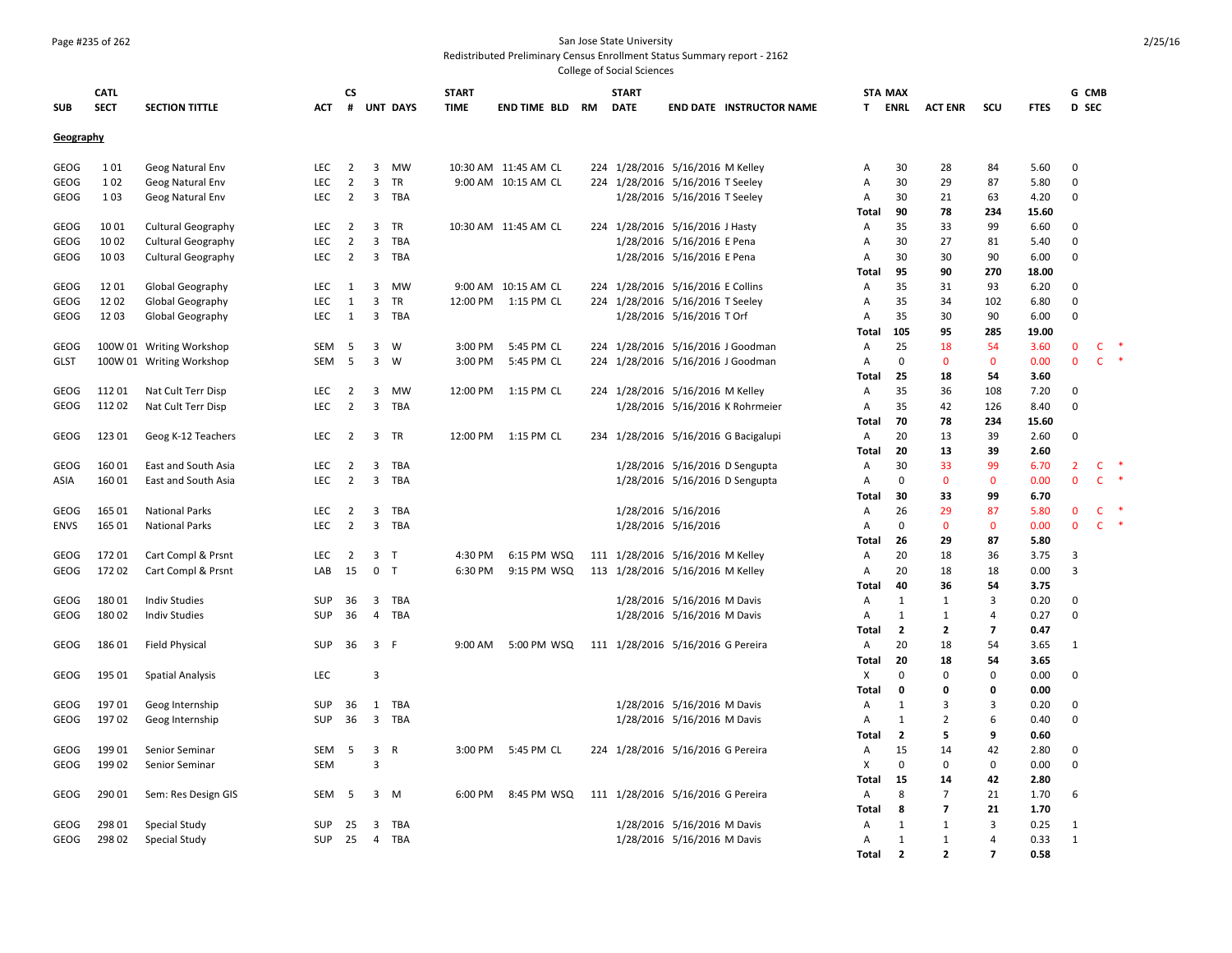San Jose State University
Redistributed Preliminary Census Enrollment Status Summary report - 2162
College of Social Sciences

| SUB | CATL SECT | SECTION TITTLE | ACT | CS # | UNT | DAYS | START TIME | END TIME | BLD | RM | START DATE | END DATE | INSTRUCTOR NAME | STAT | MAX ENRL | ACT ENR | SCU | FTES | GD | CMB SEC | |
|---|---|---|---|---|---|---|---|---|---|---|---|---|---|---|---|---|---|---|---|---|---|
| **Geography** | | | | | | | | | | | | | | | | | | | | | |
| GEOG | 1 01 | Geog Natural Env | LEC | 2 | 3 | MW | 10:30 AM | 11:45 AM | CL | 224 | 1/28/2016 | 5/16/2016 | M Kelley | A | 30 | 28 | 84 | 5.60 | 0 | | |
| GEOG | 1 02 | Geog Natural Env | LEC | 2 | 3 | TR | 9:00 AM | 10:15 AM | CL | 224 | 1/28/2016 | 5/16/2016 | T Seeley | A | 30 | 29 | 87 | 5.80 | 0 | | |
| GEOG | 1 03 | Geog Natural Env | LEC | 2 | 3 | TBA | | | | | 1/28/2016 | 5/16/2016 | T Seeley | A | 30 | 21 | 63 | 4.20 | 0 | | |
| | | | | | | | | | | | | | | Total | 90 | 78 | 234 | 15.60 | | | |
| GEOG | 10 01 | Cultural Geography | LEC | 2 | 3 | TR | 10:30 AM | 11:45 AM | CL | 224 | 1/28/2016 | 5/16/2016 | J Hasty | A | 35 | 33 | 99 | 6.60 | 0 | | |
| GEOG | 10 02 | Cultural Geography | LEC | 2 | 3 | TBA | | | | | 1/28/2016 | 5/16/2016 | E Pena | A | 30 | 27 | 81 | 5.40 | 0 | | |
| GEOG | 10 03 | Cultural Geography | LEC | 2 | 3 | TBA | | | | | 1/28/2016 | 5/16/2016 | E Pena | A | 30 | 30 | 90 | 6.00 | 0 | | |
| | | | | | | | | | | | | | | Total | 95 | 90 | 270 | 18.00 | | | |
| GEOG | 12 01 | Global Geography | LEC | 1 | 3 | MW | 9:00 AM | 10:15 AM | CL | 224 | 1/28/2016 | 5/16/2016 | E Collins | A | 35 | 31 | 93 | 6.20 | 0 | | |
| GEOG | 12 02 | Global Geography | LEC | 1 | 3 | TR | 12:00 PM | 1:15 PM | CL | 224 | 1/28/2016 | 5/16/2016 | T Seeley | A | 35 | 34 | 102 | 6.80 | 0 | | |
| GEOG | 12 03 | Global Geography | LEC | 1 | 3 | TBA | | | | | 1/28/2016 | 5/16/2016 | T Orf | A | 35 | 30 | 90 | 6.00 | 0 | | |
| | | | | | | | | | | | | | | Total | 105 | 95 | 285 | 19.00 | | | |
| GEOG | 100W 01 | Writing Workshop | SEM | 5 | 3 | W | 3:00 PM | 5:45 PM | CL | 224 | 1/28/2016 | 5/16/2016 | J Goodman | A | 25 | 18 | 54 | 3.60 | 0 | C | * |
| GLST | 100W 01 | Writing Workshop | SEM | 5 | 3 | W | 3:00 PM | 5:45 PM | CL | 224 | 1/28/2016 | 5/16/2016 | J Goodman | A | 0 | 0 | 0 | 0.00 | 0 | C | * |
| | | | | | | | | | | | | | | Total | 25 | 18 | 54 | 3.60 | | | |
| GEOG | 112 01 | Nat Cult Terr Disp | LEC | 2 | 3 | MW | 12:00 PM | 1:15 PM | CL | 224 | 1/28/2016 | 5/16/2016 | M Kelley | A | 35 | 36 | 108 | 7.20 | 0 | | |
| GEOG | 112 02 | Nat Cult Terr Disp | LEC | 2 | 3 | TBA | | | | | 1/28/2016 | 5/16/2016 | K Rohrmeier | A | 35 | 42 | 126 | 8.40 | 0 | | |
| | | | | | | | | | | | | | | Total | 70 | 78 | 234 | 15.60 | | | |
| GEOG | 123 01 | Geog K-12 Teachers | LEC | 2 | 3 | TR | 12:00 PM | 1:15 PM | CL | 234 | 1/28/2016 | 5/16/2016 | G Bacigalupi | A | 20 | 13 | 39 | 2.60 | 0 | | |
| | | | | | | | | | | | | | | Total | 20 | 13 | 39 | 2.60 | | | |
| GEOG | 160 01 | East and South Asia | LEC | 2 | 3 | TBA | | | | | 1/28/2016 | 5/16/2016 | D Sengupta | A | 30 | 33 | 99 | 6.70 | 2 | C | * |
| ASIA | 160 01 | East and South Asia | LEC | 2 | 3 | TBA | | | | | 1/28/2016 | 5/16/2016 | D Sengupta | A | 0 | 0 | 0 | 0.00 | 0 | C | * |
| | | | | | | | | | | | | | | Total | 30 | 33 | 99 | 6.70 | | | |
| GEOG | 165 01 | National Parks | LEC | 2 | 3 | TBA | | | | | 1/28/2016 | 5/16/2016 | | A | 26 | 29 | 87 | 5.80 | 0 | C | * |
| ENVS | 165 01 | National Parks | LEC | 2 | 3 | TBA | | | | | 1/28/2016 | 5/16/2016 | | A | 0 | 0 | 0 | 0.00 | 0 | C | * |
| | | | | | | | | | | | | | | Total | 26 | 29 | 87 | 5.80 | | | |
| GEOG | 172 01 | Cart Compl & Prsnt | LEC | 2 | 3 | T | 4:30 PM | 6:15 PM | WSQ | 111 | 1/28/2016 | 5/16/2016 | M Kelley | A | 20 | 18 | 36 | 3.75 | 3 | | |
| GEOG | 172 02 | Cart Compl & Prsnt | LAB | 15 | 0 | T | 6:30 PM | 9:15 PM | WSQ | 113 | 1/28/2016 | 5/16/2016 | M Kelley | A | 20 | 18 | 18 | 0.00 | 3 | | |
| | | | | | | | | | | | | | | Total | 40 | 36 | 54 | 3.75 | | | |
| GEOG | 180 01 | Indiv Studies | SUP | 36 | 3 | TBA | | | | | 1/28/2016 | 5/16/2016 | M Davis | A | 1 | 1 | 3 | 0.20 | 0 | | |
| GEOG | 180 02 | Indiv Studies | SUP | 36 | 4 | TBA | | | | | 1/28/2016 | 5/16/2016 | M Davis | A | 1 | 1 | 4 | 0.27 | 0 | | |
| | | | | | | | | | | | | | | Total | 2 | 2 | 7 | 0.47 | | | |
| GEOG | 186 01 | Field Physical | SUP | 36 | 3 | F | 9:00 AM | 5:00 PM | WSQ | 111 | 1/28/2016 | 5/16/2016 | G Pereira | A | 20 | 18 | 54 | 3.65 | 1 | | |
| | | | | | | | | | | | | | | Total | 20 | 18 | 54 | 3.65 | | | |
| GEOG | 195 01 | Spatial Analysis | LEC | | 3 | | | | | | | | | X | 0 | 0 | 0 | 0.00 | 0 | | |
| | | | | | | | | | | | | | | Total | 0 | 0 | 0 | 0.00 | | | |
| GEOG | 197 01 | Geog Internship | SUP | 36 | 1 | TBA | | | | | 1/28/2016 | 5/16/2016 | M Davis | A | 1 | 3 | 3 | 0.20 | 0 | | |
| GEOG | 197 02 | Geog Internship | SUP | 36 | 3 | TBA | | | | | 1/28/2016 | 5/16/2016 | M Davis | A | 1 | 2 | 6 | 0.40 | 0 | | |
| | | | | | | | | | | | | | | Total | 2 | 5 | 9 | 0.60 | | | |
| GEOG | 199 01 | Senior Seminar | SEM | 5 | 3 | R | 3:00 PM | 5:45 PM | CL | 224 | 1/28/2016 | 5/16/2016 | G Pereira | A | 15 | 14 | 42 | 2.80 | 0 | | |
| GEOG | 199 02 | Senior Seminar | SEM | | 3 | | | | | | | | | X | 0 | 0 | 0 | 0.00 | 0 | | |
| | | | | | | | | | | | | | | Total | 15 | 14 | 42 | 2.80 | | | |
| GEOG | 290 01 | Sem: Res Design GIS | SEM | 5 | 3 | M | 6:00 PM | 8:45 PM | WSQ | 111 | 1/28/2016 | 5/16/2016 | G Pereira | A | 8 | 7 | 21 | 1.70 | 6 | | |
| | | | | | | | | | | | | | | Total | 8 | 7 | 21 | 1.70 | | | |
| GEOG | 298 01 | Special Study | SUP | 25 | 3 | TBA | | | | | 1/28/2016 | 5/16/2016 | M Davis | A | 1 | 1 | 3 | 0.25 | 1 | | |
| GEOG | 298 02 | Special Study | SUP | 25 | 4 | TBA | | | | | 1/28/2016 | 5/16/2016 | M Davis | A | 1 | 1 | 4 | 0.33 | 1 | | |
| | | | | | | | | | | | | | | Total | 2 | 2 | 7 | 0.58 | | | |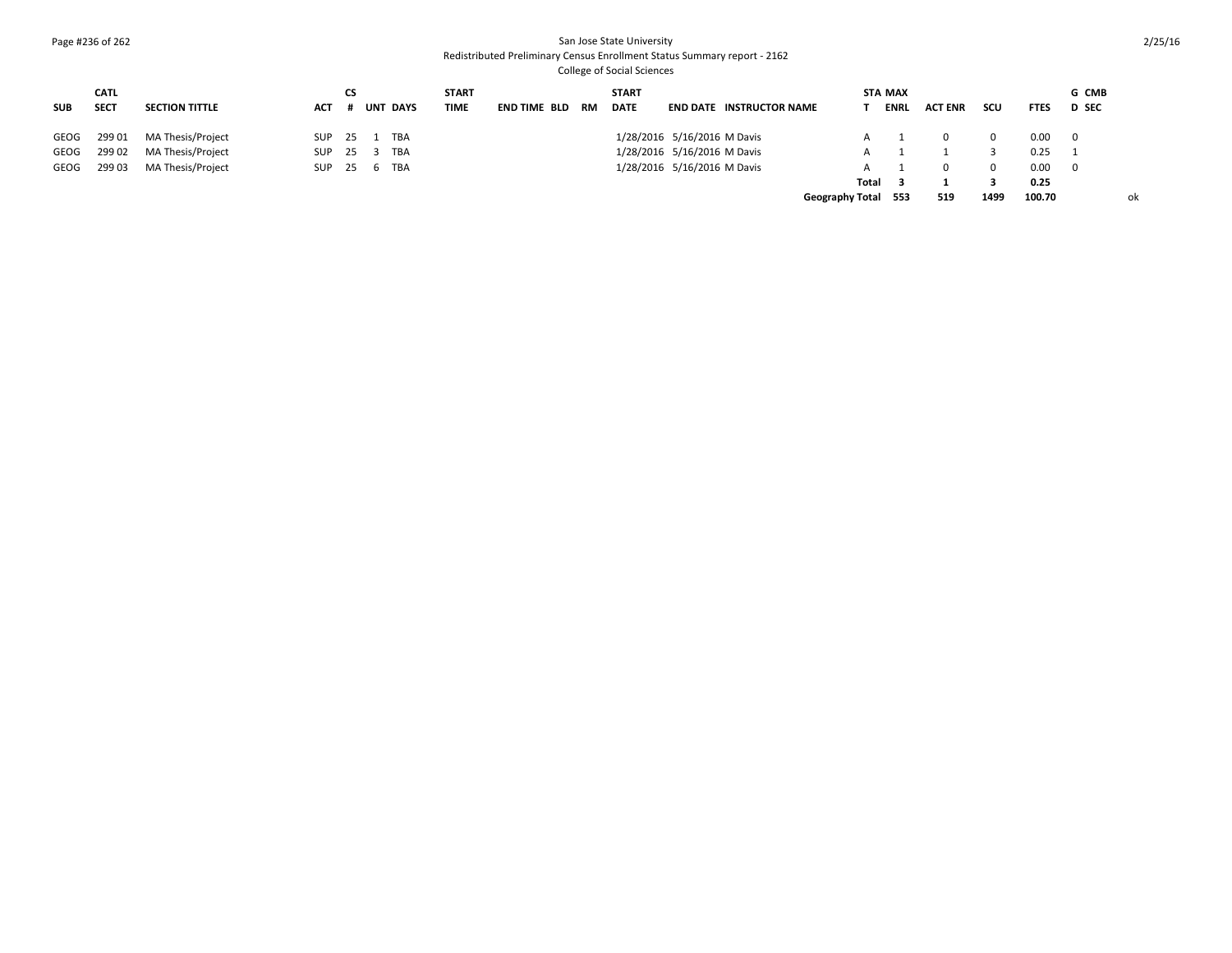| SUB | CATL SECT | SECTION TITTLE | ACT | CS # | UNT | DAYS | START TIME | END TIME | BLD | RM | START DATE | END DATE | INSTRUCTOR NAME | STAT | MAX ENRL | ACT ENR | SCU | FTES | GD | CMB SEC | |
|---|---|---|---|---|---|---|---|---|---|---|---|---|---|---|---|---|---|---|---|---|---|
| GEOG | 299 01 | MA Thesis/Project | SUP | 25 | 1 | TBA | | | | | 1/28/2016 | 5/16/2016 | M Davis | A | 1 | 0 | 0 | 0.00 | 0 | | |
| GEOG | 299 02 | MA Thesis/Project | SUP | 25 | 3 | TBA | | | | | 1/28/2016 | 5/16/2016 | M Davis | A | 1 | 1 | 3 | 0.25 | 1 | | |
| GEOG | 299 03 | MA Thesis/Project | SUP | 25 | 6 | TBA | | | | | 1/28/2016 | 5/16/2016 | M Davis | A | 1 | 0 | 0 | 0.00 | 0 | | |
| | | | | | | | | | | | | | | **Total** | **3** | **1** | **3** | **0.25** | | | |
| | | | | | | | | | | | | | **Geography Total** | | **553** | **519** | **1499** | **100.70** | | | ok |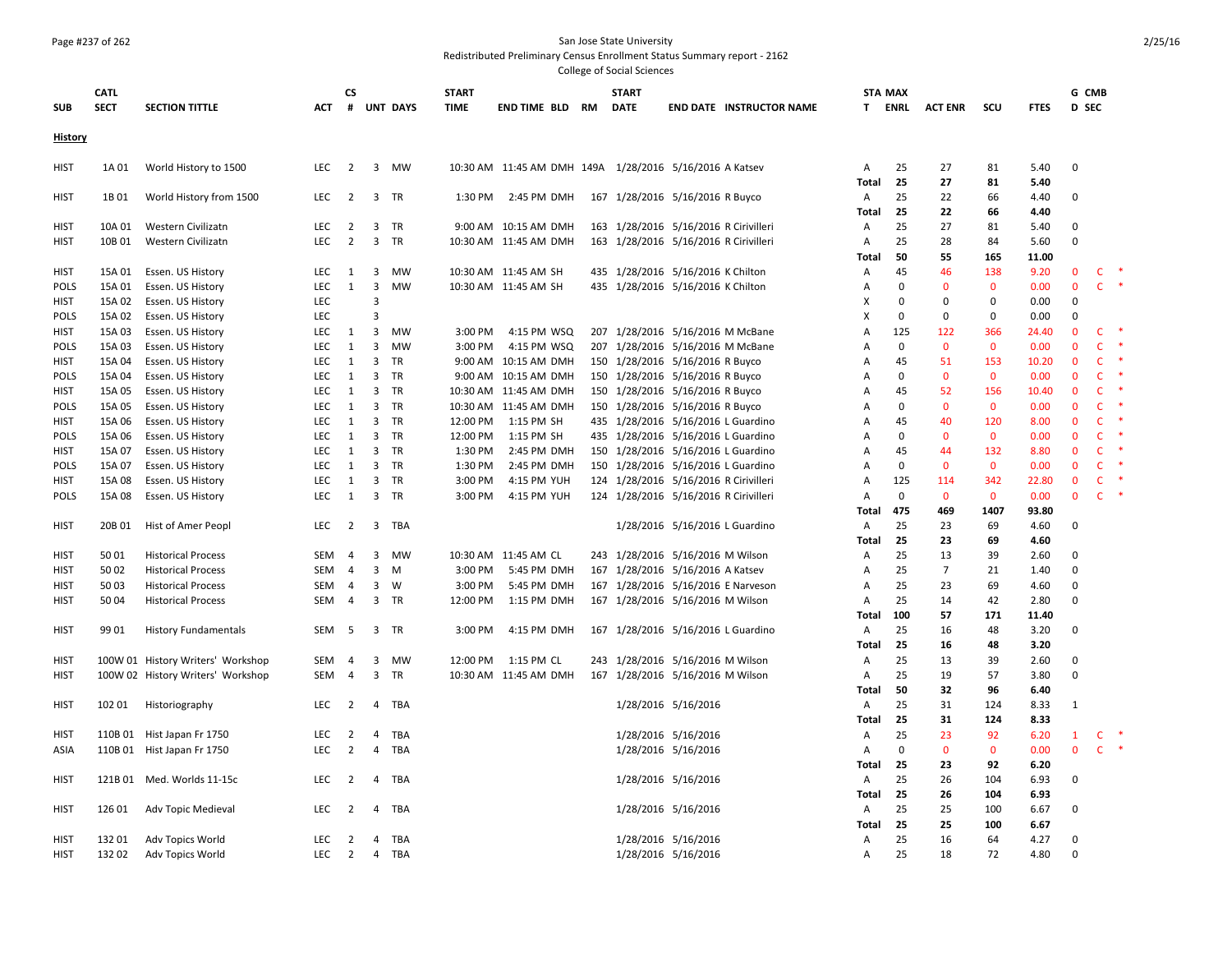San Jose State University
Redistributed Preliminary Census Enrollment Status Summary report - 2162
College of Social Sciences

## History

| SUB | CATL SECT | SECTION TITTLE | ACT | CS # | UNT | DAYS | START TIME | END TIME | BLD | RM | START DATE | END DATE | INSTRUCTOR NAME | STAT | MAX ENRL | ACT ENR | SCU | FTES | GD | CMB SEC |
|---|---|---|---|---|---|---|---|---|---|---|---|---|---|---|---|---|---|---|---|---|
| HIST | 1A 01 | World History to 1500 | LEC | 2 | 3 | MW | 10:30 AM | 11:45 AM | DMH | 149A | 1/28/2016 | 5/16/2016 | A Katsev | A | 25 | 27 | 81 | 5.40 | 0 | |
| | | | | | | | | | | | | | | Total | 25 | 27 | 81 | 5.40 | | |
| HIST | 1B 01 | World History from 1500 | LEC | 2 | 3 | TR | 1:30 PM | 2:45 PM | DMH | 167 | 1/28/2016 | 5/16/2016 | R Buyco | A | 25 | 22 | 66 | 4.40 | 0 | |
| | | | | | | | | | | | | | | Total | 25 | 22 | 66 | 4.40 | | |
| HIST | 10A 01 | Western Civilizatn | LEC | 2 | 3 | TR | 9:00 AM | 10:15 AM | DMH | 163 | 1/28/2016 | 5/16/2016 | R Cirivilleri | A | 25 | 27 | 81 | 5.40 | 0 | |
| HIST | 10B 01 | Western Civilizatn | LEC | 2 | 3 | TR | 10:30 AM | 11:45 AM | DMH | 163 | 1/28/2016 | 5/16/2016 | R Cirivilleri | A | 25 | 28 | 84 | 5.60 | 0 | |
| | | | | | | | | | | | | | | Total | 50 | 55 | 165 | 11.00 | | |
| HIST | 15A 01 | Essen. US History | LEC | 1 | 3 | MW | 10:30 AM | 11:45 AM | SH | 435 | 1/28/2016 | 5/16/2016 | K Chilton | A | 45 | 46 | 138 | 9.20 | 0 | C * |
| POLS | 15A 01 | Essen. US History | LEC | 1 | 3 | MW | 10:30 AM | 11:45 AM | SH | 435 | 1/28/2016 | 5/16/2016 | K Chilton | A | 0 | 0 | 0 | 0.00 | 0 | C * |
| HIST | 15A 02 | Essen. US History | LEC | | 3 | | | | | | | | | X | 0 | 0 | 0 | 0.00 | 0 | |
| POLS | 15A 02 | Essen. US History | LEC | | 3 | | | | | | | | | X | 0 | 0 | 0 | 0.00 | 0 | |
| HIST | 15A 03 | Essen. US History | LEC | 1 | 3 | MW | 3:00 PM | 4:15 PM | WSQ | 207 | 1/28/2016 | 5/16/2016 | M McBane | A | 125 | 122 | 366 | 24.40 | 0 | C * |
| POLS | 15A 03 | Essen. US History | LEC | 1 | 3 | MW | 3:00 PM | 4:15 PM | WSQ | 207 | 1/28/2016 | 5/16/2016 | M McBane | A | 0 | 0 | 0 | 0.00 | 0 | C * |
| HIST | 15A 04 | Essen. US History | LEC | 1 | 3 | TR | 9:00 AM | 10:15 AM | DMH | 150 | 1/28/2016 | 5/16/2016 | R Buyco | A | 45 | 51 | 153 | 10.20 | 0 | C * |
| POLS | 15A 04 | Essen. US History | LEC | 1 | 3 | TR | 9:00 AM | 10:15 AM | DMH | 150 | 1/28/2016 | 5/16/2016 | R Buyco | A | 0 | 0 | 0 | 0.00 | 0 | C * |
| HIST | 15A 05 | Essen. US History | LEC | 1 | 3 | TR | 10:30 AM | 11:45 AM | DMH | 150 | 1/28/2016 | 5/16/2016 | R Buyco | A | 45 | 52 | 156 | 10.40 | 0 | C * |
| POLS | 15A 05 | Essen. US History | LEC | 1 | 3 | TR | 10:30 AM | 11:45 AM | DMH | 150 | 1/28/2016 | 5/16/2016 | R Buyco | A | 0 | 0 | 0 | 0.00 | 0 | C * |
| HIST | 15A 06 | Essen. US History | LEC | 1 | 3 | TR | 12:00 PM | 1:15 PM | SH | 435 | 1/28/2016 | 5/16/2016 | L Guardino | A | 45 | 40 | 120 | 8.00 | 0 | C * |
| POLS | 15A 06 | Essen. US History | LEC | 1 | 3 | TR | 12:00 PM | 1:15 PM | SH | 435 | 1/28/2016 | 5/16/2016 | L Guardino | A | 0 | 0 | 0 | 0.00 | 0 | C * |
| HIST | 15A 07 | Essen. US History | LEC | 1 | 3 | TR | 1:30 PM | 2:45 PM | DMH | 150 | 1/28/2016 | 5/16/2016 | L Guardino | A | 45 | 44 | 132 | 8.80 | 0 | C * |
| POLS | 15A 07 | Essen. US History | LEC | 1 | 3 | TR | 1:30 PM | 2:45 PM | DMH | 150 | 1/28/2016 | 5/16/2016 | L Guardino | A | 0 | 0 | 0 | 0.00 | 0 | C * |
| HIST | 15A 08 | Essen. US History | LEC | 1 | 3 | TR | 3:00 PM | 4:15 PM | YUH | 124 | 1/28/2016 | 5/16/2016 | R Cirivilleri | A | 125 | 114 | 342 | 22.80 | 0 | C * |
| POLS | 15A 08 | Essen. US History | LEC | 1 | 3 | TR | 3:00 PM | 4:15 PM | YUH | 124 | 1/28/2016 | 5/16/2016 | R Cirivilleri | A | 0 | 0 | 0 | 0.00 | 0 | C * |
| | | | | | | | | | | | | | | Total | 475 | 469 | 1407 | 93.80 | | |
| HIST | 20B 01 | Hist of Amer Peopl | LEC | 2 | 3 | TBA | | | | | 1/28/2016 | 5/16/2016 | L Guardino | A | 25 | 23 | 69 | 4.60 | 0 | |
| | | | | | | | | | | | | | | Total | 25 | 23 | 69 | 4.60 | | |
| HIST | 50 01 | Historical Process | SEM | 4 | 3 | MW | 10:30 AM | 11:45 AM | CL | 243 | 1/28/2016 | 5/16/2016 | M Wilson | A | 25 | 13 | 39 | 2.60 | 0 | |
| HIST | 50 02 | Historical Process | SEM | 4 | 3 | M | 3:00 PM | 5:45 PM | DMH | 167 | 1/28/2016 | 5/16/2016 | A Katsev | A | 25 | 7 | 21 | 1.40 | 0 | |
| HIST | 50 03 | Historical Process | SEM | 4 | 3 | W | 3:00 PM | 5:45 PM | DMH | 167 | 1/28/2016 | 5/16/2016 | E Narveson | A | 25 | 23 | 69 | 4.60 | 0 | |
| HIST | 50 04 | Historical Process | SEM | 4 | 3 | TR | 12:00 PM | 1:15 PM | DMH | 167 | 1/28/2016 | 5/16/2016 | M Wilson | A | 25 | 14 | 42 | 2.80 | 0 | |
| | | | | | | | | | | | | | | Total | 100 | 57 | 171 | 11.40 | | |
| HIST | 99 01 | History Fundamentals | SEM | 5 | 3 | TR | 3:00 PM | 4:15 PM | DMH | 167 | 1/28/2016 | 5/16/2016 | L Guardino | A | 25 | 16 | 48 | 3.20 | 0 | |
| | | | | | | | | | | | | | | Total | 25 | 16 | 48 | 3.20 | | |
| HIST | 100W 01 | History Writers' Workshop | SEM | 4 | 3 | MW | 12:00 PM | 1:15 PM | CL | 243 | 1/28/2016 | 5/16/2016 | M Wilson | A | 25 | 13 | 39 | 2.60 | 0 | |
| HIST | 100W 02 | History Writers' Workshop | SEM | 4 | 3 | TR | 10:30 AM | 11:45 AM | DMH | 167 | 1/28/2016 | 5/16/2016 | M Wilson | A | 25 | 19 | 57 | 3.80 | 0 | |
| | | | | | | | | | | | | | | Total | 50 | 32 | 96 | 6.40 | | |
| HIST | 102 01 | Historiography | LEC | 2 | 4 | TBA | | | | | 1/28/2016 | 5/16/2016 | | A | 25 | 31 | 124 | 8.33 | 1 | |
| | | | | | | | | | | | | | | Total | 25 | 31 | 124 | 8.33 | | |
| HIST | 110B 01 | Hist Japan Fr 1750 | LEC | 2 | 4 | TBA | | | | | 1/28/2016 | 5/16/2016 | | A | 25 | 23 | 92 | 6.20 | 1 | C * |
| ASIA | 110B 01 | Hist Japan Fr 1750 | LEC | 2 | 4 | TBA | | | | | 1/28/2016 | 5/16/2016 | | A | 0 | 0 | 0 | 0.00 | 0 | C * |
| | | | | | | | | | | | | | | Total | 25 | 23 | 92 | 6.20 | | |
| HIST | 121B 01 | Med. Worlds 11-15c | LEC | 2 | 4 | TBA | | | | | 1/28/2016 | 5/16/2016 | | A | 25 | 26 | 104 | 6.93 | 0 | |
| | | | | | | | | | | | | | | Total | 25 | 26 | 104 | 6.93 | | |
| HIST | 126 01 | Adv Topic Medieval | LEC | 2 | 4 | TBA | | | | | 1/28/2016 | 5/16/2016 | | A | 25 | 25 | 100 | 6.67 | 0 | |
| | | | | | | | | | | | | | | Total | 25 | 25 | 100 | 6.67 | | |
| HIST | 132 01 | Adv Topics World | LEC | 2 | 4 | TBA | | | | | 1/28/2016 | 5/16/2016 | | A | 25 | 16 | 64 | 4.27 | 0 | |
| HIST | 132 02 | Adv Topics World | LEC | 2 | 4 | TBA | | | | | 1/28/2016 | 5/16/2016 | | A | 25 | 18 | 72 | 4.80 | 0 | |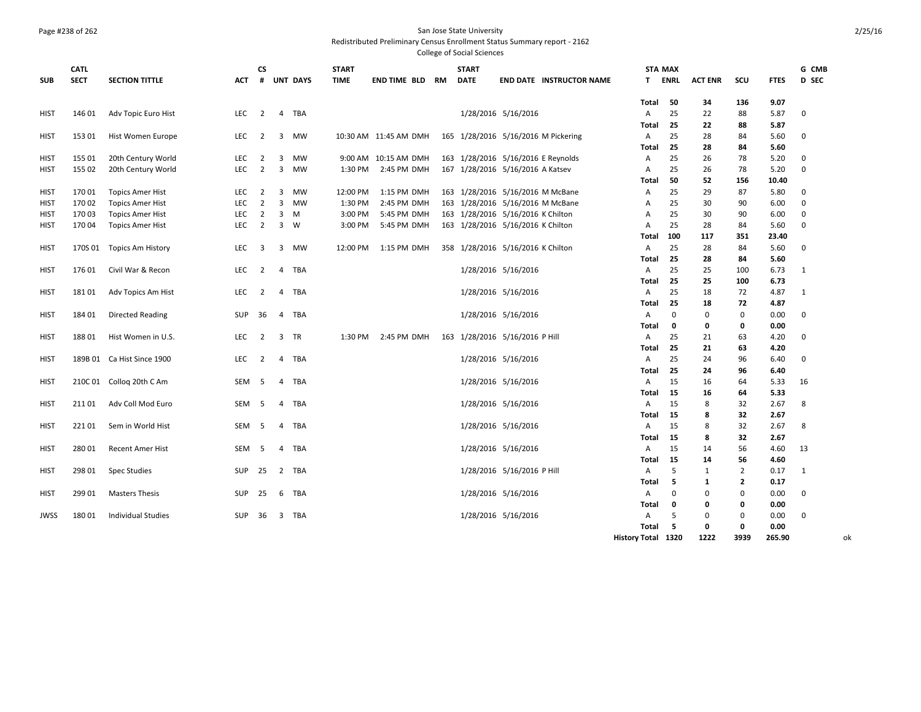San Jose State University
Redistributed Preliminary Census Enrollment Status Summary report - 2162
College of Social Sciences

| SUB | CATL SECT | SECTION TITTLE | ACT | CS # | UNT | DAYS | START TIME | END TIME | BLD | RM | START DATE | END DATE | INSTRUCTOR NAME | STA T | MAX ENRL | ACT ENR | SCU | FTES | G CMB D SEC |
|---|---|---|---|---|---|---|---|---|---|---|---|---|---|---|---|---|---|---|---|
| | | | | | | | | | | | | | | Total | 50 | 34 | 136 | 9.07 | |
| HIST | 146 01 | Adv Topic Euro Hist | LEC | 2 | 4 | TBA | | | | | 1/28/2016 | 5/16/2016 | | A | 25 | 22 | 88 | 5.87 | 0 |
| | | | | | | | | | | | | | | Total | 25 | 22 | 88 | 5.87 | |
| HIST | 153 01 | Hist Women Europe | LEC | 2 | 3 | MW | 10:30 AM | 11:45 AM | DMH | 165 | 1/28/2016 | 5/16/2016 | M Pickering | A | 25 | 28 | 84 | 5.60 | 0 |
| | | | | | | | | | | | | | | Total | 25 | 28 | 84 | 5.60 | |
| HIST | 155 01 | 20th Century World | LEC | 2 | 3 | MW | 9:00 AM | 10:15 AM | DMH | 163 | 1/28/2016 | 5/16/2016 | E Reynolds | A | 25 | 26 | 78 | 5.20 | 0 |
| HIST | 155 02 | 20th Century World | LEC | 2 | 3 | MW | 1:30 PM | 2:45 PM | DMH | 167 | 1/28/2016 | 5/16/2016 | A Katsev | A | 25 | 26 | 78 | 5.20 | 0 |
| | | | | | | | | | | | | | | Total | 50 | 52 | 156 | 10.40 | |
| HIST | 170 01 | Topics Amer Hist | LEC | 2 | 3 | MW | 12:00 PM | 1:15 PM | DMH | 163 | 1/28/2016 | 5/16/2016 | M McBane | A | 25 | 29 | 87 | 5.80 | 0 |
| HIST | 170 02 | Topics Amer Hist | LEC | 2 | 3 | MW | 1:30 PM | 2:45 PM | DMH | 163 | 1/28/2016 | 5/16/2016 | M McBane | A | 25 | 30 | 90 | 6.00 | 0 |
| HIST | 170 03 | Topics Amer Hist | LEC | 2 | 3 | M | 3:00 PM | 5:45 PM | DMH | 163 | 1/28/2016 | 5/16/2016 | K Chilton | A | 25 | 30 | 90 | 6.00 | 0 |
| HIST | 170 04 | Topics Amer Hist | LEC | 2 | 3 | W | 3:00 PM | 5:45 PM | DMH | 163 | 1/28/2016 | 5/16/2016 | K Chilton | A | 25 | 28 | 84 | 5.60 | 0 |
| | | | | | | | | | | | | | | Total | 100 | 117 | 351 | 23.40 | |
| HIST | 170S 01 | Topics Am History | LEC | 3 | 3 | MW | 12:00 PM | 1:15 PM | DMH | 358 | 1/28/2016 | 5/16/2016 | K Chilton | A | 25 | 28 | 84 | 5.60 | 0 |
| | | | | | | | | | | | | | | Total | 25 | 28 | 84 | 5.60 | |
| HIST | 176 01 | Civil War & Recon | LEC | 2 | 4 | TBA | | | | | 1/28/2016 | 5/16/2016 | | A | 25 | 25 | 100 | 6.73 | 1 |
| | | | | | | | | | | | | | | Total | 25 | 25 | 100 | 6.73 | |
| HIST | 181 01 | Adv Topics Am Hist | LEC | 2 | 4 | TBA | | | | | 1/28/2016 | 5/16/2016 | | A | 25 | 18 | 72 | 4.87 | 1 |
| | | | | | | | | | | | | | | Total | 25 | 18 | 72 | 4.87 | |
| HIST | 184 01 | Directed Reading | SUP | 36 | 4 | TBA | | | | | 1/28/2016 | 5/16/2016 | | A | 0 | 0 | 0 | 0.00 | 0 |
| | | | | | | | | | | | | | | Total | 0 | 0 | 0 | 0.00 | |
| HIST | 188 01 | Hist Women in U.S. | LEC | 2 | 3 | TR | 1:30 PM | 2:45 PM | DMH | 163 | 1/28/2016 | 5/16/2016 | P Hill | A | 25 | 21 | 63 | 4.20 | 0 |
| | | | | | | | | | | | | | | Total | 25 | 21 | 63 | 4.20 | |
| HIST | 189B 01 | Ca Hist Since 1900 | LEC | 2 | 4 | TBA | | | | | 1/28/2016 | 5/16/2016 | | A | 25 | 24 | 96 | 6.40 | 0 |
| | | | | | | | | | | | | | | Total | 25 | 24 | 96 | 6.40 | |
| HIST | 210C 01 | Colloq 20th C Am | SEM | 5 | 4 | TBA | | | | | 1/28/2016 | 5/16/2016 | | A | 15 | 16 | 64 | 5.33 | 16 |
| | | | | | | | | | | | | | | Total | 15 | 16 | 64 | 5.33 | |
| HIST | 211 01 | Adv Coll Mod Euro | SEM | 5 | 4 | TBA | | | | | 1/28/2016 | 5/16/2016 | | A | 15 | 8 | 32 | 2.67 | 8 |
| | | | | | | | | | | | | | | Total | 15 | 8 | 32 | 2.67 | |
| HIST | 221 01 | Sem in World Hist | SEM | 5 | 4 | TBA | | | | | 1/28/2016 | 5/16/2016 | | A | 15 | 8 | 32 | 2.67 | 8 |
| | | | | | | | | | | | | | | Total | 15 | 8 | 32 | 2.67 | |
| HIST | 280 01 | Recent Amer Hist | SEM | 5 | 4 | TBA | | | | | 1/28/2016 | 5/16/2016 | | A | 15 | 14 | 56 | 4.60 | 13 |
| | | | | | | | | | | | | | | Total | 15 | 14 | 56 | 4.60 | |
| HIST | 298 01 | Spec Studies | SUP | 25 | 2 | TBA | | | | | 1/28/2016 | 5/16/2016 | P Hill | A | 5 | 1 | 2 | 0.17 | 1 |
| | | | | | | | | | | | | | | Total | 5 | 1 | 2 | 0.17 | |
| HIST | 299 01 | Masters Thesis | SUP | 25 | 6 | TBA | | | | | 1/28/2016 | 5/16/2016 | | A | 0 | 0 | 0 | 0.00 | 0 |
| | | | | | | | | | | | | | | Total | 0 | 0 | 0 | 0.00 | |
| JWSS | 180 01 | Individual Studies | SUP | 36 | 3 | TBA | | | | | 1/28/2016 | 5/16/2016 | | A | 5 | 0 | 0 | 0.00 | 0 |
| | | | | | | | | | | | | | | Total | 5 | 0 | 0 | 0.00 | |
| | | | | | | | | | | | | | | History Total | 1320 | 1222 | 3939 | 265.90 | |

ok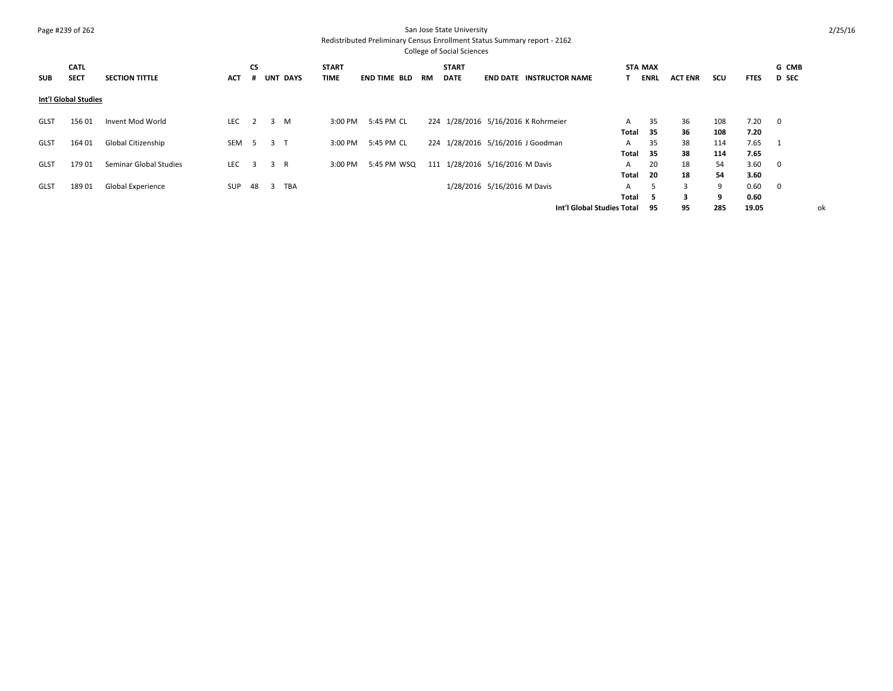San Jose State University
Redistributed Preliminary Census Enrollment Status Summary report - 2162
College of Social Sciences

| SUB | CATL SECT | SECTION TITTLE | ACT | CS # | UNT | DAYS | START TIME | END TIME | BLD | RM | START DATE | END DATE | INSTRUCTOR NAME | STAT | MAX ENRL | ACT ENR | SCU | FTES | GD | CMB SEC |
|---|---|---|---|---|---|---|---|---|---|---|---|---|---|---|---|---|---|---|---|---|
| **Int'l Global Studies** | | | | | | | | | | | | | | | | | | | | |
| GLST | 156 01 | Invent Mod World | LEC | 2 | 3 | M | 3:00 PM | 5:45 PM | CL | 224 | 1/28/2016 | 5/16/2016 | K Rohrmeier | A | 35 | 36 | 108 | 7.20 | 0 | |
| | | | | | | | | | | | | | | **Total** | **35** | **36** | **108** | **7.20** | | |
| GLST | 164 01 | Global Citizenship | SEM | 5 | 3 | T | 3:00 PM | 5:45 PM | CL | 224 | 1/28/2016 | 5/16/2016 | J Goodman | A | 35 | 38 | 114 | 7.65 | 1 | |
| | | | | | | | | | | | | | | **Total** | **35** | **38** | **114** | **7.65** | | |
| GLST | 179 01 | Seminar Global Studies | LEC | 3 | 3 | R | 3:00 PM | 5:45 PM | WSQ | 111 | 1/28/2016 | 5/16/2016 | M Davis | A | 20 | 18 | 54 | 3.60 | 0 | |
| | | | | | | | | | | | | | | **Total** | **20** | **18** | **54** | **3.60** | | |
| GLST | 189 01 | Global Experience | SUP | 48 | 3 | TBA | | | | | 1/28/2016 | 5/16/2016 | M Davis | A | 5 | 3 | 9 | 0.60 | 0 | |
| | | | | | | | | | | | | | | **Total** | **5** | **3** | **9** | **0.60** | | |
| | | | | | | | | | | | | | **Int'l Global Studies Total** | | **95** | **95** | **285** | **19.05** | | ok |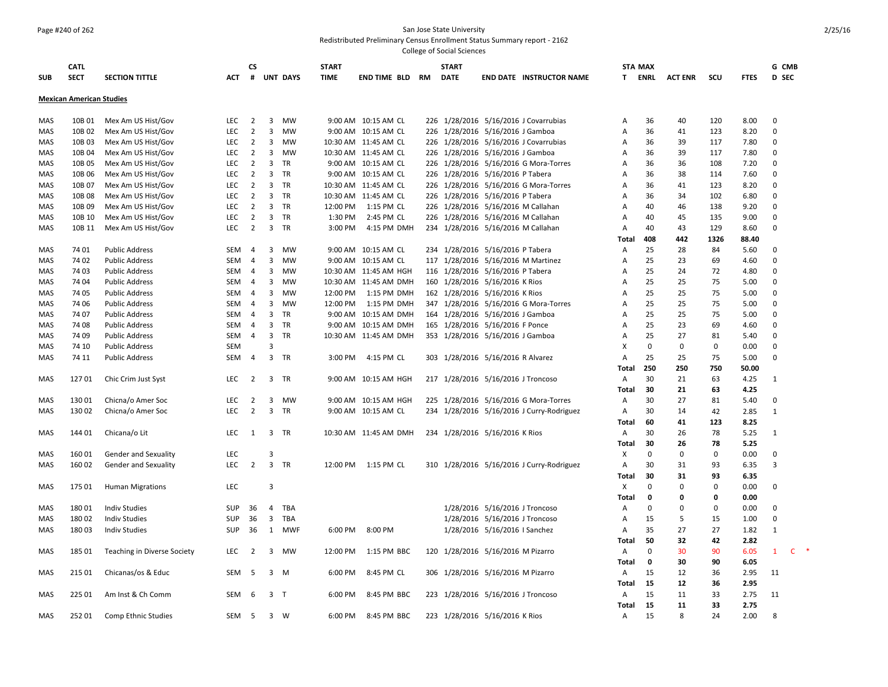San Jose State University

Redistributed Preliminary Census Enrollment Status Summary report - 2162

College of Social Sciences

| SUB | CATL SECT | SECTION TITTLE | ACT | CS # | UNT | DAYS | START TIME | END TIME | BLD | RM | START DATE | END DATE | INSTRUCTOR NAME | STA T | MAX ENRL | ACT ENR | SCU | FTES | G D | CMB SEC |
|---|---|---|---|---|---|---|---|---|---|---|---|---|---|---|---|---|---|---|---|---|
| **Mexican American Studies** | | | | | | | | | | | | | | | | | | | | |
| MAS | 10B 01 | Mex Am US Hist/Gov | LEC | 2 | 3 | MW | 9:00 AM | 10:15 AM | CL | 226 | 1/28/2016 | 5/16/2016 | J Covarrubias | A | 36 | 40 | 120 | 8.00 | 0 | |
| MAS | 10B 02 | Mex Am US Hist/Gov | LEC | 2 | 3 | MW | 9:00 AM | 10:15 AM | CL | 226 | 1/28/2016 | 5/16/2016 | J Gamboa | A | 36 | 41 | 123 | 8.20 | 0 | |
| MAS | 10B 03 | Mex Am US Hist/Gov | LEC | 2 | 3 | MW | 10:30 AM | 11:45 AM | CL | 226 | 1/28/2016 | 5/16/2016 | J Covarrubias | A | 36 | 39 | 117 | 7.80 | 0 | |
| MAS | 10B 04 | Mex Am US Hist/Gov | LEC | 2 | 3 | MW | 10:30 AM | 11:45 AM | CL | 226 | 1/28/2016 | 5/16/2016 | J Gamboa | A | 36 | 39 | 117 | 7.80 | 0 | |
| MAS | 10B 05 | Mex Am US Hist/Gov | LEC | 2 | 3 | TR | 9:00 AM | 10:15 AM | CL | 226 | 1/28/2016 | 5/16/2016 | G Mora-Torres | A | 36 | 36 | 108 | 7.20 | 0 | |
| MAS | 10B 06 | Mex Am US Hist/Gov | LEC | 2 | 3 | TR | 9:00 AM | 10:15 AM | CL | 226 | 1/28/2016 | 5/16/2016 | P Tabera | A | 36 | 38 | 114 | 7.60 | 0 | |
| MAS | 10B 07 | Mex Am US Hist/Gov | LEC | 2 | 3 | TR | 10:30 AM | 11:45 AM | CL | 226 | 1/28/2016 | 5/16/2016 | G Mora-Torres | A | 36 | 41 | 123 | 8.20 | 0 | |
| MAS | 10B 08 | Mex Am US Hist/Gov | LEC | 2 | 3 | TR | 10:30 AM | 11:45 AM | CL | 226 | 1/28/2016 | 5/16/2016 | P Tabera | A | 36 | 34 | 102 | 6.80 | 0 | |
| MAS | 10B 09 | Mex Am US Hist/Gov | LEC | 2 | 3 | TR | 12:00 PM | 1:15 PM | CL | 226 | 1/28/2016 | 5/16/2016 | M Callahan | A | 40 | 46 | 138 | 9.20 | 0 | |
| MAS | 10B 10 | Mex Am US Hist/Gov | LEC | 2 | 3 | TR | 1:30 PM | 2:45 PM | CL | 226 | 1/28/2016 | 5/16/2016 | M Callahan | A | 40 | 45 | 135 | 9.00 | 0 | |
| MAS | 10B 11 | Mex Am US Hist/Gov | LEC | 2 | 3 | TR | 3:00 PM | 4:15 PM | DMH | 234 | 1/28/2016 | 5/16/2016 | M Callahan | A | 40 | 43 | 129 | 8.60 | 0 | |
| | | | | | | | | | | | | | | **Total** | **408** | **442** | **1326** | **88.40** | | |
| MAS | 74 01 | Public Address | SEM | 4 | 3 | MW | 9:00 AM | 10:15 AM | CL | 234 | 1/28/2016 | 5/16/2016 | P Tabera | A | 25 | 28 | 84 | 5.60 | 0 | |
| MAS | 74 02 | Public Address | SEM | 4 | 3 | MW | 9:00 AM | 10:15 AM | CL | 117 | 1/28/2016 | 5/16/2016 | M Martinez | A | 25 | 23 | 69 | 4.60 | 0 | |
| MAS | 74 03 | Public Address | SEM | 4 | 3 | MW | 10:30 AM | 11:45 AM | HGH | 116 | 1/28/2016 | 5/16/2016 | P Tabera | A | 25 | 24 | 72 | 4.80 | 0 | |
| MAS | 74 04 | Public Address | SEM | 4 | 3 | MW | 10:30 AM | 11:45 AM | DMH | 160 | 1/28/2016 | 5/16/2016 | K Rios | A | 25 | 25 | 75 | 5.00 | 0 | |
| MAS | 74 05 | Public Address | SEM | 4 | 3 | MW | 12:00 PM | 1:15 PM | DMH | 162 | 1/28/2016 | 5/16/2016 | K Rios | A | 25 | 25 | 75 | 5.00 | 0 | |
| MAS | 74 06 | Public Address | SEM | 4 | 3 | MW | 12:00 PM | 1:15 PM | DMH | 347 | 1/28/2016 | 5/16/2016 | G Mora-Torres | A | 25 | 25 | 75 | 5.00 | 0 | |
| MAS | 74 07 | Public Address | SEM | 4 | 3 | TR | 9:00 AM | 10:15 AM | DMH | 164 | 1/28/2016 | 5/16/2016 | J Gamboa | A | 25 | 25 | 75 | 5.00 | 0 | |
| MAS | 74 08 | Public Address | SEM | 4 | 3 | TR | 9:00 AM | 10:15 AM | DMH | 165 | 1/28/2016 | 5/16/2016 | F Ponce | A | 25 | 23 | 69 | 4.60 | 0 | |
| MAS | 74 09 | Public Address | SEM | 4 | 3 | TR | 10:30 AM | 11:45 AM | DMH | 353 | 1/28/2016 | 5/16/2016 | J Gamboa | A | 25 | 27 | 81 | 5.40 | 0 | |
| MAS | 74 10 | Public Address | SEM | | 3 | | | | | | | | | X | 0 | 0 | 0 | 0.00 | 0 | |
| MAS | 74 11 | Public Address | SEM | 4 | 3 | TR | 3:00 PM | 4:15 PM | CL | 303 | 1/28/2016 | 5/16/2016 | R Alvarez | A | 25 | 25 | 75 | 5.00 | 0 | |
| | | | | | | | | | | | | | | **Total** | **250** | **250** | **750** | **50.00** | | |
| MAS | 127 01 | Chic Crim Just Syst | LEC | 2 | 3 | TR | 9:00 AM | 10:15 AM | HGH | 217 | 1/28/2016 | 5/16/2016 | J Troncoso | A | 30 | 21 | 63 | 4.25 | 1 | |
| | | | | | | | | | | | | | | **Total** | **30** | **21** | **63** | **4.25** | | |
| MAS | 130 01 | Chicna/o Amer Soc | LEC | 2 | 3 | MW | 9:00 AM | 10:15 AM | HGH | 225 | 1/28/2016 | 5/16/2016 | G Mora-Torres | A | 30 | 27 | 81 | 5.40 | 0 | |
| MAS | 130 02 | Chicna/o Amer Soc | LEC | 2 | 3 | TR | 9:00 AM | 10:15 AM | CL | 234 | 1/28/2016 | 5/16/2016 | J Curry-Rodriguez | A | 30 | 14 | 42 | 2.85 | 1 | |
| | | | | | | | | | | | | | | **Total** | **60** | **41** | **123** | **8.25** | | |
| MAS | 144 01 | Chicana/o Lit | LEC | 1 | 3 | TR | 10:30 AM | 11:45 AM | DMH | 234 | 1/28/2016 | 5/16/2016 | K Rios | A | 30 | 26 | 78 | 5.25 | 1 | |
| | | | | | | | | | | | | | | **Total** | **30** | **26** | **78** | **5.25** | | |
| MAS | 160 01 | Gender and Sexuality | LEC | | 3 | | | | | | | | | X | 0 | 0 | 0 | 0.00 | 0 | |
| MAS | 160 02 | Gender and Sexuality | LEC | 2 | 3 | TR | 12:00 PM | 1:15 PM | CL | 310 | 1/28/2016 | 5/16/2016 | J Curry-Rodriguez | A | 30 | 31 | 93 | 6.35 | 3 | |
| | | | | | | | | | | | | | | **Total** | **30** | **31** | **93** | **6.35** | | |
| MAS | 175 01 | Human Migrations | LEC | | 3 | | | | | | | | | X | 0 | 0 | 0 | 0.00 | 0 | |
| | | | | | | | | | | | | | | **Total** | **0** | **0** | **0** | **0.00** | | |
| MAS | 180 01 | Indiv Studies | SUP | 36 | 4 | TBA | | | | | 1/28/2016 | 5/16/2016 | J Troncoso | A | 0 | 0 | 0 | 0.00 | 0 | |
| MAS | 180 02 | Indiv Studies | SUP | 36 | 3 | TBA | | | | | 1/28/2016 | 5/16/2016 | J Troncoso | A | 15 | 5 | 15 | 1.00 | 0 | |
| MAS | 180 03 | Indiv Studies | SUP | 36 | 1 | MWF | 6:00 PM | 8:00 PM | | | 1/28/2016 | 5/16/2016 | I Sanchez | A | 35 | 27 | 27 | 1.82 | 1 | |
| | | | | | | | | | | | | | | **Total** | **50** | **32** | **42** | **2.82** | | |
| MAS | 185 01 | Teaching in Diverse Society | LEC | 2 | 3 | MW | 12:00 PM | 1:15 PM | BBC | 120 | 1/28/2016 | 5/16/2016 | M Pizarro | A | 0 | 30 | 90 | 6.05 | 1 | C * |
| | | | | | | | | | | | | | | **Total** | **0** | **30** | **90** | **6.05** | | |
| MAS | 215 01 | Chicanas/os & Educ | SEM | 5 | 3 | M | 6:00 PM | 8:45 PM | CL | 306 | 1/28/2016 | 5/16/2016 | M Pizarro | A | 15 | 12 | 36 | 2.95 | 11 | |
| | | | | | | | | | | | | | | **Total** | **15** | **12** | **36** | **2.95** | | |
| MAS | 225 01 | Am Inst & Ch Comm | SEM | 6 | 3 | T | 6:00 PM | 8:45 PM | BBC | 223 | 1/28/2016 | 5/16/2016 | J Troncoso | A | 15 | 11 | 33 | 2.75 | 11 | |
| | | | | | | | | | | | | | | **Total** | **15** | **11** | **33** | **2.75** | | |
| MAS | 252 01 | Comp Ethnic Studies | SEM | 5 | 3 | W | 6:00 PM | 8:45 PM | BBC | 223 | 1/28/2016 | 5/16/2016 | K Rios | A | 15 | 8 | 24 | 2.00 | 8 | |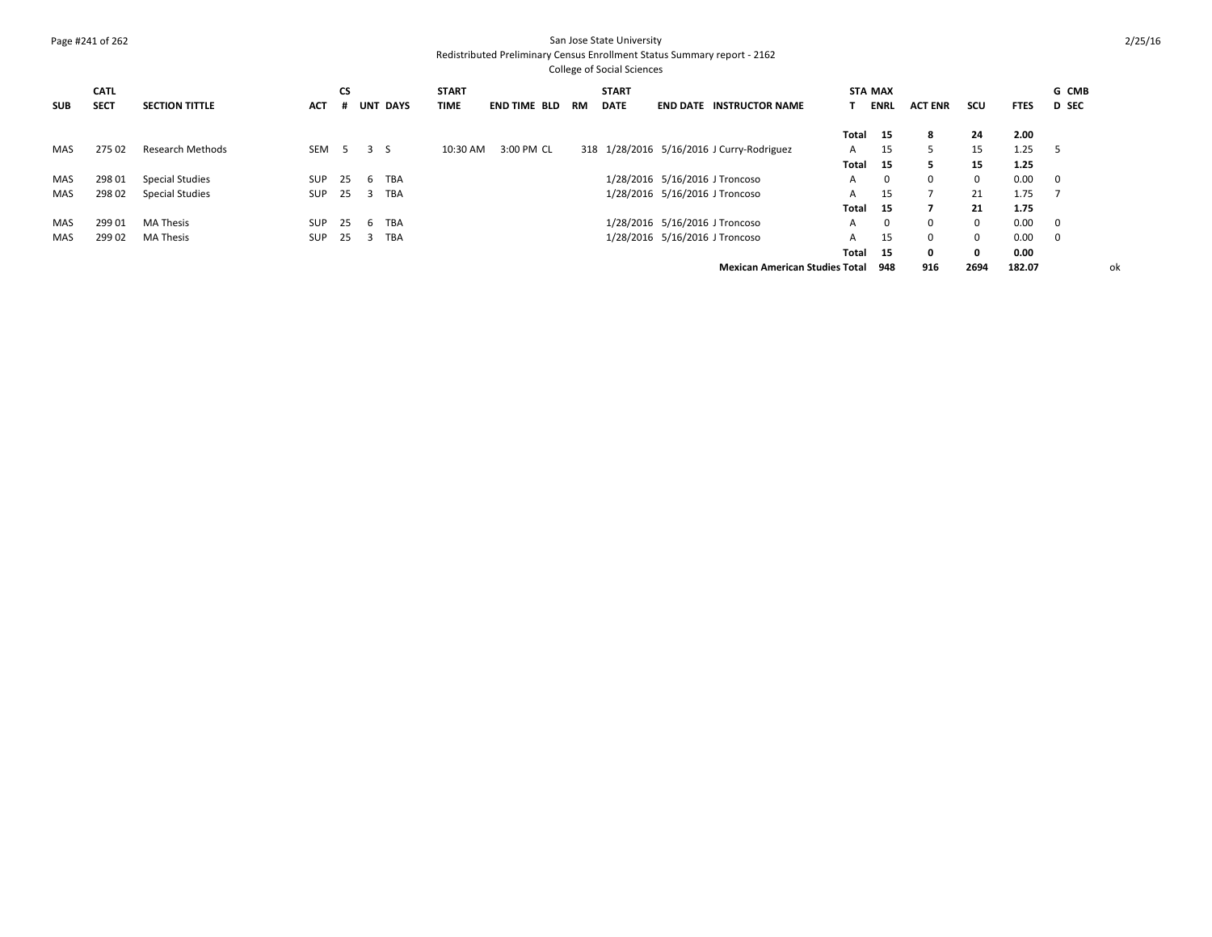San Jose State University
Redistributed Preliminary Census Enrollment Status Summary report - 2162
College of Social Sciences

| SUB | CATL SECT | SECTION TITTLE | ACT | CS # | UNT | DAYS | START TIME | END TIME | BLD | RM | START DATE | END DATE | INSTRUCTOR NAME | STAT | MAX ENRL | ACT ENR | SCU | FTES | G D | CMB SEC |
|---|---|---|---|---|---|---|---|---|---|---|---|---|---|---|---|---|---|---|---|---|
| | | | | | | | | | | | | | | **Total** | **15** | **8** | **24** | **2.00** | | |
| MAS | 275 02 | Research Methods | SEM | 5 | 3 | S | 10:30 AM | 3:00 PM | CL | 318 | 1/28/2016 | 5/16/2016 | J Curry-Rodriguez | A | 15 | 5 | 15 | 1.25 | 5 | |
| | | | | | | | | | | | | | | **Total** | **15** | **5** | **15** | **1.25** | | |
| MAS | 298 01 | Special Studies | SUP | 25 | 6 | TBA | | | | | 1/28/2016 | 5/16/2016 | J Troncoso | A | 0 | 0 | 0 | 0.00 | 0 | |
| MAS | 298 02 | Special Studies | SUP | 25 | 3 | TBA | | | | | 1/28/2016 | 5/16/2016 | J Troncoso | A | 15 | 7 | 21 | 1.75 | 7 | |
| | | | | | | | | | | | | | | **Total** | **15** | **7** | **21** | **1.75** | | |
| MAS | 299 01 | MA Thesis | SUP | 25 | 6 | TBA | | | | | 1/28/2016 | 5/16/2016 | J Troncoso | A | 0 | 0 | 0 | 0.00 | 0 | |
| MAS | 299 02 | MA Thesis | SUP | 25 | 3 | TBA | | | | | 1/28/2016 | 5/16/2016 | J Troncoso | A | 15 | 0 | 0 | 0.00 | 0 | |
| | | | | | | | | | | | | | | **Total** | **15** | **0** | **0** | **0.00** | | |
| | | | | | | | | | | | | | **Mexican American Studies Total** | | **948** | **916** | **2694** | **182.07** | | ok |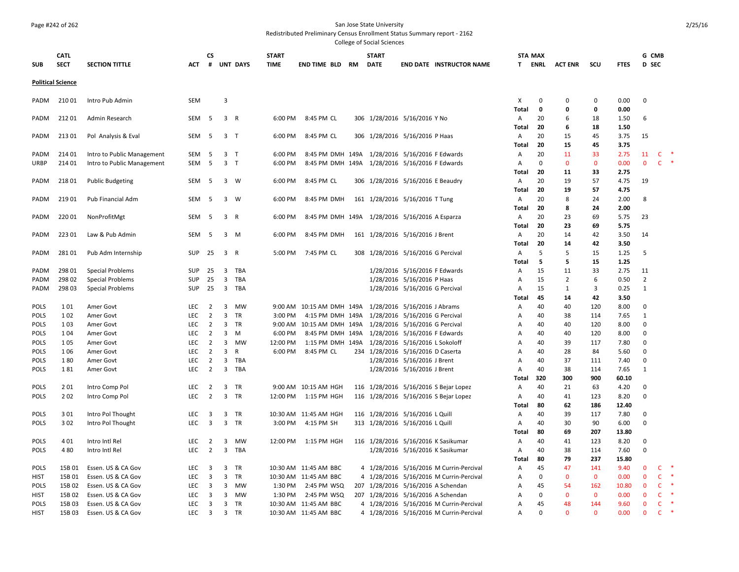San Jose State University

Redistributed Preliminary Census Enrollment Status Summary report - 2162

College of Social Sciences

| SUB | CATL SECT | SECTION TITTLE | ACT | CS # | UNT | DAYS | START TIME | END TIME | BLD | RM | START DATE | END DATE | INSTRUCTOR NAME | STAT | MAX ENRL | ACT ENR | SCU | FTES | GD | CMB SEC | |
|---|---|---|---|---|---|---|---|---|---|---|---|---|---|---|---|---|---|---|---|---|---|
| **Political Science** | | | | | | | | | | | | | | | | | | | | | |
| PADM | 210 01 | Intro Pub Admin | SEM | | 3 | | | | | | | | | X | 0 | 0 | 0 | 0.00 | 0 | | |
| | | | | | | | | | | | | | | **Total** | **0** | **0** | **0** | **0.00** | | | |
| PADM | 212 01 | Admin Research | SEM | 5 | 3 | R | 6:00 PM | 8:45 PM | CL | 306 | 1/28/2016 | 5/16/2016 | Y No | A | 20 | 6 | 18 | 1.50 | 6 | | |
| | | | | | | | | | | | | | | **Total** | **20** | **6** | **18** | **1.50** | | | |
| PADM | 213 01 | Pol Analysis & Eval | SEM | 5 | 3 | T | 6:00 PM | 8:45 PM | CL | 306 | 1/28/2016 | 5/16/2016 | P Haas | A | 20 | 15 | 45 | 3.75 | 15 | | |
| | | | | | | | | | | | | | | **Total** | **20** | **15** | **45** | **3.75** | | | |
| PADM | 214 01 | Intro to Public Management | SEM | 5 | 3 | T | 6:00 PM | 8:45 PM | DMH | 149A | 1/28/2016 | 5/16/2016 | F Edwards | A | 20 | 11 | 33 | 2.75 | 11 | C | * |
| URBP | 214 01 | Intro to Public Management | SEM | 5 | 3 | T | 6:00 PM | 8:45 PM | DMH | 149A | 1/28/2016 | 5/16/2016 | F Edwards | A | 0 | 0 | 0 | 0.00 | 0 | C | * |
| | | | | | | | | | | | | | | **Total** | **20** | **11** | **33** | **2.75** | | | |
| PADM | 218 01 | Public Budgeting | SEM | 5 | 3 | W | 6:00 PM | 8:45 PM | CL | 306 | 1/28/2016 | 5/16/2016 | E Beaudry | A | 20 | 19 | 57 | 4.75 | 19 | | |
| | | | | | | | | | | | | | | **Total** | **20** | **19** | **57** | **4.75** | | | |
| PADM | 219 01 | Pub Financial Adm | SEM | 5 | 3 | W | 6:00 PM | 8:45 PM | DMH | 161 | 1/28/2016 | 5/16/2016 | T Tung | A | 20 | 8 | 24 | 2.00 | 8 | | |
| | | | | | | | | | | | | | | **Total** | **20** | **8** | **24** | **2.00** | | | |
| PADM | 220 01 | NonProfitMgt | SEM | 5 | 3 | R | 6:00 PM | 8:45 PM | DMH | 149A | 1/28/2016 | 5/16/2016 | A Esparza | A | 20 | 23 | 69 | 5.75 | 23 | | |
| | | | | | | | | | | | | | | **Total** | **20** | **23** | **69** | **5.75** | | | |
| PADM | 223 01 | Law & Pub Admin | SEM | 5 | 3 | M | 6:00 PM | 8:45 PM | DMH | 161 | 1/28/2016 | 5/16/2016 | J Brent | A | 20 | 14 | 42 | 3.50 | 14 | | |
| | | | | | | | | | | | | | | **Total** | **20** | **14** | **42** | **3.50** | | | |
| PADM | 281 01 | Pub Adm Internship | SUP | 25 | 3 | R | 5:00 PM | 7:45 PM | CL | 308 | 1/28/2016 | 5/16/2016 | G Percival | A | 5 | 5 | 15 | 1.25 | 5 | | |
| | | | | | | | | | | | | | | **Total** | **5** | **5** | **15** | **1.25** | | | |
| PADM | 298 01 | Special Problems | SUP | 25 | 3 | TBA | | | | | 1/28/2016 | 5/16/2016 | F Edwards | A | 15 | 11 | 33 | 2.75 | 11 | | |
| PADM | 298 02 | Special Problems | SUP | 25 | 3 | TBA | | | | | 1/28/2016 | 5/16/2016 | P Haas | A | 15 | 2 | 6 | 0.50 | 2 | | |
| PADM | 298 03 | Special Problems | SUP | 25 | 3 | TBA | | | | | 1/28/2016 | 5/16/2016 | G Percival | A | 15 | 1 | 3 | 0.25 | 1 | | |
| | | | | | | | | | | | | | | **Total** | **45** | **14** | **42** | **3.50** | | | |
| POLS | 1 01 | Amer Govt | LEC | 2 | 3 | MW | 9:00 AM | 10:15 AM | DMH | 149A | 1/28/2016 | 5/16/2016 | J Abrams | A | 40 | 40 | 120 | 8.00 | 0 | | |
| POLS | 1 02 | Amer Govt | LEC | 2 | 3 | TR | 3:00 PM | 4:15 PM | DMH | 149A | 1/28/2016 | 5/16/2016 | G Percival | A | 40 | 38 | 114 | 7.65 | 1 | | |
| POLS | 1 03 | Amer Govt | LEC | 2 | 3 | TR | 9:00 AM | 10:15 AM | DMH | 149A | 1/28/2016 | 5/16/2016 | G Percival | A | 40 | 40 | 120 | 8.00 | 0 | | |
| POLS | 1 04 | Amer Govt | LEC | 2 | 3 | M | 6:00 PM | 8:45 PM | DMH | 149A | 1/28/2016 | 5/16/2016 | F Edwards | A | 40 | 40 | 120 | 8.00 | 0 | | |
| POLS | 1 05 | Amer Govt | LEC | 2 | 3 | MW | 12:00 PM | 1:15 PM | DMH | 149A | 1/28/2016 | 5/16/2016 | L Sokoloff | A | 40 | 39 | 117 | 7.80 | 0 | | |
| POLS | 1 06 | Amer Govt | LEC | 2 | 3 | R | 6:00 PM | 8:45 PM | CL | 234 | 1/28/2016 | 5/16/2016 | D Caserta | A | 40 | 28 | 84 | 5.60 | 0 | | |
| POLS | 1 80 | Amer Govt | LEC | 2 | 3 | TBA | | | | | 1/28/2016 | 5/16/2016 | J Brent | A | 40 | 37 | 111 | 7.40 | 0 | | |
| POLS | 1 81 | Amer Govt | LEC | 2 | 3 | TBA | | | | | 1/28/2016 | 5/16/2016 | J Brent | A | 40 | 38 | 114 | 7.65 | 1 | | |
| | | | | | | | | | | | | | | **Total** | **320** | **300** | **900** | **60.10** | | | |
| POLS | 2 01 | Intro Comp Pol | LEC | 2 | 3 | TR | 9:00 AM | 10:15 AM | HGH | 116 | 1/28/2016 | 5/16/2016 | S Bejar Lopez | A | 40 | 21 | 63 | 4.20 | 0 | | |
| POLS | 2 02 | Intro Comp Pol | LEC | 2 | 3 | TR | 12:00 PM | 1:15 PM | HGH | 116 | 1/28/2016 | 5/16/2016 | S Bejar Lopez | A | 40 | 41 | 123 | 8.20 | 0 | | |
| | | | | | | | | | | | | | | **Total** | **80** | **62** | **186** | **12.40** | | | |
| POLS | 3 01 | Intro Pol Thought | LEC | 3 | 3 | TR | 10:30 AM | 11:45 AM | HGH | 116 | 1/28/2016 | 5/16/2016 | L Quill | A | 40 | 39 | 117 | 7.80 | 0 | | |
| POLS | 3 02 | Intro Pol Thought | LEC | 3 | 3 | TR | 3:00 PM | 4:15 PM | SH | 313 | 1/28/2016 | 5/16/2016 | L Quill | A | 40 | 30 | 90 | 6.00 | 0 | | |
| | | | | | | | | | | | | | | **Total** | **80** | **69** | **207** | **13.80** | | | |
| POLS | 4 01 | Intro Intl Rel | LEC | 2 | 3 | MW | 12:00 PM | 1:15 PM | HGH | 116 | 1/28/2016 | 5/16/2016 | K Sasikumar | A | 40 | 41 | 123 | 8.20 | 0 | | |
| POLS | 4 80 | Intro Intl Rel | LEC | 2 | 3 | TBA | | | | | 1/28/2016 | 5/16/2016 | K Sasikumar | A | 40 | 38 | 114 | 7.60 | 0 | | |
| | | | | | | | | | | | | | | **Total** | **80** | **79** | **237** | **15.80** | | | |
| POLS | 15B 01 | Essen. US & CA Gov | LEC | 3 | 3 | TR | 10:30 AM | 11:45 AM | BBC | 4 | 1/28/2016 | 5/16/2016 | M Currin-Percival | A | 45 | 47 | 141 | 9.40 | 0 | C | * |
| HIST | 15B 01 | Essen. US & CA Gov | LEC | 3 | 3 | TR | 10:30 AM | 11:45 AM | BBC | 4 | 1/28/2016 | 5/16/2016 | M Currin-Percival | A | 0 | 0 | 0 | 0.00 | 0 | C | * |
| POLS | 15B 02 | Essen. US & CA Gov | LEC | 3 | 3 | MW | 1:30 PM | 2:45 PM | WSQ | 207 | 1/28/2016 | 5/16/2016 | A Schendan | A | 45 | 54 | 162 | 10.80 | 0 | C | * |
| HIST | 15B 02 | Essen. US & CA Gov | LEC | 3 | 3 | MW | 1:30 PM | 2:45 PM | WSQ | 207 | 1/28/2016 | 5/16/2016 | A Schendan | A | 0 | 0 | 0 | 0.00 | 0 | C | * |
| POLS | 15B 03 | Essen. US & CA Gov | LEC | 3 | 3 | TR | 10:30 AM | 11:45 AM | BBC | 4 | 1/28/2016 | 5/16/2016 | M Currin-Percival | A | 45 | 48 | 144 | 9.60 | 0 | C | * |
| HIST | 15B 03 | Essen. US & CA Gov | LEC | 3 | 3 | TR | 10:30 AM | 11:45 AM | BBC | 4 | 1/28/2016 | 5/16/2016 | M Currin-Percival | A | 0 | 0 | 0 | 0.00 | 0 | C | * |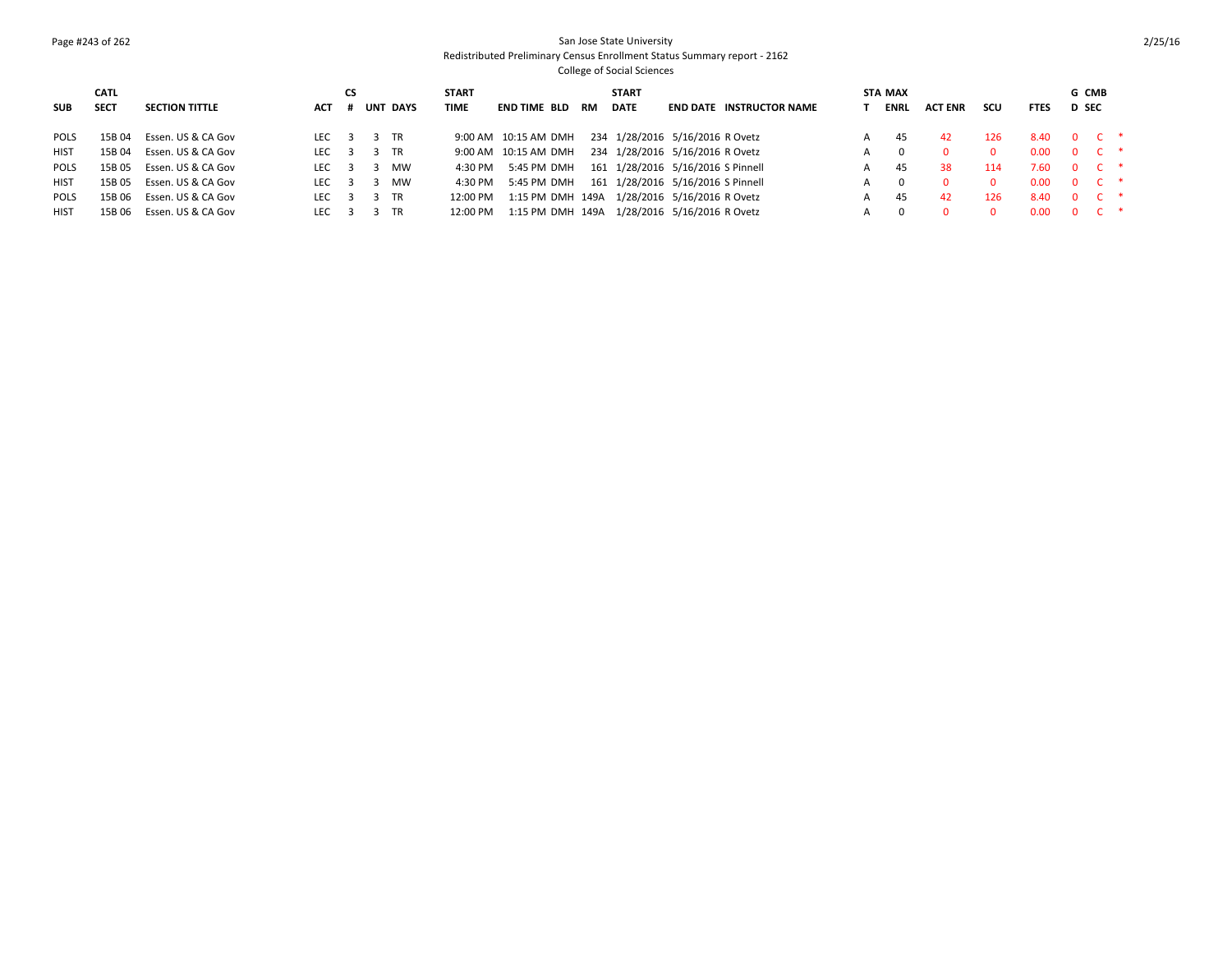San Jose State University

Redistributed Preliminary Census Enrollment Status Summary report - 2162

College of Social Sciences

| SUB | CATL SECT | SECTION TITTLE | ACT | CS # | UNT | DAYS | START TIME | END TIME | BLD | RM | START DATE | END DATE | INSTRUCTOR NAME | STAT | MAX ENRL | ACT ENR | SCU | FTES | GD | CMB SEC | |
|---|---|---|---|---|---|---|---|---|---|---|---|---|---|---|---|---|---|---|---|---|---|
| POLS | 15B 04 | Essen. US & CA Gov | LEC | 3 | 3 | TR | 9:00 AM | 10:15 AM | DMH | 234 | 1/28/2016 | 5/16/2016 | R Ovetz | A | 45 | 42 | 126 | 8.40 | 0 | C | * |
| HIST | 15B 04 | Essen. US & CA Gov | LEC | 3 | 3 | TR | 9:00 AM | 10:15 AM | DMH | 234 | 1/28/2016 | 5/16/2016 | R Ovetz | A | 0 | 0 | 0 | 0.00 | 0 | C | * |
| POLS | 15B 05 | Essen. US & CA Gov | LEC | 3 | 3 | MW | 4:30 PM | 5:45 PM | DMH | 161 | 1/28/2016 | 5/16/2016 | S Pinnell | A | 45 | 38 | 114 | 7.60 | 0 | C | * |
| HIST | 15B 05 | Essen. US & CA Gov | LEC | 3 | 3 | MW | 4:30 PM | 5:45 PM | DMH | 161 | 1/28/2016 | 5/16/2016 | S Pinnell | A | 0 | 0 | 0 | 0.00 | 0 | C | * |
| POLS | 15B 06 | Essen. US & CA Gov | LEC | 3 | 3 | TR | 12:00 PM | 1:15 PM | DMH | 149A | 1/28/2016 | 5/16/2016 | R Ovetz | A | 45 | 42 | 126 | 8.40 | 0 | C | * |
| HIST | 15B 06 | Essen. US & CA Gov | LEC | 3 | 3 | TR | 12:00 PM | 1:15 PM | DMH | 149A | 1/28/2016 | 5/16/2016 | R Ovetz | A | 0 | 0 | 0 | 0.00 | 0 | C | * |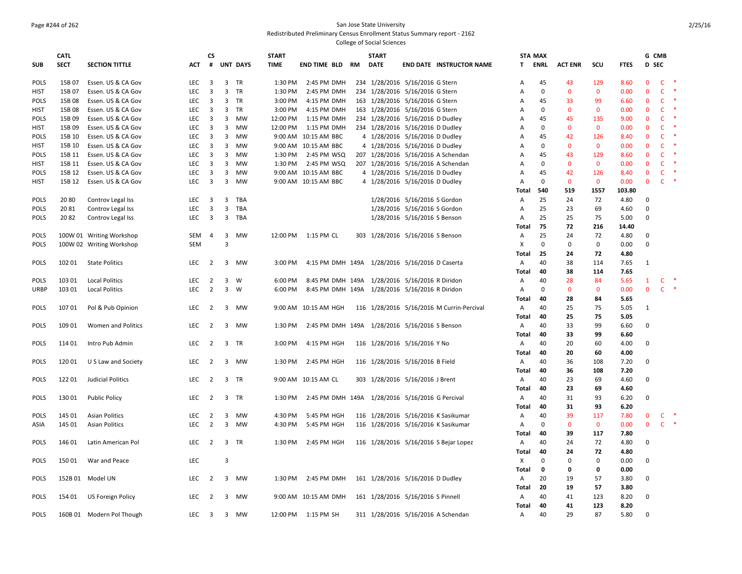San Jose State University
Redistributed Preliminary Census Enrollment Status Summary report - 2162
College of Social Sciences

| SUB | CATL SECT | SECTION TITTLE | ACT | CS # | UNT | DAYS | START TIME | END TIME | BLD | RM | START DATE | END DATE | INSTRUCTOR NAME | STA T | MAX ENRL | ACT ENR | SCU | FTES | G D | CMB SEC | |
|---|---|---|---|---|---|---|---|---|---|---|---|---|---|---|---|---|---|---|---|---|---|
| POLS | 15B 07 | Essen. US & CA Gov | LEC | 3 | 3 | TR | 1:30 PM | 2:45 PM | DMH | 234 | 1/28/2016 | 5/16/2016 | G Stern | A | 45 | 43 | 129 | 8.60 | 0 | C | * |
| HIST | 15B 07 | Essen. US & CA Gov | LEC | 3 | 3 | TR | 1:30 PM | 2:45 PM | DMH | 234 | 1/28/2016 | 5/16/2016 | G Stern | A | 0 | 0 | 0 | 0.00 | 0 | C | * |
| POLS | 15B 08 | Essen. US & CA Gov | LEC | 3 | 3 | TR | 3:00 PM | 4:15 PM | DMH | 163 | 1/28/2016 | 5/16/2016 | G Stern | A | 45 | 33 | 99 | 6.60 | 0 | C | * |
| HIST | 15B 08 | Essen. US & CA Gov | LEC | 3 | 3 | TR | 3:00 PM | 4:15 PM | DMH | 163 | 1/28/2016 | 5/16/2016 | G Stern | A | 0 | 0 | 0 | 0.00 | 0 | C | * |
| POLS | 15B 09 | Essen. US & CA Gov | LEC | 3 | 3 | MW | 12:00 PM | 1:15 PM | DMH | 234 | 1/28/2016 | 5/16/2016 | D Dudley | A | 45 | 45 | 135 | 9.00 | 0 | C | * |
| HIST | 15B 09 | Essen. US & CA Gov | LEC | 3 | 3 | MW | 12:00 PM | 1:15 PM | DMH | 234 | 1/28/2016 | 5/16/2016 | D Dudley | A | 0 | 0 | 0 | 0.00 | 0 | C | * |
| POLS | 15B 10 | Essen. US & CA Gov | LEC | 3 | 3 | MW | 9:00 AM | 10:15 AM | BBC | 4 | 1/28/2016 | 5/16/2016 | D Dudley | A | 45 | 42 | 126 | 8.40 | 0 | C | * |
| HIST | 15B 10 | Essen. US & CA Gov | LEC | 3 | 3 | MW | 9:00 AM | 10:15 AM | BBC | 4 | 1/28/2016 | 5/16/2016 | D Dudley | A | 0 | 0 | 0 | 0.00 | 0 | C | * |
| POLS | 15B 11 | Essen. US & CA Gov | LEC | 3 | 3 | MW | 1:30 PM | 2:45 PM | WSQ | 207 | 1/28/2016 | 5/16/2016 | A Schendan | A | 45 | 43 | 129 | 8.60 | 0 | C | * |
| HIST | 15B 11 | Essen. US & CA Gov | LEC | 3 | 3 | MW | 1:30 PM | 2:45 PM | WSQ | 207 | 1/28/2016 | 5/16/2016 | A Schendan | A | 0 | 0 | 0 | 0.00 | 0 | C | * |
| POLS | 15B 12 | Essen. US & CA Gov | LEC | 3 | 3 | MW | 9:00 AM | 10:15 AM | BBC | 4 | 1/28/2016 | 5/16/2016 | D Dudley | A | 45 | 42 | 126 | 8.40 | 0 | C | * |
| HIST | 15B 12 | Essen. US & CA Gov | LEC | 3 | 3 | MW | 9:00 AM | 10:15 AM | BBC | 4 | 1/28/2016 | 5/16/2016 | D Dudley | A | 0 | 0 | 0 | 0.00 | 0 | C | * |
| | | | | | | | | | | | | | | **Total** | **540** | **519** | **1557** | **103.80** | | | |
| POLS | 20 80 | Controv Legal Iss | LEC | 3 | 3 | TBA | | | | | 1/28/2016 | 5/16/2016 | S Gordon | A | 25 | 24 | 72 | 4.80 | 0 | | |
| POLS | 20 81 | Controv Legal Iss | LEC | 3 | 3 | TBA | | | | | 1/28/2016 | 5/16/2016 | S Gordon | A | 25 | 23 | 69 | 4.60 | 0 | | |
| POLS | 20 82 | Controv Legal Iss | LEC | 3 | 3 | TBA | | | | | 1/28/2016 | 5/16/2016 | S Benson | A | 25 | 25 | 75 | 5.00 | 0 | | |
| | | | | | | | | | | | | | | **Total** | **75** | **72** | **216** | **14.40** | | | |
| POLS | 100W 01 | Writing Workshop | SEM | 4 | 3 | MW | 12:00 PM | 1:15 PM | CL | 303 | 1/28/2016 | 5/16/2016 | S Benson | A | 25 | 24 | 72 | 4.80 | 0 | | |
| POLS | 100W 02 | Writing Workshop | SEM | | 3 | | | | | | | | | X | 0 | 0 | 0 | 0.00 | 0 | | |
| | | | | | | | | | | | | | | **Total** | **25** | **24** | **72** | **4.80** | | | |
| POLS | 102 01 | State Politics | LEC | 2 | 3 | MW | 3:00 PM | 4:15 PM | DMH | 149A | 1/28/2016 | 5/16/2016 | D Caserta | A | 40 | 38 | 114 | 7.65 | 1 | | |
| | | | | | | | | | | | | | | **Total** | **40** | **38** | **114** | **7.65** | | | |
| POLS | 103 01 | Local Politics | LEC | 2 | 3 | W | 6:00 PM | 8:45 PM | DMH | 149A | 1/28/2016 | 5/16/2016 | R Diridon | A | 40 | 28 | 84 | 5.65 | 1 | C | * |
| URBP | 103 01 | Local Politics | LEC | 2 | 3 | W | 6:00 PM | 8:45 PM | DMH | 149A | 1/28/2016 | 5/16/2016 | R Diridon | A | 0 | 0 | 0 | 0.00 | 0 | C | * |
| | | | | | | | | | | | | | | **Total** | **40** | **28** | **84** | **5.65** | | | |
| POLS | 107 01 | Pol & Pub Opinion | LEC | 2 | 3 | MW | 9:00 AM | 10:15 AM | HGH | 116 | 1/28/2016 | 5/16/2016 | M Currin-Percival | A | 40 | 25 | 75 | 5.05 | 1 | | |
| | | | | | | | | | | | | | | **Total** | **40** | **25** | **75** | **5.05** | | | |
| POLS | 109 01 | Women and Politics | LEC | 2 | 3 | MW | 1:30 PM | 2:45 PM | DMH | 149A | 1/28/2016 | 5/16/2016 | S Benson | A | 40 | 33 | 99 | 6.60 | 0 | | |
| | | | | | | | | | | | | | | **Total** | **40** | **33** | **99** | **6.60** | | | |
| POLS | 114 01 | Intro Pub Admin | LEC | 2 | 3 | TR | 3:00 PM | 4:15 PM | HGH | 116 | 1/28/2016 | 5/16/2016 | Y No | A | 40 | 20 | 60 | 4.00 | 0 | | |
| | | | | | | | | | | | | | | **Total** | **40** | **20** | **60** | **4.00** | | | |
| POLS | 120 01 | U S Law and Society | LEC | 2 | 3 | MW | 1:30 PM | 2:45 PM | HGH | 116 | 1/28/2016 | 5/16/2016 | B Field | A | 40 | 36 | 108 | 7.20 | 0 | | |
| | | | | | | | | | | | | | | **Total** | **40** | **36** | **108** | **7.20** | | | |
| POLS | 122 01 | Judicial Politics | LEC | 2 | 3 | TR | 9:00 AM | 10:15 AM | CL | 303 | 1/28/2016 | 5/16/2016 | J Brent | A | 40 | 23 | 69 | 4.60 | 0 | | |
| | | | | | | | | | | | | | | **Total** | **40** | **23** | **69** | **4.60** | | | |
| POLS | 130 01 | Public Policy | LEC | 2 | 3 | TR | 1:30 PM | 2:45 PM | DMH | 149A | 1/28/2016 | 5/16/2016 | G Percival | A | 40 | 31 | 93 | 6.20 | 0 | | |
| | | | | | | | | | | | | | | **Total** | **40** | **31** | **93** | **6.20** | | | |
| POLS | 145 01 | Asian Politics | LEC | 2 | 3 | MW | 4:30 PM | 5:45 PM | HGH | 116 | 1/28/2016 | 5/16/2016 | K Sasikumar | A | 40 | 39 | 117 | 7.80 | 0 | C | * |
| ASIA | 145 01 | Asian Politics | LEC | 2 | 3 | MW | 4:30 PM | 5:45 PM | HGH | 116 | 1/28/2016 | 5/16/2016 | K Sasikumar | A | 0 | 0 | 0 | 0.00 | 0 | C | * |
| | | | | | | | | | | | | | | **Total** | **40** | **39** | **117** | **7.80** | | | |
| POLS | 146 01 | Latin American Pol | LEC | 2 | 3 | TR | 1:30 PM | 2:45 PM | HGH | 116 | 1/28/2016 | 5/16/2016 | S Bejar Lopez | A | 40 | 24 | 72 | 4.80 | 0 | | |
| | | | | | | | | | | | | | | **Total** | **40** | **24** | **72** | **4.80** | | | |
| POLS | 150 01 | War and Peace | LEC | | 3 | | | | | | | | | X | 0 | 0 | 0 | 0.00 | 0 | | |
| | | | | | | | | | | | | | | **Total** | **0** | **0** | **0** | **0.00** | | | |
| POLS | 152B 01 | Model UN | LEC | 2 | 3 | MW | 1:30 PM | 2:45 PM | DMH | 161 | 1/28/2016 | 5/16/2016 | D Dudley | A | 20 | 19 | 57 | 3.80 | 0 | | |
| | | | | | | | | | | | | | | **Total** | **20** | **19** | **57** | **3.80** | | | |
| POLS | 154 01 | US Foreign Policy | LEC | 2 | 3 | MW | 9:00 AM | 10:15 AM | DMH | 161 | 1/28/2016 | 5/16/2016 | S Pinnell | A | 40 | 41 | 123 | 8.20 | 0 | | |
| | | | | | | | | | | | | | | **Total** | **40** | **41** | **123** | **8.20** | | | |
| POLS | 160B 01 | Modern Pol Though | LEC | 3 | 3 | MW | 12:00 PM | 1:15 PM | SH | 311 | 1/28/2016 | 5/16/2016 | A Schendan | A | 40 | 29 | 87 | 5.80 | 0 | | |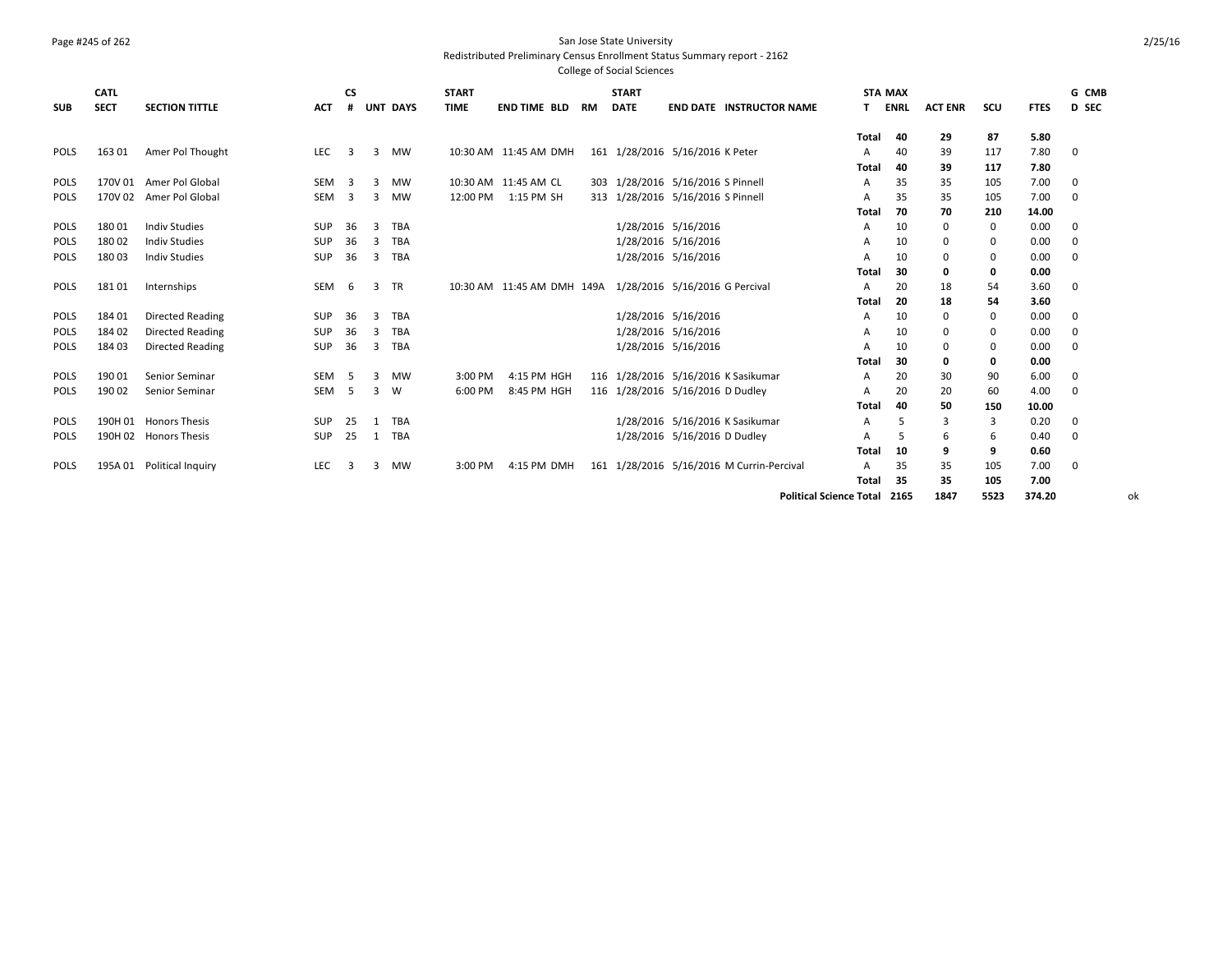San Jose State University

Redistributed Preliminary Census Enrollment Status Summary report - 2162

College of Social Sciences

| SUB | CATL SECT | SECTION TITTLE | ACT | CS # | UNT | DAYS | START TIME | END TIME | BLD | RM | START DATE | END DATE | INSTRUCTOR NAME | STA T | MAX ENRL | ACT ENR | SCU | FTES | G D | CMB SEC |
|---|---|---|---|---|---|---|---|---|---|---|---|---|---|---|---|---|---|---|---|---|
| | | | | | | | | | | | | | | Total | 40 | 29 | 87 | 5.80 | | |
| POLS | 163 01 | Amer Pol Thought | LEC | 3 | 3 | MW | 10:30 AM | 11:45 AM | DMH | 161 | 1/28/2016 | 5/16/2016 | K Peter | A | 40 | 39 | 117 | 7.80 | 0 | |
| | | | | | | | | | | | | | | Total | 40 | 39 | 117 | 7.80 | | |
| POLS | 170V 01 | Amer Pol Global | SEM | 3 | 3 | MW | 10:30 AM | 11:45 AM | CL | 303 | 1/28/2016 | 5/16/2016 | S Pinnell | A | 35 | 35 | 105 | 7.00 | 0 | |
| POLS | 170V 02 | Amer Pol Global | SEM | 3 | 3 | MW | 12:00 PM | 1:15 PM | SH | 313 | 1/28/2016 | 5/16/2016 | S Pinnell | A | 35 | 35 | 105 | 7.00 | 0 | |
| | | | | | | | | | | | | | | Total | 70 | 70 | 210 | 14.00 | | |
| POLS | 180 01 | Indiv Studies | SUP | 36 | 3 | TBA | | | | | 1/28/2016 | 5/16/2016 | | A | 10 | 0 | 0 | 0.00 | 0 | |
| POLS | 180 02 | Indiv Studies | SUP | 36 | 3 | TBA | | | | | 1/28/2016 | 5/16/2016 | | A | 10 | 0 | 0 | 0.00 | 0 | |
| POLS | 180 03 | Indiv Studies | SUP | 36 | 3 | TBA | | | | | 1/28/2016 | 5/16/2016 | | A | 10 | 0 | 0 | 0.00 | 0 | |
| | | | | | | | | | | | | | | Total | 30 | 0 | 0 | 0.00 | | |
| POLS | 181 01 | Internships | SEM | 6 | 3 | TR | 10:30 AM | 11:45 AM | DMH | 149A | 1/28/2016 | 5/16/2016 | G Percival | A | 20 | 18 | 54 | 3.60 | 0 | |
| | | | | | | | | | | | | | | Total | 20 | 18 | 54 | 3.60 | | |
| POLS | 184 01 | Directed Reading | SUP | 36 | 3 | TBA | | | | | 1/28/2016 | 5/16/2016 | | A | 10 | 0 | 0 | 0.00 | 0 | |
| POLS | 184 02 | Directed Reading | SUP | 36 | 3 | TBA | | | | | 1/28/2016 | 5/16/2016 | | A | 10 | 0 | 0 | 0.00 | 0 | |
| POLS | 184 03 | Directed Reading | SUP | 36 | 3 | TBA | | | | | 1/28/2016 | 5/16/2016 | | A | 10 | 0 | 0 | 0.00 | 0 | |
| | | | | | | | | | | | | | | Total | 30 | 0 | 0 | 0.00 | | |
| POLS | 190 01 | Senior Seminar | SEM | 5 | 3 | MW | 3:00 PM | 4:15 PM | HGH | 116 | 1/28/2016 | 5/16/2016 | K Sasikumar | A | 20 | 30 | 90 | 6.00 | 0 | |
| POLS | 190 02 | Senior Seminar | SEM | 5 | 3 | W | 6:00 PM | 8:45 PM | HGH | 116 | 1/28/2016 | 5/16/2016 | D Dudley | A | 20 | 20 | 60 | 4.00 | 0 | |
| | | | | | | | | | | | | | | Total | 40 | 50 | 150 | 10.00 | | |
| POLS | 190H 01 | Honors Thesis | SUP | 25 | 1 | TBA | | | | | 1/28/2016 | 5/16/2016 | K Sasikumar | A | 5 | 3 | 3 | 0.20 | 0 | |
| POLS | 190H 02 | Honors Thesis | SUP | 25 | 1 | TBA | | | | | 1/28/2016 | 5/16/2016 | D Dudley | A | 5 | 6 | 6 | 0.40 | 0 | |
| | | | | | | | | | | | | | | Total | 10 | 9 | 9 | 0.60 | | |
| POLS | 195A 01 | Political Inquiry | LEC | 3 | 3 | MW | 3:00 PM | 4:15 PM | DMH | 161 | 1/28/2016 | 5/16/2016 | M Currin-Percival | A | 35 | 35 | 105 | 7.00 | 0 | |
| | | | | | | | | | | | | | | Total | 35 | 35 | 105 | 7.00 | | |
| | | | | | | | | | | | | | Political Science Total | | 2165 | 1847 | 5523 | 374.20 | | ok |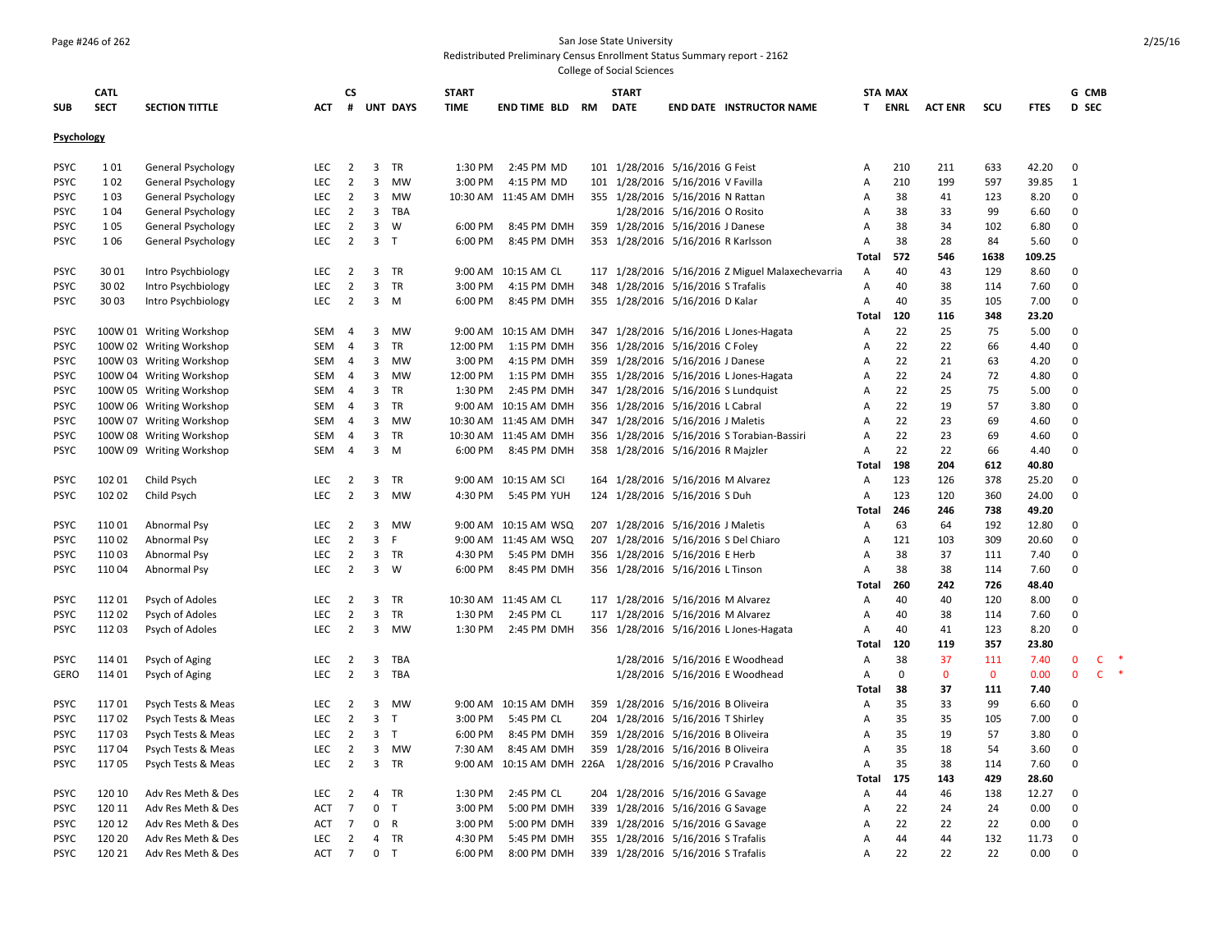San Jose State University

Redistributed Preliminary Census Enrollment Status Summary report - 2162

College of Social Sciences

| SUB | CATL SECT | SECTION TITTLE | ACT | CS # | UNT | DAYS | START TIME | END TIME | BLD | RM | START DATE | END DATE | INSTRUCTOR NAME | STA T | MAX ENRL | ACT ENR | SCU | FTES | G D | CMB SEC |
|---|---|---|---|---|---|---|---|---|---|---|---|---|---|---|---|---|---|---|---|---|
| **Psychology** | | | | | | | | | | | | | | | | | | | | |
| PSYC | 1 01 | General Psychology | LEC | 2 | 3 | TR | 1:30 PM | 2:45 PM | MD | 101 | 1/28/2016 | 5/16/2016 | G Feist | A | 210 | 211 | 633 | 42.20 | 0 | |
| PSYC | 1 02 | General Psychology | LEC | 2 | 3 | MW | 3:00 PM | 4:15 PM | MD | 101 | 1/28/2016 | 5/16/2016 | V Favilla | A | 210 | 199 | 597 | 39.85 | 1 | |
| PSYC | 1 03 | General Psychology | LEC | 2 | 3 | MW | 10:30 AM | 11:45 AM | DMH | 355 | 1/28/2016 | 5/16/2016 | N Rattan | A | 38 | 41 | 123 | 8.20 | 0 | |
| PSYC | 1 04 | General Psychology | LEC | 2 | 3 | TBA | | | | | 1/28/2016 | 5/16/2016 | O Rosito | A | 38 | 33 | 99 | 6.60 | 0 | |
| PSYC | 1 05 | General Psychology | LEC | 2 | 3 | W | 6:00 PM | 8:45 PM | DMH | 359 | 1/28/2016 | 5/16/2016 | J Danese | A | 38 | 34 | 102 | 6.80 | 0 | |
| PSYC | 1 06 | General Psychology | LEC | 2 | 3 | T | 6:00 PM | 8:45 PM | DMH | 353 | 1/28/2016 | 5/16/2016 | R Karlsson | A | 38 | 28 | 84 | 5.60 | 0 | |
| | | | | | | | | | | | | | | **Total** | **572** | **546** | **1638** | **109.25** | | |
| PSYC | 30 01 | Intro Psychbiology | LEC | 2 | 3 | TR | 9:00 AM | 10:15 AM | CL | 117 | 1/28/2016 | 5/16/2016 | Z Miguel Malaxechevarria | A | 40 | 43 | 129 | 8.60 | 0 | |
| PSYC | 30 02 | Intro Psychbiology | LEC | 2 | 3 | TR | 3:00 PM | 4:15 PM | DMH | 348 | 1/28/2016 | 5/16/2016 | S Trafalis | A | 40 | 38 | 114 | 7.60 | 0 | |
| PSYC | 30 03 | Intro Psychbiology | LEC | 2 | 3 | M | 6:00 PM | 8:45 PM | DMH | 355 | 1/28/2016 | 5/16/2016 | D Kalar | A | 40 | 35 | 105 | 7.00 | 0 | |
| | | | | | | | | | | | | | | **Total** | **120** | **116** | **348** | **23.20** | | |
| PSYC | 100W 01 | Writing Workshop | SEM | 4 | 3 | MW | 9:00 AM | 10:15 AM | DMH | 347 | 1/28/2016 | 5/16/2016 | L Jones-Hagata | A | 22 | 25 | 75 | 5.00 | 0 | |
| PSYC | 100W 02 | Writing Workshop | SEM | 4 | 3 | TR | 12:00 PM | 1:15 PM | DMH | 356 | 1/28/2016 | 5/16/2016 | C Foley | A | 22 | 22 | 66 | 4.40 | 0 | |
| PSYC | 100W 03 | Writing Workshop | SEM | 4 | 3 | MW | 3:00 PM | 4:15 PM | DMH | 359 | 1/28/2016 | 5/16/2016 | J Danese | A | 22 | 21 | 63 | 4.20 | 0 | |
| PSYC | 100W 04 | Writing Workshop | SEM | 4 | 3 | MW | 12:00 PM | 1:15 PM | DMH | 355 | 1/28/2016 | 5/16/2016 | L Jones-Hagata | A | 22 | 24 | 72 | 4.80 | 0 | |
| PSYC | 100W 05 | Writing Workshop | SEM | 4 | 3 | TR | 1:30 PM | 2:45 PM | DMH | 347 | 1/28/2016 | 5/16/2016 | S Lundquist | A | 22 | 25 | 75 | 5.00 | 0 | |
| PSYC | 100W 06 | Writing Workshop | SEM | 4 | 3 | TR | 9:00 AM | 10:15 AM | DMH | 356 | 1/28/2016 | 5/16/2016 | L Cabral | A | 22 | 19 | 57 | 3.80 | 0 | |
| PSYC | 100W 07 | Writing Workshop | SEM | 4 | 3 | MW | 10:30 AM | 11:45 AM | DMH | 347 | 1/28/2016 | 5/16/2016 | J Maletis | A | 22 | 23 | 69 | 4.60 | 0 | |
| PSYC | 100W 08 | Writing Workshop | SEM | 4 | 3 | TR | 10:30 AM | 11:45 AM | DMH | 356 | 1/28/2016 | 5/16/2016 | S Torabian-Bassiri | A | 22 | 23 | 69 | 4.60 | 0 | |
| PSYC | 100W 09 | Writing Workshop | SEM | 4 | 3 | M | 6:00 PM | 8:45 PM | DMH | 358 | 1/28/2016 | 5/16/2016 | R Majzler | A | 22 | 22 | 66 | 4.40 | 0 | |
| | | | | | | | | | | | | | | **Total** | **198** | **204** | **612** | **40.80** | | |
| PSYC | 102 01 | Child Psych | LEC | 2 | 3 | TR | 9:00 AM | 10:15 AM | SCI | 164 | 1/28/2016 | 5/16/2016 | M Alvarez | A | 123 | 126 | 378 | 25.20 | 0 | |
| PSYC | 102 02 | Child Psych | LEC | 2 | 3 | MW | 4:30 PM | 5:45 PM | YUH | 124 | 1/28/2016 | 5/16/2016 | S Duh | A | 123 | 120 | 360 | 24.00 | 0 | |
| | | | | | | | | | | | | | | **Total** | **246** | **246** | **738** | **49.20** | | |
| PSYC | 110 01 | Abnormal Psy | LEC | 2 | 3 | MW | 9:00 AM | 10:15 AM | WSQ | 207 | 1/28/2016 | 5/16/2016 | J Maletis | A | 63 | 64 | 192 | 12.80 | 0 | |
| PSYC | 110 02 | Abnormal Psy | LEC | 2 | 3 | F | 9:00 AM | 11:45 AM | WSQ | 207 | 1/28/2016 | 5/16/2016 | S Del Chiaro | A | 121 | 103 | 309 | 20.60 | 0 | |
| PSYC | 110 03 | Abnormal Psy | LEC | 2 | 3 | TR | 4:30 PM | 5:45 PM | DMH | 356 | 1/28/2016 | 5/16/2016 | E Herb | A | 38 | 37 | 111 | 7.40 | 0 | |
| PSYC | 110 04 | Abnormal Psy | LEC | 2 | 3 | W | 6:00 PM | 8:45 PM | DMH | 356 | 1/28/2016 | 5/16/2016 | L Tinson | A | 38 | 38 | 114 | 7.60 | 0 | |
| | | | | | | | | | | | | | | **Total** | **260** | **242** | **726** | **48.40** | | |
| PSYC | 112 01 | Psych of Adoles | LEC | 2 | 3 | TR | 10:30 AM | 11:45 AM | CL | 117 | 1/28/2016 | 5/16/2016 | M Alvarez | A | 40 | 40 | 120 | 8.00 | 0 | |
| PSYC | 112 02 | Psych of Adoles | LEC | 2 | 3 | TR | 1:30 PM | 2:45 PM | CL | 117 | 1/28/2016 | 5/16/2016 | M Alvarez | A | 40 | 38 | 114 | 7.60 | 0 | |
| PSYC | 112 03 | Psych of Adoles | LEC | 2 | 3 | MW | 1:30 PM | 2:45 PM | DMH | 356 | 1/28/2016 | 5/16/2016 | L Jones-Hagata | A | 40 | 41 | 123 | 8.20 | 0 | |
| | | | | | | | | | | | | | | **Total** | **120** | **119** | **357** | **23.80** | | |
| PSYC | 114 01 | Psych of Aging | LEC | 2 | 3 | TBA | | | | | 1/28/2016 | 5/16/2016 | E Woodhead | A | 38 | 37 | 111 | 7.40 | 0 | C * |
| GERO | 114 01 | Psych of Aging | LEC | 2 | 3 | TBA | | | | | 1/28/2016 | 5/16/2016 | E Woodhead | A | 0 | 0 | 0 | 0.00 | 0 | C * |
| | | | | | | | | | | | | | | **Total** | **38** | **37** | **111** | **7.40** | | |
| PSYC | 117 01 | Psych Tests & Meas | LEC | 2 | 3 | MW | 9:00 AM | 10:15 AM | DMH | 359 | 1/28/2016 | 5/16/2016 | B Oliveira | A | 35 | 33 | 99 | 6.60 | 0 | |
| PSYC | 117 02 | Psych Tests & Meas | LEC | 2 | 3 | T | 3:00 PM | 5:45 PM | CL | 204 | 1/28/2016 | 5/16/2016 | T Shirley | A | 35 | 35 | 105 | 7.00 | 0 | |
| PSYC | 117 03 | Psych Tests & Meas | LEC | 2 | 3 | T | 6:00 PM | 8:45 PM | DMH | 359 | 1/28/2016 | 5/16/2016 | B Oliveira | A | 35 | 19 | 57 | 3.80 | 0 | |
| PSYC | 117 04 | Psych Tests & Meas | LEC | 2 | 3 | MW | 7:30 AM | 8:45 AM | DMH | 359 | 1/28/2016 | 5/16/2016 | B Oliveira | A | 35 | 18 | 54 | 3.60 | 0 | |
| PSYC | 117 05 | Psych Tests & Meas | LEC | 2 | 3 | TR | 9:00 AM | 10:15 AM | DMH | 226A | 1/28/2016 | 5/16/2016 | P Cravalho | A | 35 | 38 | 114 | 7.60 | 0 | |
| | | | | | | | | | | | | | | **Total** | **175** | **143** | **429** | **28.60** | | |
| PSYC | 120 10 | Adv Res Meth & Des | LEC | 2 | 4 | TR | 1:30 PM | 2:45 PM | CL | 204 | 1/28/2016 | 5/16/2016 | G Savage | A | 44 | 46 | 138 | 12.27 | 0 | |
| PSYC | 120 11 | Adv Res Meth & Des | ACT | 7 | 0 | T | 3:00 PM | 5:00 PM | DMH | 339 | 1/28/2016 | 5/16/2016 | G Savage | A | 22 | 24 | 24 | 0.00 | 0 | |
| PSYC | 120 12 | Adv Res Meth & Des | ACT | 7 | 0 | R | 3:00 PM | 5:00 PM | DMH | 339 | 1/28/2016 | 5/16/2016 | G Savage | A | 22 | 22 | 22 | 0.00 | 0 | |
| PSYC | 120 20 | Adv Res Meth & Des | LEC | 2 | 4 | TR | 4:30 PM | 5:45 PM | DMH | 355 | 1/28/2016 | 5/16/2016 | S Trafalis | A | 44 | 44 | 132 | 11.73 | 0 | |
| PSYC | 120 21 | Adv Res Meth & Des | ACT | 7 | 0 | T | 6:00 PM | 8:00 PM | DMH | 339 | 1/28/2016 | 5/16/2016 | S Trafalis | A | 22 | 22 | 22 | 0.00 | 0 | |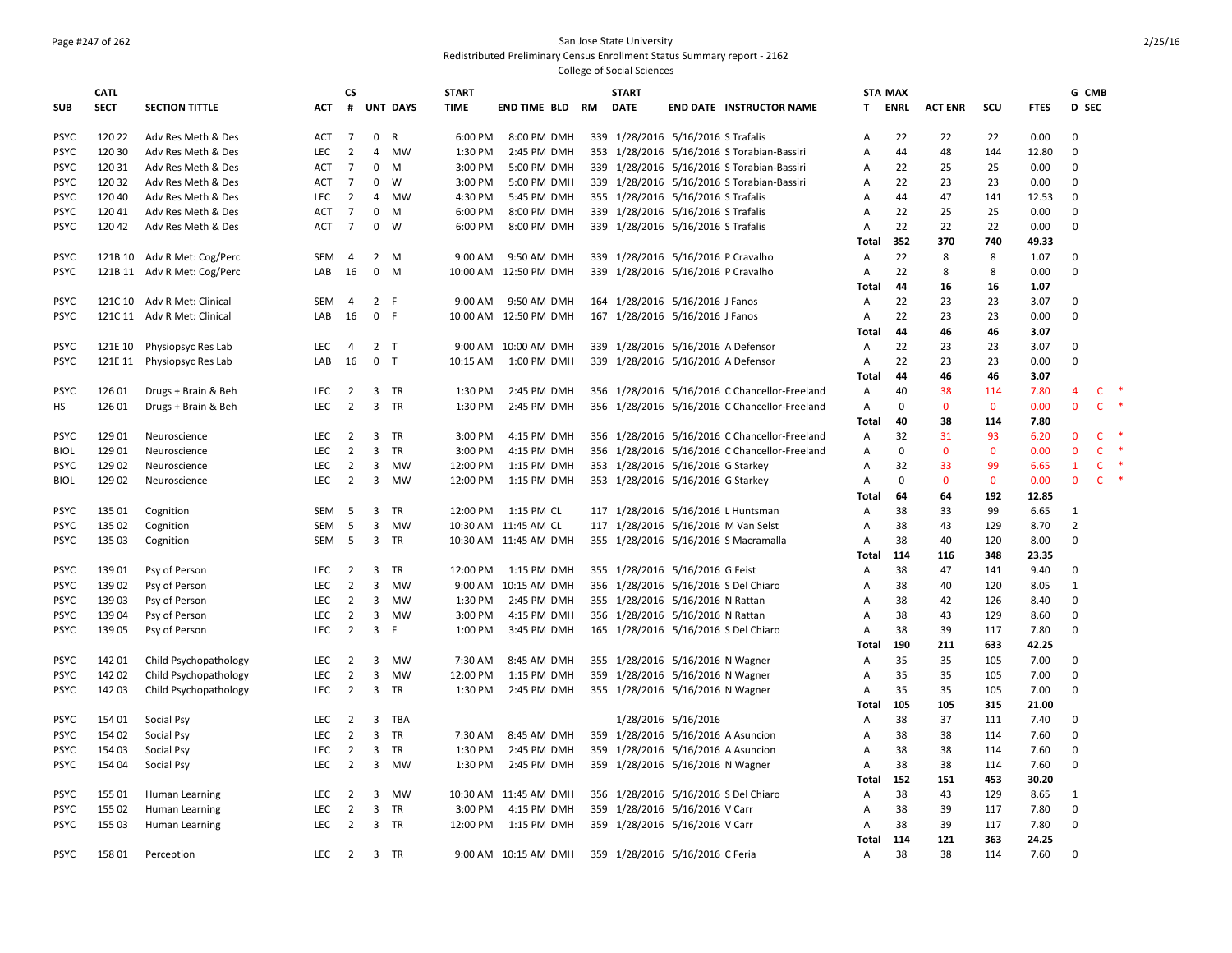# San Jose State University

Redistributed Preliminary Census Enrollment Status Summary report - 2162

College of Social Sciences

| SUB | CATL SECT | SECTION TITTLE | ACT | CS # | UNT | DAYS | START TIME | END TIME | BLD | RM | START DATE | END DATE | INSTRUCTOR NAME | STA T | MAX ENRL | ACT ENR | SCU | FTES | G D | CMB SEC |
|---|---|---|---|---|---|---|---|---|---|---|---|---|---|---|---|---|---|---|---|---|
| PSYC | 120 22 | Adv Res Meth & Des | ACT | 7 | 0 | R | 6:00 PM | 8:00 PM | DMH | 339 | 1/28/2016 | 5/16/2016 | S Trafalis | A | 22 | 22 | 22 | 0.00 | 0 | |
| PSYC | 120 30 | Adv Res Meth & Des | LEC | 2 | 4 | MW | 1:30 PM | 2:45 PM | DMH | 353 | 1/28/2016 | 5/16/2016 | S Torabian-Bassiri | A | 44 | 48 | 144 | 12.80 | 0 | |
| PSYC | 120 31 | Adv Res Meth & Des | ACT | 7 | 0 | M | 3:00 PM | 5:00 PM | DMH | 339 | 1/28/2016 | 5/16/2016 | S Torabian-Bassiri | A | 22 | 25 | 25 | 0.00 | 0 | |
| PSYC | 120 32 | Adv Res Meth & Des | ACT | 7 | 0 | W | 3:00 PM | 5:00 PM | DMH | 339 | 1/28/2016 | 5/16/2016 | S Torabian-Bassiri | A | 22 | 23 | 23 | 0.00 | 0 | |
| PSYC | 120 40 | Adv Res Meth & Des | LEC | 2 | 4 | MW | 4:30 PM | 5:45 PM | DMH | 355 | 1/28/2016 | 5/16/2016 | S Trafalis | A | 44 | 47 | 141 | 12.53 | 0 | |
| PSYC | 120 41 | Adv Res Meth & Des | ACT | 7 | 0 | M | 6:00 PM | 8:00 PM | DMH | 339 | 1/28/2016 | 5/16/2016 | S Trafalis | A | 22 | 25 | 25 | 0.00 | 0 | |
| PSYC | 120 42 | Adv Res Meth & Des | ACT | 7 | 0 | W | 6:00 PM | 8:00 PM | DMH | 339 | 1/28/2016 | 5/16/2016 | S Trafalis | A | 22 | 22 | 22 | 0.00 | 0 | |
| | | | | | | | | | | | | | | Total | 352 | 370 | 740 | 49.33 | | |
| PSYC | 121B 10 | Adv R Met: Cog/Perc | SEM | 4 | 2 | M | 9:00 AM | 9:50 AM | DMH | 339 | 1/28/2016 | 5/16/2016 | P Cravalho | A | 22 | 8 | 8 | 1.07 | 0 | |
| PSYC | 121B 11 | Adv R Met: Cog/Perc | LAB | 16 | 0 | M | 10:00 AM | 12:50 PM | DMH | 339 | 1/28/2016 | 5/16/2016 | P Cravalho | A | 22 | 8 | 8 | 0.00 | 0 | |
| | | | | | | | | | | | | | | Total | 44 | 16 | 16 | 1.07 | | |
| PSYC | 121C 10 | Adv R Met: Clinical | SEM | 4 | 2 | F | 9:00 AM | 9:50 AM | DMH | 164 | 1/28/2016 | 5/16/2016 | J Fanos | A | 22 | 23 | 23 | 3.07 | 0 | |
| PSYC | 121C 11 | Adv R Met: Clinical | LAB | 16 | 0 | F | 10:00 AM | 12:50 PM | DMH | 167 | 1/28/2016 | 5/16/2016 | J Fanos | A | 22 | 23 | 23 | 0.00 | 0 | |
| | | | | | | | | | | | | | | Total | 44 | 46 | 46 | 3.07 | | |
| PSYC | 121E 10 | Physiopsyc Res Lab | LEC | 4 | 2 | T | 9:00 AM | 10:00 AM | DMH | 339 | 1/28/2016 | 5/16/2016 | A Defensor | A | 22 | 23 | 23 | 3.07 | 0 | |
| PSYC | 121E 11 | Physiopsyc Res Lab | LAB | 16 | 0 | T | 10:15 AM | 1:00 PM | DMH | 339 | 1/28/2016 | 5/16/2016 | A Defensor | A | 22 | 23 | 23 | 0.00 | 0 | |
| | | | | | | | | | | | | | | Total | 44 | 46 | 46 | 3.07 | | |
| PSYC | 126 01 | Drugs + Brain & Beh | LEC | 2 | 3 | TR | 1:30 PM | 2:45 PM | DMH | 356 | 1/28/2016 | 5/16/2016 | C Chancellor-Freeland | A | 40 | 38 | 114 | 7.80 | 4 | C * |
| HS | 126 01 | Drugs + Brain & Beh | LEC | 2 | 3 | TR | 1:30 PM | 2:45 PM | DMH | 356 | 1/28/2016 | 5/16/2016 | C Chancellor-Freeland | A | 0 | 0 | 0 | 0.00 | 0 | C * |
| | | | | | | | | | | | | | | Total | 40 | 38 | 114 | 7.80 | | |
| PSYC | 129 01 | Neuroscience | LEC | 2 | 3 | TR | 3:00 PM | 4:15 PM | DMH | 356 | 1/28/2016 | 5/16/2016 | C Chancellor-Freeland | A | 32 | 31 | 93 | 6.20 | 0 | C * |
| BIOL | 129 01 | Neuroscience | LEC | 2 | 3 | TR | 3:00 PM | 4:15 PM | DMH | 356 | 1/28/2016 | 5/16/2016 | C Chancellor-Freeland | A | 0 | 0 | 0 | 0.00 | 0 | C * |
| PSYC | 129 02 | Neuroscience | LEC | 2 | 3 | MW | 12:00 PM | 1:15 PM | DMH | 353 | 1/28/2016 | 5/16/2016 | G Starkey | A | 32 | 33 | 99 | 6.65 | 1 | C * |
| BIOL | 129 02 | Neuroscience | LEC | 2 | 3 | MW | 12:00 PM | 1:15 PM | DMH | 353 | 1/28/2016 | 5/16/2016 | G Starkey | A | 0 | 0 | 0 | 0.00 | 0 | C * |
| | | | | | | | | | | | | | | Total | 64 | 64 | 192 | 12.85 | | |
| PSYC | 135 01 | Cognition | SEM | 5 | 3 | TR | 12:00 PM | 1:15 PM | CL | 117 | 1/28/2016 | 5/16/2016 | L Huntsman | A | 38 | 33 | 99 | 6.65 | 1 | |
| PSYC | 135 02 | Cognition | SEM | 5 | 3 | MW | 10:30 AM | 11:45 AM | CL | 117 | 1/28/2016 | 5/16/2016 | M Van Selst | A | 38 | 43 | 129 | 8.70 | 2 | |
| PSYC | 135 03 | Cognition | SEM | 5 | 3 | TR | 10:30 AM | 11:45 AM | DMH | 355 | 1/28/2016 | 5/16/2016 | S Macramalla | A | 38 | 40 | 120 | 8.00 | 0 | |
| | | | | | | | | | | | | | | Total | 114 | 116 | 348 | 23.35 | | |
| PSYC | 139 01 | Psy of Person | LEC | 2 | 3 | TR | 12:00 PM | 1:15 PM | DMH | 355 | 1/28/2016 | 5/16/2016 | G Feist | A | 38 | 47 | 141 | 9.40 | 0 | |
| PSYC | 139 02 | Psy of Person | LEC | 2 | 3 | MW | 9:00 AM | 10:15 AM | DMH | 356 | 1/28/2016 | 5/16/2016 | S Del Chiaro | A | 38 | 40 | 120 | 8.05 | 1 | |
| PSYC | 139 03 | Psy of Person | LEC | 2 | 3 | MW | 1:30 PM | 2:45 PM | DMH | 355 | 1/28/2016 | 5/16/2016 | N Rattan | A | 38 | 42 | 126 | 8.40 | 0 | |
| PSYC | 139 04 | Psy of Person | LEC | 2 | 3 | MW | 3:00 PM | 4:15 PM | DMH | 356 | 1/28/2016 | 5/16/2016 | N Rattan | A | 38 | 43 | 129 | 8.60 | 0 | |
| PSYC | 139 05 | Psy of Person | LEC | 2 | 3 | F | 1:00 PM | 3:45 PM | DMH | 165 | 1/28/2016 | 5/16/2016 | S Del Chiaro | A | 38 | 39 | 117 | 7.80 | 0 | |
| | | | | | | | | | | | | | | Total | 190 | 211 | 633 | 42.25 | | |
| PSYC | 142 01 | Child Psychopathology | LEC | 2 | 3 | MW | 7:30 AM | 8:45 AM | DMH | 355 | 1/28/2016 | 5/16/2016 | N Wagner | A | 35 | 35 | 105 | 7.00 | 0 | |
| PSYC | 142 02 | Child Psychopathology | LEC | 2 | 3 | MW | 12:00 PM | 1:15 PM | DMH | 359 | 1/28/2016 | 5/16/2016 | N Wagner | A | 35 | 35 | 105 | 7.00 | 0 | |
| PSYC | 142 03 | Child Psychopathology | LEC | 2 | 3 | TR | 1:30 PM | 2:45 PM | DMH | 355 | 1/28/2016 | 5/16/2016 | N Wagner | A | 35 | 35 | 105 | 7.00 | 0 | |
| | | | | | | | | | | | | | | Total | 105 | 105 | 315 | 21.00 | | |
| PSYC | 154 01 | Social Psy | LEC | 2 | 3 | TBA | | | | | 1/28/2016 | 5/16/2016 | | A | 38 | 37 | 111 | 7.40 | 0 | |
| PSYC | 154 02 | Social Psy | LEC | 2 | 3 | TR | 7:30 AM | 8:45 AM | DMH | 359 | 1/28/2016 | 5/16/2016 | A Asuncion | A | 38 | 38 | 114 | 7.60 | 0 | |
| PSYC | 154 03 | Social Psy | LEC | 2 | 3 | TR | 1:30 PM | 2:45 PM | DMH | 359 | 1/28/2016 | 5/16/2016 | A Asuncion | A | 38 | 38 | 114 | 7.60 | 0 | |
| PSYC | 154 04 | Social Psy | LEC | 2 | 3 | MW | 1:30 PM | 2:45 PM | DMH | 359 | 1/28/2016 | 5/16/2016 | N Wagner | A | 38 | 38 | 114 | 7.60 | 0 | |
| | | | | | | | | | | | | | | Total | 152 | 151 | 453 | 30.20 | | |
| PSYC | 155 01 | Human Learning | LEC | 2 | 3 | MW | 10:30 AM | 11:45 AM | DMH | 356 | 1/28/2016 | 5/16/2016 | S Del Chiaro | A | 38 | 43 | 129 | 8.65 | 1 | |
| PSYC | 155 02 | Human Learning | LEC | 2 | 3 | TR | 3:00 PM | 4:15 PM | DMH | 359 | 1/28/2016 | 5/16/2016 | V Carr | A | 38 | 39 | 117 | 7.80 | 0 | |
| PSYC | 155 03 | Human Learning | LEC | 2 | 3 | TR | 12:00 PM | 1:15 PM | DMH | 359 | 1/28/2016 | 5/16/2016 | V Carr | A | 38 | 39 | 117 | 7.80 | 0 | |
| | | | | | | | | | | | | | | Total | 114 | 121 | 363 | 24.25 | | |
| PSYC | 158 01 | Perception | LEC | 2 | 3 | TR | 9:00 AM | 10:15 AM | DMH | 359 | 1/28/2016 | 5/16/2016 | C Feria | A | 38 | 38 | 114 | 7.60 | 0 | |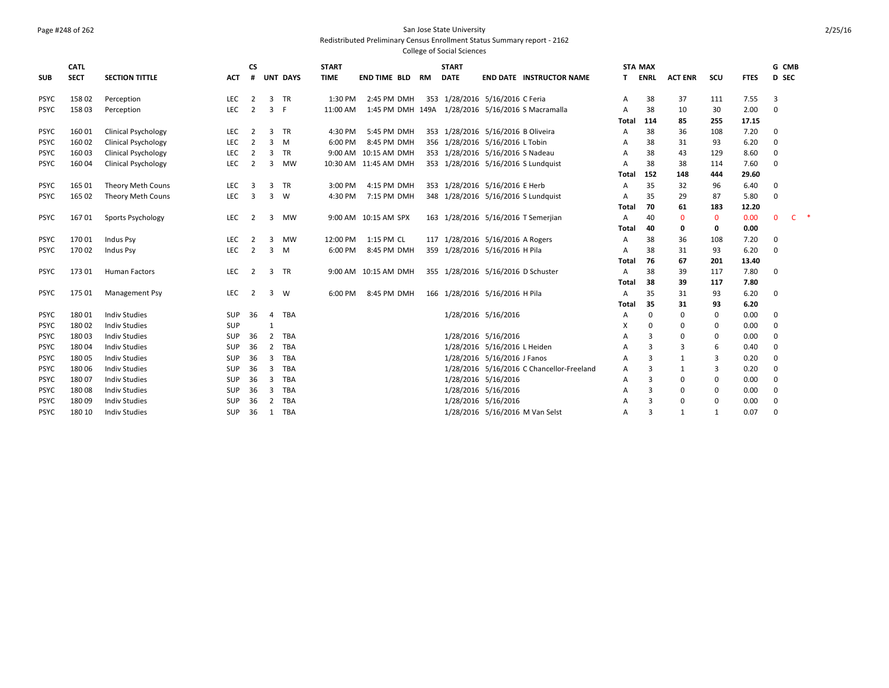San Jose State University
Redistributed Preliminary Census Enrollment Status Summary report - 2162
College of Social Sciences

| SUB | CATL SECT | SECTION TITTLE | ACT | CS # | UNT | DAYS | START TIME | END TIME | BLD | RM | START DATE | END DATE | INSTRUCTOR NAME | STA T | MAX ENRL | ACT ENR | SCU | FTES | G D | CMB SEC |
|---|---|---|---|---|---|---|---|---|---|---|---|---|---|---|---|---|---|---|---|---|
| PSYC | 158 02 | Perception | LEC | 2 | 3 | TR | 1:30 PM | 2:45 PM | DMH | 353 | 1/28/2016 | 5/16/2016 | C Feria | A | 38 | 37 | 111 | 7.55 | 3 | |
| PSYC | 158 03 | Perception | LEC | 2 | 3 | F | 11:00 AM | 1:45 PM | DMH | 149A | 1/28/2016 | 5/16/2016 | S Macramalla | A | 38 | 10 | 30 | 2.00 | 0 | |
| | | | | | | | | | | | | | | Total | 114 | 85 | 255 | 17.15 | | |
| PSYC | 160 01 | Clinical Psychology | LEC | 2 | 3 | TR | 4:30 PM | 5:45 PM | DMH | 353 | 1/28/2016 | 5/16/2016 | B Oliveira | A | 38 | 36 | 108 | 7.20 | 0 | |
| PSYC | 160 02 | Clinical Psychology | LEC | 2 | 3 | M | 6:00 PM | 8:45 PM | DMH | 356 | 1/28/2016 | 5/16/2016 | L Tobin | A | 38 | 31 | 93 | 6.20 | 0 | |
| PSYC | 160 03 | Clinical Psychology | LEC | 2 | 3 | TR | 9:00 AM | 10:15 AM | DMH | 353 | 1/28/2016 | 5/16/2016 | S Nadeau | A | 38 | 43 | 129 | 8.60 | 0 | |
| PSYC | 160 04 | Clinical Psychology | LEC | 2 | 3 | MW | 10:30 AM | 11:45 AM | DMH | 353 | 1/28/2016 | 5/16/2016 | S Lundquist | A | 38 | 38 | 114 | 7.60 | 0 | |
| | | | | | | | | | | | | | | Total | 152 | 148 | 444 | 29.60 | | |
| PSYC | 165 01 | Theory Meth Couns | LEC | 3 | 3 | TR | 3:00 PM | 4:15 PM | DMH | 353 | 1/28/2016 | 5/16/2016 | E Herb | A | 35 | 32 | 96 | 6.40 | 0 | |
| PSYC | 165 02 | Theory Meth Couns | LEC | 3 | 3 | W | 4:30 PM | 7:15 PM | DMH | 348 | 1/28/2016 | 5/16/2016 | S Lundquist | A | 35 | 29 | 87 | 5.80 | 0 | |
| | | | | | | | | | | | | | | Total | 70 | 61 | 183 | 12.20 | | |
| PSYC | 167 01 | Sports Psychology | LEC | 2 | 3 | MW | 9:00 AM | 10:15 AM | SPX | 163 | 1/28/2016 | 5/16/2016 | T Semerjian | A | 40 | 0 | 0 | 0.00 | 0 | C * |
| | | | | | | | | | | | | | | Total | 40 | 0 | 0 | 0.00 | | |
| PSYC | 170 01 | Indus Psy | LEC | 2 | 3 | MW | 12:00 PM | 1:15 PM | CL | 117 | 1/28/2016 | 5/16/2016 | A Rogers | A | 38 | 36 | 108 | 7.20 | 0 | |
| PSYC | 170 02 | Indus Psy | LEC | 2 | 3 | M | 6:00 PM | 8:45 PM | DMH | 359 | 1/28/2016 | 5/16/2016 | H Pila | A | 38 | 31 | 93 | 6.20 | 0 | |
| | | | | | | | | | | | | | | Total | 76 | 67 | 201 | 13.40 | | |
| PSYC | 173 01 | Human Factors | LEC | 2 | 3 | TR | 9:00 AM | 10:15 AM | DMH | 355 | 1/28/2016 | 5/16/2016 | D Schuster | A | 38 | 39 | 117 | 7.80 | 0 | |
| | | | | | | | | | | | | | | Total | 38 | 39 | 117 | 7.80 | | |
| PSYC | 175 01 | Management Psy | LEC | 2 | 3 | W | 6:00 PM | 8:45 PM | DMH | 166 | 1/28/2016 | 5/16/2016 | H Pila | A | 35 | 31 | 93 | 6.20 | 0 | |
| | | | | | | | | | | | | | | Total | 35 | 31 | 93 | 6.20 | | |
| PSYC | 180 01 | Indiv Studies | SUP | 36 | 4 | TBA | | | | | 1/28/2016 | 5/16/2016 | | A | 0 | 0 | 0 | 0.00 | 0 | |
| PSYC | 180 02 | Indiv Studies | SUP | | 1 | | | | | | | | | X | 0 | 0 | 0 | 0.00 | 0 | |
| PSYC | 180 03 | Indiv Studies | SUP | 36 | 2 | TBA | | | | | 1/28/2016 | 5/16/2016 | | A | 3 | 0 | 0 | 0.00 | 0 | |
| PSYC | 180 04 | Indiv Studies | SUP | 36 | 2 | TBA | | | | | 1/28/2016 | 5/16/2016 | L Heiden | A | 3 | 3 | 6 | 0.40 | 0 | |
| PSYC | 180 05 | Indiv Studies | SUP | 36 | 3 | TBA | | | | | 1/28/2016 | 5/16/2016 | J Fanos | A | 3 | 1 | 3 | 0.20 | 0 | |
| PSYC | 180 06 | Indiv Studies | SUP | 36 | 3 | TBA | | | | | 1/28/2016 | 5/16/2016 | C Chancellor-Freeland | A | 3 | 1 | 3 | 0.20 | 0 | |
| PSYC | 180 07 | Indiv Studies | SUP | 36 | 3 | TBA | | | | | 1/28/2016 | 5/16/2016 | | A | 3 | 0 | 0 | 0.00 | 0 | |
| PSYC | 180 08 | Indiv Studies | SUP | 36 | 3 | TBA | | | | | 1/28/2016 | 5/16/2016 | | A | 3 | 0 | 0 | 0.00 | 0 | |
| PSYC | 180 09 | Indiv Studies | SUP | 36 | 2 | TBA | | | | | 1/28/2016 | 5/16/2016 | | A | 3 | 0 | 0 | 0.00 | 0 | |
| PSYC | 180 10 | Indiv Studies | SUP | 36 | 1 | TBA | | | | | 1/28/2016 | 5/16/2016 | M Van Selst | A | 3 | 1 | 1 | 0.07 | 0 | |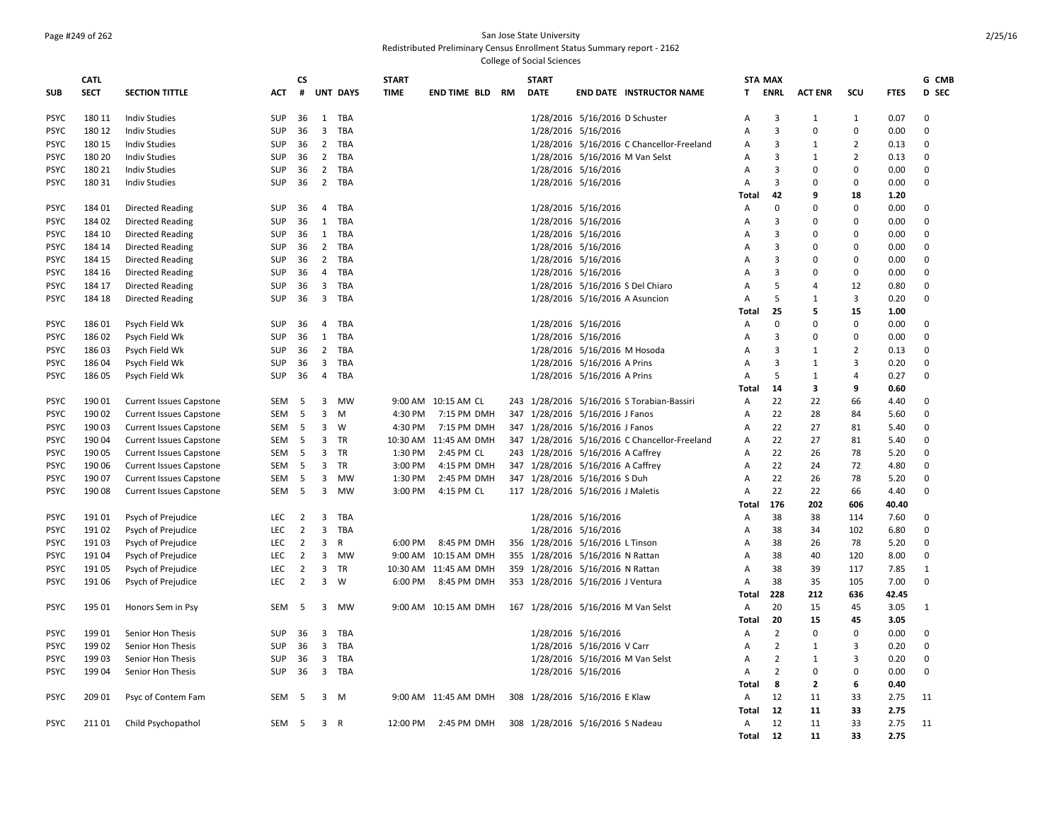San Jose State University
Redistributed Preliminary Census Enrollment Status Summary report - 2162
College of Social Sciences

| SUB | CATL SECT | SECTION TITTLE | ACT | CS # | UNT | DAYS | START TIME | END TIME | BLD | RM | START DATE | END DATE | INSTRUCTOR NAME | STA T | MAX ENRL | ACT ENR | SCU | FTES | G D | CMB SEC |
|---|---|---|---|---|---|---|---|---|---|---|---|---|---|---|---|---|---|---|---|---|
| PSYC | 180 11 | Indiv Studies | SUP | 36 | 1 | TBA | | | | | 1/28/2016 | 5/16/2016 | D Schuster | A | 3 | 1 | 1 | 0.07 | 0 | |
| PSYC | 180 12 | Indiv Studies | SUP | 36 | 3 | TBA | | | | | 1/28/2016 | 5/16/2016 | | A | 3 | 0 | 0 | 0.00 | 0 | |
| PSYC | 180 15 | Indiv Studies | SUP | 36 | 2 | TBA | | | | | 1/28/2016 | 5/16/2016 | C Chancellor-Freeland | A | 3 | 1 | 2 | 0.13 | 0 | |
| PSYC | 180 20 | Indiv Studies | SUP | 36 | 2 | TBA | | | | | 1/28/2016 | 5/16/2016 | M Van Selst | A | 3 | 1 | 2 | 0.13 | 0 | |
| PSYC | 180 21 | Indiv Studies | SUP | 36 | 2 | TBA | | | | | 1/28/2016 | 5/16/2016 | | A | 3 | 0 | 0 | 0.00 | 0 | |
| PSYC | 180 31 | Indiv Studies | SUP | 36 | 2 | TBA | | | | | 1/28/2016 | 5/16/2016 | | A | 3 | 0 | 0 | 0.00 | 0 | |
| | | | | | | | | | | | | | | Total | 42 | 9 | 18 | 1.20 | | |
| PSYC | 184 01 | Directed Reading | SUP | 36 | 4 | TBA | | | | | 1/28/2016 | 5/16/2016 | | A | 0 | 0 | 0 | 0.00 | 0 | |
| PSYC | 184 02 | Directed Reading | SUP | 36 | 1 | TBA | | | | | 1/28/2016 | 5/16/2016 | | A | 3 | 0 | 0 | 0.00 | 0 | |
| PSYC | 184 10 | Directed Reading | SUP | 36 | 1 | TBA | | | | | 1/28/2016 | 5/16/2016 | | A | 3 | 0 | 0 | 0.00 | 0 | |
| PSYC | 184 14 | Directed Reading | SUP | 36 | 2 | TBA | | | | | 1/28/2016 | 5/16/2016 | | A | 3 | 0 | 0 | 0.00 | 0 | |
| PSYC | 184 15 | Directed Reading | SUP | 36 | 2 | TBA | | | | | 1/28/2016 | 5/16/2016 | | A | 3 | 0 | 0 | 0.00 | 0 | |
| PSYC | 184 16 | Directed Reading | SUP | 36 | 4 | TBA | | | | | 1/28/2016 | 5/16/2016 | | A | 3 | 0 | 0 | 0.00 | 0 | |
| PSYC | 184 17 | Directed Reading | SUP | 36 | 3 | TBA | | | | | 1/28/2016 | 5/16/2016 | S Del Chiaro | A | 5 | 4 | 12 | 0.80 | 0 | |
| PSYC | 184 18 | Directed Reading | SUP | 36 | 3 | TBA | | | | | 1/28/2016 | 5/16/2016 | A Asuncion | A | 5 | 1 | 3 | 0.20 | 0 | |
| | | | | | | | | | | | | | | Total | 25 | 5 | 15 | 1.00 | | |
| PSYC | 186 01 | Psych Field Wk | SUP | 36 | 4 | TBA | | | | | 1/28/2016 | 5/16/2016 | | A | 0 | 0 | 0 | 0.00 | 0 | |
| PSYC | 186 02 | Psych Field Wk | SUP | 36 | 1 | TBA | | | | | 1/28/2016 | 5/16/2016 | | A | 3 | 0 | 0 | 0.00 | 0 | |
| PSYC | 186 03 | Psych Field Wk | SUP | 36 | 2 | TBA | | | | | 1/28/2016 | 5/16/2016 | M Hosoda | A | 3 | 1 | 2 | 0.13 | 0 | |
| PSYC | 186 04 | Psych Field Wk | SUP | 36 | 3 | TBA | | | | | 1/28/2016 | 5/16/2016 | A Prins | A | 3 | 1 | 3 | 0.20 | 0 | |
| PSYC | 186 05 | Psych Field Wk | SUP | 36 | 4 | TBA | | | | | 1/28/2016 | 5/16/2016 | A Prins | A | 5 | 1 | 4 | 0.27 | 0 | |
| | | | | | | | | | | | | | | Total | 14 | 3 | 9 | 0.60 | | |
| PSYC | 190 01 | Current Issues Capstone | SEM | 5 | 3 | MW | 9:00 AM | 10:15 AM | CL | 243 | 1/28/2016 | 5/16/2016 | S Torabian-Bassiri | A | 22 | 22 | 66 | 4.40 | 0 | |
| PSYC | 190 02 | Current Issues Capstone | SEM | 5 | 3 | M | 4:30 PM | 7:15 PM | DMH | 347 | 1/28/2016 | 5/16/2016 | J Fanos | A | 22 | 28 | 84 | 5.60 | 0 | |
| PSYC | 190 03 | Current Issues Capstone | SEM | 5 | 3 | W | 4:30 PM | 7:15 PM | DMH | 347 | 1/28/2016 | 5/16/2016 | J Fanos | A | 22 | 27 | 81 | 5.40 | 0 | |
| PSYC | 190 04 | Current Issues Capstone | SEM | 5 | 3 | TR | 10:30 AM | 11:45 AM | DMH | 347 | 1/28/2016 | 5/16/2016 | C Chancellor-Freeland | A | 22 | 27 | 81 | 5.40 | 0 | |
| PSYC | 190 05 | Current Issues Capstone | SEM | 5 | 3 | TR | 1:30 PM | 2:45 PM | CL | 243 | 1/28/2016 | 5/16/2016 | A Caffrey | A | 22 | 26 | 78 | 5.20 | 0 | |
| PSYC | 190 06 | Current Issues Capstone | SEM | 5 | 3 | TR | 3:00 PM | 4:15 PM | DMH | 347 | 1/28/2016 | 5/16/2016 | A Caffrey | A | 22 | 24 | 72 | 4.80 | 0 | |
| PSYC | 190 07 | Current Issues Capstone | SEM | 5 | 3 | MW | 1:30 PM | 2:45 PM | DMH | 347 | 1/28/2016 | 5/16/2016 | S Duh | A | 22 | 26 | 78 | 5.20 | 0 | |
| PSYC | 190 08 | Current Issues Capstone | SEM | 5 | 3 | MW | 3:00 PM | 4:15 PM | CL | 117 | 1/28/2016 | 5/16/2016 | J Maletis | A | 22 | 22 | 66 | 4.40 | 0 | |
| | | | | | | | | | | | | | | Total | 176 | 202 | 606 | 40.40 | | |
| PSYC | 191 01 | Psych of Prejudice | LEC | 2 | 3 | TBA | | | | | 1/28/2016 | 5/16/2016 | | A | 38 | 38 | 114 | 7.60 | 0 | |
| PSYC | 191 02 | Psych of Prejudice | LEC | 2 | 3 | TBA | | | | | 1/28/2016 | 5/16/2016 | | A | 38 | 34 | 102 | 6.80 | 0 | |
| PSYC | 191 03 | Psych of Prejudice | LEC | 2 | 3 | R | 6:00 PM | 8:45 PM | DMH | 356 | 1/28/2016 | 5/16/2016 | L Tinson | A | 38 | 26 | 78 | 5.20 | 0 | |
| PSYC | 191 04 | Psych of Prejudice | LEC | 2 | 3 | MW | 9:00 AM | 10:15 AM | DMH | 355 | 1/28/2016 | 5/16/2016 | N Rattan | A | 38 | 40 | 120 | 8.00 | 0 | |
| PSYC | 191 05 | Psych of Prejudice | LEC | 2 | 3 | TR | 10:30 AM | 11:45 AM | DMH | 359 | 1/28/2016 | 5/16/2016 | N Rattan | A | 38 | 39 | 117 | 7.85 | 1 | |
| PSYC | 191 06 | Psych of Prejudice | LEC | 2 | 3 | W | 6:00 PM | 8:45 PM | DMH | 353 | 1/28/2016 | 5/16/2016 | J Ventura | A | 38 | 35 | 105 | 7.00 | 0 | |
| | | | | | | | | | | | | | | Total | 228 | 212 | 636 | 42.45 | | |
| PSYC | 195 01 | Honors Sem in Psy | SEM | 5 | 3 | MW | 9:00 AM | 10:15 AM | DMH | 167 | 1/28/2016 | 5/16/2016 | M Van Selst | A | 20 | 15 | 45 | 3.05 | 1 | |
| | | | | | | | | | | | | | | Total | 20 | 15 | 45 | 3.05 | | |
| PSYC | 199 01 | Senior Hon Thesis | SUP | 36 | 3 | TBA | | | | | 1/28/2016 | 5/16/2016 | | A | 2 | 0 | 0 | 0.00 | 0 | |
| PSYC | 199 02 | Senior Hon Thesis | SUP | 36 | 3 | TBA | | | | | 1/28/2016 | 5/16/2016 | V Carr | A | 2 | 1 | 3 | 0.20 | 0 | |
| PSYC | 199 03 | Senior Hon Thesis | SUP | 36 | 3 | TBA | | | | | 1/28/2016 | 5/16/2016 | M Van Selst | A | 2 | 1 | 3 | 0.20 | 0 | |
| PSYC | 199 04 | Senior Hon Thesis | SUP | 36 | 3 | TBA | | | | | 1/28/2016 | 5/16/2016 | | A | 2 | 0 | 0 | 0.00 | 0 | |
| | | | | | | | | | | | | | | Total | 8 | 2 | 6 | 0.40 | | |
| PSYC | 209 01 | Psyc of Contem Fam | SEM | 5 | 3 | M | 9:00 AM | 11:45 AM | DMH | 308 | 1/28/2016 | 5/16/2016 | E Klaw | A | 12 | 11 | 33 | 2.75 | 11 | |
| | | | | | | | | | | | | | | Total | 12 | 11 | 33 | 2.75 | | |
| PSYC | 211 01 | Child Psychopathol | SEM | 5 | 3 | R | 12:00 PM | 2:45 PM | DMH | 308 | 1/28/2016 | 5/16/2016 | S Nadeau | A | 12 | 11 | 33 | 2.75 | 11 | |
| | | | | | | | | | | | | | | Total | 12 | 11 | 33 | 2.75 | | |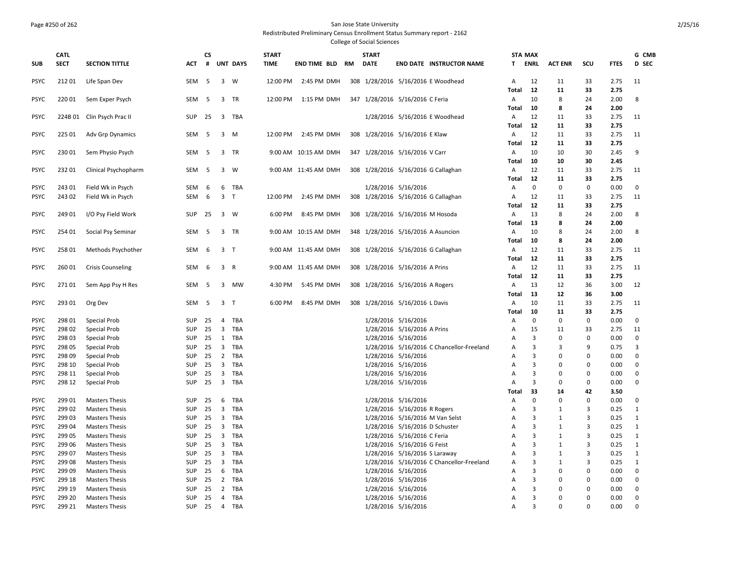San Jose State University
Redistributed Preliminary Census Enrollment Status Summary report - 2162
College of Social Sciences

| SUB | CATL SECT | SECTION TITTLE | ACT | CS # | UNT | DAYS | START TIME | END TIME | BLD | RM | START DATE | END DATE | INSTRUCTOR NAME | STA T | MAX ENRL | ACT ENR | SCU | FTES | G CMB D SEC |
|---|---|---|---|---|---|---|---|---|---|---|---|---|---|---|---|---|---|---|---|
| PSYC | 212 01 | Life Span Dev | SEM | 5 | 3 | W | 12:00 PM | 2:45 PM | DMH | 308 | 1/28/2016 | 5/16/2016 | E Woodhead | A | 12 | 11 | 33 | 2.75 | 11 |
| | | | | | | | | | | | | | | Total | 12 | 11 | 33 | 2.75 | |
| PSYC | 220 01 | Sem Exper Psych | SEM | 5 | 3 | TR | 12:00 PM | 1:15 PM | DMH | 347 | 1/28/2016 | 5/16/2016 | C Feria | A | 10 | 8 | 24 | 2.00 | 8 |
| | | | | | | | | | | | | | | Total | 10 | 8 | 24 | 2.00 | |
| PSYC | 224B 01 | Clin Psych Prac II | SUP | 25 | 3 | TBA | | | | | 1/28/2016 | 5/16/2016 | E Woodhead | A | 12 | 11 | 33 | 2.75 | 11 |
| | | | | | | | | | | | | | | Total | 12 | 11 | 33 | 2.75 | |
| PSYC | 225 01 | Adv Grp Dynamics | SEM | 5 | 3 | M | 12:00 PM | 2:45 PM | DMH | 308 | 1/28/2016 | 5/16/2016 | E Klaw | A | 12 | 11 | 33 | 2.75 | 11 |
| | | | | | | | | | | | | | | Total | 12 | 11 | 33 | 2.75 | |
| PSYC | 230 01 | Sem Physio Psych | SEM | 5 | 3 | TR | 9:00 AM | 10:15 AM | DMH | 347 | 1/28/2016 | 5/16/2016 | V Carr | A | 10 | 10 | 30 | 2.45 | 9 |
| | | | | | | | | | | | | | | Total | 10 | 10 | 30 | 2.45 | |
| PSYC | 232 01 | Clinical Psychopharm | SEM | 5 | 3 | W | 9:00 AM | 11:45 AM | DMH | 308 | 1/28/2016 | 5/16/2016 | G Callaghan | A | 12 | 11 | 33 | 2.75 | 11 |
| | | | | | | | | | | | | | | Total | 12 | 11 | 33 | 2.75 | |
| PSYC | 243 01 | Field Wk in Psych | SEM | 6 | 6 | TBA | | | | | 1/28/2016 | 5/16/2016 | | A | 0 | 0 | 0 | 0.00 | 0 |
| PSYC | 243 02 | Field Wk in Psych | SEM | 6 | 3 | T | 12:00 PM | 2:45 PM | DMH | 308 | 1/28/2016 | 5/16/2016 | G Callaghan | A | 12 | 11 | 33 | 2.75 | 11 |
| | | | | | | | | | | | | | | Total | 12 | 11 | 33 | 2.75 | |
| PSYC | 249 01 | I/O Psy Field Work | SUP | 25 | 3 | W | 6:00 PM | 8:45 PM | DMH | 308 | 1/28/2016 | 5/16/2016 | M Hosoda | A | 13 | 8 | 24 | 2.00 | 8 |
| | | | | | | | | | | | | | | Total | 13 | 8 | 24 | 2.00 | |
| PSYC | 254 01 | Social Psy Seminar | SEM | 5 | 3 | TR | 9:00 AM | 10:15 AM | DMH | 348 | 1/28/2016 | 5/16/2016 | A Asuncion | A | 10 | 8 | 24 | 2.00 | 8 |
| | | | | | | | | | | | | | | Total | 10 | 8 | 24 | 2.00 | |
| PSYC | 258 01 | Methods Psychother | SEM | 6 | 3 | T | 9:00 AM | 11:45 AM | DMH | 308 | 1/28/2016 | 5/16/2016 | G Callaghan | A | 12 | 11 | 33 | 2.75 | 11 |
| | | | | | | | | | | | | | | Total | 12 | 11 | 33 | 2.75 | |
| PSYC | 260 01 | Crisis Counseling | SEM | 6 | 3 | R | 9:00 AM | 11:45 AM | DMH | 308 | 1/28/2016 | 5/16/2016 | A Prins | A | 12 | 11 | 33 | 2.75 | 11 |
| | | | | | | | | | | | | | | Total | 12 | 11 | 33 | 2.75 | |
| PSYC | 271 01 | Sem App Psy H Res | SEM | 5 | 3 | MW | 4:30 PM | 5:45 PM | DMH | 308 | 1/28/2016 | 5/16/2016 | A Rogers | A | 13 | 12 | 36 | 3.00 | 12 |
| | | | | | | | | | | | | | | Total | 13 | 12 | 36 | 3.00 | |
| PSYC | 293 01 | Org Dev | SEM | 5 | 3 | T | 6:00 PM | 8:45 PM | DMH | 308 | 1/28/2016 | 5/16/2016 | L Davis | A | 10 | 11 | 33 | 2.75 | 11 |
| | | | | | | | | | | | | | | Total | 10 | 11 | 33 | 2.75 | |
| PSYC | 298 01 | Special Prob | SUP | 25 | 4 | TBA | | | | | 1/28/2016 | 5/16/2016 | | A | 0 | 0 | 0 | 0.00 | 0 |
| PSYC | 298 02 | Special Prob | SUP | 25 | 3 | TBA | | | | | 1/28/2016 | 5/16/2016 | A Prins | A | 15 | 11 | 33 | 2.75 | 11 |
| PSYC | 298 03 | Special Prob | SUP | 25 | 1 | TBA | | | | | 1/28/2016 | 5/16/2016 | | A | 3 | 0 | 0 | 0.00 | 0 |
| PSYC | 298 05 | Special Prob | SUP | 25 | 3 | TBA | | | | | 1/28/2016 | 5/16/2016 | C Chancellor-Freeland | A | 3 | 3 | 9 | 0.75 | 3 |
| PSYC | 298 09 | Special Prob | SUP | 25 | 2 | TBA | | | | | 1/28/2016 | 5/16/2016 | | A | 3 | 0 | 0 | 0.00 | 0 |
| PSYC | 298 10 | Special Prob | SUP | 25 | 3 | TBA | | | | | 1/28/2016 | 5/16/2016 | | A | 3 | 0 | 0 | 0.00 | 0 |
| PSYC | 298 11 | Special Prob | SUP | 25 | 3 | TBA | | | | | 1/28/2016 | 5/16/2016 | | A | 3 | 0 | 0 | 0.00 | 0 |
| PSYC | 298 12 | Special Prob | SUP | 25 | 3 | TBA | | | | | 1/28/2016 | 5/16/2016 | | A | 3 | 0 | 0 | 0.00 | 0 |
| | | | | | | | | | | | | | | Total | 33 | 14 | 42 | 3.50 | |
| PSYC | 299 01 | Masters Thesis | SUP | 25 | 6 | TBA | | | | | 1/28/2016 | 5/16/2016 | | A | 0 | 0 | 0 | 0.00 | 0 |
| PSYC | 299 02 | Masters Thesis | SUP | 25 | 3 | TBA | | | | | 1/28/2016 | 5/16/2016 | R Rogers | A | 3 | 1 | 3 | 0.25 | 1 |
| PSYC | 299 03 | Masters Thesis | SUP | 25 | 3 | TBA | | | | | 1/28/2016 | 5/16/2016 | M Van Selst | A | 3 | 1 | 3 | 0.25 | 1 |
| PSYC | 299 04 | Masters Thesis | SUP | 25 | 3 | TBA | | | | | 1/28/2016 | 5/16/2016 | D Schuster | A | 3 | 1 | 3 | 0.25 | 1 |
| PSYC | 299 05 | Masters Thesis | SUP | 25 | 3 | TBA | | | | | 1/28/2016 | 5/16/2016 | C Feria | A | 3 | 1 | 3 | 0.25 | 1 |
| PSYC | 299 06 | Masters Thesis | SUP | 25 | 3 | TBA | | | | | 1/28/2016 | 5/16/2016 | G Feist | A | 3 | 1 | 3 | 0.25 | 1 |
| PSYC | 299 07 | Masters Thesis | SUP | 25 | 3 | TBA | | | | | 1/28/2016 | 5/16/2016 | S Laraway | A | 3 | 1 | 3 | 0.25 | 1 |
| PSYC | 299 08 | Masters Thesis | SUP | 25 | 3 | TBA | | | | | 1/28/2016 | 5/16/2016 | C Chancellor-Freeland | A | 3 | 1 | 3 | 0.25 | 1 |
| PSYC | 299 09 | Masters Thesis | SUP | 25 | 6 | TBA | | | | | 1/28/2016 | 5/16/2016 | | A | 3 | 0 | 0 | 0.00 | 0 |
| PSYC | 299 18 | Masters Thesis | SUP | 25 | 2 | TBA | | | | | 1/28/2016 | 5/16/2016 | | A | 3 | 0 | 0 | 0.00 | 0 |
| PSYC | 299 19 | Masters Thesis | SUP | 25 | 2 | TBA | | | | | 1/28/2016 | 5/16/2016 | | A | 3 | 0 | 0 | 0.00 | 0 |
| PSYC | 299 20 | Masters Thesis | SUP | 25 | 4 | TBA | | | | | 1/28/2016 | 5/16/2016 | | A | 3 | 0 | 0 | 0.00 | 0 |
| PSYC | 299 21 | Masters Thesis | SUP | 25 | 4 | TBA | | | | | 1/28/2016 | 5/16/2016 | | A | 3 | 0 | 0 | 0.00 | 0 |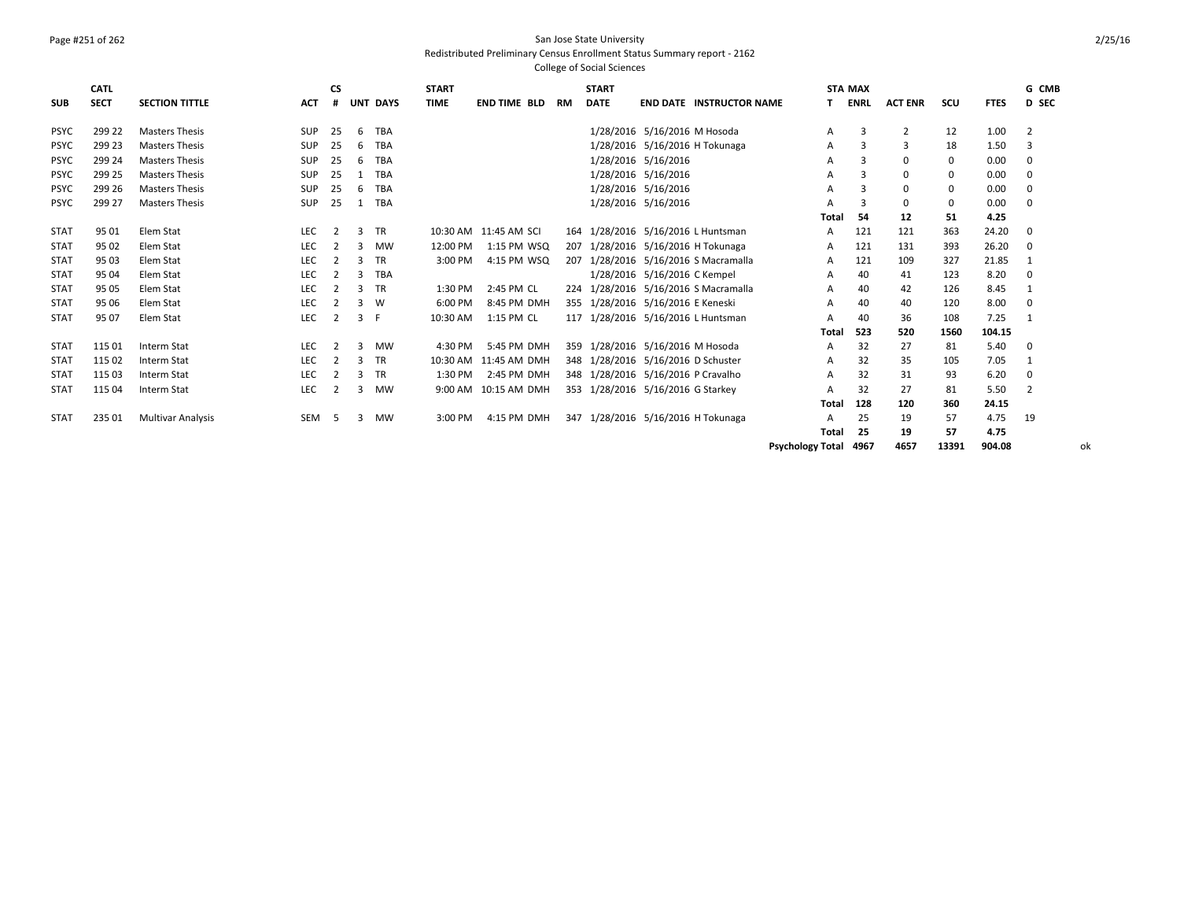San Jose State University

Redistributed Preliminary Census Enrollment Status Summary report - 2162

College of Social Sciences

| SUB | CATL SECT | SECTION TITTLE | ACT | CS # | UNT | DAYS | START TIME | END TIME | BLD | RM | START DATE | END DATE | INSTRUCTOR NAME | STA T | MAX ENRL | ACT ENR | SCU | FTES | G D | CMB SEC |
|---|---|---|---|---|---|---|---|---|---|---|---|---|---|---|---|---|---|---|---|---|
| PSYC | 299 22 | Masters Thesis | SUP | 25 | 6 | TBA | | | | | 1/28/2016 | 5/16/2016 | M Hosoda | A | 3 | 2 | 12 | 1.00 | 2 | |
| PSYC | 299 23 | Masters Thesis | SUP | 25 | 6 | TBA | | | | | 1/28/2016 | 5/16/2016 | H Tokunaga | A | 3 | 3 | 18 | 1.50 | 3 | |
| PSYC | 299 24 | Masters Thesis | SUP | 25 | 6 | TBA | | | | | 1/28/2016 | 5/16/2016 | | A | 3 | 0 | 0 | 0.00 | 0 | |
| PSYC | 299 25 | Masters Thesis | SUP | 25 | 1 | TBA | | | | | 1/28/2016 | 5/16/2016 | | A | 3 | 0 | 0 | 0.00 | 0 | |
| PSYC | 299 26 | Masters Thesis | SUP | 25 | 6 | TBA | | | | | 1/28/2016 | 5/16/2016 | | A | 3 | 0 | 0 | 0.00 | 0 | |
| PSYC | 299 27 | Masters Thesis | SUP | 25 | 1 | TBA | | | | | 1/28/2016 | 5/16/2016 | | A | 3 | 0 | 0 | 0.00 | 0 | |
| | | | | | | | | | | | | | | **Total** | **54** | **12** | **51** | **4.25** | | |
| STAT | 95 01 | Elem Stat | LEC | 2 | 3 | TR | 10:30 AM | 11:45 AM | SCI | 164 | 1/28/2016 | 5/16/2016 | L Huntsman | A | 121 | 121 | 363 | 24.20 | 0 | |
| STAT | 95 02 | Elem Stat | LEC | 2 | 3 | MW | 12:00 PM | 1:15 PM | WSQ | 207 | 1/28/2016 | 5/16/2016 | H Tokunaga | A | 121 | 131 | 393 | 26.20 | 0 | |
| STAT | 95 03 | Elem Stat | LEC | 2 | 3 | TR | 3:00 PM | 4:15 PM | WSQ | 207 | 1/28/2016 | 5/16/2016 | S Macramalla | A | 121 | 109 | 327 | 21.85 | 1 | |
| STAT | 95 04 | Elem Stat | LEC | 2 | 3 | TBA | | | | | 1/28/2016 | 5/16/2016 | C Kempel | A | 40 | 41 | 123 | 8.20 | 0 | |
| STAT | 95 05 | Elem Stat | LEC | 2 | 3 | TR | 1:30 PM | 2:45 PM | CL | 224 | 1/28/2016 | 5/16/2016 | S Macramalla | A | 40 | 42 | 126 | 8.45 | 1 | |
| STAT | 95 06 | Elem Stat | LEC | 2 | 3 | W | 6:00 PM | 8:45 PM | DMH | 355 | 1/28/2016 | 5/16/2016 | E Keneski | A | 40 | 40 | 120 | 8.00 | 0 | |
| STAT | 95 07 | Elem Stat | LEC | 2 | 3 | F | 10:30 AM | 1:15 PM | CL | 117 | 1/28/2016 | 5/16/2016 | L Huntsman | A | 40 | 36 | 108 | 7.25 | 1 | |
| | | | | | | | | | | | | | | **Total** | **523** | **520** | **1560** | **104.15** | | |
| STAT | 115 01 | Interm Stat | LEC | 2 | 3 | MW | 4:30 PM | 5:45 PM | DMH | 359 | 1/28/2016 | 5/16/2016 | M Hosoda | A | 32 | 27 | 81 | 5.40 | 0 | |
| STAT | 115 02 | Interm Stat | LEC | 2 | 3 | TR | 10:30 AM | 11:45 AM | DMH | 348 | 1/28/2016 | 5/16/2016 | D Schuster | A | 32 | 35 | 105 | 7.05 | 1 | |
| STAT | 115 03 | Interm Stat | LEC | 2 | 3 | TR | 1:30 PM | 2:45 PM | DMH | 348 | 1/28/2016 | 5/16/2016 | P Cravalho | A | 32 | 31 | 93 | 6.20 | 0 | |
| STAT | 115 04 | Interm Stat | LEC | 2 | 3 | MW | 9:00 AM | 10:15 AM | DMH | 353 | 1/28/2016 | 5/16/2016 | G Starkey | A | 32 | 27 | 81 | 5.50 | 2 | |
| | | | | | | | | | | | | | | **Total** | **128** | **120** | **360** | **24.15** | | |
| STAT | 235 01 | Multivar Analysis | SEM | 5 | 3 | MW | 3:00 PM | 4:15 PM | DMH | 347 | 1/28/2016 | 5/16/2016 | H Tokunaga | A | 25 | 19 | 57 | 4.75 | 19 | |
| | | | | | | | | | | | | | | **Total** | **25** | **19** | **57** | **4.75** | | |
| | | | | | | | | | | | | | **Psychology Total** | | **4967** | **4657** | **13391** | **904.08** | | ok |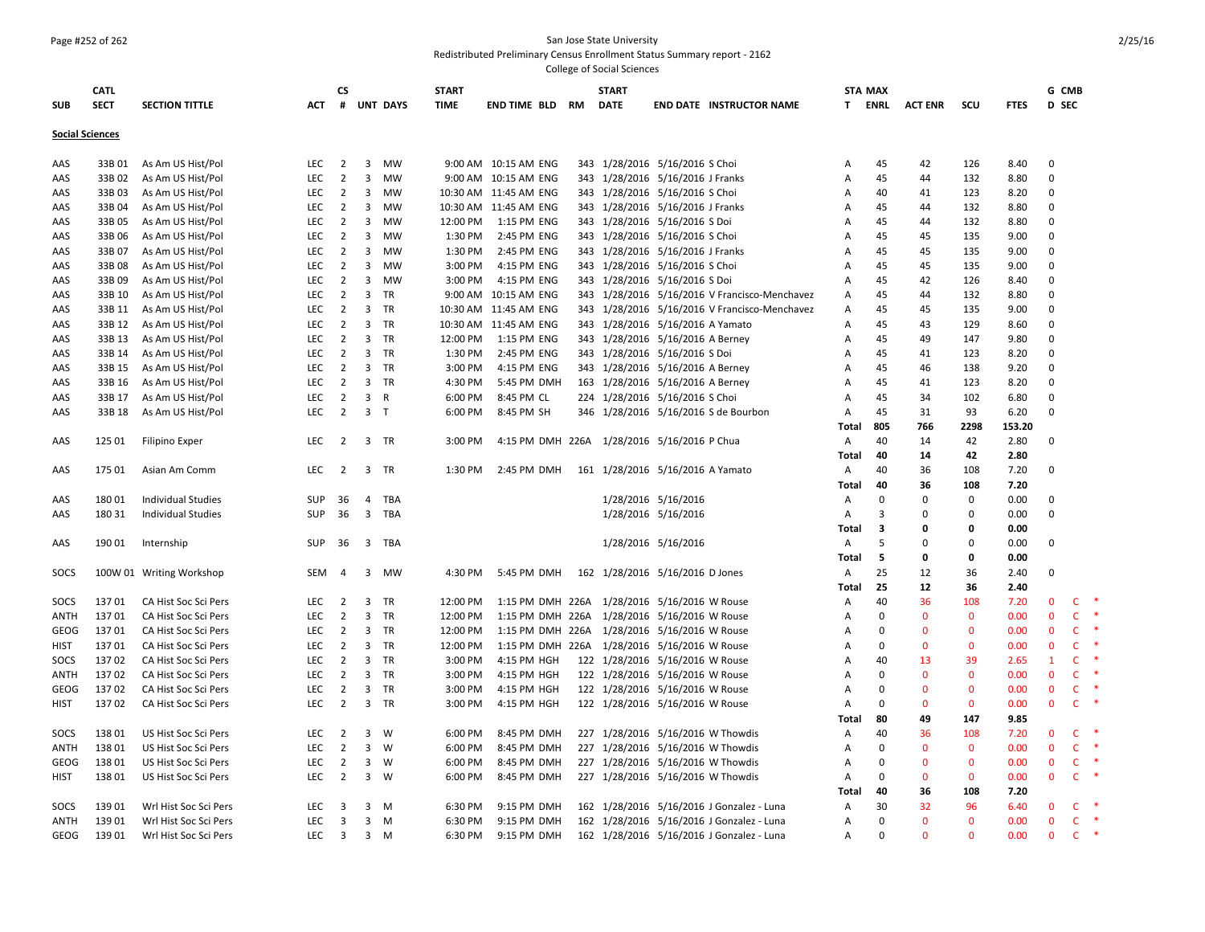San Jose State University
Redistributed Preliminary Census Enrollment Status Summary report - 2162
College of Social Sciences

| SUB | CATL SECT | SECTION TITTLE | ACT | CS # | UNT | DAYS | START TIME | END TIME | BLD | RM | START DATE | END DATE | INSTRUCTOR NAME | STA T | MAX ENRL | ACT ENR | SCU | FTES | G D | CMB SEC |
|---|---|---|---|---|---|---|---|---|---|---|---|---|---|---|---|---|---|---|---|---|
| **Social Sciences** | | | | | | | | | | | | | | | | | | | | |
| AAS | 33B 01 | As Am US Hist/Pol | LEC | 2 | 3 | MW | 9:00 AM | 10:15 AM | ENG | 343 | 1/28/2016 | 5/16/2016 | S Choi | A | 45 | 42 | 126 | 8.40 | 0 | |
| AAS | 33B 02 | As Am US Hist/Pol | LEC | 2 | 3 | MW | 9:00 AM | 10:15 AM | ENG | 343 | 1/28/2016 | 5/16/2016 | J Franks | A | 45 | 44 | 132 | 8.80 | 0 | |
| AAS | 33B 03 | As Am US Hist/Pol | LEC | 2 | 3 | MW | 10:30 AM | 11:45 AM | ENG | 343 | 1/28/2016 | 5/16/2016 | S Choi | A | 40 | 41 | 123 | 8.20 | 0 | |
| AAS | 33B 04 | As Am US Hist/Pol | LEC | 2 | 3 | MW | 10:30 AM | 11:45 AM | ENG | 343 | 1/28/2016 | 5/16/2016 | J Franks | A | 45 | 44 | 132 | 8.80 | 0 | |
| AAS | 33B 05 | As Am US Hist/Pol | LEC | 2 | 3 | MW | 12:00 PM | 1:15 PM | ENG | 343 | 1/28/2016 | 5/16/2016 | S Doi | A | 45 | 44 | 132 | 8.80 | 0 | |
| AAS | 33B 06 | As Am US Hist/Pol | LEC | 2 | 3 | MW | 1:30 PM | 2:45 PM | ENG | 343 | 1/28/2016 | 5/16/2016 | S Choi | A | 45 | 45 | 135 | 9.00 | 0 | |
| AAS | 33B 07 | As Am US Hist/Pol | LEC | 2 | 3 | MW | 1:30 PM | 2:45 PM | ENG | 343 | 1/28/2016 | 5/16/2016 | J Franks | A | 45 | 45 | 135 | 9.00 | 0 | |
| AAS | 33B 08 | As Am US Hist/Pol | LEC | 2 | 3 | MW | 3:00 PM | 4:15 PM | ENG | 343 | 1/28/2016 | 5/16/2016 | S Choi | A | 45 | 45 | 135 | 9.00 | 0 | |
| AAS | 33B 09 | As Am US Hist/Pol | LEC | 2 | 3 | MW | 3:00 PM | 4:15 PM | ENG | 343 | 1/28/2016 | 5/16/2016 | S Doi | A | 45 | 42 | 126 | 8.40 | 0 | |
| AAS | 33B 10 | As Am US Hist/Pol | LEC | 2 | 3 | TR | 9:00 AM | 10:15 AM | ENG | 343 | 1/28/2016 | 5/16/2016 | V Francisco-Menchavez | A | 45 | 44 | 132 | 8.80 | 0 | |
| AAS | 33B 11 | As Am US Hist/Pol | LEC | 2 | 3 | TR | 10:30 AM | 11:45 AM | ENG | 343 | 1/28/2016 | 5/16/2016 | V Francisco-Menchavez | A | 45 | 45 | 135 | 9.00 | 0 | |
| AAS | 33B 12 | As Am US Hist/Pol | LEC | 2 | 3 | TR | 10:30 AM | 11:45 AM | ENG | 343 | 1/28/2016 | 5/16/2016 | A Yamato | A | 45 | 43 | 129 | 8.60 | 0 | |
| AAS | 33B 13 | As Am US Hist/Pol | LEC | 2 | 3 | TR | 12:00 PM | 1:15 PM | ENG | 343 | 1/28/2016 | 5/16/2016 | A Berney | A | 45 | 49 | 147 | 9.80 | 0 | |
| AAS | 33B 14 | As Am US Hist/Pol | LEC | 2 | 3 | TR | 1:30 PM | 2:45 PM | ENG | 343 | 1/28/2016 | 5/16/2016 | S Doi | A | 45 | 41 | 123 | 8.20 | 0 | |
| AAS | 33B 15 | As Am US Hist/Pol | LEC | 2 | 3 | TR | 3:00 PM | 4:15 PM | ENG | 343 | 1/28/2016 | 5/16/2016 | A Berney | A | 45 | 46 | 138 | 9.20 | 0 | |
| AAS | 33B 16 | As Am US Hist/Pol | LEC | 2 | 3 | TR | 4:30 PM | 5:45 PM | DMH | 163 | 1/28/2016 | 5/16/2016 | A Berney | A | 45 | 41 | 123 | 8.20 | 0 | |
| AAS | 33B 17 | As Am US Hist/Pol | LEC | 2 | 3 | R | 6:00 PM | 8:45 PM | CL | 224 | 1/28/2016 | 5/16/2016 | S Choi | A | 45 | 34 | 102 | 6.80 | 0 | |
| AAS | 33B 18 | As Am US Hist/Pol | LEC | 2 | 3 | T | 6:00 PM | 8:45 PM | SH | 346 | 1/28/2016 | 5/16/2016 | S de Bourbon | A | 45 | 31 | 93 | 6.20 | 0 | |
| | | | | | | | | | | | | | | **Total** | **805** | **766** | **2298** | **153.20** | | |
| AAS | 125 01 | Filipino Exper | LEC | 2 | 3 | TR | 3:00 PM | 4:15 PM | DMH | 226A | 1/28/2016 | 5/16/2016 | P Chua | A | 40 | 14 | 42 | 2.80 | 0 | |
| | | | | | | | | | | | | | | **Total** | **40** | **14** | **42** | **2.80** | | |
| AAS | 175 01 | Asian Am Comm | LEC | 2 | 3 | TR | 1:30 PM | 2:45 PM | DMH | 161 | 1/28/2016 | 5/16/2016 | A Yamato | A | 40 | 36 | 108 | 7.20 | 0 | |
| | | | | | | | | | | | | | | **Total** | **40** | **36** | **108** | **7.20** | | |
| AAS | 180 01 | Individual Studies | SUP | 36 | 4 | TBA | | | | | 1/28/2016 | 5/16/2016 | | A | 0 | 0 | 0 | 0.00 | 0 | |
| AAS | 180 31 | Individual Studies | SUP | 36 | 3 | TBA | | | | | 1/28/2016 | 5/16/2016 | | A | 3 | 0 | 0 | 0.00 | 0 | |
| | | | | | | | | | | | | | | **Total** | **3** | **0** | **0** | **0.00** | | |
| AAS | 190 01 | Internship | SUP | 36 | 3 | TBA | | | | | 1/28/2016 | 5/16/2016 | | A | 5 | 0 | 0 | 0.00 | 0 | |
| | | | | | | | | | | | | | | **Total** | **5** | **0** | **0** | **0.00** | | |
| SOCS | 100W 01 | Writing Workshop | SEM | 4 | 3 | MW | 4:30 PM | 5:45 PM | DMH | 162 | 1/28/2016 | 5/16/2016 | D Jones | A | 25 | 12 | 36 | 2.40 | 0 | |
| | | | | | | | | | | | | | | **Total** | **25** | **12** | **36** | **2.40** | | |
| SOCS | 137 01 | CA Hist Soc Sci Pers | LEC | 2 | 3 | TR | 12:00 PM | 1:15 PM | DMH | 226A | 1/28/2016 | 5/16/2016 | W Rouse | A | 40 | 36 | 108 | 7.20 | 0 | C * |
| ANTH | 137 01 | CA Hist Soc Sci Pers | LEC | 2 | 3 | TR | 12:00 PM | 1:15 PM | DMH | 226A | 1/28/2016 | 5/16/2016 | W Rouse | A | 0 | 0 | 0 | 0.00 | 0 | C * |
| GEOG | 137 01 | CA Hist Soc Sci Pers | LEC | 2 | 3 | TR | 12:00 PM | 1:15 PM | DMH | 226A | 1/28/2016 | 5/16/2016 | W Rouse | A | 0 | 0 | 0 | 0.00 | 0 | C * |
| HIST | 137 01 | CA Hist Soc Sci Pers | LEC | 2 | 3 | TR | 12:00 PM | 1:15 PM | DMH | 226A | 1/28/2016 | 5/16/2016 | W Rouse | A | 0 | 0 | 0 | 0.00 | 0 | C * |
| SOCS | 137 02 | CA Hist Soc Sci Pers | LEC | 2 | 3 | TR | 3:00 PM | 4:15 PM | HGH | 122 | 1/28/2016 | 5/16/2016 | W Rouse | A | 40 | 13 | 39 | 2.65 | 1 | C * |
| ANTH | 137 02 | CA Hist Soc Sci Pers | LEC | 2 | 3 | TR | 3:00 PM | 4:15 PM | HGH | 122 | 1/28/2016 | 5/16/2016 | W Rouse | A | 0 | 0 | 0 | 0.00 | 0 | C * |
| GEOG | 137 02 | CA Hist Soc Sci Pers | LEC | 2 | 3 | TR | 3:00 PM | 4:15 PM | HGH | 122 | 1/28/2016 | 5/16/2016 | W Rouse | A | 0 | 0 | 0 | 0.00 | 0 | C * |
| HIST | 137 02 | CA Hist Soc Sci Pers | LEC | 2 | 3 | TR | 3:00 PM | 4:15 PM | HGH | 122 | 1/28/2016 | 5/16/2016 | W Rouse | A | 0 | 0 | 0 | 0.00 | 0 | C * |
| | | | | | | | | | | | | | | **Total** | **80** | **49** | **147** | **9.85** | | |
| SOCS | 138 01 | US Hist Soc Sci Pers | LEC | 2 | 3 | W | 6:00 PM | 8:45 PM | DMH | 227 | 1/28/2016 | 5/16/2016 | W Thowdis | A | 40 | 36 | 108 | 7.20 | 0 | C * |
| ANTH | 138 01 | US Hist Soc Sci Pers | LEC | 2 | 3 | W | 6:00 PM | 8:45 PM | DMH | 227 | 1/28/2016 | 5/16/2016 | W Thowdis | A | 0 | 0 | 0 | 0.00 | 0 | C * |
| GEOG | 138 01 | US Hist Soc Sci Pers | LEC | 2 | 3 | W | 6:00 PM | 8:45 PM | DMH | 227 | 1/28/2016 | 5/16/2016 | W Thowdis | A | 0 | 0 | 0 | 0.00 | 0 | C * |
| HIST | 138 01 | US Hist Soc Sci Pers | LEC | 2 | 3 | W | 6:00 PM | 8:45 PM | DMH | 227 | 1/28/2016 | 5/16/2016 | W Thowdis | A | 0 | 0 | 0 | 0.00 | 0 | C * |
| | | | | | | | | | | | | | | **Total** | **40** | **36** | **108** | **7.20** | | |
| SOCS | 139 01 | Wrl Hist Soc Sci Pers | LEC | 3 | 3 | M | 6:30 PM | 9:15 PM | DMH | 162 | 1/28/2016 | 5/16/2016 | J Gonzalez - Luna | A | 30 | 32 | 96 | 6.40 | 0 | C * |
| ANTH | 139 01 | Wrl Hist Soc Sci Pers | LEC | 3 | 3 | M | 6:30 PM | 9:15 PM | DMH | 162 | 1/28/2016 | 5/16/2016 | J Gonzalez - Luna | A | 0 | 0 | 0 | 0.00 | 0 | C * |
| GEOG | 139 01 | Wrl Hist Soc Sci Pers | LEC | 3 | 3 | M | 6:30 PM | 9:15 PM | DMH | 162 | 1/28/2016 | 5/16/2016 | J Gonzalez - Luna | A | 0 | 0 | 0 | 0.00 | 0 | C * |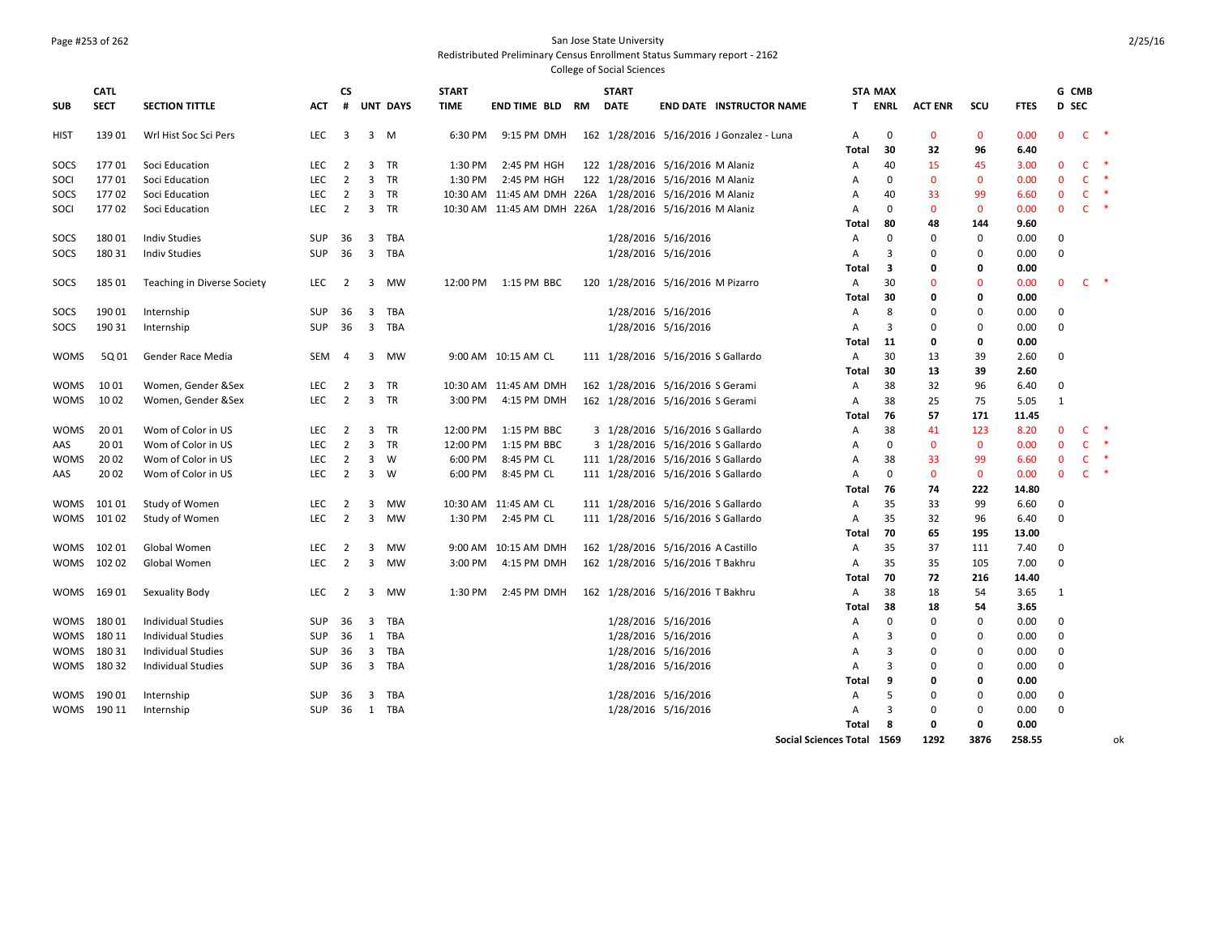San Jose State University

Redistributed Preliminary Census Enrollment Status Summary report - 2162

College of Social Sciences

| SUB | CATL SECT | SECTION TITTLE | ACT | CS # | UNT | DAYS | START TIME | END TIME | BLD | RM | START DATE | END DATE | INSTRUCTOR NAME | STA T | MAX ENRL | ACT ENR | SCU | FTES | G D | CMB SEC | |
|---|---|---|---|---|---|---|---|---|---|---|---|---|---|---|---|---|---|---|---|---|---|
| HIST | 139 01 | Wrl Hist Soc Sci Pers | LEC | 3 | 3 | M | 6:30 PM | 9:15 PM | DMH | 162 | 1/28/2016 | 5/16/2016 | J Gonzalez - Luna | A | 0 | 0 | 0 | 0.00 | 0 | C | * |
| | | | | | | | | | | | | | | Total | 30 | 32 | 96 | 6.40 | | | |
| SOCS | 177 01 | Soci Education | LEC | 2 | 3 | TR | 1:30 PM | 2:45 PM | HGH | 122 | 1/28/2016 | 5/16/2016 | M Alaniz | A | 40 | 15 | 45 | 3.00 | 0 | C | * |
| SOCI | 177 01 | Soci Education | LEC | 2 | 3 | TR | 1:30 PM | 2:45 PM | HGH | 122 | 1/28/2016 | 5/16/2016 | M Alaniz | A | 0 | 0 | 0 | 0.00 | 0 | C | * |
| SOCS | 177 02 | Soci Education | LEC | 2 | 3 | TR | 10:30 AM | 11:45 AM | DMH | 226A | 1/28/2016 | 5/16/2016 | M Alaniz | A | 40 | 33 | 99 | 6.60 | 0 | C | * |
| SOCI | 177 02 | Soci Education | LEC | 2 | 3 | TR | 10:30 AM | 11:45 AM | DMH | 226A | 1/28/2016 | 5/16/2016 | M Alaniz | A | 0 | 0 | 0 | 0.00 | 0 | C | * |
| | | | | | | | | | | | | | | Total | 80 | 48 | 144 | 9.60 | | | |
| SOCS | 180 01 | Indiv Studies | SUP | 36 | 3 | TBA | | | | | 1/28/2016 | 5/16/2016 | | A | 0 | 0 | 0 | 0.00 | 0 | | |
| SOCS | 180 31 | Indiv Studies | SUP | 36 | 3 | TBA | | | | | 1/28/2016 | 5/16/2016 | | A | 3 | 0 | 0 | 0.00 | 0 | | |
| | | | | | | | | | | | | | | Total | 3 | 0 | 0 | 0.00 | | | |
| SOCS | 185 01 | Teaching in Diverse Society | LEC | 2 | 3 | MW | 12:00 PM | 1:15 PM | BBC | 120 | 1/28/2016 | 5/16/2016 | M Pizarro | A | 30 | 0 | 0 | 0.00 | 0 | C | * |
| | | | | | | | | | | | | | | Total | 30 | 0 | 0 | 0.00 | | | |
| SOCS | 190 01 | Internship | SUP | 36 | 3 | TBA | | | | | 1/28/2016 | 5/16/2016 | | A | 8 | 0 | 0 | 0.00 | 0 | | |
| SOCS | 190 31 | Internship | SUP | 36 | 3 | TBA | | | | | 1/28/2016 | 5/16/2016 | | A | 3 | 0 | 0 | 0.00 | 0 | | |
| | | | | | | | | | | | | | | Total | 11 | 0 | 0 | 0.00 | | | |
| WOMS | 5Q 01 | Gender Race Media | SEM | 4 | 3 | MW | 9:00 AM | 10:15 AM | CL | 111 | 1/28/2016 | 5/16/2016 | S Gallardo | A | 30 | 13 | 39 | 2.60 | 0 | | |
| | | | | | | | | | | | | | | Total | 30 | 13 | 39 | 2.60 | | | |
| WOMS | 10 01 | Women, Gender &Sex | LEC | 2 | 3 | TR | 10:30 AM | 11:45 AM | DMH | 162 | 1/28/2016 | 5/16/2016 | S Gerami | A | 38 | 32 | 96 | 6.40 | 0 | | |
| WOMS | 10 02 | Women, Gender &Sex | LEC | 2 | 3 | TR | 3:00 PM | 4:15 PM | DMH | 162 | 1/28/2016 | 5/16/2016 | S Gerami | A | 38 | 25 | 75 | 5.05 | 1 | | |
| | | | | | | | | | | | | | | Total | 76 | 57 | 171 | 11.45 | | | |
| WOMS | 20 01 | Wom of Color in US | LEC | 2 | 3 | TR | 12:00 PM | 1:15 PM | BBC | 3 | 1/28/2016 | 5/16/2016 | S Gallardo | A | 38 | 41 | 123 | 8.20 | 0 | C | * |
| AAS | 20 01 | Wom of Color in US | LEC | 2 | 3 | TR | 12:00 PM | 1:15 PM | BBC | 3 | 1/28/2016 | 5/16/2016 | S Gallardo | A | 0 | 0 | 0 | 0.00 | 0 | C | * |
| WOMS | 20 02 | Wom of Color in US | LEC | 2 | 3 | W | 6:00 PM | 8:45 PM | CL | 111 | 1/28/2016 | 5/16/2016 | S Gallardo | A | 38 | 33 | 99 | 6.60 | 0 | C | * |
| AAS | 20 02 | Wom of Color in US | LEC | 2 | 3 | W | 6:00 PM | 8:45 PM | CL | 111 | 1/28/2016 | 5/16/2016 | S Gallardo | A | 0 | 0 | 0 | 0.00 | 0 | C | * |
| | | | | | | | | | | | | | | Total | 76 | 74 | 222 | 14.80 | | | |
| WOMS | 101 01 | Study of Women | LEC | 2 | 3 | MW | 10:30 AM | 11:45 AM | CL | 111 | 1/28/2016 | 5/16/2016 | S Gallardo | A | 35 | 33 | 99 | 6.60 | 0 | | |
| WOMS | 101 02 | Study of Women | LEC | 2 | 3 | MW | 1:30 PM | 2:45 PM | CL | 111 | 1/28/2016 | 5/16/2016 | S Gallardo | A | 35 | 32 | 96 | 6.40 | 0 | | |
| | | | | | | | | | | | | | | Total | 70 | 65 | 195 | 13.00 | | | |
| WOMS | 102 01 | Global Women | LEC | 2 | 3 | MW | 9:00 AM | 10:15 AM | DMH | 162 | 1/28/2016 | 5/16/2016 | A Castillo | A | 35 | 37 | 111 | 7.40 | 0 | | |
| WOMS | 102 02 | Global Women | LEC | 2 | 3 | MW | 3:00 PM | 4:15 PM | DMH | 162 | 1/28/2016 | 5/16/2016 | T Bakhru | A | 35 | 35 | 105 | 7.00 | 0 | | |
| | | | | | | | | | | | | | | Total | 70 | 72 | 216 | 14.40 | | | |
| WOMS | 169 01 | Sexuality Body | LEC | 2 | 3 | MW | 1:30 PM | 2:45 PM | DMH | 162 | 1/28/2016 | 5/16/2016 | T Bakhru | A | 38 | 18 | 54 | 3.65 | 1 | | |
| | | | | | | | | | | | | | | Total | 38 | 18 | 54 | 3.65 | | | |
| WOMS | 180 01 | Individual Studies | SUP | 36 | 3 | TBA | | | | | 1/28/2016 | 5/16/2016 | | A | 0 | 0 | 0 | 0.00 | 0 | | |
| WOMS | 180 11 | Individual Studies | SUP | 36 | 1 | TBA | | | | | 1/28/2016 | 5/16/2016 | | A | 3 | 0 | 0 | 0.00 | 0 | | |
| WOMS | 180 31 | Individual Studies | SUP | 36 | 3 | TBA | | | | | 1/28/2016 | 5/16/2016 | | A | 3 | 0 | 0 | 0.00 | 0 | | |
| WOMS | 180 32 | Individual Studies | SUP | 36 | 3 | TBA | | | | | 1/28/2016 | 5/16/2016 | | A | 3 | 0 | 0 | 0.00 | 0 | | |
| | | | | | | | | | | | | | | Total | 9 | 0 | 0 | 0.00 | | | |
| WOMS | 190 01 | Internship | SUP | 36 | 3 | TBA | | | | | 1/28/2016 | 5/16/2016 | | A | 5 | 0 | 0 | 0.00 | 0 | | |
| WOMS | 190 11 | Internship | SUP | 36 | 1 | TBA | | | | | 1/28/2016 | 5/16/2016 | | A | 3 | 0 | 0 | 0.00 | 0 | | |
| | | | | | | | | | | | | | | Total | 8 | 0 | 0 | 0.00 | | | |
| | | | | | | | | | | | | | Social Sciences Total | | 1569 | 1292 | 3876 | 258.55 | | | ok |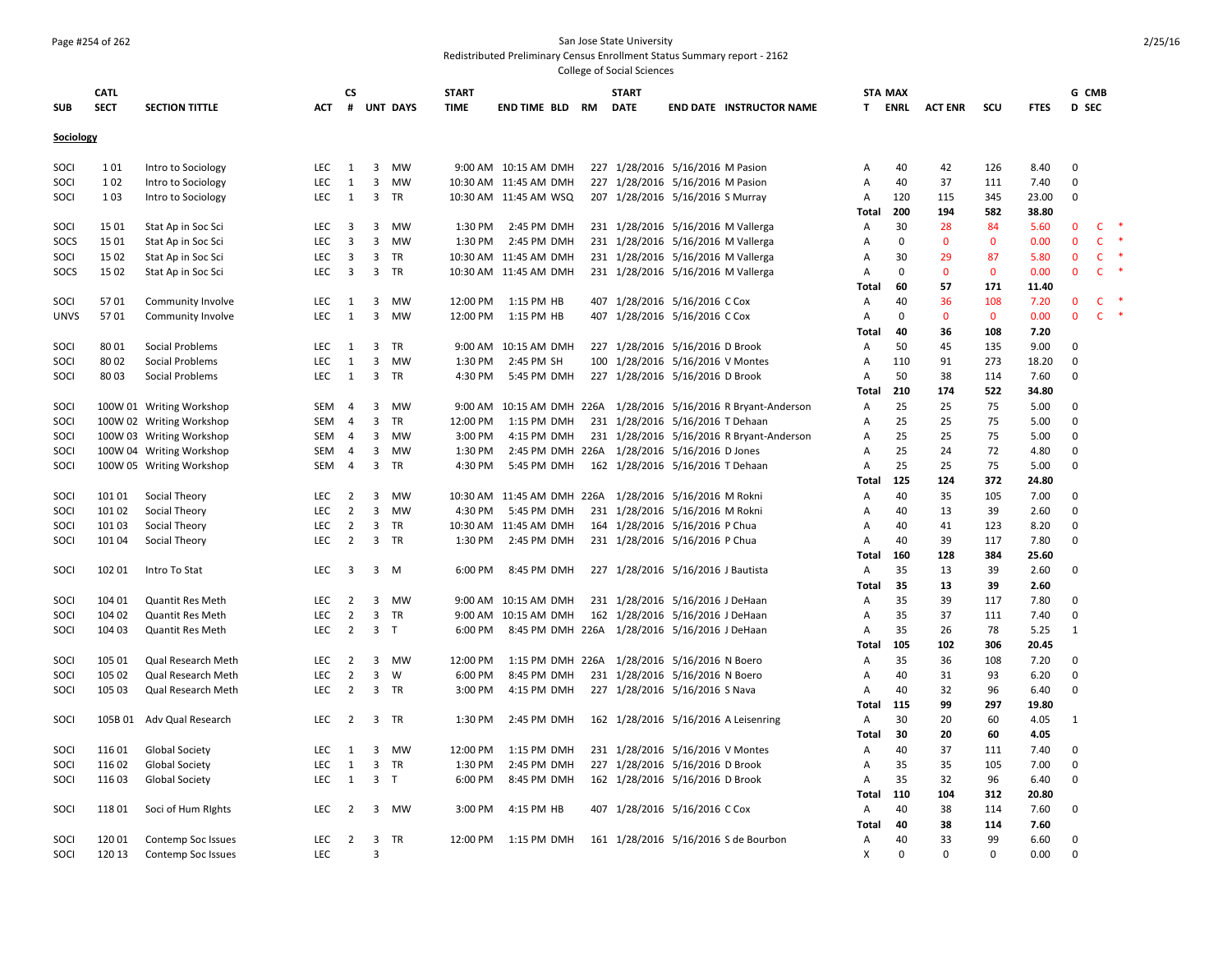San Jose State University
Redistributed Preliminary Census Enrollment Status Summary report - 2162
College of Social Sciences

## Sociology

| SUB | CATL SECT | SECTION TITTLE | ACT | CS # | UNT | DAYS | START TIME | END TIME | BLD | RM | START DATE | END DATE | INSTRUCTOR NAME | STA T | MAX ENRL | ACT ENR | SCU | FTES | G D | CMB SEC |
|---|---|---|---|---|---|---|---|---|---|---|---|---|---|---|---|---|---|---|---|---|
| SOCI | 1 01 | Intro to Sociology | LEC | 1 | 3 | MW | 9:00 AM | 10:15 AM | DMH | 227 | 1/28/2016 | 5/16/2016 | M Pasion | A | 40 | 42 | 126 | 8.40 | 0 | |
| SOCI | 1 02 | Intro to Sociology | LEC | 1 | 3 | MW | 10:30 AM | 11:45 AM | DMH | 227 | 1/28/2016 | 5/16/2016 | M Pasion | A | 40 | 37 | 111 | 7.40 | 0 | |
| SOCI | 1 03 | Intro to Sociology | LEC | 1 | 3 | TR | 10:30 AM | 11:45 AM | WSQ | 207 | 1/28/2016 | 5/16/2016 | S Murray | A | 120 | 115 | 345 | 23.00 | 0 | |
| | | | | | | | | | | | | | | Total | 200 | 194 | 582 | 38.80 | | |
| SOCI | 15 01 | Stat Ap in Soc Sci | LEC | 3 | 3 | MW | 1:30 PM | 2:45 PM | DMH | 231 | 1/28/2016 | 5/16/2016 | M Vallerga | A | 30 | 28 | 84 | 5.60 | 0 | C * |
| SOCS | 15 01 | Stat Ap in Soc Sci | LEC | 3 | 3 | MW | 1:30 PM | 2:45 PM | DMH | 231 | 1/28/2016 | 5/16/2016 | M Vallerga | A | 0 | 0 | 0 | 0.00 | 0 | C * |
| SOCI | 15 02 | Stat Ap in Soc Sci | LEC | 3 | 3 | TR | 10:30 AM | 11:45 AM | DMH | 231 | 1/28/2016 | 5/16/2016 | M Vallerga | A | 30 | 29 | 87 | 5.80 | 0 | C * |
| SOCS | 15 02 | Stat Ap in Soc Sci | LEC | 3 | 3 | TR | 10:30 AM | 11:45 AM | DMH | 231 | 1/28/2016 | 5/16/2016 | M Vallerga | A | 0 | 0 | 0 | 0.00 | 0 | C * |
| | | | | | | | | | | | | | | Total | 60 | 57 | 171 | 11.40 | | |
| SOCI | 57 01 | Community Involve | LEC | 1 | 3 | MW | 12:00 PM | 1:15 PM | HB | 407 | 1/28/2016 | 5/16/2016 | C Cox | A | 40 | 36 | 108 | 7.20 | 0 | C * |
| UNVS | 57 01 | Community Involve | LEC | 1 | 3 | MW | 12:00 PM | 1:15 PM | HB | 407 | 1/28/2016 | 5/16/2016 | C Cox | A | 0 | 0 | 0 | 0.00 | 0 | C * |
| | | | | | | | | | | | | | | Total | 40 | 36 | 108 | 7.20 | | |
| SOCI | 80 01 | Social Problems | LEC | 1 | 3 | TR | 9:00 AM | 10:15 AM | DMH | 227 | 1/28/2016 | 5/16/2016 | D Brook | A | 50 | 45 | 135 | 9.00 | 0 | |
| SOCI | 80 02 | Social Problems | LEC | 1 | 3 | MW | 1:30 PM | 2:45 PM | SH | 100 | 1/28/2016 | 5/16/2016 | V Montes | A | 110 | 91 | 273 | 18.20 | 0 | |
| SOCI | 80 03 | Social Problems | LEC | 1 | 3 | TR | 4:30 PM | 5:45 PM | DMH | 227 | 1/28/2016 | 5/16/2016 | D Brook | A | 50 | 38 | 114 | 7.60 | 0 | |
| | | | | | | | | | | | | | | Total | 210 | 174 | 522 | 34.80 | | |
| SOCI | 100W 01 | Writing Workshop | SEM | 4 | 3 | MW | 9:00 AM | 10:15 AM | DMH | 226A | 1/28/2016 | 5/16/2016 | R Bryant-Anderson | A | 25 | 25 | 75 | 5.00 | 0 | |
| SOCI | 100W 02 | Writing Workshop | SEM | 4 | 3 | TR | 12:00 PM | 1:15 PM | DMH | 231 | 1/28/2016 | 5/16/2016 | T Dehaan | A | 25 | 25 | 75 | 5.00 | 0 | |
| SOCI | 100W 03 | Writing Workshop | SEM | 4 | 3 | MW | 3:00 PM | 4:15 PM | DMH | 231 | 1/28/2016 | 5/16/2016 | R Bryant-Anderson | A | 25 | 25 | 75 | 5.00 | 0 | |
| SOCI | 100W 04 | Writing Workshop | SEM | 4 | 3 | MW | 1:30 PM | 2:45 PM | DMH | 226A | 1/28/2016 | 5/16/2016 | D Jones | A | 25 | 24 | 72 | 4.80 | 0 | |
| SOCI | 100W 05 | Writing Workshop | SEM | 4 | 3 | TR | 4:30 PM | 5:45 PM | DMH | 162 | 1/28/2016 | 5/16/2016 | T Dehaan | A | 25 | 25 | 75 | 5.00 | 0 | |
| | | | | | | | | | | | | | | Total | 125 | 124 | 372 | 24.80 | | |
| SOCI | 101 01 | Social Theory | LEC | 2 | 3 | MW | 10:30 AM | 11:45 AM | DMH | 226A | 1/28/2016 | 5/16/2016 | M Rokni | A | 40 | 35 | 105 | 7.00 | 0 | |
| SOCI | 101 02 | Social Theory | LEC | 2 | 3 | MW | 4:30 PM | 5:45 PM | DMH | 231 | 1/28/2016 | 5/16/2016 | M Rokni | A | 40 | 13 | 39 | 2.60 | 0 | |
| SOCI | 101 03 | Social Theory | LEC | 2 | 3 | TR | 10:30 AM | 11:45 AM | DMH | 164 | 1/28/2016 | 5/16/2016 | P Chua | A | 40 | 41 | 123 | 8.20 | 0 | |
| SOCI | 101 04 | Social Theory | LEC | 2 | 3 | TR | 1:30 PM | 2:45 PM | DMH | 231 | 1/28/2016 | 5/16/2016 | P Chua | A | 40 | 39 | 117 | 7.80 | 0 | |
| | | | | | | | | | | | | | | Total | 160 | 128 | 384 | 25.60 | | |
| SOCI | 102 01 | Intro To Stat | LEC | 3 | 3 | M | 6:00 PM | 8:45 PM | DMH | 227 | 1/28/2016 | 5/16/2016 | J Bautista | A | 35 | 13 | 39 | 2.60 | 0 | |
| | | | | | | | | | | | | | | Total | 35 | 13 | 39 | 2.60 | | |
| SOCI | 104 01 | Quantit Res Meth | LEC | 2 | 3 | MW | 9:00 AM | 10:15 AM | DMH | 231 | 1/28/2016 | 5/16/2016 | J DeHaan | A | 35 | 39 | 117 | 7.80 | 0 | |
| SOCI | 104 02 | Quantit Res Meth | LEC | 2 | 3 | TR | 9:00 AM | 10:15 AM | DMH | 162 | 1/28/2016 | 5/16/2016 | J DeHaan | A | 35 | 37 | 111 | 7.40 | 0 | |
| SOCI | 104 03 | Quantit Res Meth | LEC | 2 | 3 | T | 6:00 PM | 8:45 PM | DMH | 226A | 1/28/2016 | 5/16/2016 | J DeHaan | A | 35 | 26 | 78 | 5.25 | 1 | |
| | | | | | | | | | | | | | | Total | 105 | 102 | 306 | 20.45 | | |
| SOCI | 105 01 | Qual Research Meth | LEC | 2 | 3 | MW | 12:00 PM | 1:15 PM | DMH | 226A | 1/28/2016 | 5/16/2016 | N Boero | A | 35 | 36 | 108 | 7.20 | 0 | |
| SOCI | 105 02 | Qual Research Meth | LEC | 2 | 3 | W | 6:00 PM | 8:45 PM | DMH | 231 | 1/28/2016 | 5/16/2016 | N Boero | A | 40 | 31 | 93 | 6.20 | 0 | |
| SOCI | 105 03 | Qual Research Meth | LEC | 2 | 3 | TR | 3:00 PM | 4:15 PM | DMH | 227 | 1/28/2016 | 5/16/2016 | S Nava | A | 40 | 32 | 96 | 6.40 | 0 | |
| | | | | | | | | | | | | | | Total | 115 | 99 | 297 | 19.80 | | |
| SOCI | 105B 01 | Adv Qual Research | LEC | 2 | 3 | TR | 1:30 PM | 2:45 PM | DMH | 162 | 1/28/2016 | 5/16/2016 | A Leisenring | A | 30 | 20 | 60 | 4.05 | 1 | |
| | | | | | | | | | | | | | | Total | 30 | 20 | 60 | 4.05 | | |
| SOCI | 116 01 | Global Society | LEC | 1 | 3 | MW | 12:00 PM | 1:15 PM | DMH | 231 | 1/28/2016 | 5/16/2016 | V Montes | A | 40 | 37 | 111 | 7.40 | 0 | |
| SOCI | 116 02 | Global Society | LEC | 1 | 3 | TR | 1:30 PM | 2:45 PM | DMH | 227 | 1/28/2016 | 5/16/2016 | D Brook | A | 35 | 35 | 105 | 7.00 | 0 | |
| SOCI | 116 03 | Global Society | LEC | 1 | 3 | T | 6:00 PM | 8:45 PM | DMH | 162 | 1/28/2016 | 5/16/2016 | D Brook | A | 35 | 32 | 96 | 6.40 | 0 | |
| | | | | | | | | | | | | | | Total | 110 | 104 | 312 | 20.80 | | |
| SOCI | 118 01 | Soci of Hum RIghts | LEC | 2 | 3 | MW | 3:00 PM | 4:15 PM | HB | 407 | 1/28/2016 | 5/16/2016 | C Cox | A | 40 | 38 | 114 | 7.60 | 0 | |
| | | | | | | | | | | | | | | Total | 40 | 38 | 114 | 7.60 | | |
| SOCI | 120 01 | Contemp Soc Issues | LEC | 2 | 3 | TR | 12:00 PM | 1:15 PM | DMH | 161 | 1/28/2016 | 5/16/2016 | S de Bourbon | A | 40 | 33 | 99 | 6.60 | 0 | |
| SOCI | 120 13 | Contemp Soc Issues | LEC | | 3 | | | | | | | | | X | 0 | 0 | 0 | 0.00 | 0 | |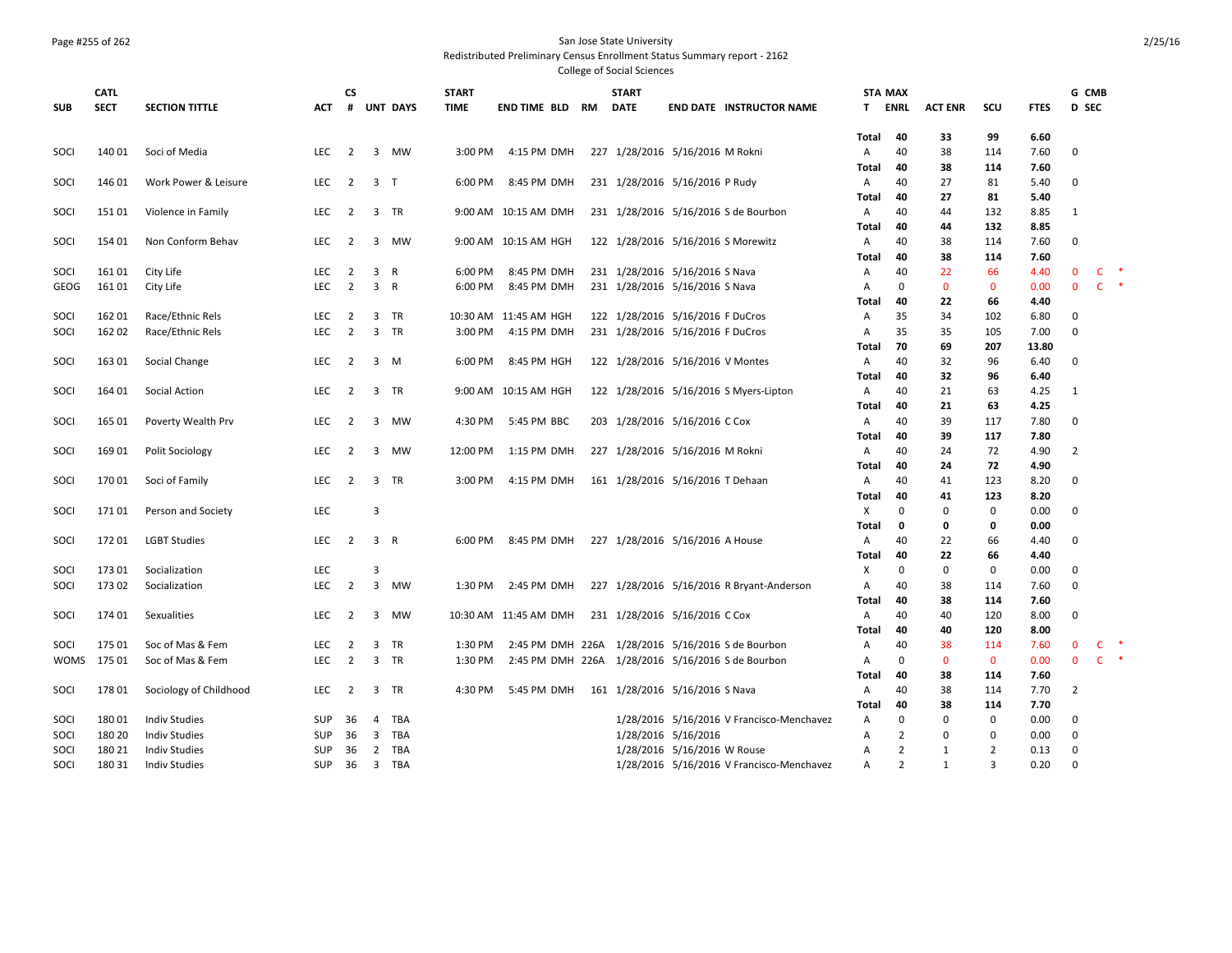San Jose State University

Redistributed Preliminary Census Enrollment Status Summary report - 2162

College of Social Sciences

| SUB | CATL SECT | SECTION TITTLE | ACT | CS # | UNT | DAYS | START TIME | END TIME | BLD | RM | START DATE | END DATE | INSTRUCTOR NAME | STA T | MAX ENRL | ACT ENR | SCU | FTES | G D | CMB SEC | |
|---|---|---|---|---|---|---|---|---|---|---|---|---|---|---|---|---|---|---|---|---|---|
| | | | | | | | | | | | | | | **Total** | **40** | **33** | **99** | **6.60** | | | |
| SOCI | 140 01 | Soci of Media | LEC | 2 | 3 | MW | 3:00 PM | 4:15 PM | DMH | 227 | 1/28/2016 | 5/16/2016 | M Rokni | A | 40 | 38 | 114 | 7.60 | 0 | | |
| | | | | | | | | | | | | | | **Total** | **40** | **38** | **114** | **7.60** | | | |
| SOCI | 146 01 | Work Power & Leisure | LEC | 2 | 3 | T | 6:00 PM | 8:45 PM | DMH | 231 | 1/28/2016 | 5/16/2016 | P Rudy | A | 40 | 27 | 81 | 5.40 | 0 | | |
| | | | | | | | | | | | | | | **Total** | **40** | **27** | **81** | **5.40** | | | |
| SOCI | 151 01 | Violence in Family | LEC | 2 | 3 | TR | 9:00 AM | 10:15 AM | DMH | 231 | 1/28/2016 | 5/16/2016 | S de Bourbon | A | 40 | 44 | 132 | 8.85 | 1 | | |
| | | | | | | | | | | | | | | **Total** | **40** | **44** | **132** | **8.85** | | | |
| SOCI | 154 01 | Non Conform Behav | LEC | 2 | 3 | MW | 9:00 AM | 10:15 AM | HGH | 122 | 1/28/2016 | 5/16/2016 | S Morewitz | A | 40 | 38 | 114 | 7.60 | 0 | | |
| | | | | | | | | | | | | | | **Total** | **40** | **38** | **114** | **7.60** | | | |
| SOCI | 161 01 | City Life | LEC | 2 | 3 | R | 6:00 PM | 8:45 PM | DMH | 231 | 1/28/2016 | 5/16/2016 | S Nava | A | 40 | 22 | 66 | 4.40 | 0 | C | * |
| GEOG | 161 01 | City Life | LEC | 2 | 3 | R | 6:00 PM | 8:45 PM | DMH | 231 | 1/28/2016 | 5/16/2016 | S Nava | A | 0 | 0 | 0 | 0.00 | 0 | C | * |
| | | | | | | | | | | | | | | **Total** | **40** | **22** | **66** | **4.40** | | | |
| SOCI | 162 01 | Race/Ethnic Rels | LEC | 2 | 3 | TR | 10:30 AM | 11:45 AM | HGH | 122 | 1/28/2016 | 5/16/2016 | F DuCros | A | 35 | 34 | 102 | 6.80 | 0 | | |
| SOCI | 162 02 | Race/Ethnic Rels | LEC | 2 | 3 | TR | 3:00 PM | 4:15 PM | DMH | 231 | 1/28/2016 | 5/16/2016 | F DuCros | A | 35 | 35 | 105 | 7.00 | 0 | | |
| | | | | | | | | | | | | | | **Total** | **70** | **69** | **207** | **13.80** | | | |
| SOCI | 163 01 | Social Change | LEC | 2 | 3 | M | 6:00 PM | 8:45 PM | HGH | 122 | 1/28/2016 | 5/16/2016 | V Montes | A | 40 | 32 | 96 | 6.40 | 0 | | |
| | | | | | | | | | | | | | | **Total** | **40** | **32** | **96** | **6.40** | | | |
| SOCI | 164 01 | Social Action | LEC | 2 | 3 | TR | 9:00 AM | 10:15 AM | HGH | 122 | 1/28/2016 | 5/16/2016 | S Myers-Lipton | A | 40 | 21 | 63 | 4.25 | 1 | | |
| | | | | | | | | | | | | | | **Total** | **40** | **21** | **63** | **4.25** | | | |
| SOCI | 165 01 | Poverty Wealth Prv | LEC | 2 | 3 | MW | 4:30 PM | 5:45 PM | BBC | 203 | 1/28/2016 | 5/16/2016 | C Cox | A | 40 | 39 | 117 | 7.80 | 0 | | |
| | | | | | | | | | | | | | | **Total** | **40** | **39** | **117** | **7.80** | | | |
| SOCI | 169 01 | Polit Sociology | LEC | 2 | 3 | MW | 12:00 PM | 1:15 PM | DMH | 227 | 1/28/2016 | 5/16/2016 | M Rokni | A | 40 | 24 | 72 | 4.90 | 2 | | |
| | | | | | | | | | | | | | | **Total** | **40** | **24** | **72** | **4.90** | | | |
| SOCI | 170 01 | Soci of Family | LEC | 2 | 3 | TR | 3:00 PM | 4:15 PM | DMH | 161 | 1/28/2016 | 5/16/2016 | T Dehaan | A | 40 | 41 | 123 | 8.20 | 0 | | |
| | | | | | | | | | | | | | | **Total** | **40** | **41** | **123** | **8.20** | | | |
| SOCI | 171 01 | Person and Society | LEC | | 3 | | | | | | | | | X | 0 | 0 | 0 | 0.00 | 0 | | |
| | | | | | | | | | | | | | | **Total** | **0** | **0** | **0** | **0.00** | | | |
| SOCI | 172 01 | LGBT Studies | LEC | 2 | 3 | R | 6:00 PM | 8:45 PM | DMH | 227 | 1/28/2016 | 5/16/2016 | A House | A | 40 | 22 | 66 | 4.40 | 0 | | |
| | | | | | | | | | | | | | | **Total** | **40** | **22** | **66** | **4.40** | | | |
| SOCI | 173 01 | Socialization | LEC | | 3 | | | | | | | | | X | 0 | 0 | 0 | 0.00 | 0 | | |
| SOCI | 173 02 | Socialization | LEC | 2 | 3 | MW | 1:30 PM | 2:45 PM | DMH | 227 | 1/28/2016 | 5/16/2016 | R Bryant-Anderson | A | 40 | 38 | 114 | 7.60 | 0 | | |
| | | | | | | | | | | | | | | **Total** | **40** | **38** | **114** | **7.60** | | | |
| SOCI | 174 01 | Sexualities | LEC | 2 | 3 | MW | 10:30 AM | 11:45 AM | DMH | 231 | 1/28/2016 | 5/16/2016 | C Cox | A | 40 | 40 | 120 | 8.00 | 0 | | |
| | | | | | | | | | | | | | | **Total** | **40** | **40** | **120** | **8.00** | | | |
| SOCI | 175 01 | Soc of Mas & Fem | LEC | 2 | 3 | TR | 1:30 PM | 2:45 PM | DMH | 226A | 1/28/2016 | 5/16/2016 | S de Bourbon | A | 40 | 38 | 114 | 7.60 | 0 | C | * |
| WOMS | 175 01 | Soc of Mas & Fem | LEC | 2 | 3 | TR | 1:30 PM | 2:45 PM | DMH | 226A | 1/28/2016 | 5/16/2016 | S de Bourbon | A | 0 | 0 | 0 | 0.00 | 0 | C | * |
| | | | | | | | | | | | | | | **Total** | **40** | **38** | **114** | **7.60** | | | |
| SOCI | 178 01 | Sociology of Childhood | LEC | 2 | 3 | TR | 4:30 PM | 5:45 PM | DMH | 161 | 1/28/2016 | 5/16/2016 | S Nava | A | 40 | 38 | 114 | 7.70 | 2 | | |
| | | | | | | | | | | | | | | **Total** | **40** | **38** | **114** | **7.70** | | | |
| SOCI | 180 01 | Indiv Studies | SUP | 36 | 4 | TBA | | | | | 1/28/2016 | 5/16/2016 | V Francisco-Menchavez | A | 0 | 0 | 0 | 0.00 | 0 | | |
| SOCI | 180 20 | Indiv Studies | SUP | 36 | 3 | TBA | | | | | 1/28/2016 | 5/16/2016 | | A | 2 | 0 | 0 | 0.00 | 0 | | |
| SOCI | 180 21 | Indiv Studies | SUP | 36 | 2 | TBA | | | | | 1/28/2016 | 5/16/2016 | W Rouse | A | 2 | 1 | 2 | 0.13 | 0 | | |
| SOCI | 180 31 | Indiv Studies | SUP | 36 | 3 | TBA | | | | | 1/28/2016 | 5/16/2016 | V Francisco-Menchavez | A | 2 | 1 | 3 | 0.20 | 0 | | |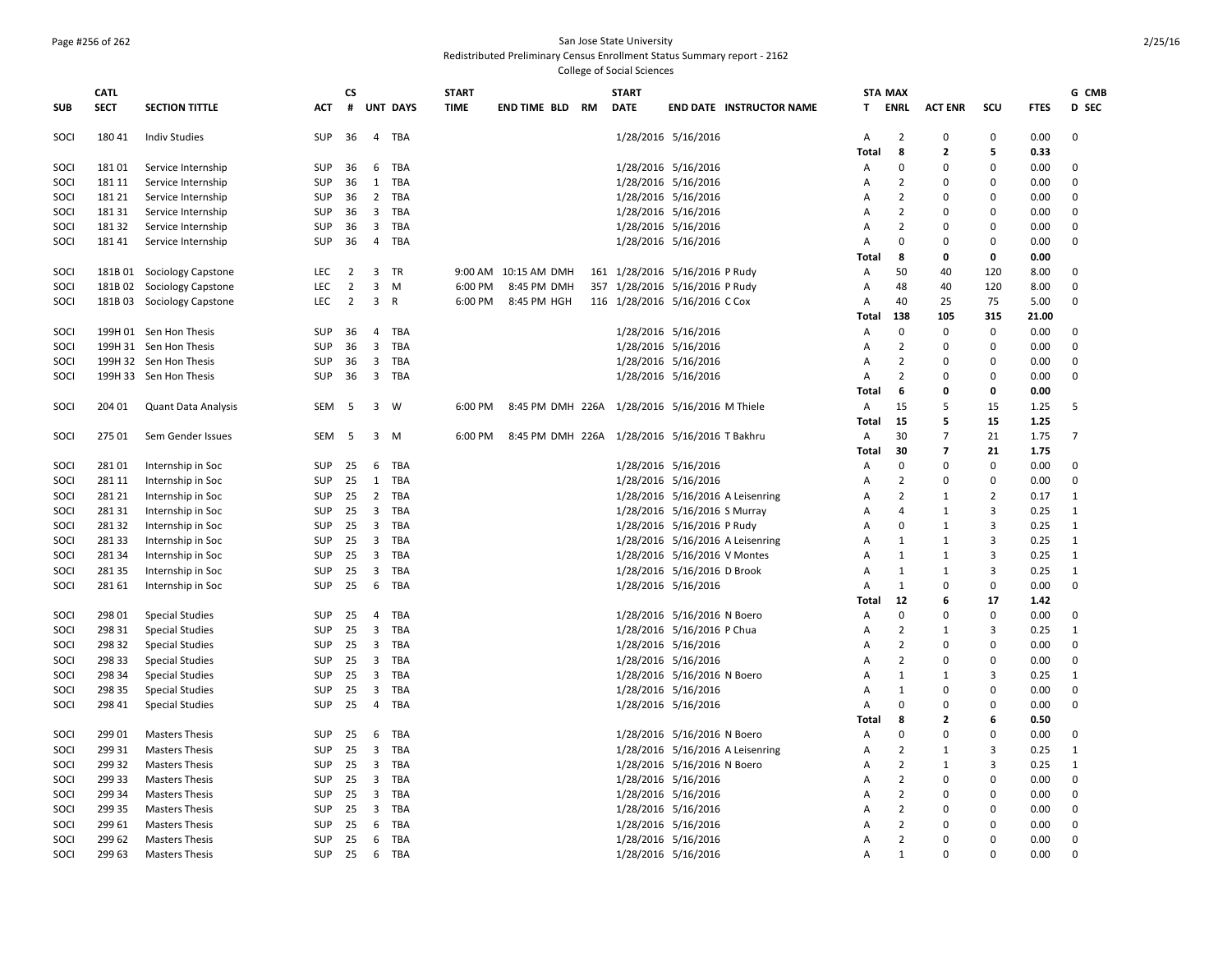San Jose State University
Redistributed Preliminary Census Enrollment Status Summary report - 2162
College of Social Sciences

| SUB | CATL SECT | SECTION TITTLE | ACT | CS # | UNT | DAYS | START TIME | END TIME | BLD | RM | START DATE | END DATE | INSTRUCTOR NAME | STA T | MAX ENRL | ACT ENR | SCU | FTES | G D | CMB SEC |
|---|---|---|---|---|---|---|---|---|---|---|---|---|---|---|---|---|---|---|---|---|
| SOCI | 180 41 | Indiv Studies | SUP | 36 | 4 | TBA | | | | | 1/28/2016 | 5/16/2016 | | A | 2 | 0 | 0 | 0.00 | 0 | |
| | | | | | | | | | | | | | | **Total** | **8** | **2** | **5** | **0.33** | | |
| SOCI | 181 01 | Service Internship | SUP | 36 | 6 | TBA | | | | | 1/28/2016 | 5/16/2016 | | A | 0 | 0 | 0 | 0.00 | 0 | |
| SOCI | 181 11 | Service Internship | SUP | 36 | 1 | TBA | | | | | 1/28/2016 | 5/16/2016 | | A | 2 | 0 | 0 | 0.00 | 0 | |
| SOCI | 181 21 | Service Internship | SUP | 36 | 2 | TBA | | | | | 1/28/2016 | 5/16/2016 | | A | 2 | 0 | 0 | 0.00 | 0 | |
| SOCI | 181 31 | Service Internship | SUP | 36 | 3 | TBA | | | | | 1/28/2016 | 5/16/2016 | | A | 2 | 0 | 0 | 0.00 | 0 | |
| SOCI | 181 32 | Service Internship | SUP | 36 | 3 | TBA | | | | | 1/28/2016 | 5/16/2016 | | A | 2 | 0 | 0 | 0.00 | 0 | |
| SOCI | 181 41 | Service Internship | SUP | 36 | 4 | TBA | | | | | 1/28/2016 | 5/16/2016 | | A | 0 | 0 | 0 | 0.00 | 0 | |
| | | | | | | | | | | | | | | **Total** | **8** | **0** | **0** | **0.00** | | |
| SOCI | 181B 01 | Sociology Capstone | LEC | 2 | 3 | TR | 9:00 AM | 10:15 AM | DMH | 161 | 1/28/2016 | 5/16/2016 | P Rudy | A | 50 | 40 | 120 | 8.00 | 0 | |
| SOCI | 181B 02 | Sociology Capstone | LEC | 2 | 3 | M | 6:00 PM | 8:45 PM | DMH | 357 | 1/28/2016 | 5/16/2016 | P Rudy | A | 48 | 40 | 120 | 8.00 | 0 | |
| SOCI | 181B 03 | Sociology Capstone | LEC | 2 | 3 | R | 6:00 PM | 8:45 PM | HGH | 116 | 1/28/2016 | 5/16/2016 | C Cox | A | 40 | 25 | 75 | 5.00 | 0 | |
| | | | | | | | | | | | | | | **Total** | **138** | **105** | **315** | **21.00** | | |
| SOCI | 199H 01 | Sen Hon Thesis | SUP | 36 | 4 | TBA | | | | | 1/28/2016 | 5/16/2016 | | A | 0 | 0 | 0 | 0.00 | 0 | |
| SOCI | 199H 31 | Sen Hon Thesis | SUP | 36 | 3 | TBA | | | | | 1/28/2016 | 5/16/2016 | | A | 2 | 0 | 0 | 0.00 | 0 | |
| SOCI | 199H 32 | Sen Hon Thesis | SUP | 36 | 3 | TBA | | | | | 1/28/2016 | 5/16/2016 | | A | 2 | 0 | 0 | 0.00 | 0 | |
| SOCI | 199H 33 | Sen Hon Thesis | SUP | 36 | 3 | TBA | | | | | 1/28/2016 | 5/16/2016 | | A | 2 | 0 | 0 | 0.00 | 0 | |
| | | | | | | | | | | | | | | **Total** | **6** | **0** | **0** | **0.00** | | |
| SOCI | 204 01 | Quant Data Analysis | SEM | 5 | 3 | W | 6:00 PM | 8:45 PM | DMH | 226A | 1/28/2016 | 5/16/2016 | M Thiele | A | 15 | 5 | 15 | 1.25 | 5 | |
| | | | | | | | | | | | | | | **Total** | **15** | **5** | **15** | **1.25** | | |
| SOCI | 275 01 | Sem Gender Issues | SEM | 5 | 3 | M | 6:00 PM | 8:45 PM | DMH | 226A | 1/28/2016 | 5/16/2016 | T Bakhru | A | 30 | 7 | 21 | 1.75 | 7 | |
| | | | | | | | | | | | | | | **Total** | **30** | **7** | **21** | **1.75** | | |
| SOCI | 281 01 | Internship in Soc | SUP | 25 | 6 | TBA | | | | | 1/28/2016 | 5/16/2016 | | A | 0 | 0 | 0 | 0.00 | 0 | |
| SOCI | 281 11 | Internship in Soc | SUP | 25 | 1 | TBA | | | | | 1/28/2016 | 5/16/2016 | | A | 2 | 0 | 0 | 0.00 | 0 | |
| SOCI | 281 21 | Internship in Soc | SUP | 25 | 2 | TBA | | | | | 1/28/2016 | 5/16/2016 | A Leisenring | A | 2 | 1 | 2 | 0.17 | 1 | |
| SOCI | 281 31 | Internship in Soc | SUP | 25 | 3 | TBA | | | | | 1/28/2016 | 5/16/2016 | S Murray | A | 4 | 1 | 3 | 0.25 | 1 | |
| SOCI | 281 32 | Internship in Soc | SUP | 25 | 3 | TBA | | | | | 1/28/2016 | 5/16/2016 | P Rudy | A | 0 | 1 | 3 | 0.25 | 1 | |
| SOCI | 281 33 | Internship in Soc | SUP | 25 | 3 | TBA | | | | | 1/28/2016 | 5/16/2016 | A Leisenring | A | 1 | 1 | 3 | 0.25 | 1 | |
| SOCI | 281 34 | Internship in Soc | SUP | 25 | 3 | TBA | | | | | 1/28/2016 | 5/16/2016 | V Montes | A | 1 | 1 | 3 | 0.25 | 1 | |
| SOCI | 281 35 | Internship in Soc | SUP | 25 | 3 | TBA | | | | | 1/28/2016 | 5/16/2016 | D Brook | A | 1 | 1 | 3 | 0.25 | 1 | |
| SOCI | 281 61 | Internship in Soc | SUP | 25 | 6 | TBA | | | | | 1/28/2016 | 5/16/2016 | | A | 1 | 0 | 0 | 0.00 | 0 | |
| | | | | | | | | | | | | | | **Total** | **12** | **6** | **17** | **1.42** | | |
| SOCI | 298 01 | Special Studies | SUP | 25 | 4 | TBA | | | | | 1/28/2016 | 5/16/2016 | N Boero | A | 0 | 0 | 0 | 0.00 | 0 | |
| SOCI | 298 31 | Special Studies | SUP | 25 | 3 | TBA | | | | | 1/28/2016 | 5/16/2016 | P Chua | A | 2 | 1 | 3 | 0.25 | 1 | |
| SOCI | 298 32 | Special Studies | SUP | 25 | 3 | TBA | | | | | 1/28/2016 | 5/16/2016 | | A | 2 | 0 | 0 | 0.00 | 0 | |
| SOCI | 298 33 | Special Studies | SUP | 25 | 3 | TBA | | | | | 1/28/2016 | 5/16/2016 | | A | 2 | 0 | 0 | 0.00 | 0 | |
| SOCI | 298 34 | Special Studies | SUP | 25 | 3 | TBA | | | | | 1/28/2016 | 5/16/2016 | N Boero | A | 1 | 1 | 3 | 0.25 | 1 | |
| SOCI | 298 35 | Special Studies | SUP | 25 | 3 | TBA | | | | | 1/28/2016 | 5/16/2016 | | A | 1 | 0 | 0 | 0.00 | 0 | |
| SOCI | 298 41 | Special Studies | SUP | 25 | 4 | TBA | | | | | 1/28/2016 | 5/16/2016 | | A | 0 | 0 | 0 | 0.00 | 0 | |
| | | | | | | | | | | | | | | **Total** | **8** | **2** | **6** | **0.50** | | |
| SOCI | 299 01 | Masters Thesis | SUP | 25 | 6 | TBA | | | | | 1/28/2016 | 5/16/2016 | N Boero | A | 0 | 0 | 0 | 0.00 | 0 | |
| SOCI | 299 31 | Masters Thesis | SUP | 25 | 3 | TBA | | | | | 1/28/2016 | 5/16/2016 | A Leisenring | A | 2 | 1 | 3 | 0.25 | 1 | |
| SOCI | 299 32 | Masters Thesis | SUP | 25 | 3 | TBA | | | | | 1/28/2016 | 5/16/2016 | N Boero | A | 2 | 1 | 3 | 0.25 | 1 | |
| SOCI | 299 33 | Masters Thesis | SUP | 25 | 3 | TBA | | | | | 1/28/2016 | 5/16/2016 | | A | 2 | 0 | 0 | 0.00 | 0 | |
| SOCI | 299 34 | Masters Thesis | SUP | 25 | 3 | TBA | | | | | 1/28/2016 | 5/16/2016 | | A | 2 | 0 | 0 | 0.00 | 0 | |
| SOCI | 299 35 | Masters Thesis | SUP | 25 | 3 | TBA | | | | | 1/28/2016 | 5/16/2016 | | A | 2 | 0 | 0 | 0.00 | 0 | |
| SOCI | 299 61 | Masters Thesis | SUP | 25 | 6 | TBA | | | | | 1/28/2016 | 5/16/2016 | | A | 2 | 0 | 0 | 0.00 | 0 | |
| SOCI | 299 62 | Masters Thesis | SUP | 25 | 6 | TBA | | | | | 1/28/2016 | 5/16/2016 | | A | 2 | 0 | 0 | 0.00 | 0 | |
| SOCI | 299 63 | Masters Thesis | SUP | 25 | 6 | TBA | | | | | 1/28/2016 | 5/16/2016 | | A | 1 | 0 | 0 | 0.00 | 0 | |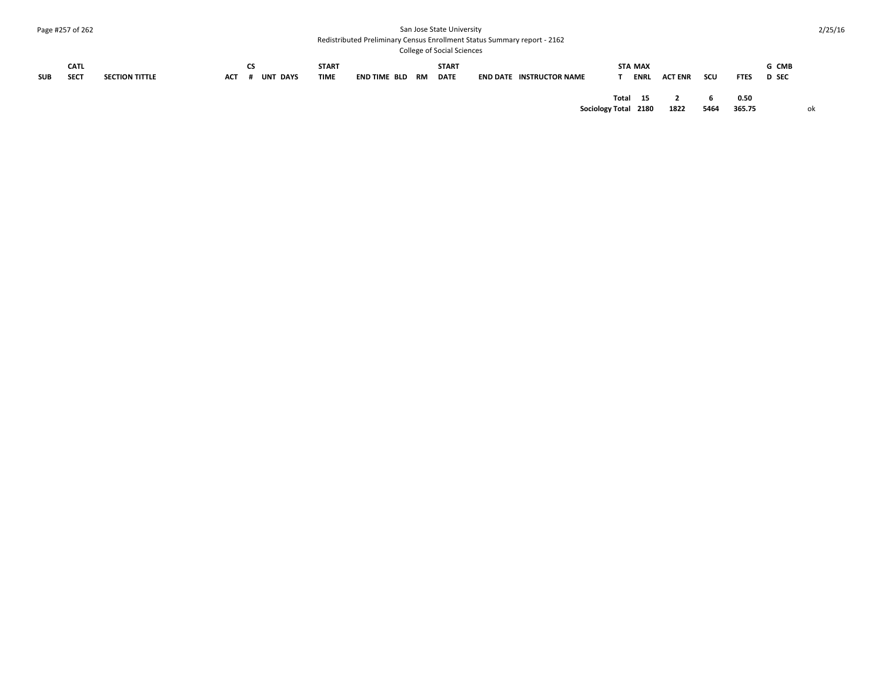| SUB | CATL SECT | SECTION TITTLE | ACT | CS # | UNT | DAYS | START TIME | END TIME | BLD | RM | START DATE | END DATE | INSTRUCTOR NAME | STAT | MAX ENRL | ACT ENR | SCU | FTES | GD | CMB SEC | |
|---|---|---|---|---|---|---|---|---|---|---|---|---|---|---|---|---|---|---|---|---|---|
| | | | | | | | | | | | | | | Total | 15 | 2 | 6 | 0.50 | | | |
| | | | | | | | | | | | | | | Sociology Total | 2180 | 1822 | 5464 | 365.75 | | | ok |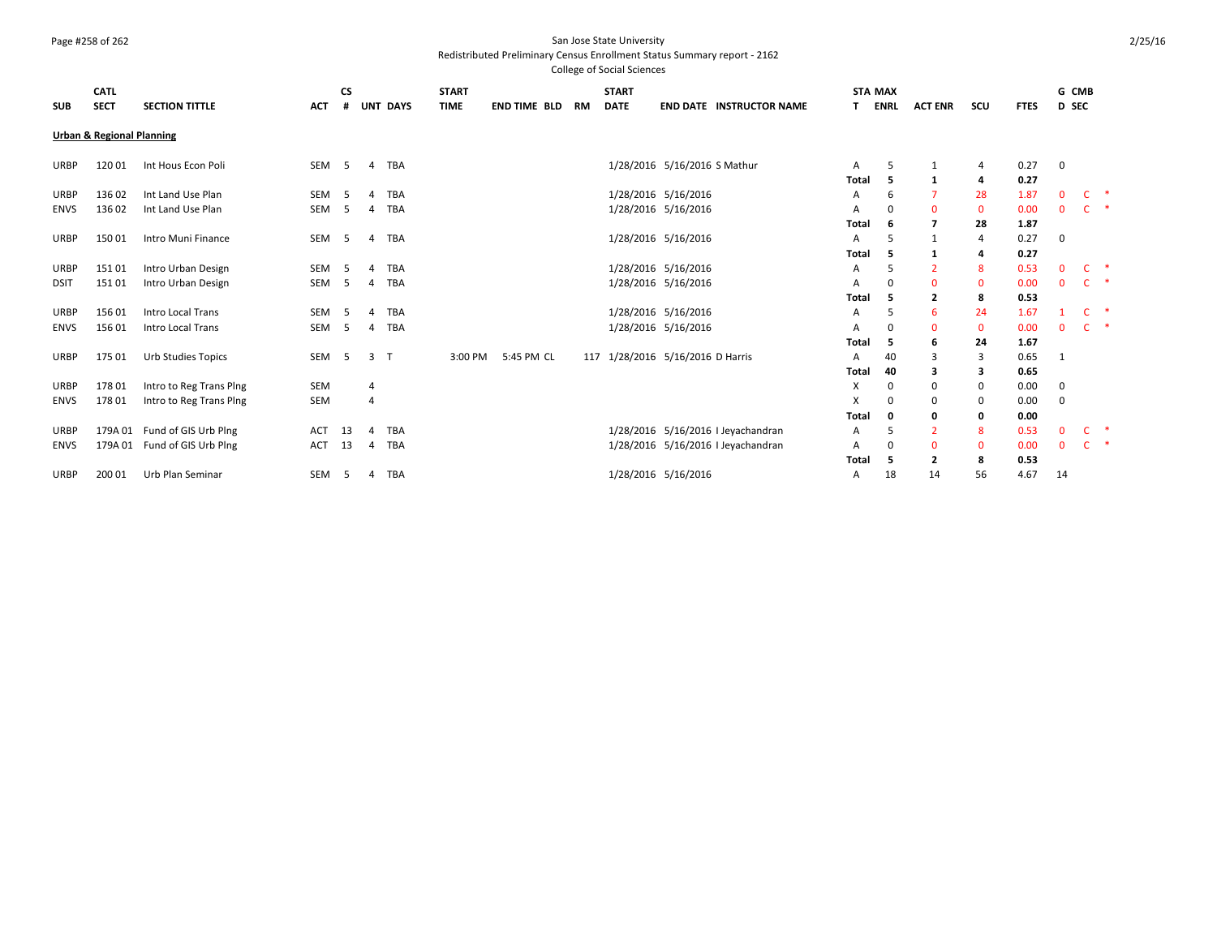San Jose State University

Redistributed Preliminary Census Enrollment Status Summary report - 2162

College of Social Sciences

**Urban & Regional Planning**

| SUB | CATL SECT | SECTION TITTLE | ACT | CS # | UNT | DAYS | START TIME | END TIME | BLD | RM | START DATE | END DATE | INSTRUCTOR NAME | STAT | MAX ENRL | ACT ENR | SCU | FTES | GD | CMB SEC | |
|---|---|---|---|---|---|---|---|---|---|---|---|---|---|---|---|---|---|---|---|---|---|
| URBP | 120 01 | Int Hous Econ Poli | SEM | 5 | 4 | TBA | | | | | 1/28/2016 | 5/16/2016 | S Mathur | A | 5 | 1 | 4 | 0.27 | 0 | | |
| | | | | | | | | | | | | | | Total | 5 | 1 | 4 | 0.27 | | | |
| URBP | 136 02 | Int Land Use Plan | SEM | 5 | 4 | TBA | | | | | 1/28/2016 | 5/16/2016 | | A | 6 | 7 | 28 | 1.87 | 0 | C | * |
| ENVS | 136 02 | Int Land Use Plan | SEM | 5 | 4 | TBA | | | | | 1/28/2016 | 5/16/2016 | | A | 0 | 0 | 0 | 0.00 | 0 | C | * |
| | | | | | | | | | | | | | | Total | 6 | 7 | 28 | 1.87 | | | |
| URBP | 150 01 | Intro Muni Finance | SEM | 5 | 4 | TBA | | | | | 1/28/2016 | 5/16/2016 | | A | 5 | 1 | 4 | 0.27 | 0 | | |
| | | | | | | | | | | | | | | Total | 5 | 1 | 4 | 0.27 | | | |
| URBP | 151 01 | Intro Urban Design | SEM | 5 | 4 | TBA | | | | | 1/28/2016 | 5/16/2016 | | A | 5 | 2 | 8 | 0.53 | 0 | C | * |
| DSIT | 151 01 | Intro Urban Design | SEM | 5 | 4 | TBA | | | | | 1/28/2016 | 5/16/2016 | | A | 0 | 0 | 0 | 0.00 | 0 | C | * |
| | | | | | | | | | | | | | | Total | 5 | 2 | 8 | 0.53 | | | |
| URBP | 156 01 | Intro Local Trans | SEM | 5 | 4 | TBA | | | | | 1/28/2016 | 5/16/2016 | | A | 5 | 6 | 24 | 1.67 | 1 | C | * |
| ENVS | 156 01 | Intro Local Trans | SEM | 5 | 4 | TBA | | | | | 1/28/2016 | 5/16/2016 | | A | 0 | 0 | 0 | 0.00 | 0 | C | * |
| | | | | | | | | | | | | | | Total | 5 | 6 | 24 | 1.67 | | | |
| URBP | 175 01 | Urb Studies Topics | SEM | 5 | 3 | T | 3:00 PM | 5:45 PM | CL | 117 | 1/28/2016 | 5/16/2016 | D Harris | A | 40 | 3 | 3 | 0.65 | 1 | | |
| | | | | | | | | | | | | | | Total | 40 | 3 | 3 | 0.65 | | | |
| URBP | 178 01 | Intro to Reg Trans Plng | SEM | | 4 | | | | | | | | | X | 0 | 0 | 0 | 0.00 | 0 | | |
| ENVS | 178 01 | Intro to Reg Trans Plng | SEM | | 4 | | | | | | | | | X | 0 | 0 | 0 | 0.00 | 0 | | |
| | | | | | | | | | | | | | | Total | 0 | 0 | 0 | 0.00 | | | |
| URBP | 179A 01 | Fund of GIS Urb Plng | ACT | 13 | 4 | TBA | | | | | 1/28/2016 | 5/16/2016 | I Jeyachandran | A | 5 | 2 | 8 | 0.53 | 0 | C | * |
| ENVS | 179A 01 | Fund of GIS Urb Plng | ACT | 13 | 4 | TBA | | | | | 1/28/2016 | 5/16/2016 | I Jeyachandran | A | 0 | 0 | 0 | 0.00 | 0 | C | * |
| | | | | | | | | | | | | | | Total | 5 | 2 | 8 | 0.53 | | | |
| URBP | 200 01 | Urb Plan Seminar | SEM | 5 | 4 | TBA | | | | | 1/28/2016 | 5/16/2016 | | A | 18 | 14 | 56 | 4.67 | 14 | | |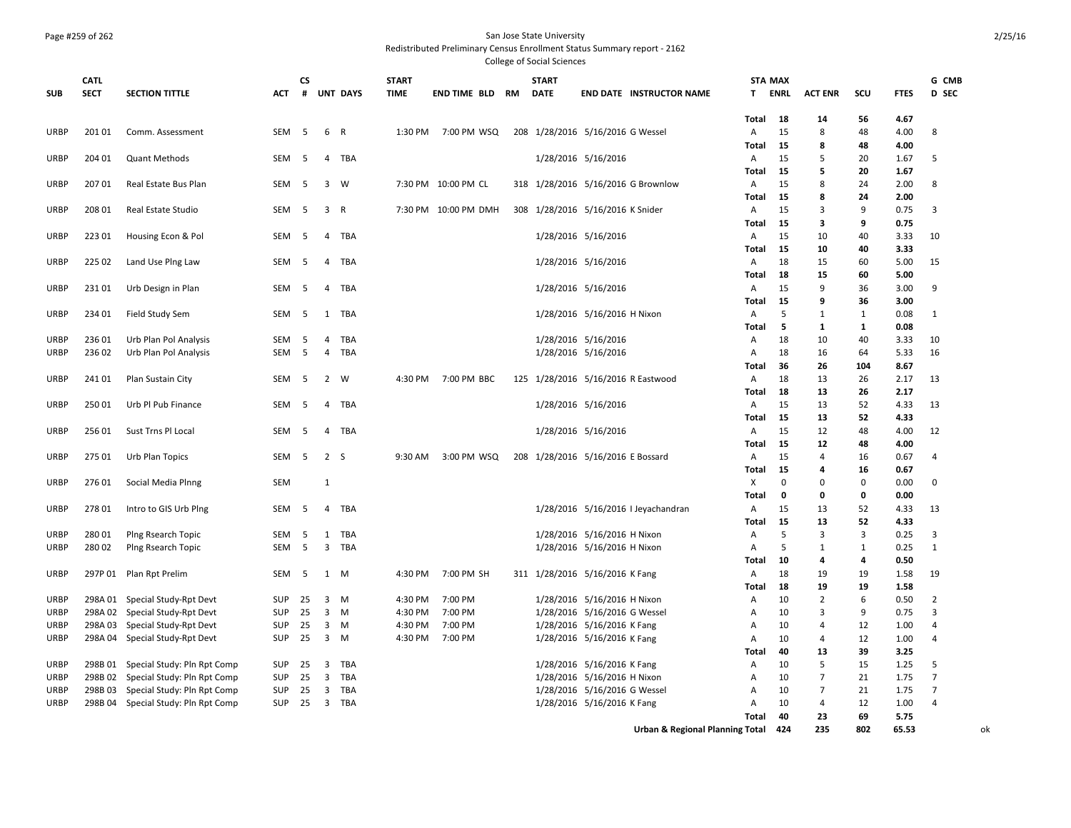San Jose State University
Redistributed Preliminary Census Enrollment Status Summary report - 2162
College of Social Sciences

| SUB | CATL SECT | SECTION TITTLE | ACT | CS # | UNT | DAYS | START TIME | END TIME | BLD | RM | START DATE | END DATE | INSTRUCTOR NAME | STA T | MAX ENRL | ACT ENR | SCU | FTES | G D | CMB SEC |
|---|---|---|---|---|---|---|---|---|---|---|---|---|---|---|---|---|---|---|---|---|
| | | | | | | | | | | | | | | Total | 18 | 14 | 56 | 4.67 | | |
| URBP | 201 01 | Comm. Assessment | SEM | 5 | 6 | R | 1:30 PM | 7:00 PM | WSQ | 208 | 1/28/2016 | 5/16/2016 | G Wessel | A | 15 | 8 | 48 | 4.00 | 8 | |
| | | | | | | | | | | | | | | Total | 15 | 8 | 48 | 4.00 | | |
| URBP | 204 01 | Quant Methods | SEM | 5 | 4 | TBA | | | | | 1/28/2016 | 5/16/2016 | | A | 15 | 5 | 20 | 1.67 | 5 | |
| | | | | | | | | | | | | | | Total | 15 | 5 | 20 | 1.67 | | |
| URBP | 207 01 | Real Estate Bus Plan | SEM | 5 | 3 | W | 7:30 PM | 10:00 PM | CL | 318 | 1/28/2016 | 5/16/2016 | G Brownlow | A | 15 | 8 | 24 | 2.00 | 8 | |
| | | | | | | | | | | | | | | Total | 15 | 8 | 24 | 2.00 | | |
| URBP | 208 01 | Real Estate Studio | SEM | 5 | 3 | R | 7:30 PM | 10:00 PM | DMH | 308 | 1/28/2016 | 5/16/2016 | K Snider | A | 15 | 3 | 9 | 0.75 | 3 | |
| | | | | | | | | | | | | | | Total | 15 | 3 | 9 | 0.75 | | |
| URBP | 223 01 | Housing Econ & Pol | SEM | 5 | 4 | TBA | | | | | 1/28/2016 | 5/16/2016 | | A | 15 | 10 | 40 | 3.33 | 10 | |
| | | | | | | | | | | | | | | Total | 15 | 10 | 40 | 3.33 | | |
| URBP | 225 02 | Land Use Plng Law | SEM | 5 | 4 | TBA | | | | | 1/28/2016 | 5/16/2016 | | A | 18 | 15 | 60 | 5.00 | 15 | |
| | | | | | | | | | | | | | | Total | 18 | 15 | 60 | 5.00 | | |
| URBP | 231 01 | Urb Design in Plan | SEM | 5 | 4 | TBA | | | | | 1/28/2016 | 5/16/2016 | | A | 15 | 9 | 36 | 3.00 | 9 | |
| | | | | | | | | | | | | | | Total | 15 | 9 | 36 | 3.00 | | |
| URBP | 234 01 | Field Study Sem | SEM | 5 | 1 | TBA | | | | | 1/28/2016 | 5/16/2016 | H Nixon | A | 5 | 1 | 1 | 0.08 | 1 | |
| | | | | | | | | | | | | | | Total | 5 | 1 | 1 | 0.08 | | |
| URBP | 236 01 | Urb Plan Pol Analysis | SEM | 5 | 4 | TBA | | | | | 1/28/2016 | 5/16/2016 | | A | 18 | 10 | 40 | 3.33 | 10 | |
| URBP | 236 02 | Urb Plan Pol Analysis | SEM | 5 | 4 | TBA | | | | | 1/28/2016 | 5/16/2016 | | A | 18 | 16 | 64 | 5.33 | 16 | |
| | | | | | | | | | | | | | | Total | 36 | 26 | 104 | 8.67 | | |
| URBP | 241 01 | Plan Sustain City | SEM | 5 | 2 | W | 4:30 PM | 7:00 PM | BBC | 125 | 1/28/2016 | 5/16/2016 | R Eastwood | A | 18 | 13 | 26 | 2.17 | 13 | |
| | | | | | | | | | | | | | | Total | 18 | 13 | 26 | 2.17 | | |
| URBP | 250 01 | Urb Pl Pub Finance | SEM | 5 | 4 | TBA | | | | | 1/28/2016 | 5/16/2016 | | A | 15 | 13 | 52 | 4.33 | 13 | |
| | | | | | | | | | | | | | | Total | 15 | 13 | 52 | 4.33 | | |
| URBP | 256 01 | Sust Trns Pl Local | SEM | 5 | 4 | TBA | | | | | 1/28/2016 | 5/16/2016 | | A | 15 | 12 | 48 | 4.00 | 12 | |
| | | | | | | | | | | | | | | Total | 15 | 12 | 48 | 4.00 | | |
| URBP | 275 01 | Urb Plan Topics | SEM | 5 | 2 | S | 9:30 AM | 3:00 PM | WSQ | 208 | 1/28/2016 | 5/16/2016 | E Bossard | A | 15 | 4 | 16 | 0.67 | 4 | |
| | | | | | | | | | | | | | | Total | 15 | 4 | 16 | 0.67 | | |
| URBP | 276 01 | Social Media Plnng | SEM | | 1 | | | | | | | | | X | 0 | 0 | 0 | 0.00 | 0 | |
| | | | | | | | | | | | | | | Total | 0 | 0 | 0 | 0.00 | | |
| URBP | 278 01 | Intro to GIS Urb Plng | SEM | 5 | 4 | TBA | | | | | 1/28/2016 | 5/16/2016 | I Jeyachandran | A | 15 | 13 | 52 | 4.33 | 13 | |
| | | | | | | | | | | | | | | Total | 15 | 13 | 52 | 4.33 | | |
| URBP | 280 01 | Plng Rsearch Topic | SEM | 5 | 1 | TBA | | | | | 1/28/2016 | 5/16/2016 | H Nixon | A | 5 | 3 | 3 | 0.25 | 3 | |
| URBP | 280 02 | Plng Rsearch Topic | SEM | 5 | 3 | TBA | | | | | 1/28/2016 | 5/16/2016 | H Nixon | A | 5 | 1 | 1 | 0.25 | 1 | |
| | | | | | | | | | | | | | | Total | 10 | 4 | 4 | 0.50 | | |
| URBP | 297P 01 | Plan Rpt Prelim | SEM | 5 | 1 | M | 4:30 PM | 7:00 PM | SH | 311 | 1/28/2016 | 5/16/2016 | K Fang | A | 18 | 19 | 19 | 1.58 | 19 | |
| | | | | | | | | | | | | | | Total | 18 | 19 | 19 | 1.58 | | |
| URBP | 298A 01 | Special Study-Rpt Devt | SUP | 25 | 3 | M | 4:30 PM | 7:00 PM | | | 1/28/2016 | 5/16/2016 | H Nixon | A | 10 | 2 | 6 | 0.50 | 2 | |
| URBP | 298A 02 | Special Study-Rpt Devt | SUP | 25 | 3 | M | 4:30 PM | 7:00 PM | | | 1/28/2016 | 5/16/2016 | G Wessel | A | 10 | 3 | 9 | 0.75 | 3 | |
| URBP | 298A 03 | Special Study-Rpt Devt | SUP | 25 | 3 | M | 4:30 PM | 7:00 PM | | | 1/28/2016 | 5/16/2016 | K Fang | A | 10 | 4 | 12 | 1.00 | 4 | |
| URBP | 298A 04 | Special Study-Rpt Devt | SUP | 25 | 3 | M | 4:30 PM | 7:00 PM | | | 1/28/2016 | 5/16/2016 | K Fang | A | 10 | 4 | 12 | 1.00 | 4 | |
| | | | | | | | | | | | | | | Total | 40 | 13 | 39 | 3.25 | | |
| URBP | 298B 01 | Special Study: Pln Rpt Comp | SUP | 25 | 3 | TBA | | | | | 1/28/2016 | 5/16/2016 | K Fang | A | 10 | 5 | 15 | 1.25 | 5 | |
| URBP | 298B 02 | Special Study: Pln Rpt Comp | SUP | 25 | 3 | TBA | | | | | 1/28/2016 | 5/16/2016 | H Nixon | A | 10 | 7 | 21 | 1.75 | 7 | |
| URBP | 298B 03 | Special Study: Pln Rpt Comp | SUP | 25 | 3 | TBA | | | | | 1/28/2016 | 5/16/2016 | G Wessel | A | 10 | 7 | 21 | 1.75 | 7 | |
| URBP | 298B 04 | Special Study: Pln Rpt Comp | SUP | 25 | 3 | TBA | | | | | 1/28/2016 | 5/16/2016 | K Fang | A | 10 | 4 | 12 | 1.00 | 4 | |
| | | | | | | | | | | | | | | Total | 40 | 23 | 69 | 5.75 | | |
| | | | | | | | | | | | | | Urban & Regional Planning Total | | 424 | 235 | 802 | 65.53 | | ok |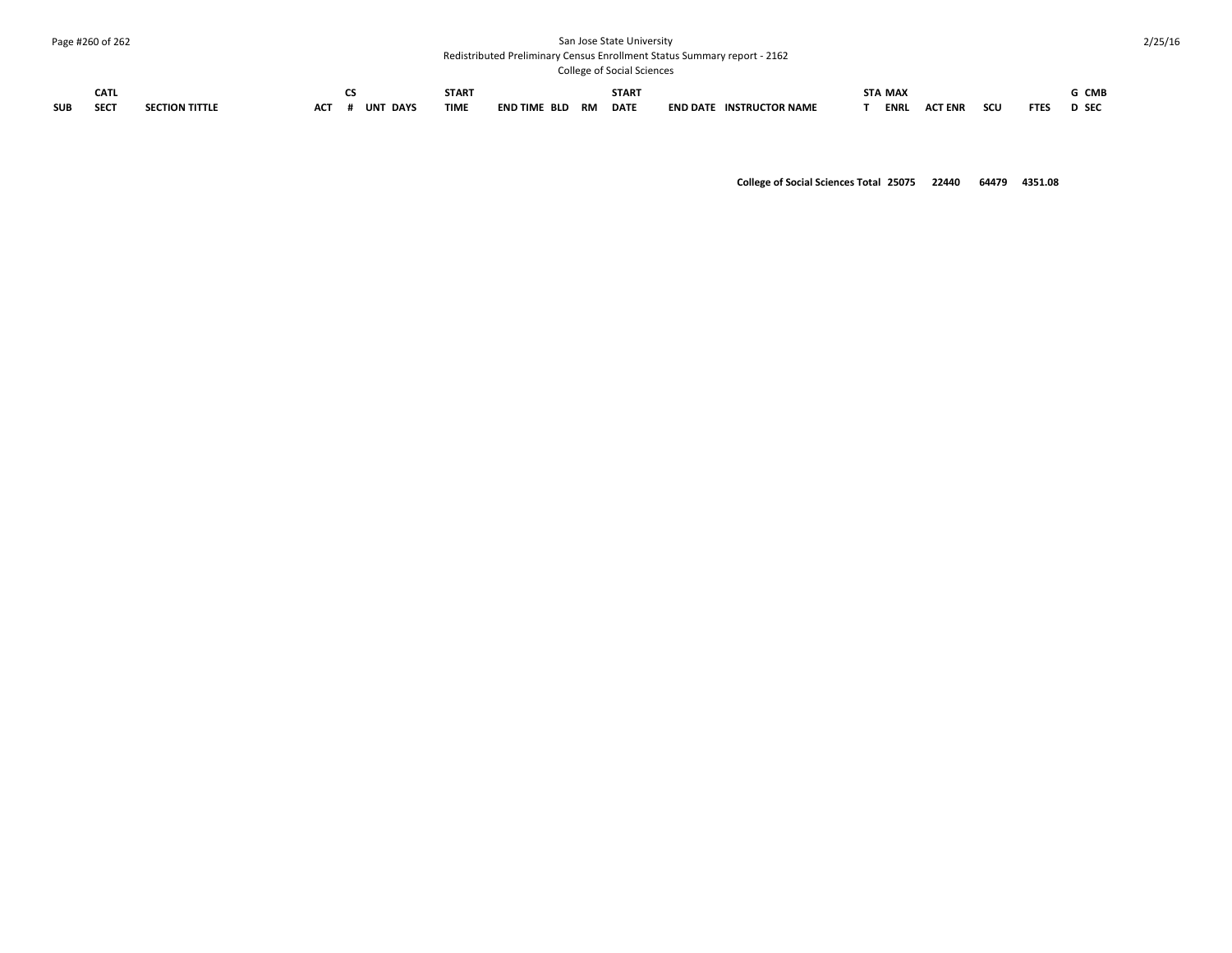| SUB | CATL SECT | SECTION TITTLE | ACT | CS # | UNT | DAYS | START TIME | END TIME | BLD | RM | START DATE | END DATE | INSTRUCTOR NAME | STAT | MAX ENRL | ACT ENR | SCU | FTES | GD | CMB SEC |
|---|---|---|---|---|---|---|---|---|---|---|---|---|---|---|---|---|---|---|---|---|
| | | | | | | | | | | | | | **College of Social Sciences Total** | | **25075** | **22440** | **64479** | **4351.08** | | |